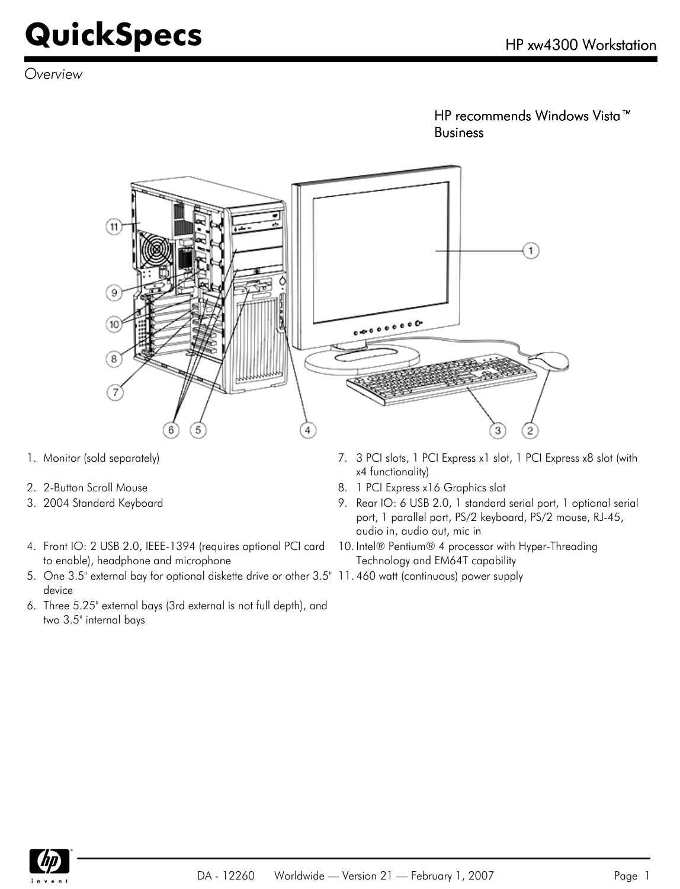# QuickSpecs

## HP xw4300 Workstation

*Overview*

HP recommends Windows Vista™ Business

1. Monitor (sold separately)
2. 2-Button Scroll Mouse
3. 2004 Standard Keyboard
4. Front IO: 2 USB 2.0, IEEE-1394 (requires optional PCI card to enable), headphone and microphone
5. One 3.5" external bay for optional diskette drive or other 3.5" device
6. Three 5.25" external bays (3rd external is not full depth), and two 3.5" internal bays
7. 3 PCI slots, 1 PCI Express x1 slot, 1 PCI Express x8 slot (with x4 functionality)
8. 1 PCI Express x16 Graphics slot
9. Rear IO: 6 USB 2.0, 1 standard serial port, 1 optional serial port, 1 parallel port, PS/2 keyboard, PS/2 mouse, RJ-45, audio in, audio out, mic in
10. Intel® Pentium® 4 processor with Hyper-Threading Technology and EM64T capability
11. 460 watt (continuous) power supply

DA - 12260 Worldwide — Version 21 — February 1, 2007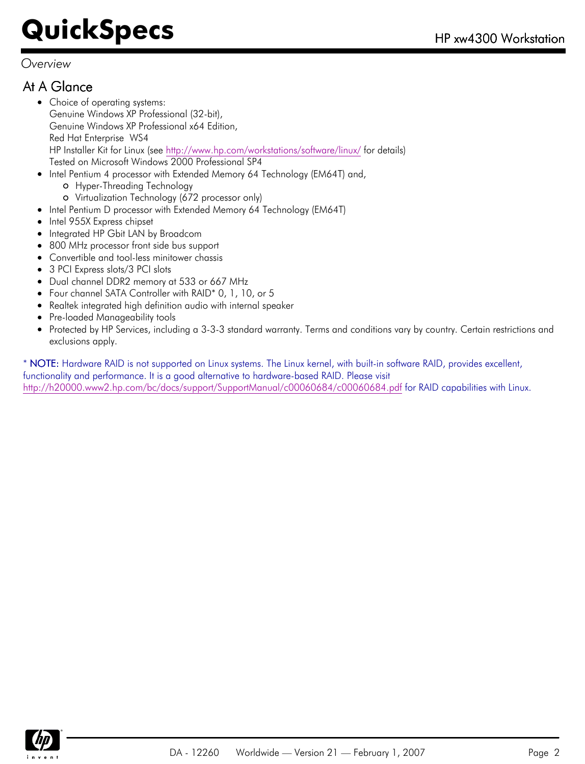*Overview*

## At A Glance

- Choice of operating systems:
  Genuine Windows XP Professional (32-bit),
  Genuine Windows XP Professional x64 Edition,
  Red Hat Enterprise WS4
  HP Installer Kit for Linux (see http://www.hp.com/workstations/software/linux/ for details)
  Tested on Microsoft Windows 2000 Professional SP4
- Intel Pentium 4 processor with Extended Memory 64 Technology (EM64T) and,
  - Hyper-Threading Technology
  - Virtualization Technology (672 processor only)
- Intel Pentium D processor with Extended Memory 64 Technology (EM64T)
- Intel 955X Express chipset
- Integrated HP Gbit LAN by Broadcom
- 800 MHz processor front side bus support
- Convertible and tool-less minitower chassis
- 3 PCI Express slots/3 PCI slots
- Dual channel DDR2 memory at 533 or 667 MHz
- Four channel SATA Controller with RAID* 0, 1, 10, or 5
- Realtek integrated high definition audio with internal speaker
- Pre-loaded Manageability tools
- Protected by HP Services, including a 3-3-3 standard warranty. Terms and conditions vary by country. Certain restrictions and exclusions apply.

* **NOTE:** Hardware RAID is not supported on Linux systems. The Linux kernel, with built-in software RAID, provides excellent, functionality and performance. It is a good alternative to hardware-based RAID. Please visit http://h20000.www2.hp.com/bc/docs/support/SupportManual/c00060684/c00060684.pdf for RAID capabilities with Linux.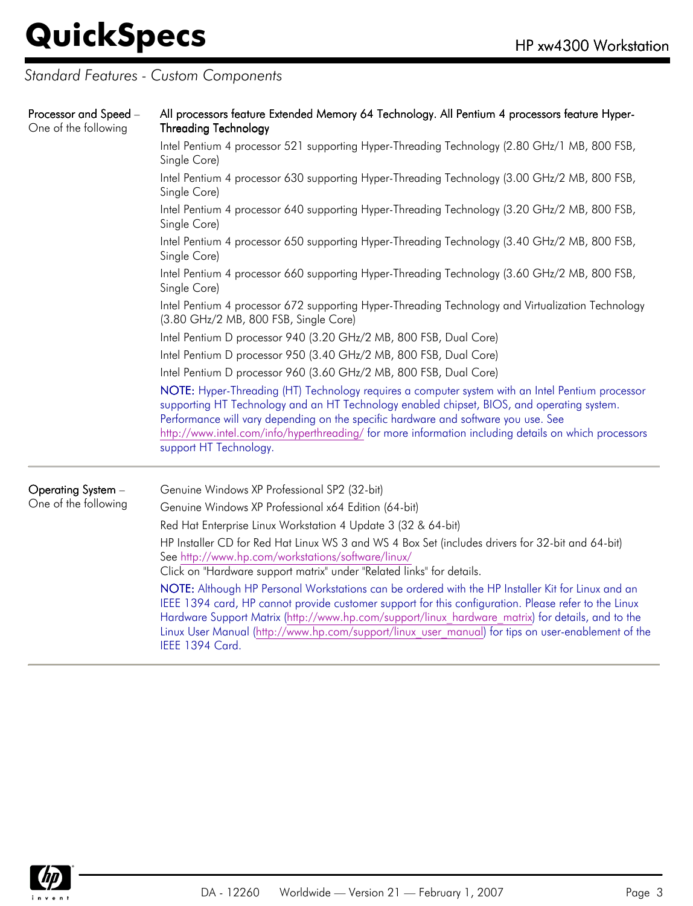*Standard Features - Custom Components*

| | |
|---|---|
| **Processor and Speed** – One of the following | **All processors feature Extended Memory 64 Technology. All Pentium 4 processors feature Hyper-Threading Technology**<br>Intel Pentium 4 processor 521 supporting Hyper-Threading Technology (2.80 GHz/1 MB, 800 FSB, Single Core)<br>Intel Pentium 4 processor 630 supporting Hyper-Threading Technology (3.00 GHz/2 MB, 800 FSB, Single Core)<br>Intel Pentium 4 processor 640 supporting Hyper-Threading Technology (3.20 GHz/2 MB, 800 FSB, Single Core)<br>Intel Pentium 4 processor 650 supporting Hyper-Threading Technology (3.40 GHz/2 MB, 800 FSB, Single Core)<br>Intel Pentium 4 processor 660 supporting Hyper-Threading Technology (3.60 GHz/2 MB, 800 FSB, Single Core)<br>Intel Pentium 4 processor 672 supporting Hyper-Threading Technology and Virtualization Technology (3.80 GHz/2 MB, 800 FSB, Single Core)<br>Intel Pentium D processor 940 (3.20 GHz/2 MB, 800 FSB, Dual Core)<br>Intel Pentium D processor 950 (3.40 GHz/2 MB, 800 FSB, Dual Core)<br>Intel Pentium D processor 960 (3.60 GHz/2 MB, 800 FSB, Dual Core)<br>NOTE: Hyper-Threading (HT) Technology requires a computer system with an Intel Pentium processor supporting HT Technology and an HT Technology enabled chipset, BIOS, and operating system. Performance will vary depending on the specific hardware and software you use. See http://www.intel.com/info/hyperthreading/ for more information including details on which processors support HT Technology. |
| **Operating System** – One of the following | Genuine Windows XP Professional SP2 (32-bit)<br>Genuine Windows XP Professional x64 Edition (64-bit)<br>Red Hat Enterprise Linux Workstation 4 Update 3 (32 & 64-bit)<br>HP Installer CD for Red Hat Linux WS 3 and WS 4 Box Set (includes drivers for 32-bit and 64-bit) See http://www.hp.com/workstations/software/linux/<br>Click on "Hardware support matrix" under "Related links" for details.<br>NOTE: Although HP Personal Workstations can be ordered with the HP Installer Kit for Linux and an IEEE 1394 card, HP cannot provide customer support for this configuration. Please refer to the Linux Hardware Support Matrix (http://www.hp.com/support/linux_hardware_matrix) for details, and to the Linux User Manual (http://www.hp.com/support/linux_user_manual) for tips on user-enablement of the IEEE 1394 Card. |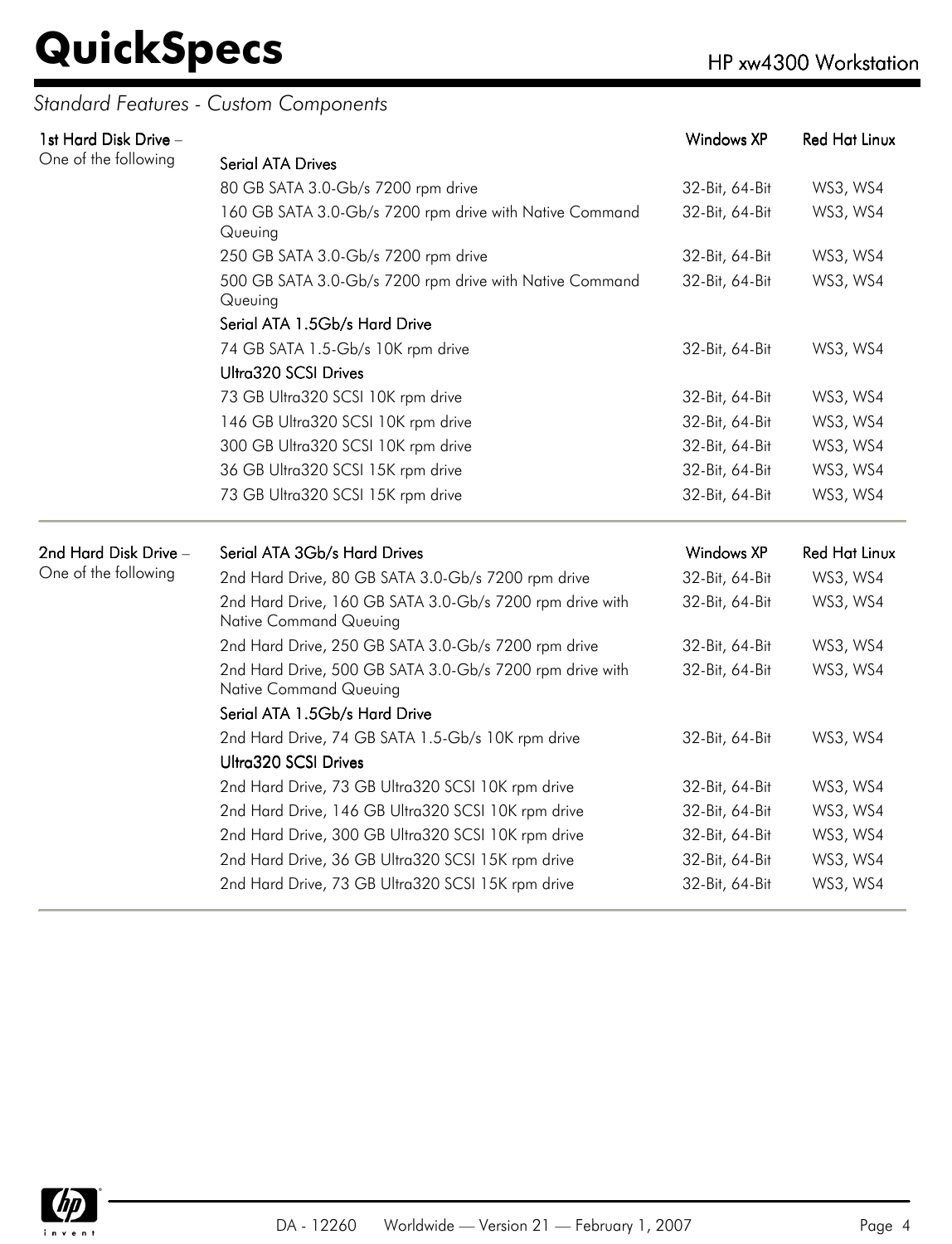## Standard Features - Custom Components

| 1st Hard Disk Drive – One of the following | | Windows XP | Red Hat Linux |
|---|---|---|---|
| | **Serial ATA Drives** | | |
| | 80 GB SATA 3.0-Gb/s 7200 rpm drive | 32-Bit, 64-Bit | WS3, WS4 |
| | 160 GB SATA 3.0-Gb/s 7200 rpm drive with Native Command Queuing | 32-Bit, 64-Bit | WS3, WS4 |
| | 250 GB SATA 3.0-Gb/s 7200 rpm drive | 32-Bit, 64-Bit | WS3, WS4 |
| | 500 GB SATA 3.0-Gb/s 7200 rpm drive with Native Command Queuing | 32-Bit, 64-Bit | WS3, WS4 |
| | **Serial ATA 1.5Gb/s Hard Drive** | | |
| | 74 GB SATA 1.5-Gb/s 10K rpm drive | 32-Bit, 64-Bit | WS3, WS4 |
| | **Ultra320 SCSI Drives** | | |
| | 73 GB Ultra320 SCSI 10K rpm drive | 32-Bit, 64-Bit | WS3, WS4 |
| | 146 GB Ultra320 SCSI 10K rpm drive | 32-Bit, 64-Bit | WS3, WS4 |
| | 300 GB Ultra320 SCSI 10K rpm drive | 32-Bit, 64-Bit | WS3, WS4 |
| | 36 GB Ultra320 SCSI 15K rpm drive | 32-Bit, 64-Bit | WS3, WS4 |
| | 73 GB Ultra320 SCSI 15K rpm drive | 32-Bit, 64-Bit | WS3, WS4 |

| 2nd Hard Disk Drive – One of the following | Serial ATA 3Gb/s Hard Drives | Windows XP | Red Hat Linux |
|---|---|---|---|
| | 2nd Hard Drive, 80 GB SATA 3.0-Gb/s 7200 rpm drive | 32-Bit, 64-Bit | WS3, WS4 |
| | 2nd Hard Drive, 160 GB SATA 3.0-Gb/s 7200 rpm drive with Native Command Queuing | 32-Bit, 64-Bit | WS3, WS4 |
| | 2nd Hard Drive, 250 GB SATA 3.0-Gb/s 7200 rpm drive | 32-Bit, 64-Bit | WS3, WS4 |
| | 2nd Hard Drive, 500 GB SATA 3.0-Gb/s 7200 rpm drive with Native Command Queuing | 32-Bit, 64-Bit | WS3, WS4 |
| | **Serial ATA 1.5Gb/s Hard Drive** | | |
| | 2nd Hard Drive, 74 GB SATA 1.5-Gb/s 10K rpm drive | 32-Bit, 64-Bit | WS3, WS4 |
| | **Ultra320 SCSI Drives** | | |
| | 2nd Hard Drive, 73 GB Ultra320 SCSI 10K rpm drive | 32-Bit, 64-Bit | WS3, WS4 |
| | 2nd Hard Drive, 146 GB Ultra320 SCSI 10K rpm drive | 32-Bit, 64-Bit | WS3, WS4 |
| | 2nd Hard Drive, 300 GB Ultra320 SCSI 10K rpm drive | 32-Bit, 64-Bit | WS3, WS4 |
| | 2nd Hard Drive, 36 GB Ultra320 SCSI 15K rpm drive | 32-Bit, 64-Bit | WS3, WS4 |
| | 2nd Hard Drive, 73 GB Ultra320 SCSI 15K rpm drive | 32-Bit, 64-Bit | WS3, WS4 |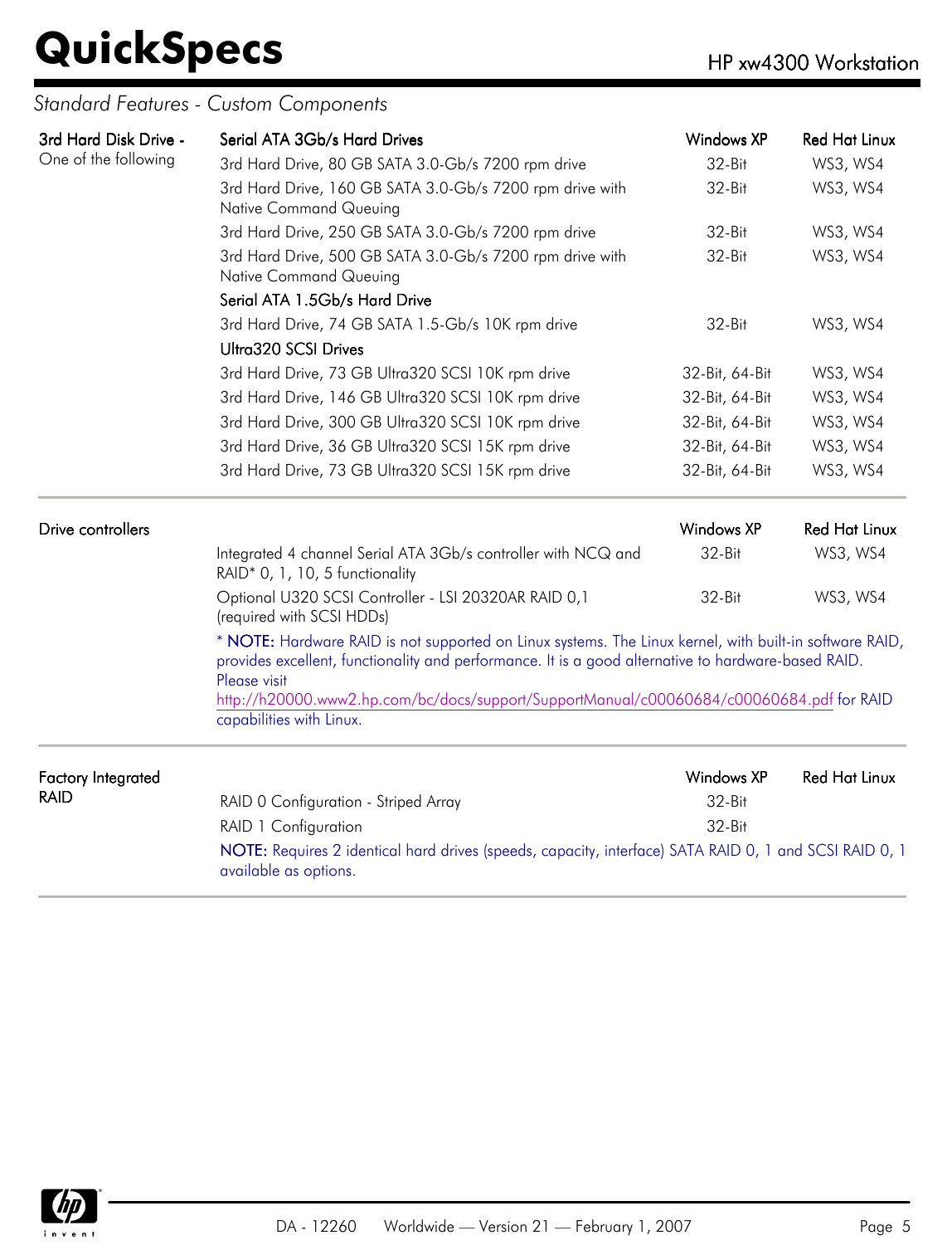*Standard Features - Custom Components*

| 3rd Hard Disk Drive - One of the following | Serial ATA 3Gb/s Hard Drives | Windows XP | Red Hat Linux |
|---|---|---|---|
| | 3rd Hard Drive, 80 GB SATA 3.0-Gb/s 7200 rpm drive | 32-Bit | WS3, WS4 |
| | 3rd Hard Drive, 160 GB SATA 3.0-Gb/s 7200 rpm drive with Native Command Queuing | 32-Bit | WS3, WS4 |
| | 3rd Hard Drive, 250 GB SATA 3.0-Gb/s 7200 rpm drive | 32-Bit | WS3, WS4 |
| | 3rd Hard Drive, 500 GB SATA 3.0-Gb/s 7200 rpm drive with Native Command Queuing | 32-Bit | WS3, WS4 |
| | **Serial ATA 1.5Gb/s Hard Drive** | | |
| | 3rd Hard Drive, 74 GB SATA 1.5-Gb/s 10K rpm drive | 32-Bit | WS3, WS4 |
| | **Ultra320 SCSI Drives** | | |
| | 3rd Hard Drive, 73 GB Ultra320 SCSI 10K rpm drive | 32-Bit, 64-Bit | WS3, WS4 |
| | 3rd Hard Drive, 146 GB Ultra320 SCSI 10K rpm drive | 32-Bit, 64-Bit | WS3, WS4 |
| | 3rd Hard Drive, 300 GB Ultra320 SCSI 10K rpm drive | 32-Bit, 64-Bit | WS3, WS4 |
| | 3rd Hard Drive, 36 GB Ultra320 SCSI 15K rpm drive | 32-Bit, 64-Bit | WS3, WS4 |
| | 3rd Hard Drive, 73 GB Ultra320 SCSI 15K rpm drive | 32-Bit, 64-Bit | WS3, WS4 |

| Drive controllers | | Windows XP | Red Hat Linux |
|---|---|---|---|
| | Integrated 4 channel Serial ATA 3Gb/s controller with NCQ and RAID* 0, 1, 10, 5 functionality | 32-Bit | WS3, WS4 |
| | Optional U320 SCSI Controller - LSI 20320AR RAID 0,1 (required with SCSI HDDs) | 32-Bit | WS3, WS4 |

* **NOTE:** Hardware RAID is not supported on Linux systems. The Linux kernel, with built-in software RAID, provides excellent, functionality and performance. It is a good alternative to hardware-based RAID. Please visit http://h20000.www2.hp.com/bc/docs/support/SupportManual/c00060684/c00060684.pdf for RAID capabilities with Linux.

| Factory Integrated RAID | | Windows XP | Red Hat Linux |
|---|---|---|---|
| | RAID 0 Configuration - Striped Array | 32-Bit | |
| | RAID 1 Configuration | 32-Bit | |

**NOTE:** Requires 2 identical hard drives (speeds, capacity, interface) SATA RAID 0, 1 and SCSI RAID 0, 1 available as options.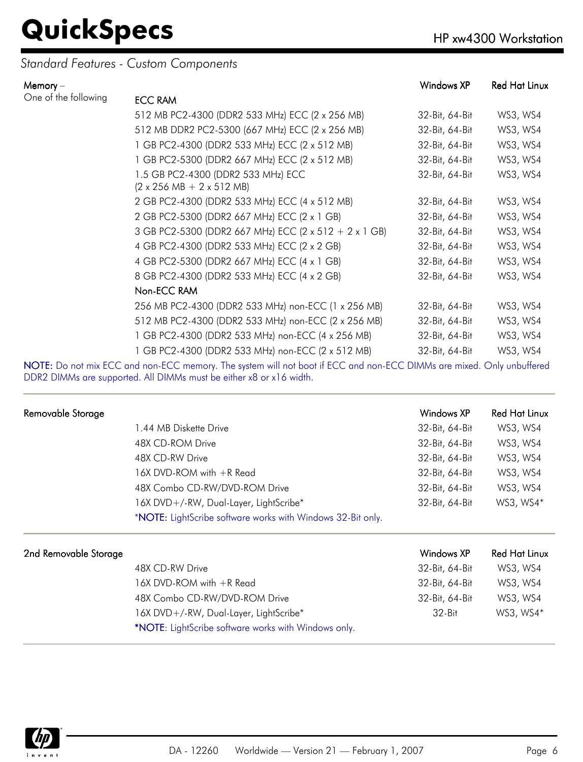*Standard Features - Custom Components*

| Memory – One of the following | | Windows XP | Red Hat Linux |
|---|---|---|---|
| | **ECC RAM** | | |
| | 512 MB PC2-4300 (DDR2 533 MHz) ECC (2 x 256 MB) | 32-Bit, 64-Bit | WS3, WS4 |
| | 512 MB DDR2 PC2-5300 (667 MHz) ECC (2 x 256 MB) | 32-Bit, 64-Bit | WS3, WS4 |
| | 1 GB PC2-4300 (DDR2 533 MHz) ECC (2 x 512 MB) | 32-Bit, 64-Bit | WS3, WS4 |
| | 1 GB PC2-5300 (DDR2 667 MHz) ECC (2 x 512 MB) | 32-Bit, 64-Bit | WS3, WS4 |
| | 1.5 GB PC2-4300 (DDR2 533 MHz) ECC (2 x 256 MB + 2 x 512 MB) | 32-Bit, 64-Bit | WS3, WS4 |
| | 2 GB PC2-4300 (DDR2 533 MHz) ECC (4 x 512 MB) | 32-Bit, 64-Bit | WS3, WS4 |
| | 2 GB PC2-5300 (DDR2 667 MHz) ECC (2 x 1 GB) | 32-Bit, 64-Bit | WS3, WS4 |
| | 3 GB PC2-5300 (DDR2 667 MHz) ECC (2 x 512 + 2 x 1 GB) | 32-Bit, 64-Bit | WS3, WS4 |
| | 4 GB PC2-4300 (DDR2 533 MHz) ECC (2 x 2 GB) | 32-Bit, 64-Bit | WS3, WS4 |
| | 4 GB PC2-5300 (DDR2 667 MHz) ECC (4 x 1 GB) | 32-Bit, 64-Bit | WS3, WS4 |
| | 8 GB PC2-4300 (DDR2 533 MHz) ECC (4 x 2 GB) | 32-Bit, 64-Bit | WS3, WS4 |
| | **Non-ECC RAM** | | |
| | 256 MB PC2-4300 (DDR2 533 MHz) non-ECC (1 x 256 MB) | 32-Bit, 64-Bit | WS3, WS4 |
| | 512 MB PC2-4300 (DDR2 533 MHz) non-ECC (2 x 256 MB) | 32-Bit, 64-Bit | WS3, WS4 |
| | 1 GB PC2-4300 (DDR2 533 MHz) non-ECC (4 x 256 MB) | 32-Bit, 64-Bit | WS3, WS4 |
| | 1 GB PC2-4300 (DDR2 533 MHz) non-ECC (2 x 512 MB) | 32-Bit, 64-Bit | WS3, WS4 |

**NOTE:** Do not mix ECC and non-ECC memory. The system will not boot if ECC and non-ECC DIMMs are mixed. Only unbuffered DDR2 DIMMs are supported. All DIMMs must be either x8 or x16 width.

| Removable Storage | | Windows XP | Red Hat Linux |
|---|---|---|---|
| | 1.44 MB Diskette Drive | 32-Bit, 64-Bit | WS3, WS4 |
| | 48X CD-ROM Drive | 32-Bit, 64-Bit | WS3, WS4 |
| | 48X CD-RW Drive | 32-Bit, 64-Bit | WS3, WS4 |
| | 16X DVD-ROM with +R Read | 32-Bit, 64-Bit | WS3, WS4 |
| | 48X Combo CD-RW/DVD-ROM Drive | 32-Bit, 64-Bit | WS3, WS4 |
| | 16X DVD+/-RW, Dual-Layer, LightScribe* | 32-Bit, 64-Bit | WS3, WS4* |

*NOTE: LightScribe software works with Windows 32-Bit only.

| 2nd Removable Storage | | Windows XP | Red Hat Linux |
|---|---|---|---|
| | 48X CD-RW Drive | 32-Bit, 64-Bit | WS3, WS4 |
| | 16X DVD-ROM with +R Read | 32-Bit, 64-Bit | WS3, WS4 |
| | 48X Combo CD-RW/DVD-ROM Drive | 32-Bit, 64-Bit | WS3, WS4 |
| | 16X DVD+/-RW, Dual-Layer, LightScribe* | 32-Bit | WS3, WS4* |

*NOTE: LightScribe software works with Windows only.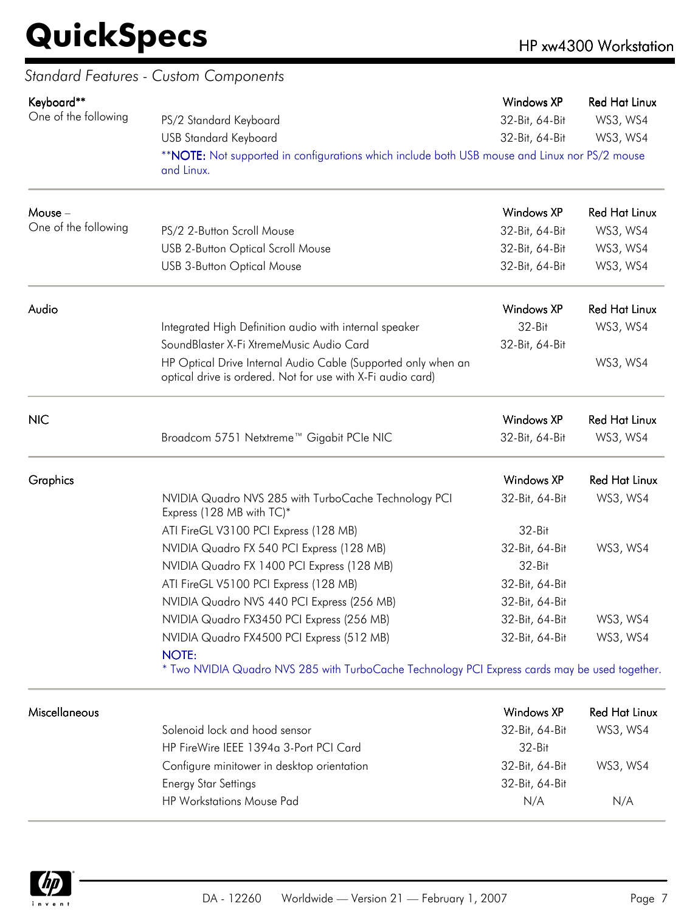## Standard Features - Custom Components

### Keyboard**

One of the following

| | Windows XP | Red Hat Linux |
|---|---|---|
| PS/2 Standard Keyboard | 32-Bit, 64-Bit | WS3, WS4 |
| USB Standard Keyboard | 32-Bit, 64-Bit | WS3, WS4 |

**NOTE: Not supported in configurations which include both USB mouse and Linux nor PS/2 mouse and Linux.

### Mouse –

One of the following

| | Windows XP | Red Hat Linux |
|---|---|---|
| PS/2 2-Button Scroll Mouse | 32-Bit, 64-Bit | WS3, WS4 |
| USB 2-Button Optical Scroll Mouse | 32-Bit, 64-Bit | WS3, WS4 |
| USB 3-Button Optical Mouse | 32-Bit, 64-Bit | WS3, WS4 |

### Audio

| | Windows XP | Red Hat Linux |
|---|---|---|
| Integrated High Definition audio with internal speaker | 32-Bit | WS3, WS4 |
| SoundBlaster X-Fi XtremeMusic Audio Card | 32-Bit, 64-Bit | |
| HP Optical Drive Internal Audio Cable (Supported only when an optical drive is ordered. Not for use with X-Fi audio card) | | WS3, WS4 |

### NIC

| | Windows XP | Red Hat Linux |
|---|---|---|
| Broadcom 5751 Netxtreme™ Gigabit PCIe NIC | 32-Bit, 64-Bit | WS3, WS4 |

### Graphics

| | Windows XP | Red Hat Linux |
|---|---|---|
| NVIDIA Quadro NVS 285 with TurboCache Technology PCI Express (128 MB with TC)* | 32-Bit, 64-Bit | WS3, WS4 |
| ATI FireGL V3100 PCI Express (128 MB) | 32-Bit | |
| NVIDIA Quadro FX 540 PCI Express (128 MB) | 32-Bit, 64-Bit | WS3, WS4 |
| NVIDIA Quadro FX 1400 PCI Express (128 MB) | 32-Bit | |
| ATI FireGL V5100 PCI Express (128 MB) | 32-Bit, 64-Bit | |
| NVIDIA Quadro NVS 440 PCI Express (256 MB) | 32-Bit, 64-Bit | |
| NVIDIA Quadro FX3450 PCI Express (256 MB) | 32-Bit, 64-Bit | WS3, WS4 |
| NVIDIA Quadro FX4500 PCI Express (512 MB) | 32-Bit, 64-Bit | WS3, WS4 |

NOTE:
* Two NVIDIA Quadro NVS 285 with TurboCache Technology PCI Express cards may be used together.

### Miscellaneous

| | Windows XP | Red Hat Linux |
|---|---|---|
| Solenoid lock and hood sensor | 32-Bit, 64-Bit | WS3, WS4 |
| HP FireWire IEEE 1394a 3-Port PCI Card | 32-Bit | |
| Configure minitower in desktop orientation | 32-Bit, 64-Bit | WS3, WS4 |
| Energy Star Settings | 32-Bit, 64-Bit | |
| HP Workstations Mouse Pad | N/A | N/A |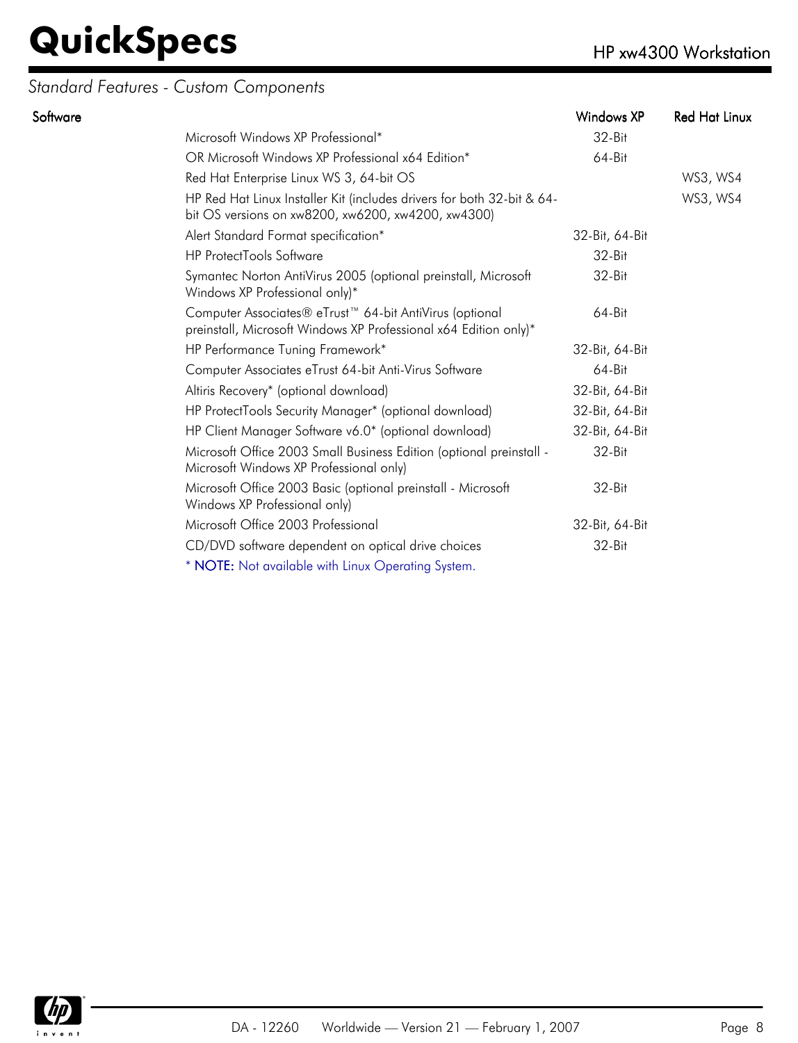*Standard Features - Custom Components*

| Software | | Windows XP | Red Hat Linux |
|---|---|---|---|
| | Microsoft Windows XP Professional* | 32-Bit | |
| | OR Microsoft Windows XP Professional x64 Edition* | 64-Bit | |
| | Red Hat Enterprise Linux WS 3, 64-bit OS | | WS3, WS4 |
| | HP Red Hat Linux Installer Kit (includes drivers for both 32-bit & 64-bit OS versions on xw8200, xw6200, xw4200, xw4300) | | WS3, WS4 |
| | Alert Standard Format specification* | 32-Bit, 64-Bit | |
| | HP ProtectTools Software | 32-Bit | |
| | Symantec Norton AntiVirus 2005 (optional preinstall, Microsoft Windows XP Professional only)* | 32-Bit | |
| | Computer Associates® eTrust™ 64-bit AntiVirus (optional preinstall, Microsoft Windows XP Professional x64 Edition only)* | 64-Bit | |
| | HP Performance Tuning Framework* | 32-Bit, 64-Bit | |
| | Computer Associates eTrust 64-bit Anti-Virus Software | 64-Bit | |
| | Altiris Recovery* (optional download) | 32-Bit, 64-Bit | |
| | HP ProtectTools Security Manager* (optional download) | 32-Bit, 64-Bit | |
| | HP Client Manager Software v6.0* (optional download) | 32-Bit, 64-Bit | |
| | Microsoft Office 2003 Small Business Edition (optional preinstall - Microsoft Windows XP Professional only) | 32-Bit | |
| | Microsoft Office 2003 Basic (optional preinstall - Microsoft Windows XP Professional only) | 32-Bit | |
| | Microsoft Office 2003 Professional | 32-Bit, 64-Bit | |
| | CD/DVD software dependent on optical drive choices | 32-Bit | |

* **NOTE:** Not available with Linux Operating System.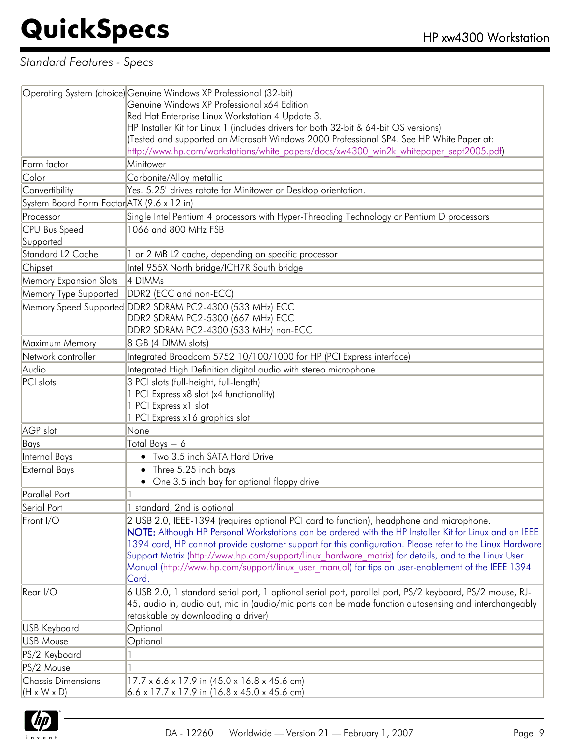## Standard Features - Specs

| | |
|---|---|
| Operating System (choice) | Genuine Windows XP Professional (32-bit)<br>Genuine Windows XP Professional x64 Edition<br>Red Hat Enterprise Linux Workstation 4 Update 3.<br>HP Installer Kit for Linux 1 (includes drivers for both 32-bit & 64-bit OS versions)<br>(Tested and supported on Microsoft Windows 2000 Professional SP4. See HP White Paper at: http://www.hp.com/workstations/white_papers/docs/xw4300_win2k_whitepaper_sept2005.pdf) |
| Form factor | Minitower |
| Color | Carbonite/Alloy metallic |
| Convertibility | Yes. 5.25" drives rotate for Minitower or Desktop orientation. |
| System Board Form Factor | ATX (9.6 x 12 in) |
| Processor | Single Intel Pentium 4 processors with Hyper-Threading Technology or Pentium D processors |
| CPU Bus Speed Supported | 1066 and 800 MHz FSB |
| Standard L2 Cache | 1 or 2 MB L2 cache, depending on specific processor |
| Chipset | Intel 955X North bridge/ICH7R South bridge |
| Memory Expansion Slots | 4 DIMMs |
| Memory Type Supported | DDR2 (ECC and non-ECC) |
| Memory Speed Supported | DDR2 SDRAM PC2-4300 (533 MHz) ECC<br>DDR2 SDRAM PC2-5300 (667 MHz) ECC<br>DDR2 SDRAM PC2-4300 (533 MHz) non-ECC |
| Maximum Memory | 8 GB (4 DIMM slots) |
| Network controller | Integrated Broadcom 5752 10/100/1000 for HP (PCI Express interface) |
| Audio | Integrated High Definition digital audio with stereo microphone |
| PCI slots | 3 PCI slots (full-height, full-length)<br>1 PCI Express x8 slot (x4 functionality)<br>1 PCI Express x1 slot<br>1 PCI Express x16 graphics slot |
| AGP slot | None |
| Bays | Total Bays = 6 |
| Internal Bays | • Two 3.5 inch SATA Hard Drive |
| External Bays | • Three 5.25 inch bays<br>• One 3.5 inch bay for optional floppy drive |
| Parallel Port | 1 |
| Serial Port | 1 standard, 2nd is optional |
| Front I/O | 2 USB 2.0, IEEE-1394 (requires optional PCI card to function), headphone and microphone.<br>**NOTE:** Although HP Personal Workstations can be ordered with the HP Installer Kit for Linux and an IEEE 1394 card, HP cannot provide customer support for this configuration. Please refer to the Linux Hardware Support Matrix (http://www.hp.com/support/linux_hardware_matrix) for details, and to the Linux User Manual (http://www.hp.com/support/linux_user_manual) for tips on user-enablement of the IEEE 1394 Card. |
| Rear I/O | 6 USB 2.0, 1 standard serial port, 1 optional serial port, parallel port, PS/2 keyboard, PS/2 mouse, RJ-45, audio in, audio out, mic in (audio/mic ports can be made function autosensing and interchangeably retaskable by downloading a driver) |
| USB Keyboard | Optional |
| USB Mouse | Optional |
| PS/2 Keyboard | 1 |
| PS/2 Mouse | 1 |
| Chassis Dimensions (H x W x D) | 17.7 x 6.6 x 17.9 in (45.0 x 16.8 x 45.6 cm)<br>6.6 x 17.7 x 17.9 in (16.8 x 45.0 x 45.6 cm) |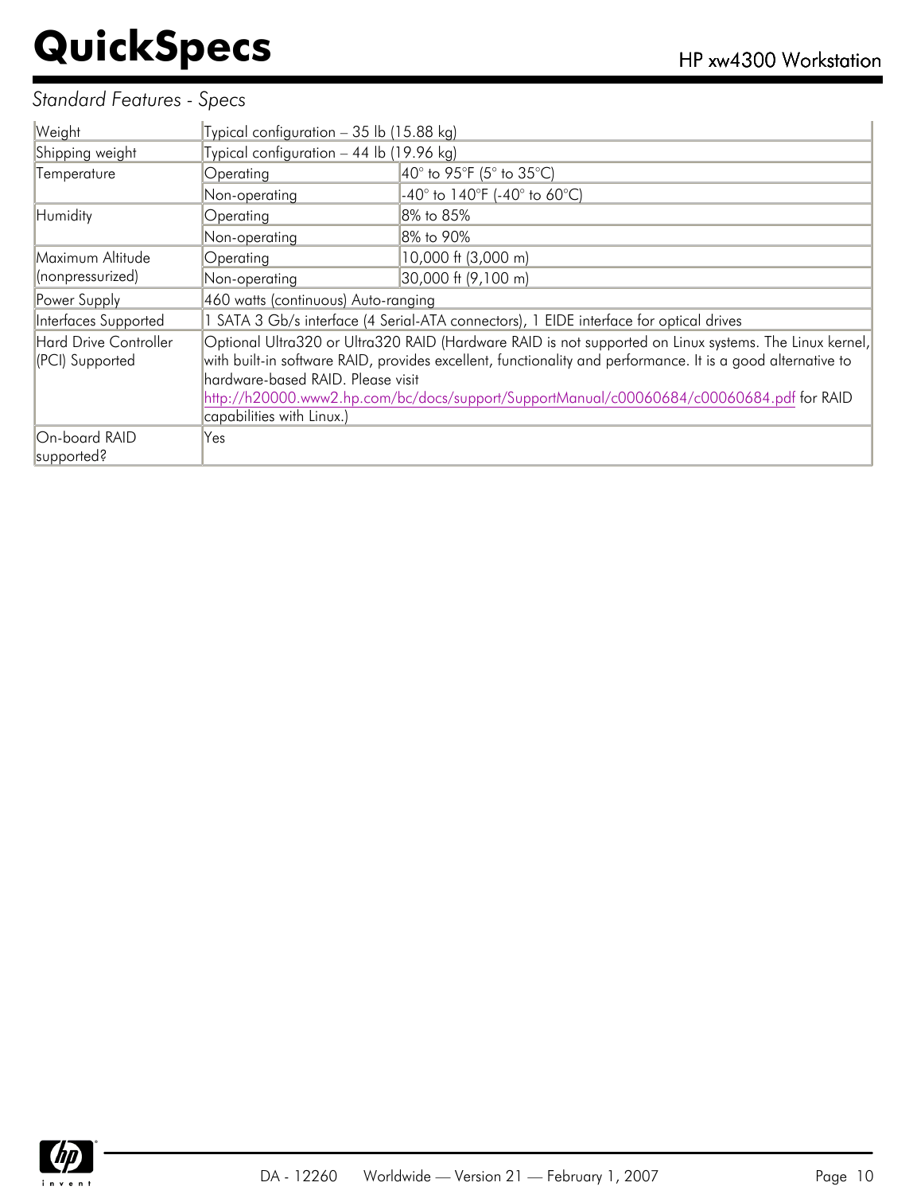*Standard Features - Specs*

| | | |
|---|---|---|
| Weight | Typical configuration – 35 lb (15.88 kg) | |
| Shipping weight | Typical configuration – 44 lb (19.96 kg) | |
| Temperature | Operating | 40° to 95°F (5° to 35°C) |
| | Non-operating | -40° to 140°F (-40° to 60°C) |
| Humidity | Operating | 8% to 85% |
| | Non-operating | 8% to 90% |
| Maximum Altitude (nonpressurized) | Operating | 10,000 ft (3,000 m) |
| | Non-operating | 30,000 ft (9,100 m) |
| Power Supply | 460 watts (continuous) Auto-ranging | |
| Interfaces Supported | 1 SATA 3 Gb/s interface (4 Serial-ATA connectors), 1 EIDE interface for optical drives | |
| Hard Drive Controller (PCI) Supported | Optional Ultra320 or Ultra320 RAID (Hardware RAID is not supported on Linux systems. The Linux kernel, with built-in software RAID, provides excellent, functionality and performance. It is a good alternative to hardware-based RAID. Please visit http://h20000.www2.hp.com/bc/docs/support/SupportManual/c00060684/c00060684.pdf for RAID capabilities with Linux.) | |
| On-board RAID supported? | Yes | |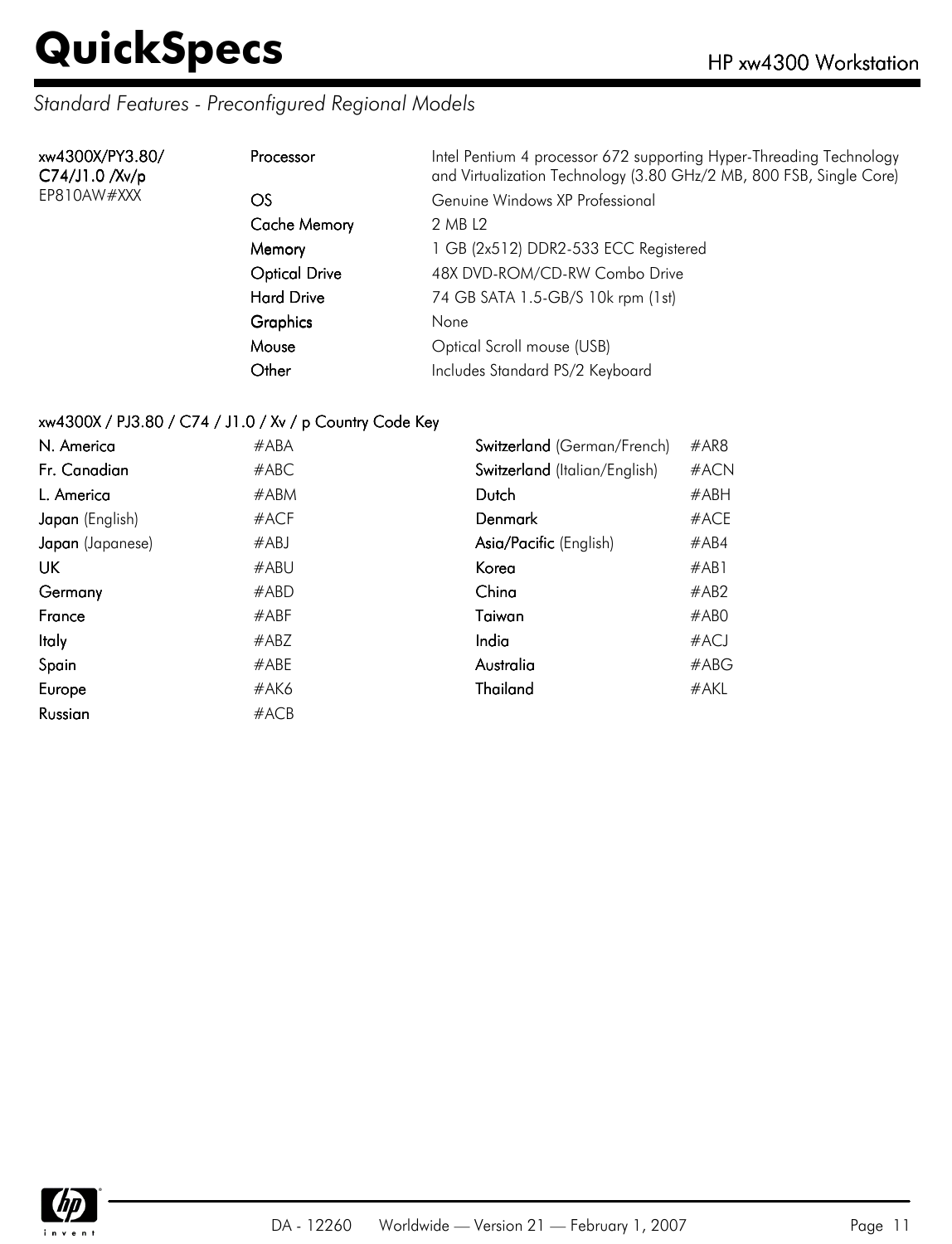## Standard Features - Preconfigured Regional Models

| Model | Feature | Description |
|---|---|---|
| **xw4300X/PY3.80/ C74/J1.0 /Xv/p** EP810AW#XXX | **Processor** | Intel Pentium 4 processor 672 supporting Hyper-Threading Technology and Virtualization Technology (3.80 GHz/2 MB, 800 FSB, Single Core) |
| | **OS** | Genuine Windows XP Professional |
| | **Cache Memory** | 2 MB L2 |
| | **Memory** | 1 GB (2x512) DDR2-533 ECC Registered |
| | **Optical Drive** | 48X DVD-ROM/CD-RW Combo Drive |
| | **Hard Drive** | 74 GB SATA 1.5-GB/S 10k rpm (1st) |
| | **Graphics** | None |
| | **Mouse** | Optical Scroll mouse (USB) |
| | **Other** | Includes Standard PS/2 Keyboard |

**xw4300X / PJ3.80 / C74 / J1.0 / Xv / p Country Code Key**

| Country | Code | Country | Code |
|---|---|---|---|
| **N. America** | #ABA | **Switzerland** (German/French) | #AR8 |
| **Fr. Canadian** | #ABC | **Switzerland** (Italian/English) | #ACN |
| **L. America** | #ABM | **Dutch** | #ABH |
| **Japan** (English) | #ACF | **Denmark** | #ACE |
| **Japan** (Japanese) | #ABJ | **Asia/Pacific** (English) | #AB4 |
| **UK** | #ABU | **Korea** | #AB1 |
| **Germany** | #ABD | **China** | #AB2 |
| **France** | #ABF | **Taiwan** | #AB0 |
| **Italy** | #ABZ | **India** | #ACJ |
| **Spain** | #ABE | **Australia** | #ABG |
| **Europe** | #AK6 | **Thailand** | #AKL |
| **Russian** | #ACB | | |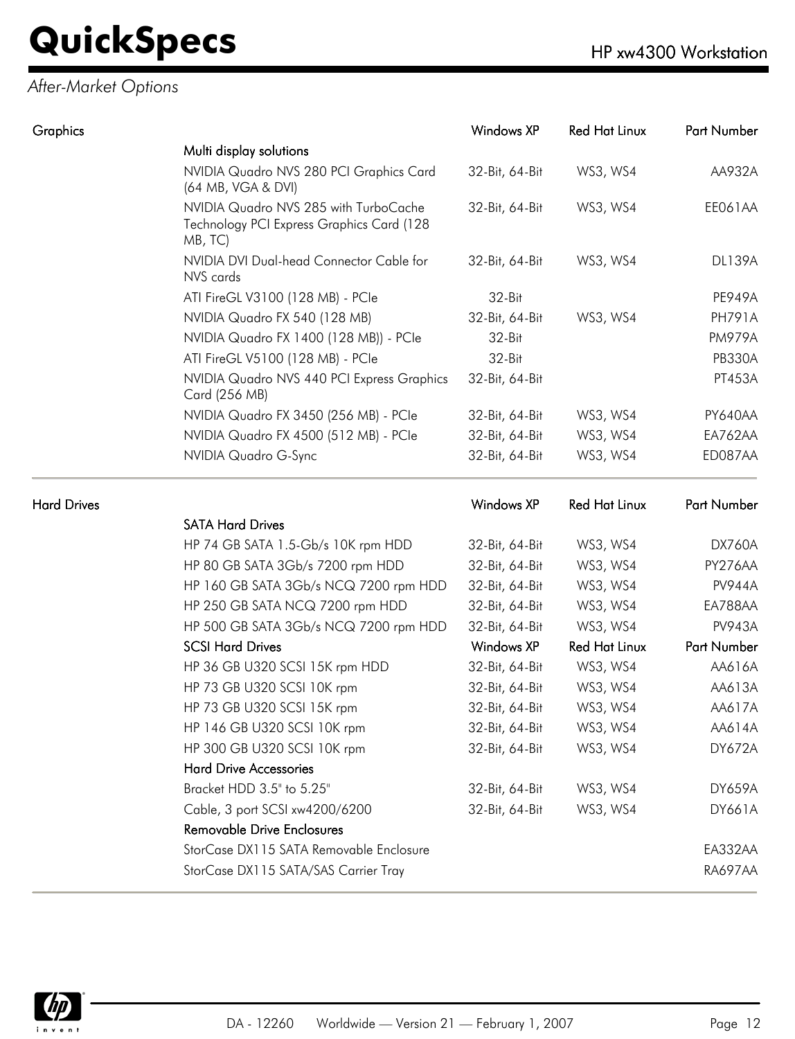*After-Market Options*

## Graphics

| | | Windows XP | Red Hat Linux | Part Number |
|---|---|---|---|---|
| Graphics | **Multi display solutions** | | | |
| | NVIDIA Quadro NVS 280 PCI Graphics Card (64 MB, VGA & DVI) | 32-Bit, 64-Bit | WS3, WS4 | AA932A |
| | NVIDIA Quadro NVS 285 with TurboCache Technology PCI Express Graphics Card (128 MB, TC) | 32-Bit, 64-Bit | WS3, WS4 | EE061AA |
| | NVIDIA DVI Dual-head Connector Cable for NVS cards | 32-Bit, 64-Bit | WS3, WS4 | DL139A |
| | ATI FireGL V3100 (128 MB) - PCIe | 32-Bit | | PE949A |
| | NVIDIA Quadro FX 540 (128 MB) | 32-Bit, 64-Bit | WS3, WS4 | PH791A |
| | NVIDIA Quadro FX 1400 (128 MB)) - PCIe | 32-Bit | | PM979A |
| | ATI FireGL V5100 (128 MB) - PCIe | 32-Bit | | PB330A |
| | NVIDIA Quadro NVS 440 PCI Express Graphics Card (256 MB) | 32-Bit, 64-Bit | | PT453A |
| | NVIDIA Quadro FX 3450 (256 MB) - PCIe | 32-Bit, 64-Bit | WS3, WS4 | PY640AA |
| | NVIDIA Quadro FX 4500 (512 MB) - PCIe | 32-Bit, 64-Bit | WS3, WS4 | EA762AA |
| | NVIDIA Quadro G-Sync | 32-Bit, 64-Bit | WS3, WS4 | ED087AA |

## Hard Drives

| | | Windows XP | Red Hat Linux | Part Number |
|---|---|---|---|---|
| Hard Drives | **SATA Hard Drives** | | | |
| | HP 74 GB SATA 1.5-Gb/s 10K rpm HDD | 32-Bit, 64-Bit | WS3, WS4 | DX760A |
| | HP 80 GB SATA 3Gb/s 7200 rpm HDD | 32-Bit, 64-Bit | WS3, WS4 | PY276AA |
| | HP 160 GB SATA 3Gb/s NCQ 7200 rpm HDD | 32-Bit, 64-Bit | WS3, WS4 | PV944A |
| | HP 250 GB SATA NCQ 7200 rpm HDD | 32-Bit, 64-Bit | WS3, WS4 | EA788AA |
| | HP 500 GB SATA 3Gb/s NCQ 7200 rpm HDD | 32-Bit, 64-Bit | WS3, WS4 | PV943A |
| | **SCSI Hard Drives** | **Windows XP** | **Red Hat Linux** | **Part Number** |
| | HP 36 GB U320 SCSI 15K rpm HDD | 32-Bit, 64-Bit | WS3, WS4 | AA616A |
| | HP 73 GB U320 SCSI 10K rpm | 32-Bit, 64-Bit | WS3, WS4 | AA613A |
| | HP 73 GB U320 SCSI 15K rpm | 32-Bit, 64-Bit | WS3, WS4 | AA617A |
| | HP 146 GB U320 SCSI 10K rpm | 32-Bit, 64-Bit | WS3, WS4 | AA614A |
| | HP 300 GB U320 SCSI 10K rpm | 32-Bit, 64-Bit | WS3, WS4 | DY672A |
| | **Hard Drive Accessories** | | | |
| | Bracket HDD 3.5" to 5.25" | 32-Bit, 64-Bit | WS3, WS4 | DY659A |
| | Cable, 3 port SCSI xw4200/6200 | 32-Bit, 64-Bit | WS3, WS4 | DY661A |
| | **Removable Drive Enclosures** | | | |
| | StorCase DX115 SATA Removable Enclosure | | | EA332AA |
| | StorCase DX115 SATA/SAS Carrier Tray | | | RA697AA |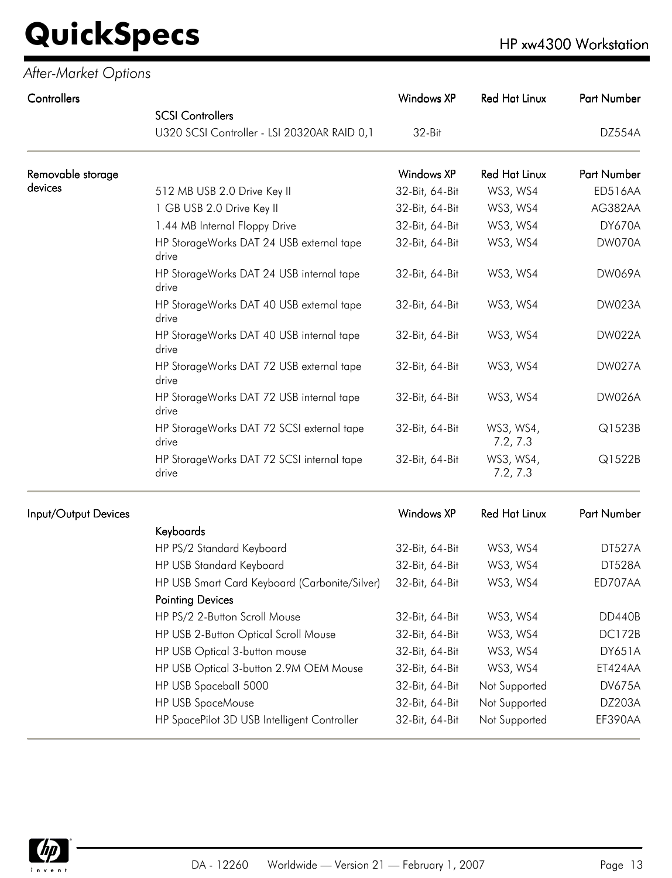*After-Market Options*

| Controllers | | Windows XP | Red Hat Linux | Part Number |
|---|---|---|---|---|
| | **SCSI Controllers** | | | |
| | U320 SCSI Controller - LSI 20320AR RAID 0,1 | 32-Bit | | DZ554A |

| Removable storage devices | | Windows XP | Red Hat Linux | Part Number |
|---|---|---|---|---|
| | 512 MB USB 2.0 Drive Key II | 32-Bit, 64-Bit | WS3, WS4 | ED516AA |
| | 1 GB USB 2.0 Drive Key II | 32-Bit, 64-Bit | WS3, WS4 | AG382AA |
| | 1.44 MB Internal Floppy Drive | 32-Bit, 64-Bit | WS3, WS4 | DY670A |
| | HP StorageWorks DAT 24 USB external tape drive | 32-Bit, 64-Bit | WS3, WS4 | DW070A |
| | HP StorageWorks DAT 24 USB internal tape drive | 32-Bit, 64-Bit | WS3, WS4 | DW069A |
| | HP StorageWorks DAT 40 USB external tape drive | 32-Bit, 64-Bit | WS3, WS4 | DW023A |
| | HP StorageWorks DAT 40 USB internal tape drive | 32-Bit, 64-Bit | WS3, WS4 | DW022A |
| | HP StorageWorks DAT 72 USB external tape drive | 32-Bit, 64-Bit | WS3, WS4 | DW027A |
| | HP StorageWorks DAT 72 USB internal tape drive | 32-Bit, 64-Bit | WS3, WS4 | DW026A |
| | HP StorageWorks DAT 72 SCSI external tape drive | 32-Bit, 64-Bit | WS3, WS4, 7.2, 7.3 | Q1523B |
| | HP StorageWorks DAT 72 SCSI internal tape drive | 32-Bit, 64-Bit | WS3, WS4, 7.2, 7.3 | Q1522B |

| Input/Output Devices | | Windows XP | Red Hat Linux | Part Number |
|---|---|---|---|---|
| | **Keyboards** | | | |
| | HP PS/2 Standard Keyboard | 32-Bit, 64-Bit | WS3, WS4 | DT527A |
| | HP USB Standard Keyboard | 32-Bit, 64-Bit | WS3, WS4 | DT528A |
| | HP USB Smart Card Keyboard (Carbonite/Silver) | 32-Bit, 64-Bit | WS3, WS4 | ED707AA |
| | **Pointing Devices** | | | |
| | HP PS/2 2-Button Scroll Mouse | 32-Bit, 64-Bit | WS3, WS4 | DD440B |
| | HP USB 2-Button Optical Scroll Mouse | 32-Bit, 64-Bit | WS3, WS4 | DC172B |
| | HP USB Optical 3-button mouse | 32-Bit, 64-Bit | WS3, WS4 | DY651A |
| | HP USB Optical 3-button 2.9M OEM Mouse | 32-Bit, 64-Bit | WS3, WS4 | ET424AA |
| | HP USB Spaceball 5000 | 32-Bit, 64-Bit | Not Supported | DV675A |
| | HP USB SpaceMouse | 32-Bit, 64-Bit | Not Supported | DZ203A |
| | HP SpacePilot 3D USB Intelligent Controller | 32-Bit, 64-Bit | Not Supported | EF390AA |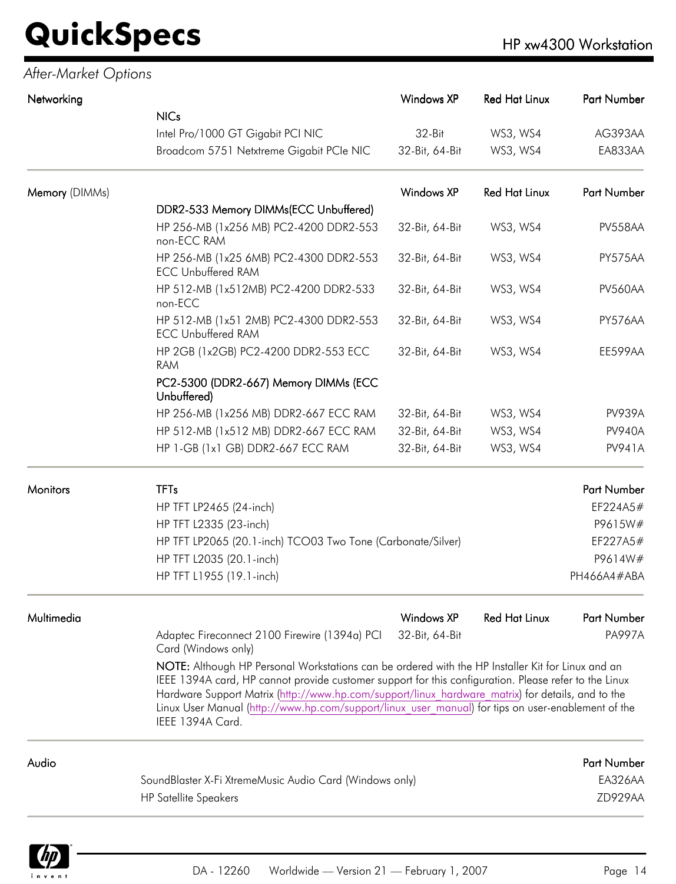*After-Market Options*

| Networking | | Windows XP | Red Hat Linux | Part Number |
|---|---|---|---|---|
| | **NICs** | | | |
| | Intel Pro/1000 GT Gigabit PCI NIC | 32-Bit | WS3, WS4 | AG393AA |
| | Broadcom 5751 Netxtreme Gigabit PCIe NIC | 32-Bit, 64-Bit | WS3, WS4 | EA833AA |

| Memory (DIMMs) | | Windows XP | Red Hat Linux | Part Number |
|---|---|---|---|---|
| | **DDR2-533 Memory DIMMs(ECC Unbuffered)** | | | |
| | HP 256-MB (1x256 MB) PC2-4200 DDR2-553 non-ECC RAM | 32-Bit, 64-Bit | WS3, WS4 | PV558AA |
| | HP 256-MB (1x25 6MB) PC2-4300 DDR2-553 ECC Unbuffered RAM | 32-Bit, 64-Bit | WS3, WS4 | PY575AA |
| | HP 512-MB (1x512MB) PC2-4200 DDR2-533 non-ECC | 32-Bit, 64-Bit | WS3, WS4 | PV560AA |
| | HP 512-MB (1x51 2MB) PC2-4300 DDR2-553 ECC Unbuffered RAM | 32-Bit, 64-Bit | WS3, WS4 | PY576AA |
| | HP 2GB (1x2GB) PC2-4200 DDR2-553 ECC RAM | 32-Bit, 64-Bit | WS3, WS4 | EE599AA |
| | **PC2-5300 (DDR2-667) Memory DIMMs (ECC Unbuffered)** | | | |
| | HP 256-MB (1x256 MB) DDR2-667 ECC RAM | 32-Bit, 64-Bit | WS3, WS4 | PV939A |
| | HP 512-MB (1x512 MB) DDR2-667 ECC RAM | 32-Bit, 64-Bit | WS3, WS4 | PV940A |
| | HP 1-GB (1x1 GB) DDR2-667 ECC RAM | 32-Bit, 64-Bit | WS3, WS4 | PV941A |

| Monitors | TFTs | Part Number |
|---|---|---|
| | HP TFT LP2465 (24-inch) | EF224A5# |
| | HP TFT L2335 (23-inch) | P9615W# |
| | HP TFT LP2065 (20.1-inch) TCO03 Two Tone (Carbonate/Silver) | EF227A5# |
| | HP TFT L2035 (20.1-inch) | P9614W# |
| | HP TFT L1955 (19.1-inch) | PH466A4#ABA |

| Multimedia | | Windows XP | Red Hat Linux | Part Number |
|---|---|---|---|---|
| | Adaptec Fireconnect 2100 Firewire (1394a) PCI Card (Windows only) | 32-Bit, 64-Bit | | PA997A |

**NOTE:** Although HP Personal Workstations can be ordered with the HP Installer Kit for Linux and an IEEE 1394A card, HP cannot provide customer support for this configuration. Please refer to the Linux Hardware Support Matrix (http://www.hp.com/support/linux_hardware_matrix) for details, and to the Linux User Manual (http://www.hp.com/support/linux_user_manual) for tips on user-enablement of the IEEE 1394A Card.

| Audio | | Part Number |
|---|---|---|
| | SoundBlaster X-Fi XtremeMusic Audio Card (Windows only) | EA326AA |
| | HP Satellite Speakers | ZD929AA |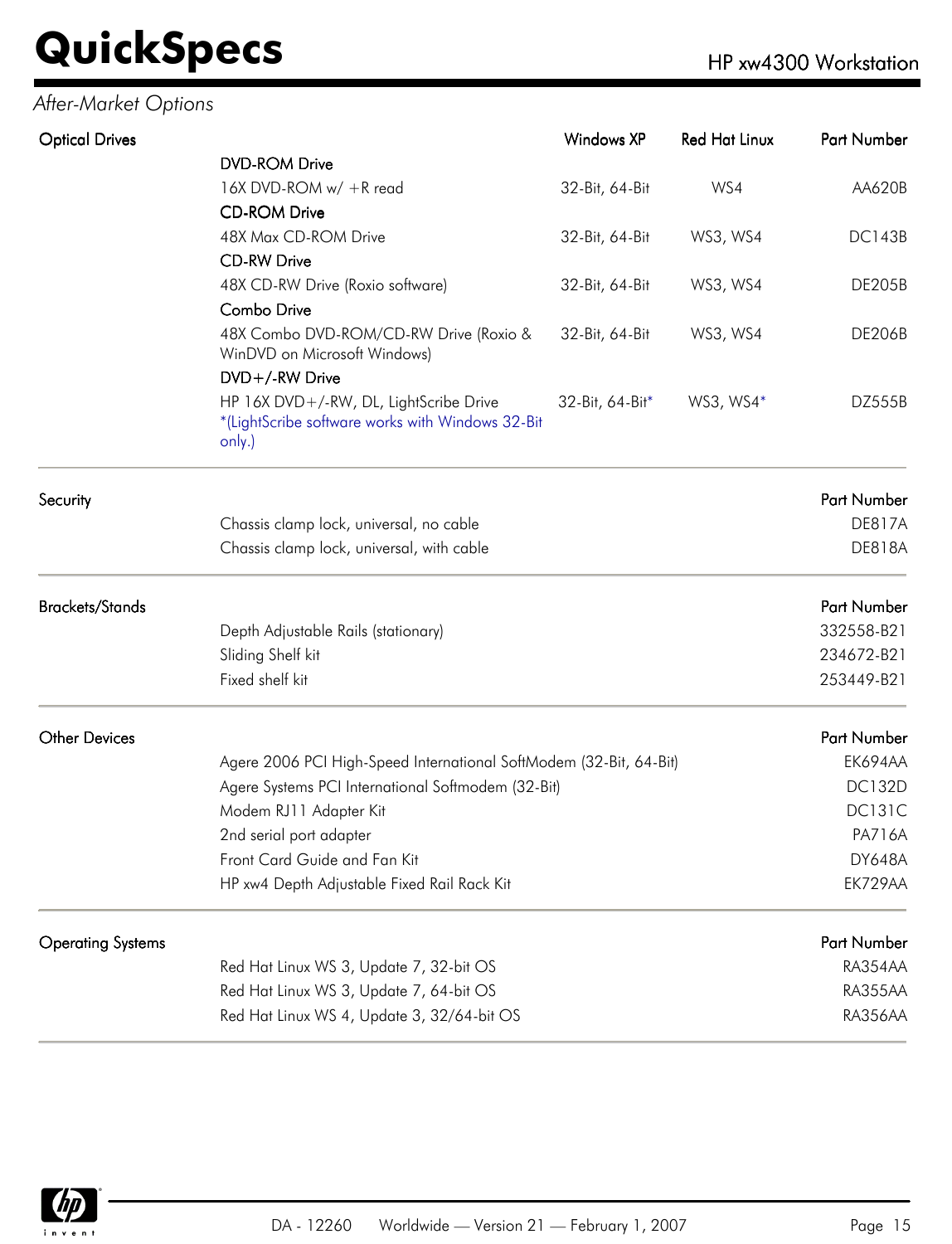*After-Market Options*

| Optical Drives | | Windows XP | Red Hat Linux | Part Number |
|---|---|---|---|---|
| | **DVD-ROM Drive** | | | |
| | 16X DVD-ROM w/ +R read | 32-Bit, 64-Bit | WS4 | AA620B |
| | **CD-ROM Drive** | | | |
| | 48X Max CD-ROM Drive | 32-Bit, 64-Bit | WS3, WS4 | DC143B |
| | **CD-RW Drive** | | | |
| | 48X CD-RW Drive (Roxio software) | 32-Bit, 64-Bit | WS3, WS4 | DE205B |
| | **Combo Drive** | | | |
| | 48X Combo DVD-ROM/CD-RW Drive (Roxio & WinDVD on Microsoft Windows) | 32-Bit, 64-Bit | WS3, WS4 | DE206B |
| | **DVD+/-RW Drive** | | | |
| | HP 16X DVD+/-RW, DL, LightScribe Drive *(LightScribe software works with Windows 32-Bit only.) | 32-Bit, 64-Bit* | WS3, WS4* | DZ555B |

| Security | | Part Number |
|---|---|---|
| | Chassis clamp lock, universal, no cable | DE817A |
| | Chassis clamp lock, universal, with cable | DE818A |

| Brackets/Stands | | Part Number |
|---|---|---|
| | Depth Adjustable Rails (stationary) | 332558-B21 |
| | Sliding Shelf kit | 234672-B21 |
| | Fixed shelf kit | 253449-B21 |

| Other Devices | | Part Number |
|---|---|---|
| | Agere 2006 PCI High-Speed International SoftModem (32-Bit, 64-Bit) | EK694AA |
| | Agere Systems PCI International Softmodem (32-Bit) | DC132D |
| | Modem RJ11 Adapter Kit | DC131C |
| | 2nd serial port adapter | PA716A |
| | Front Card Guide and Fan Kit | DY648A |
| | HP xw4 Depth Adjustable Fixed Rail Rack Kit | EK729AA |

| Operating Systems | | Part Number |
|---|---|---|
| | Red Hat Linux WS 3, Update 7, 32-bit OS | RA354AA |
| | Red Hat Linux WS 3, Update 7, 64-bit OS | RA355AA |
| | Red Hat Linux WS 4, Update 3, 32/64-bit OS | RA356AA |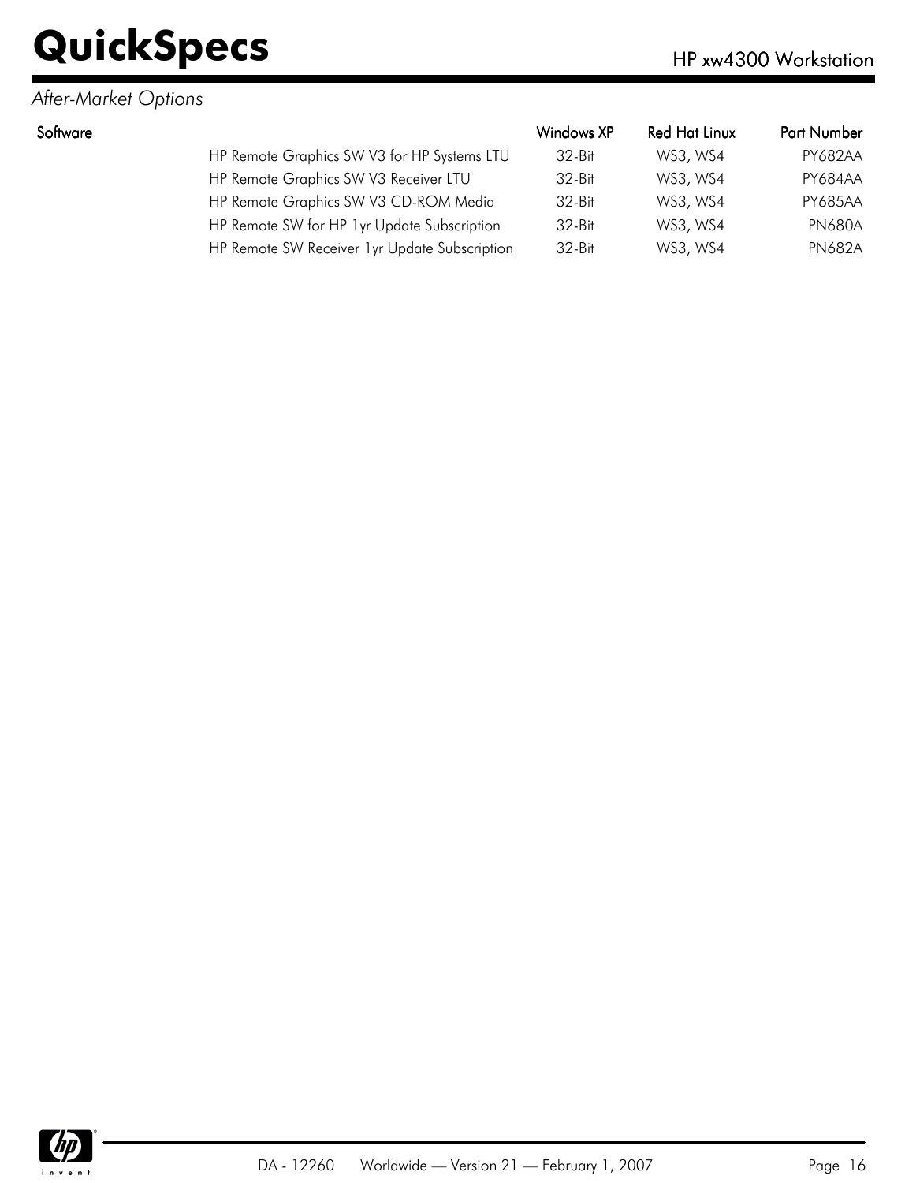*After-Market Options*

| Software | | Windows XP | Red Hat Linux | Part Number |
|---|---|---|---|---|
| | HP Remote Graphics SW V3 for HP Systems LTU | 32-Bit | WS3, WS4 | PY682AA |
| | HP Remote Graphics SW V3 Receiver LTU | 32-Bit | WS3, WS4 | PY684AA |
| | HP Remote Graphics SW V3 CD-ROM Media | 32-Bit | WS3, WS4 | PY685AA |
| | HP Remote SW for HP 1yr Update Subscription | 32-Bit | WS3, WS4 | PN680A |
| | HP Remote SW Receiver 1yr Update Subscription | 32-Bit | WS3, WS4 | PN682A |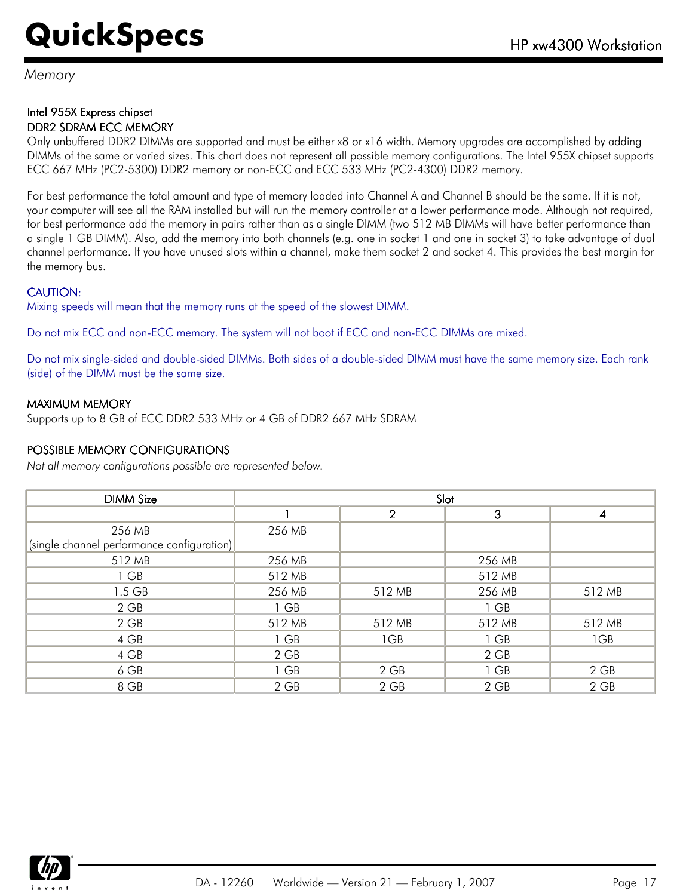## Memory

**Intel 955X Express chipset**

**DDR2 SDRAM ECC MEMORY**

Only unbuffered DDR2 DIMMs are supported and must be either x8 or x16 width. Memory upgrades are accomplished by adding DIMMs of the same or varied sizes. This chart does not represent all possible memory configurations. The Intel 955X chipset supports ECC 667 MHz (PC2-5300) DDR2 memory or non-ECC and ECC 533 MHz (PC2-4300) DDR2 memory.

For best performance the total amount and type of memory loaded into Channel A and Channel B should be the same. If it is not, your computer will see all the RAM installed but will run the memory controller at a lower performance mode. Although not required, for best performance add the memory in pairs rather than as a single DIMM (two 512 MB DIMMs will have better performance than a single 1 GB DIMM). Also, add the memory into both channels (e.g. one in socket 1 and one in socket 3) to take advantage of dual channel performance. If you have unused slots within a channel, make them socket 2 and socket 4. This provides the best margin for the memory bus.

CAUTION:

Mixing speeds will mean that the memory runs at the speed of the slowest DIMM.

Do not mix ECC and non-ECC memory. The system will not boot if ECC and non-ECC DIMMs are mixed.

Do not mix single-sided and double-sided DIMMs. Both sides of a double-sided DIMM must have the same memory size. Each rank (side) of the DIMM must be the same size.

**MAXIMUM MEMORY**

Supports up to 8 GB of ECC DDR2 533 MHz or 4 GB of DDR2 667 MHz SDRAM

**POSSIBLE MEMORY CONFIGURATIONS**

*Not all memory configurations possible are represented below.*

| DIMM Size | Slot | | | |
|---|---|---|---|---|
| | 1 | 2 | 3 | 4 |
| 256 MB (single channel performance configuration) | 256 MB | | | |
| 512 MB | 256 MB | | 256 MB | |
| 1 GB | 512 MB | | 512 MB | |
| 1.5 GB | 256 MB | 512 MB | 256 MB | 512 MB |
| 2 GB | 1 GB | | 1 GB | |
| 2 GB | 512 MB | 512 MB | 512 MB | 512 MB |
| 4 GB | 1 GB | 1GB | 1 GB | 1GB |
| 4 GB | 2 GB | | 2 GB | |
| 6 GB | 1 GB | 2 GB | 1 GB | 2 GB |
| 8 GB | 2 GB | 2 GB | 2 GB | 2 GB |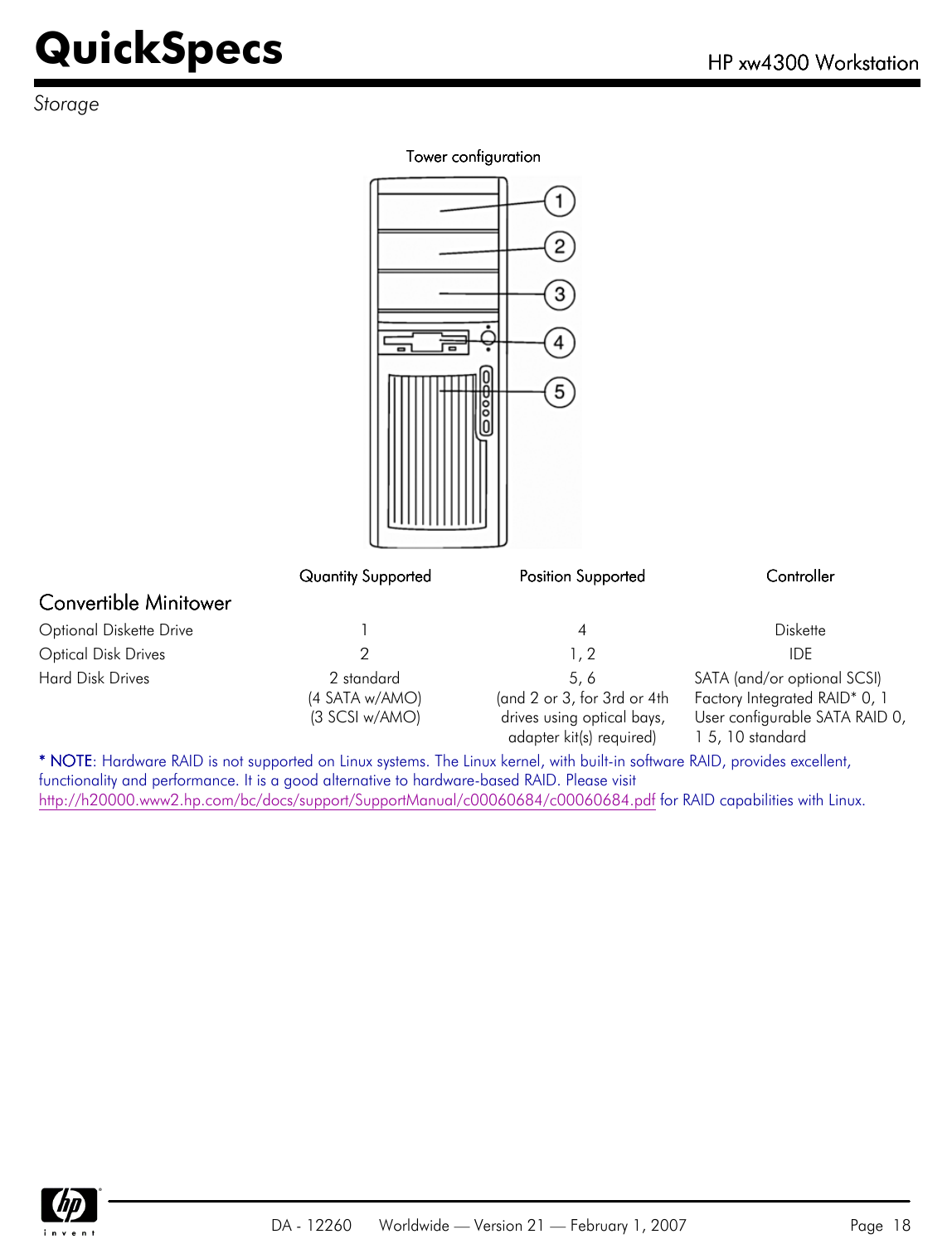*Storage*

Tower configuration

1
2
3
4
5

| | Quantity Supported | Position Supported | Controller |
|---|---|---|---|
| **Convertible Minitower** | | | |
| Optional Diskette Drive | 1 | 4 | Diskette |
| Optical Disk Drives | 2 | 1, 2 | IDE |
| Hard Disk Drives | 2 standard (4 SATA w/AMO) (3 SCSI w/AMO) | 5, 6 (and 2 or 3, for 3rd or 4th drives using optical bays, adapter kit(s) required) | SATA (and/or optional SCSI) Factory Integrated RAID* 0, 1 User configurable SATA RAID 0, 1 5, 10 standard |

* NOTE: Hardware RAID is not supported on Linux systems. The Linux kernel, with built-in software RAID, provides excellent, functionality and performance. It is a good alternative to hardware-based RAID. Please visit http://h20000.www2.hp.com/bc/docs/support/SupportManual/c00060684/c00060684.pdf for RAID capabilities with Linux.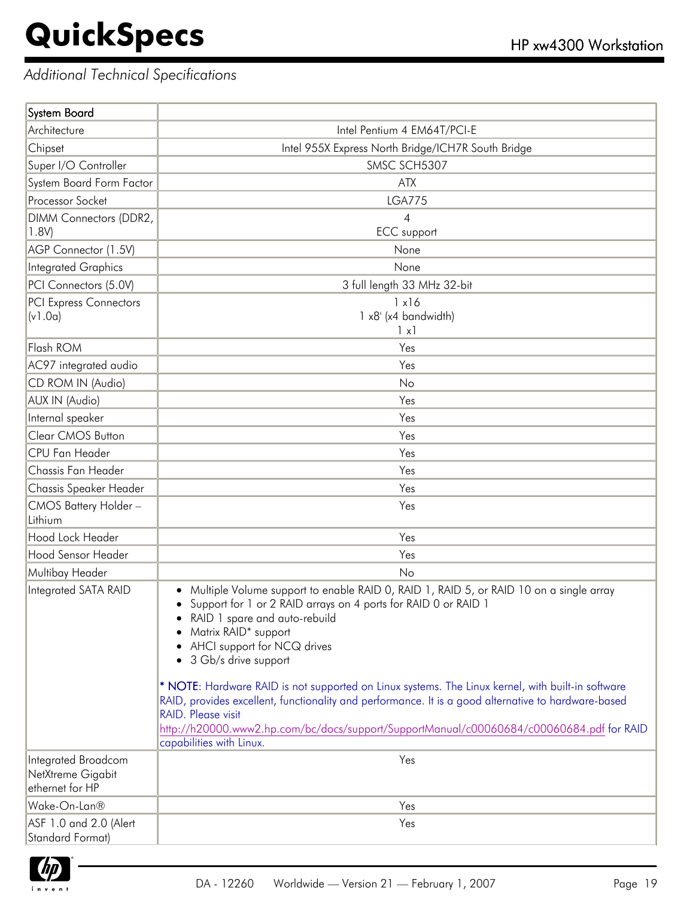*Additional Technical Specifications*

| System Board | |
|---|---|
| Architecture | Intel Pentium 4 EM64T/PCI-E |
| Chipset | Intel 955X Express North Bridge/ICH7R South Bridge |
| Super I/O Controller | SMSC SCH5307 |
| System Board Form Factor | ATX |
| Processor Socket | LGA775 |
| DIMM Connectors (DDR2, 1.8V) | 4<br>ECC support |
| AGP Connector (1.5V) | None |
| Integrated Graphics | None |
| PCI Connectors (5.0V) | 3 full length 33 MHz 32-bit |
| PCI Express Connectors (v1.0a) | 1 x16<br>1 x8' (x4 bandwidth)<br>1 x1 |
| Flash ROM | Yes |
| AC97 integrated audio | Yes |
| CD ROM IN (Audio) | No |
| AUX IN (Audio) | Yes |
| Internal speaker | Yes |
| Clear CMOS Button | Yes |
| CPU Fan Header | Yes |
| Chassis Fan Header | Yes |
| Chassis Speaker Header | Yes |
| CMOS Battery Holder – Lithium | Yes |
| Hood Lock Header | Yes |
| Hood Sensor Header | Yes |
| Multibay Header | No |
| Integrated SATA RAID | • Multiple Volume support to enable RAID 0, RAID 1, RAID 5, or RAID 10 on a single array<br>• Support for 1 or 2 RAID arrays on 4 ports for RAID 0 or RAID 1<br>• RAID 1 spare and auto-rebuild<br>• Matrix RAID* support<br>• AHCI support for NCQ drives<br>• 3 Gb/s drive support<br><br>* NOTE: Hardware RAID is not supported on Linux systems. The Linux kernel, with built-in software RAID, provides excellent, functionality and performance. It is a good alternative to hardware-based RAID. Please visit http://h20000.www2.hp.com/bc/docs/support/SupportManual/c00060684/c00060684.pdf for RAID capabilities with Linux. |
| Integrated Broadcom NetXtreme Gigabit ethernet for HP | Yes |
| Wake-On-Lan® | Yes |
| ASF 1.0 and 2.0 (Alert Standard Format) | Yes |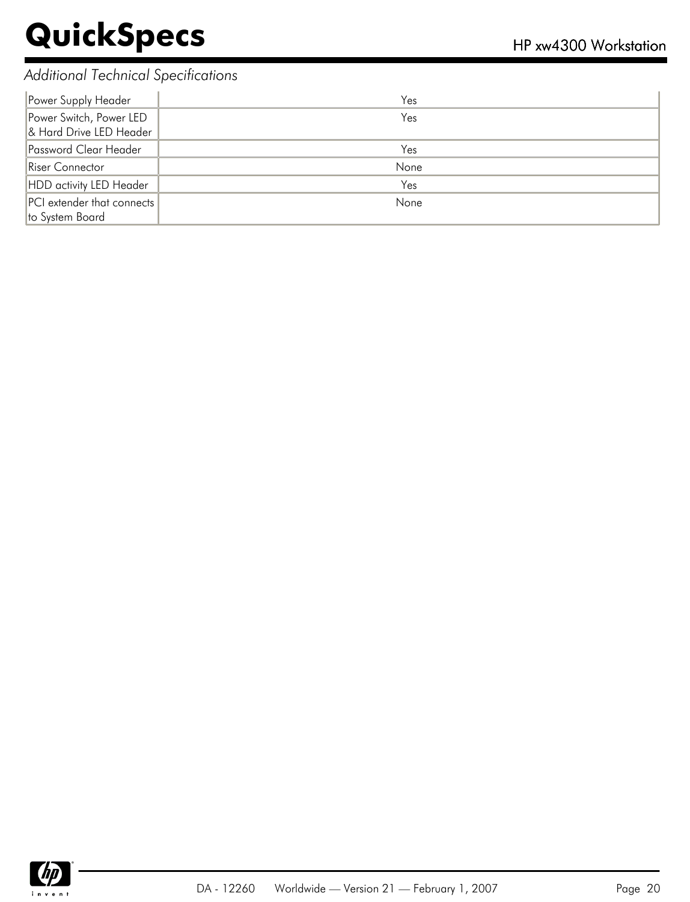*Additional Technical Specifications*

| | |
|---|---|
| Power Supply Header | Yes |
| Power Switch, Power LED & Hard Drive LED Header | Yes |
| Password Clear Header | Yes |
| Riser Connector | None |
| HDD activity LED Header | Yes |
| PCI extender that connects to System Board | None |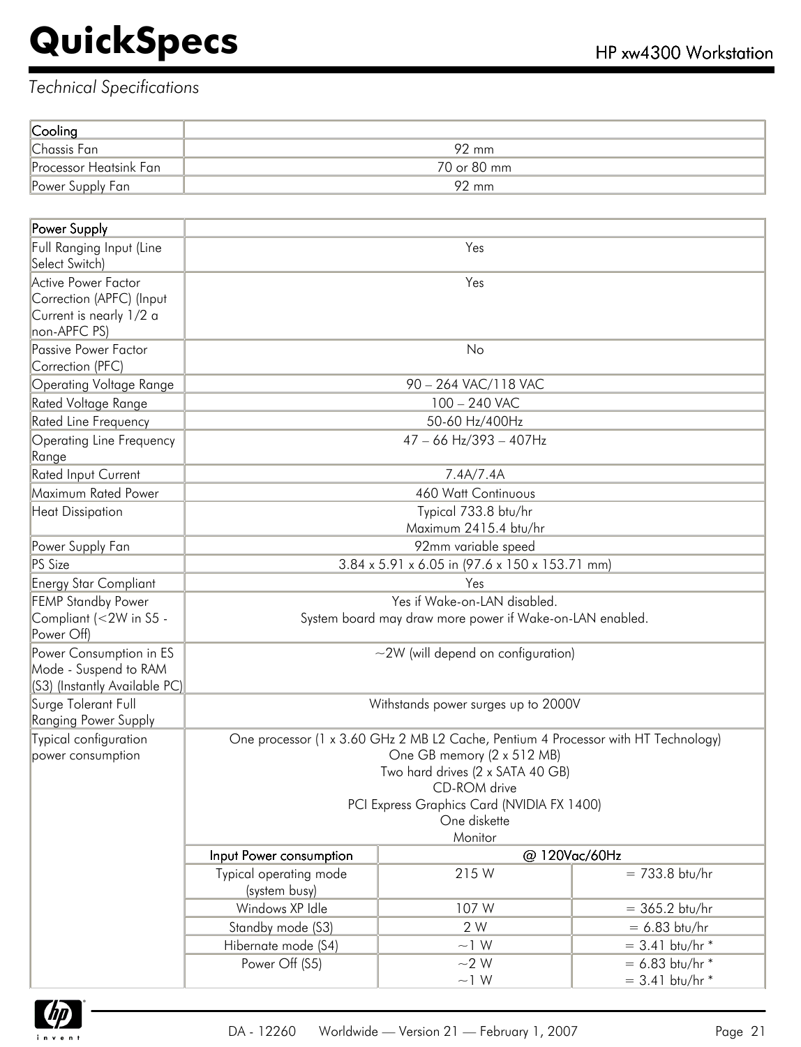*Technical Specifications*

| Cooling | |
|---|---|
| Chassis Fan | 92 mm |
| Processor Heatsink Fan | 70 or 80 mm |
| Power Supply Fan | 92 mm |

| Power Supply | | | |
|---|---|---|---|
| Full Ranging Input (Line Select Switch) | Yes | | |
| Active Power Factor Correction (APFC) (Input Current is nearly 1/2 a non-APFC PS) | Yes | | |
| Passive Power Factor Correction (PFC) | No | | |
| Operating Voltage Range | 90 – 264 VAC/118 VAC | | |
| Rated Voltage Range | 100 – 240 VAC | | |
| Rated Line Frequency | 50-60 Hz/400Hz | | |
| Operating Line Frequency Range | 47 – 66 Hz/393 – 407Hz | | |
| Rated Input Current | 7.4A/7.4A | | |
| Maximum Rated Power | 460 Watt Continuous | | |
| Heat Dissipation | Typical 733.8 btu/hr<br>Maximum 2415.4 btu/hr | | |
| Power Supply Fan | 92mm variable speed | | |
| PS Size | 3.84 x 5.91 x 6.05 in (97.6 x 150 x 153.71 mm) | | |
| Energy Star Compliant | Yes | | |
| FEMP Standby Power Compliant (<2W in S5 - Power Off) | Yes if Wake-on-LAN disabled.<br>System board may draw more power if Wake-on-LAN enabled. | | |
| Power Consumption in ES Mode - Suspend to RAM (S3) (Instantly Available PC) | ~2W (will depend on configuration) | | |
| Surge Tolerant Full Ranging Power Supply | Withstands power surges up to 2000V | | |
| Typical configuration power consumption | One processor (1 x 3.60 GHz 2 MB L2 Cache, Pentium 4 Processor with HT Technology)<br>One GB memory (2 x 512 MB)<br>Two hard drives (2 x SATA 40 GB)<br>CD-ROM drive<br>PCI Express Graphics Card (NVIDIA FX 1400)<br>One diskette<br>Monitor | | |
| | **Input Power consumption** | **@ 120Vac/60Hz** | |
| | Typical operating mode (system busy) | 215 W | = 733.8 btu/hr |
| | Windows XP Idle | 107 W | = 365.2 btu/hr |
| | Standby mode (S3) | 2 W | = 6.83 btu/hr |
| | Hibernate mode (S4) | ~1 W | = 3.41 btu/hr * |
| | Power Off (S5) | ~2 W<br>~1 W | = 6.83 btu/hr *<br>= 3.41 btu/hr * |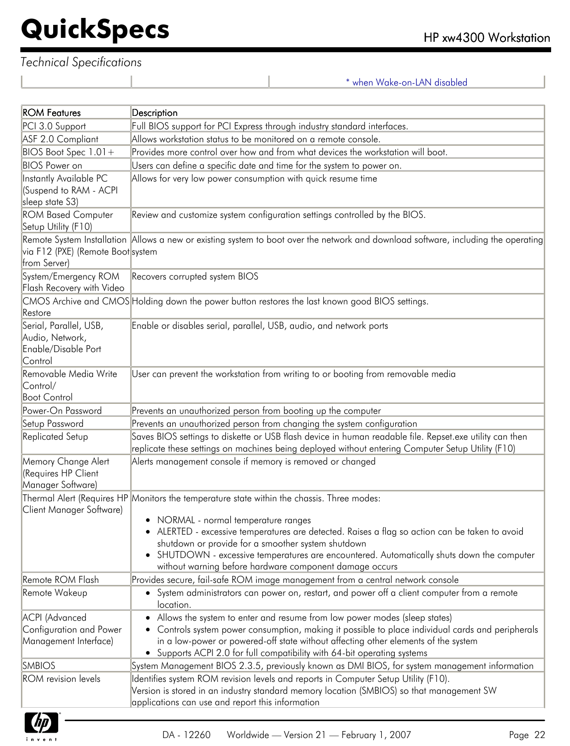*Technical Specifications*

| | | * when Wake-on-LAN disabled |
|---|---|---|

| ROM Features | Description |
|---|---|
| PCI 3.0 Support | Full BIOS support for PCI Express through industry standard interfaces. |
| ASF 2.0 Compliant | Allows workstation status to be monitored on a remote console. |
| BIOS Boot Spec 1.01+ | Provides more control over how and from what devices the workstation will boot. |
| BIOS Power on | Users can define a specific date and time for the system to power on. |
| Instantly Available PC (Suspend to RAM - ACPI sleep state S3) | Allows for very low power consumption with quick resume time |
| ROM Based Computer Setup Utility (F10) | Review and customize system configuration settings controlled by the BIOS. |
| Remote System Installation via F12 (PXE) (Remote Boot from Server) | Allows a new or existing system to boot over the network and download software, including the operating system |
| System/Emergency ROM Flash Recovery with Video | Recovers corrupted system BIOS |
| CMOS Archive and CMOS Restore | Holding down the power button restores the last known good BIOS settings. |
| Serial, Parallel, USB, Audio, Network, Enable/Disable Port Control | Enable or disables serial, parallel, USB, audio, and network ports |
| Removable Media Write Control/ Boot Control | User can prevent the workstation from writing to or booting from removable media |
| Power-On Password | Prevents an unauthorized person from booting up the computer |
| Setup Password | Prevents an unauthorized person from changing the system configuration |
| Replicated Setup | Saves BIOS settings to diskette or USB flash device in human readable file. Repset.exe utility can then replicate these settings on machines being deployed without entering Computer Setup Utility (F10) |
| Memory Change Alert (Requires HP Client Manager Software) | Alerts management console if memory is removed or changed |
| Thermal Alert (Requires HP Client Manager Software) | Monitors the temperature state within the chassis. Three modes:<br>• NORMAL - normal temperature ranges<br>• ALERTED - excessive temperatures are detected. Raises a flag so action can be taken to avoid shutdown or provide for a smoother system shutdown<br>• SHUTDOWN - excessive temperatures are encountered. Automatically shuts down the computer without warning before hardware component damage occurs |
| Remote ROM Flash | Provides secure, fail-safe ROM image management from a central network console |
| Remote Wakeup | • System administrators can power on, restart, and power off a client computer from a remote location. |
| ACPI (Advanced Configuration and Power Management Interface) | • Allows the system to enter and resume from low power modes (sleep states)<br>• Controls system power consumption, making it possible to place individual cards and peripherals in a low-power or powered-off state without affecting other elements of the system<br>• Supports ACPI 2.0 for full compatibility with 64-bit operating systems |
| SMBIOS | System Management BIOS 2.3.5, previously known as DMI BIOS, for system management information |
| ROM revision levels | Identifies system ROM revision levels and reports in Computer Setup Utility (F10).<br>Version is stored in an industry standard memory location (SMBIOS) so that management SW applications can use and report this information |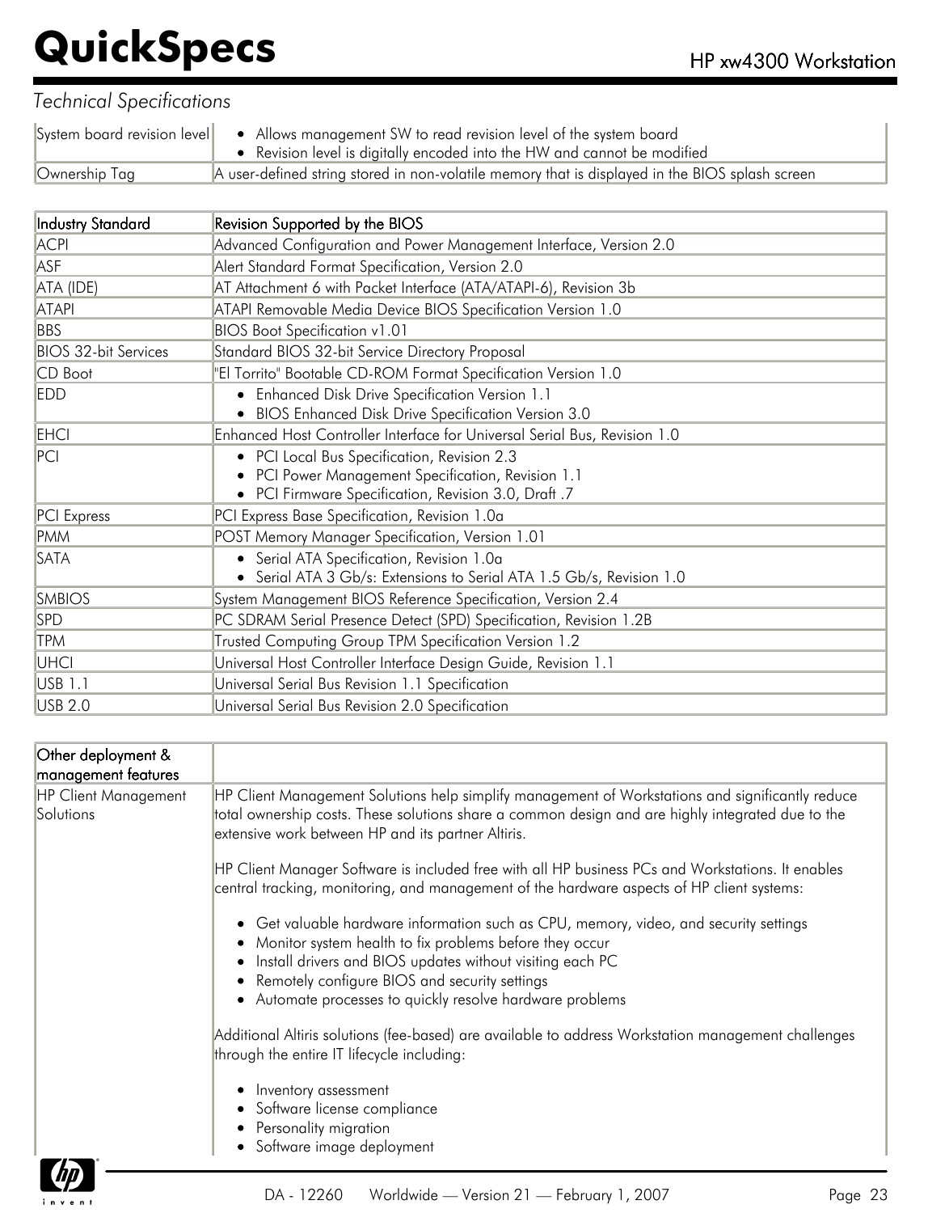*Technical Specifications*

| | |
|---|---|
| System board revision level | • Allows management SW to read revision level of the system board<br>• Revision level is digitally encoded into the HW and cannot be modified |
| Ownership Tag | A user-defined string stored in non-volatile memory that is displayed in the BIOS splash screen |

| Industry Standard | Revision Supported by the BIOS |
|---|---|
| ACPI | Advanced Configuration and Power Management Interface, Version 2.0 |
| ASF | Alert Standard Format Specification, Version 2.0 |
| ATA (IDE) | AT Attachment 6 with Packet Interface (ATA/ATAPI-6), Revision 3b |
| ATAPI | ATAPI Removable Media Device BIOS Specification Version 1.0 |
| BBS | BIOS Boot Specification v1.01 |
| BIOS 32-bit Services | Standard BIOS 32-bit Service Directory Proposal |
| CD Boot | "El Torrito" Bootable CD-ROM Format Specification Version 1.0 |
| EDD | • Enhanced Disk Drive Specification Version 1.1<br>• BIOS Enhanced Disk Drive Specification Version 3.0 |
| EHCI | Enhanced Host Controller Interface for Universal Serial Bus, Revision 1.0 |
| PCI | • PCI Local Bus Specification, Revision 2.3<br>• PCI Power Management Specification, Revision 1.1<br>• PCI Firmware Specification, Revision 3.0, Draft .7 |
| PCI Express | PCI Express Base Specification, Revision 1.0a |
| PMM | POST Memory Manager Specification, Version 1.01 |
| SATA | • Serial ATA Specification, Revision 1.0a<br>• Serial ATA 3 Gb/s: Extensions to Serial ATA 1.5 Gb/s, Revision 1.0 |
| SMBIOS | System Management BIOS Reference Specification, Version 2.4 |
| SPD | PC SDRAM Serial Presence Detect (SPD) Specification, Revision 1.2B |
| TPM | Trusted Computing Group TPM Specification Version 1.2 |
| UHCI | Universal Host Controller Interface Design Guide, Revision 1.1 |
| USB 1.1 | Universal Serial Bus Revision 1.1 Specification |
| USB 2.0 | Universal Serial Bus Revision 2.0 Specification |

| Other deployment & management features | |
|---|---|
| HP Client Management Solutions | HP Client Management Solutions help simplify management of Workstations and significantly reduce total ownership costs. These solutions share a common design and are highly integrated due to the extensive work between HP and its partner Altiris.<br><br>HP Client Manager Software is included free with all HP business PCs and Workstations. It enables central tracking, monitoring, and management of the hardware aspects of HP client systems:<br><br>• Get valuable hardware information such as CPU, memory, video, and security settings<br>• Monitor system health to fix problems before they occur<br>• Install drivers and BIOS updates without visiting each PC<br>• Remotely configure BIOS and security settings<br>• Automate processes to quickly resolve hardware problems<br><br>Additional Altiris solutions (fee-based) are available to address Workstation management challenges through the entire IT lifecycle including:<br><br>• Inventory assessment<br>• Software license compliance<br>• Personality migration<br>• Software image deployment |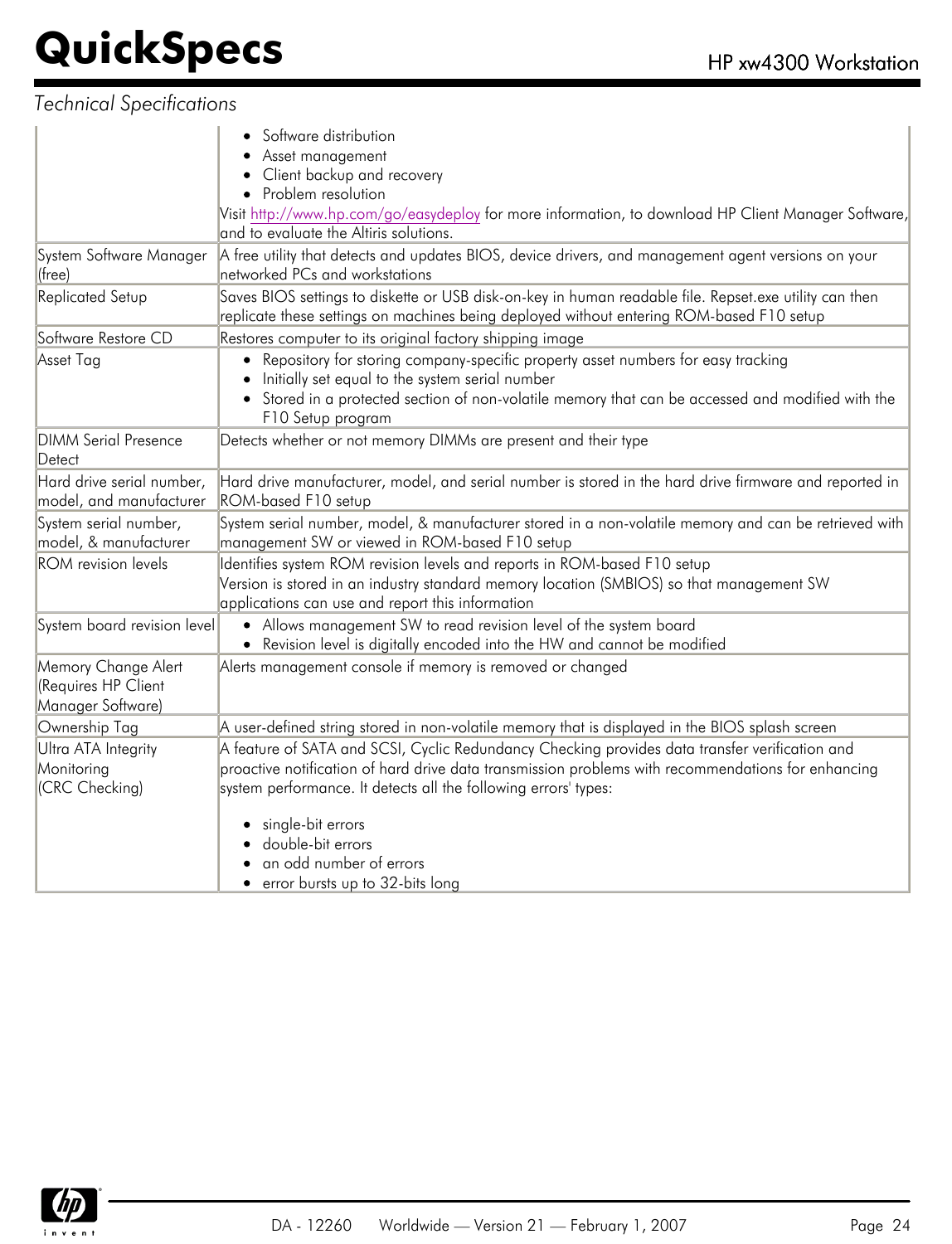*Technical Specifications*

| | |
|---|---|
| | • Software distribution<br>• Asset management<br>• Client backup and recovery<br>• Problem resolution<br>Visit http://www.hp.com/go/easydeploy for more information, to download HP Client Manager Software, and to evaluate the Altiris solutions. |
| System Software Manager (free) | A free utility that detects and updates BIOS, device drivers, and management agent versions on your networked PCs and workstations |
| Replicated Setup | Saves BIOS settings to diskette or USB disk-on-key in human readable file. Repset.exe utility can then replicate these settings on machines being deployed without entering ROM-based F10 setup |
| Software Restore CD | Restores computer to its original factory shipping image |
| Asset Tag | • Repository for storing company-specific property asset numbers for easy tracking<br>• Initially set equal to the system serial number<br>• Stored in a protected section of non-volatile memory that can be accessed and modified with the F10 Setup program |
| DIMM Serial Presence Detect | Detects whether or not memory DIMMs are present and their type |
| Hard drive serial number, model, and manufacturer | Hard drive manufacturer, model, and serial number is stored in the hard drive firmware and reported in ROM-based F10 setup |
| System serial number, model, & manufacturer | System serial number, model, & manufacturer stored in a non-volatile memory and can be retrieved with management SW or viewed in ROM-based F10 setup |
| ROM revision levels | Identifies system ROM revision levels and reports in ROM-based F10 setup<br>Version is stored in an industry standard memory location (SMBIOS) so that management SW applications can use and report this information |
| System board revision level | • Allows management SW to read revision level of the system board<br>• Revision level is digitally encoded into the HW and cannot be modified |
| Memory Change Alert (Requires HP Client Manager Software) | Alerts management console if memory is removed or changed |
| Ownership Tag | A user-defined string stored in non-volatile memory that is displayed in the BIOS splash screen |
| Ultra ATA Integrity Monitoring (CRC Checking) | A feature of SATA and SCSI, Cyclic Redundancy Checking provides data transfer verification and proactive notification of hard drive data transmission problems with recommendations for enhancing system performance. It detects all the following errors' types:<br>• single-bit errors<br>• double-bit errors<br>• an odd number of errors<br>• error bursts up to 32-bits long |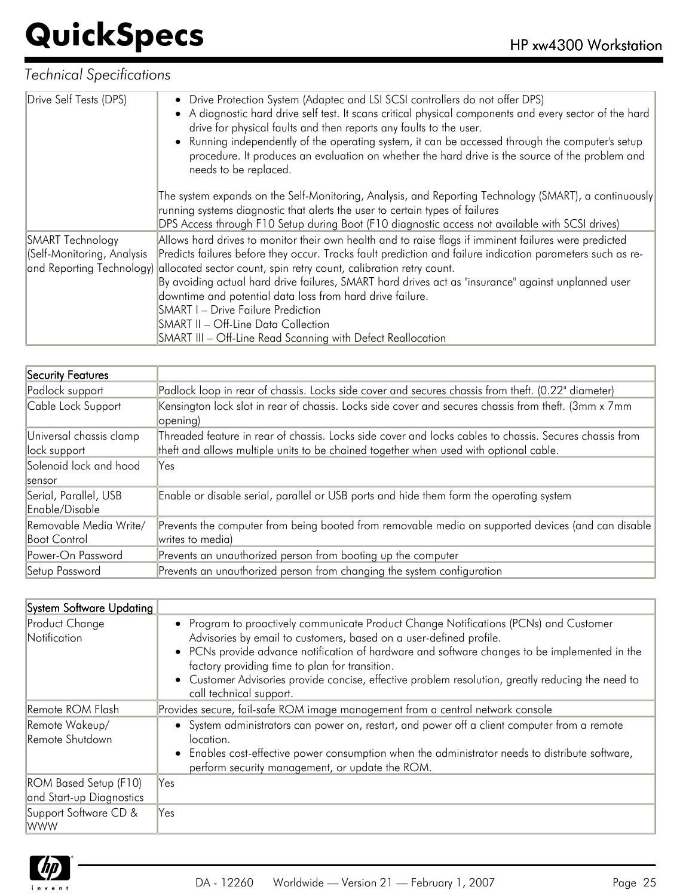*Technical Specifications*

| | |
|---|---|
| Drive Self Tests (DPS) | • Drive Protection System (Adaptec and LSI SCSI controllers do not offer DPS)<br>• A diagnostic hard drive self test. It scans critical physical components and every sector of the hard drive for physical faults and then reports any faults to the user.<br>• Running independently of the operating system, it can be accessed through the computer's setup procedure. It produces an evaluation on whether the hard drive is the source of the problem and needs to be replaced.<br><br>The system expands on the Self-Monitoring, Analysis, and Reporting Technology (SMART), a continuously running systems diagnostic that alerts the user to certain types of failures<br>DPS Access through F10 Setup during Boot (F10 diagnostic access not available with SCSI drives) |
| SMART Technology (Self-Monitoring, Analysis and Reporting Technology) | Allows hard drives to monitor their own health and to raise flags if imminent failures were predicted<br>Predicts failures before they occur. Tracks fault prediction and failure indication parameters such as re-allocated sector count, spin retry count, calibration retry count.<br>By avoiding actual hard drive failures, SMART hard drives act as "insurance" against unplanned user downtime and potential data loss from hard drive failure.<br>SMART I – Drive Failure Prediction<br>SMART II – Off-Line Data Collection<br>SMART III – Off-Line Read Scanning with Defect Reallocation |

| Security Features | |
|---|---|
| Padlock support | Padlock loop in rear of chassis. Locks side cover and secures chassis from theft. (0.22" diameter) |
| Cable Lock Support | Kensington lock slot in rear of chassis. Locks side cover and secures chassis from theft. (3mm x 7mm opening) |
| Universal chassis clamp lock support | Threaded feature in rear of chassis. Locks side cover and locks cables to chassis. Secures chassis from theft and allows multiple units to be chained together when used with optional cable. |
| Solenoid lock and hood sensor | Yes |
| Serial, Parallel, USB Enable/Disable | Enable or disable serial, parallel or USB ports and hide them form the operating system |
| Removable Media Write/ Boot Control | Prevents the computer from being booted from removable media on supported devices (and can disable writes to media) |
| Power-On Password | Prevents an unauthorized person from booting up the computer |
| Setup Password | Prevents an unauthorized person from changing the system configuration |

| System Software Updating | |
|---|---|
| Product Change Notification | • Program to proactively communicate Product Change Notifications (PCNs) and Customer Advisories by email to customers, based on a user-defined profile.<br>• PCNs provide advance notification of hardware and software changes to be implemented in the factory providing time to plan for transition.<br>• Customer Advisories provide concise, effective problem resolution, greatly reducing the need to call technical support. |
| Remote ROM Flash | Provides secure, fail-safe ROM image management from a central network console |
| Remote Wakeup/ Remote Shutdown | • System administrators can power on, restart, and power off a client computer from a remote location.<br>• Enables cost-effective power consumption when the administrator needs to distribute software, perform security management, or update the ROM. |
| ROM Based Setup (F10) and Start-up Diagnostics | Yes |
| Support Software CD & WWW | Yes |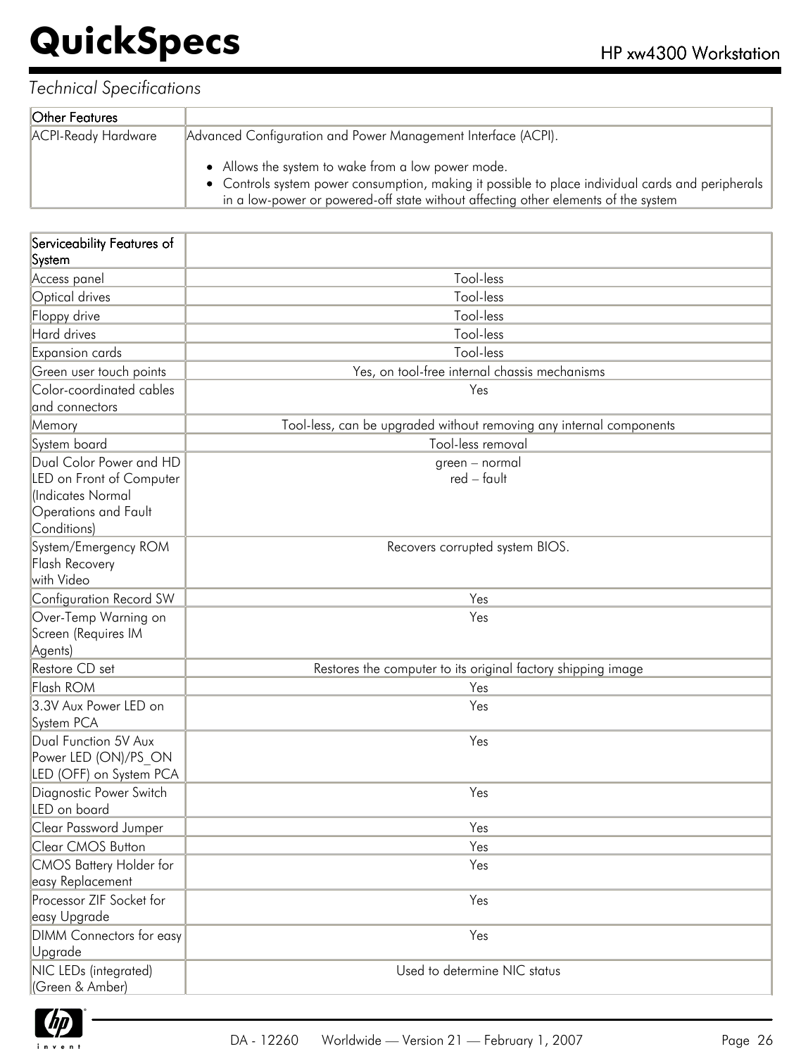*Technical Specifications*

| Other Features | |
|---|---|
| ACPI-Ready Hardware | Advanced Configuration and Power Management Interface (ACPI).<br><br>• Allows the system to wake from a low power mode.<br>• Controls system power consumption, making it possible to place individual cards and peripherals in a low-power or powered-off state without affecting other elements of the system |

| Serviceability Features of System | |
|---|---|
| Access panel | Tool-less |
| Optical drives | Tool-less |
| Floppy drive | Tool-less |
| Hard drives | Tool-less |
| Expansion cards | Tool-less |
| Green user touch points | Yes, on tool-free internal chassis mechanisms |
| Color-coordinated cables and connectors | Yes |
| Memory | Tool-less, can be upgraded without removing any internal components |
| System board | Tool-less removal |
| Dual Color Power and HD LED on Front of Computer (Indicates Normal Operations and Fault Conditions) | green – normal<br>red – fault |
| System/Emergency ROM Flash Recovery with Video | Recovers corrupted system BIOS. |
| Configuration Record SW | Yes |
| Over-Temp Warning on Screen (Requires IM Agents) | Yes |
| Restore CD set | Restores the computer to its original factory shipping image |
| Flash ROM | Yes |
| 3.3V Aux Power LED on System PCA | Yes |
| Dual Function 5V Aux Power LED (ON)/PS_ON LED (OFF) on System PCA | Yes |
| Diagnostic Power Switch LED on board | Yes |
| Clear Password Jumper | Yes |
| Clear CMOS Button | Yes |
| CMOS Battery Holder for easy Replacement | Yes |
| Processor ZIF Socket for easy Upgrade | Yes |
| DIMM Connectors for easy Upgrade | Yes |
| NIC LEDs (integrated) (Green & Amber) | Used to determine NIC status |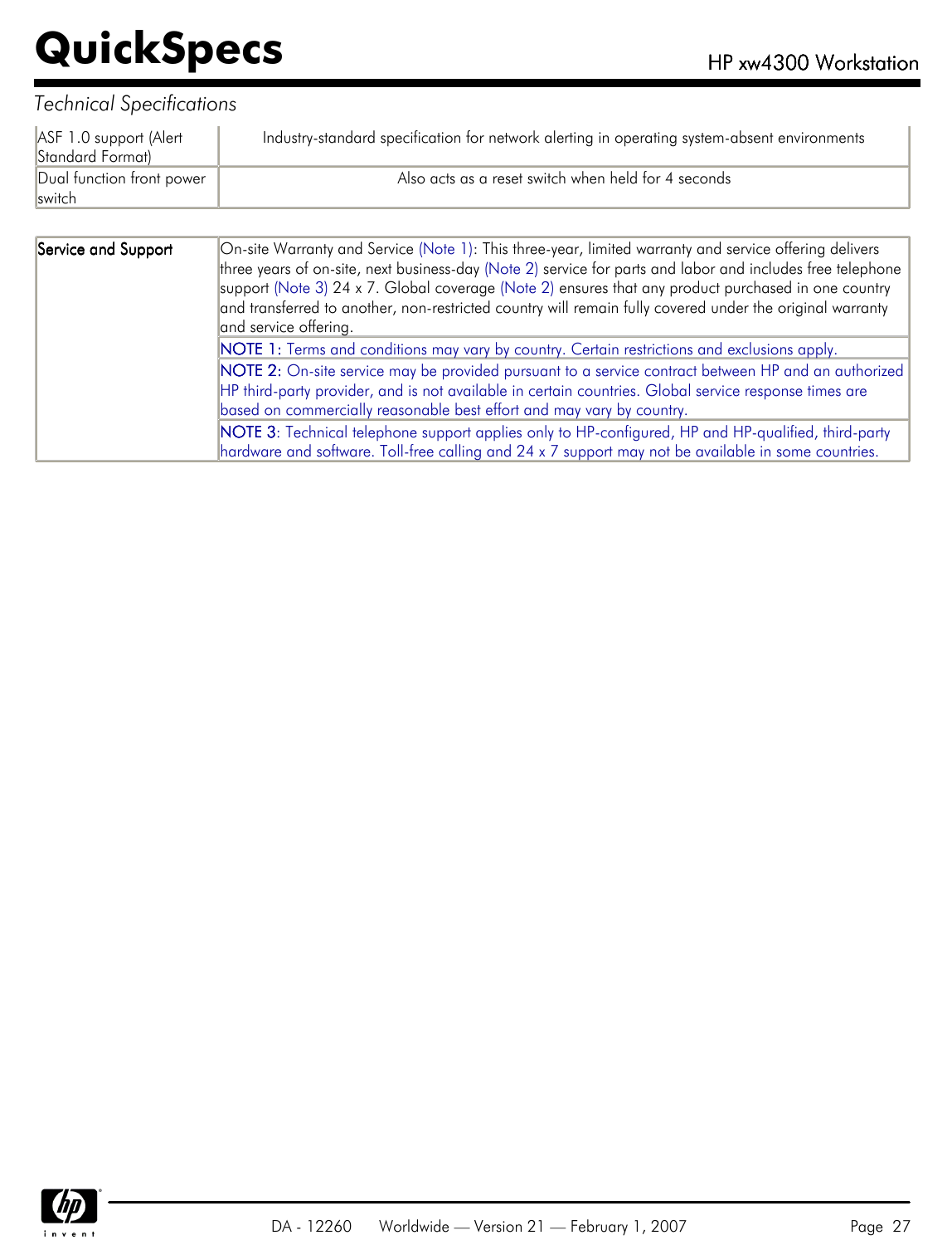*Technical Specifications*

| | |
|---|---|
| ASF 1.0 support (Alert Standard Format) | Industry-standard specification for network alerting in operating system-absent environments |
| Dual function front power switch | Also acts as a reset switch when held for 4 seconds |

| | |
|---|---|
| Service and Support | On-site Warranty and Service (Note 1): This three-year, limited warranty and service offering delivers three years of on-site, next business-day (Note 2) service for parts and labor and includes free telephone support (Note 3) 24 x 7. Global coverage (Note 2) ensures that any product purchased in one country and transferred to another, non-restricted country will remain fully covered under the original warranty and service offering. |
| | NOTE 1: Terms and conditions may vary by country. Certain restrictions and exclusions apply. |
| | NOTE 2: On-site service may be provided pursuant to a service contract between HP and an authorized HP third-party provider, and is not available in certain countries. Global service response times are based on commercially reasonable best effort and may vary by country. |
| | NOTE 3: Technical telephone support applies only to HP-configured, HP and HP-qualified, third-party hardware and software. Toll-free calling and 24 x 7 support may not be available in some countries. |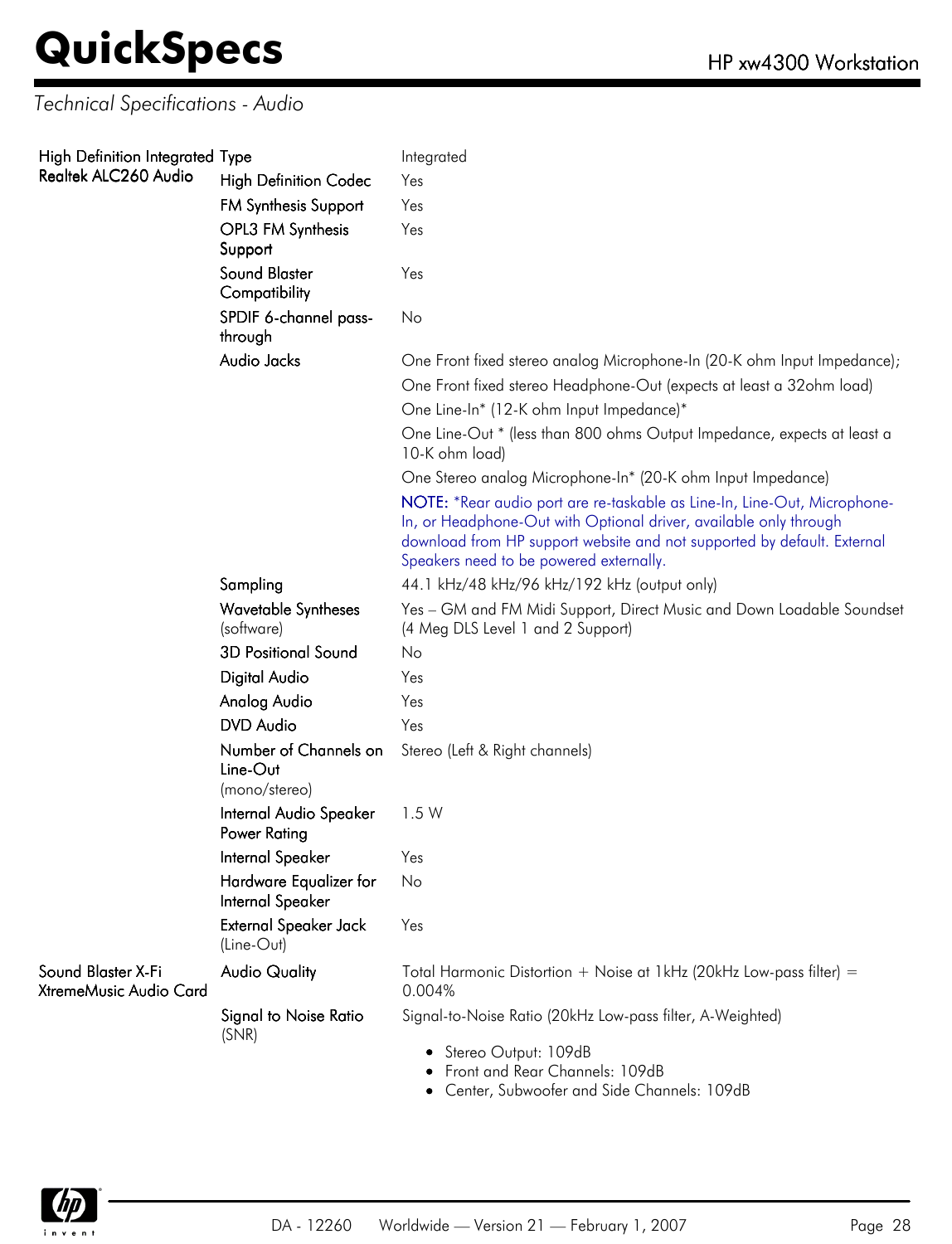*Technical Specifications - Audio*

| | | |
|---|---|---|
| High Definition Integrated Realtek ALC260 Audio | Type | Integrated |
| | High Definition Codec | Yes |
| | FM Synthesis Support | Yes |
| | OPL3 FM Synthesis Support | Yes |
| | Sound Blaster Compatibility | Yes |
| | SPDIF 6-channel pass-through | No |
| | Audio Jacks | One Front fixed stereo analog Microphone-In (20-K ohm Input Impedance);<br>One Front fixed stereo Headphone-Out (expects at least a 32ohm load)<br>One Line-In* (12-K ohm Input Impedance)*<br>One Line-Out * (less than 800 ohms Output Impedance, expects at least a 10-K ohm load)<br>One Stereo analog Microphone-In* (20-K ohm Input Impedance)<br>NOTE: *Rear audio port are re-taskable as Line-In, Line-Out, Microphone-In, or Headphone-Out with Optional driver, available only through download from HP support website and not supported by default. External Speakers need to be powered externally. |
| | Sampling | 44.1 kHz/48 kHz/96 kHz/192 kHz (output only) |
| | Wavetable Syntheses (software) | Yes – GM and FM Midi Support, Direct Music and Down Loadable Soundset (4 Meg DLS Level 1 and 2 Support) |
| | 3D Positional Sound | No |
| | Digital Audio | Yes |
| | Analog Audio | Yes |
| | DVD Audio | Yes |
| | Number of Channels on Line-Out (mono/stereo) | Stereo (Left & Right channels) |
| | Internal Audio Speaker Power Rating | 1.5 W |
| | Internal Speaker | Yes |
| | Hardware Equalizer for Internal Speaker | No |
| | External Speaker Jack (Line-Out) | Yes |
| Sound Blaster X-Fi XtremeMusic Audio Card | Audio Quality | Total Harmonic Distortion + Noise at 1kHz (20kHz Low-pass filter) = 0.004% |
| | Signal to Noise Ratio (SNR) | Signal-to-Noise Ratio (20kHz Low-pass filter, A-Weighted)<br>• Stereo Output: 109dB<br>• Front and Rear Channels: 109dB<br>• Center, Subwoofer and Side Channels: 109dB |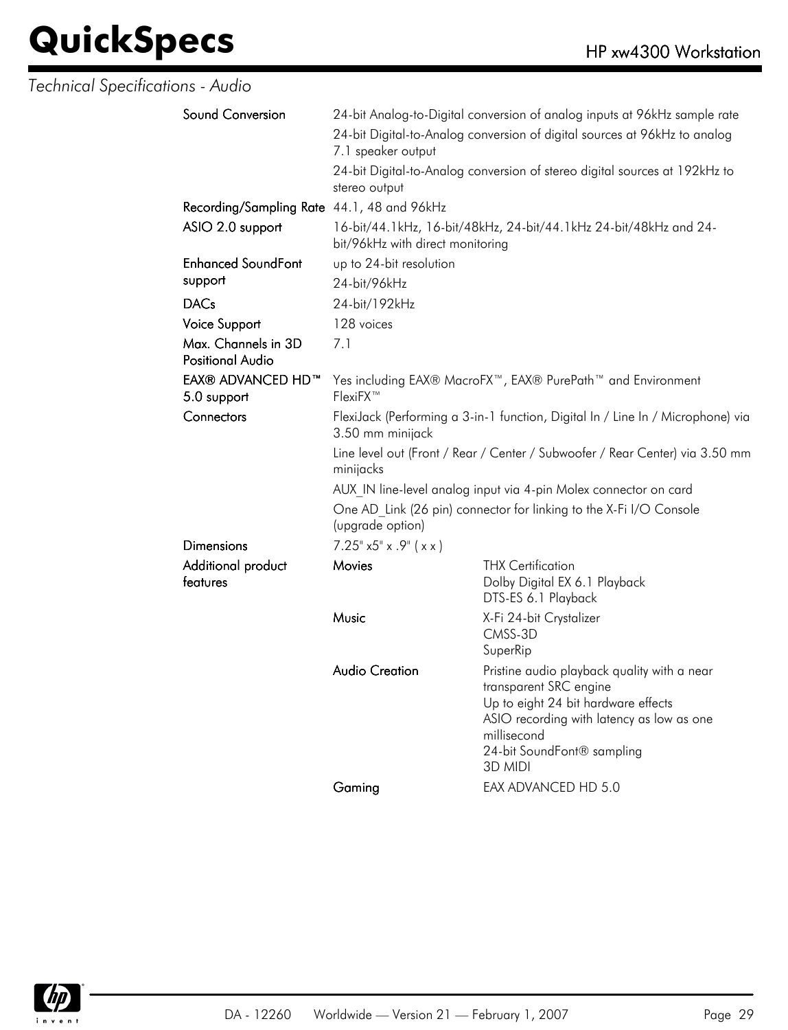*Technical Specifications - Audio*

| | | |
|---|---|---|
| **Sound Conversion** | 24-bit Analog-to-Digital conversion of analog inputs at 96kHz sample rate<br>24-bit Digital-to-Analog conversion of digital sources at 96kHz to analog 7.1 speaker output<br>24-bit Digital-to-Analog conversion of stereo digital sources at 192kHz to stereo output | |
| **Recording/Sampling Rate** | 44.1, 48 and 96kHz | |
| **ASIO 2.0 support** | 16-bit/44.1kHz, 16-bit/48kHz, 24-bit/44.1kHz 24-bit/48kHz and 24-bit/96kHz with direct monitoring | |
| **Enhanced SoundFont support** | up to 24-bit resolution<br>24-bit/96kHz | |
| **DACs** | 24-bit/192kHz | |
| **Voice Support** | 128 voices | |
| **Max. Channels in 3D Positional Audio** | 7.1 | |
| **EAX® ADVANCED HD™ 5.0 support** | Yes including EAX® MacroFX™, EAX® PurePath™ and Environment FlexiFX™ | |
| **Connectors** | FlexiJack (Performing a 3-in-1 function, Digital In / Line In / Microphone) via 3.50 mm minijack<br>Line level out (Front / Rear / Center / Subwoofer / Rear Center) via 3.50 mm minijacks<br>AUX_IN line-level analog input via 4-pin Molex connector on card<br>One AD_Link (26 pin) connector for linking to the X-Fi I/O Console (upgrade option) | |
| **Dimensions** | 7.25" x5" x .9" ( x x ) | |
| **Additional product features** | **Movies** | THX Certification<br>Dolby Digital EX 6.1 Playback<br>DTS-ES 6.1 Playback |
| | **Music** | X-Fi 24-bit Crystalizer<br>CMSS-3D<br>SuperRip |
| | **Audio Creation** | Pristine audio playback quality with a near transparent SRC engine<br>Up to eight 24 bit hardware effects<br>ASIO recording with latency as low as one millisecond<br>24-bit SoundFont® sampling<br>3D MIDI |
| | **Gaming** | EAX ADVANCED HD 5.0 |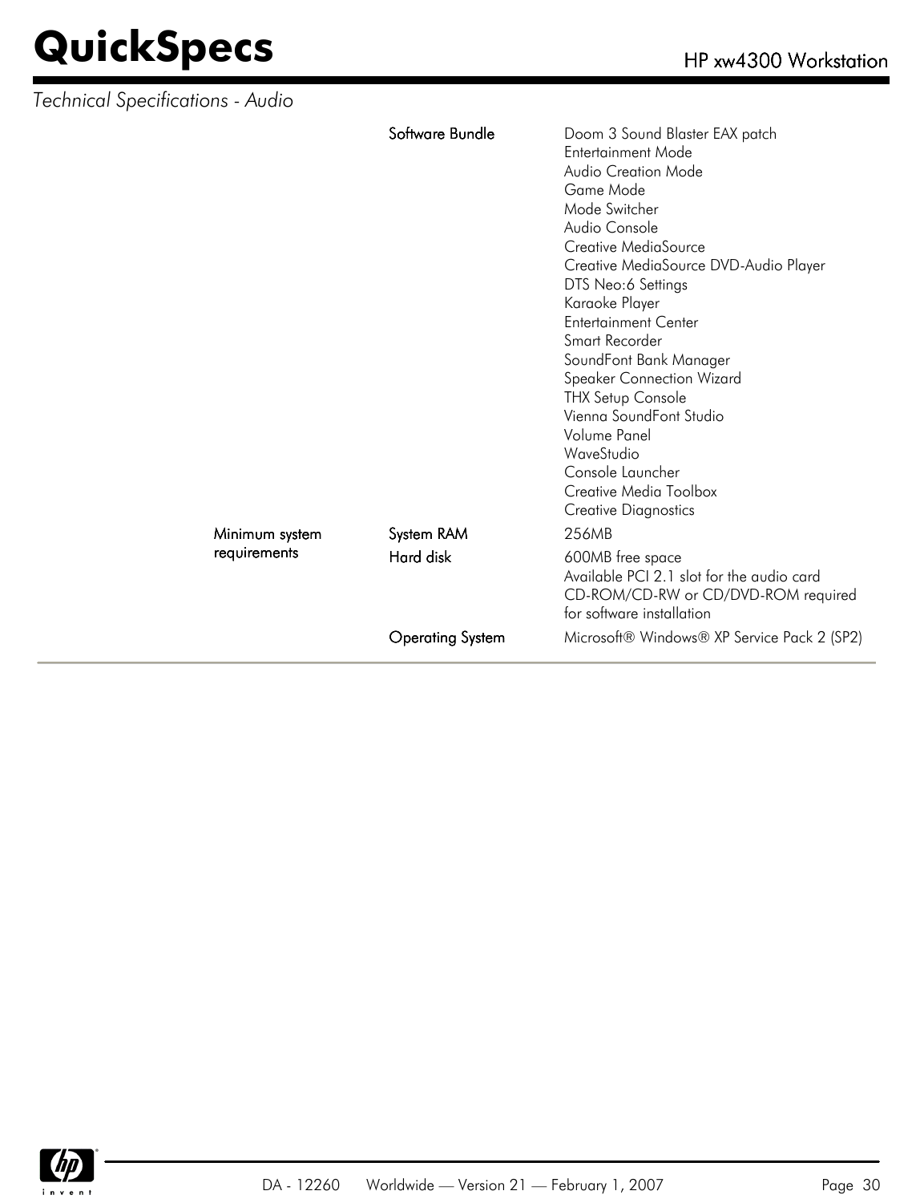*Technical Specifications - Audio*

| | | |
|---|---|---|
| | Software Bundle | Doom 3 Sound Blaster EAX patch<br>Entertainment Mode<br>Audio Creation Mode<br>Game Mode<br>Mode Switcher<br>Audio Console<br>Creative MediaSource<br>Creative MediaSource DVD-Audio Player<br>DTS Neo:6 Settings<br>Karaoke Player<br>Entertainment Center<br>Smart Recorder<br>SoundFont Bank Manager<br>Speaker Connection Wizard<br>THX Setup Console<br>Vienna SoundFont Studio<br>Volume Panel<br>WaveStudio<br>Console Launcher<br>Creative Media Toolbox<br>Creative Diagnostics |
| Minimum system requirements | System RAM | 256MB |
| | Hard disk | 600MB free space<br>Available PCI 2.1 slot for the audio card<br>CD-ROM/CD-RW or CD/DVD-ROM required for software installation |
| | Operating System | Microsoft® Windows® XP Service Pack 2 (SP2) |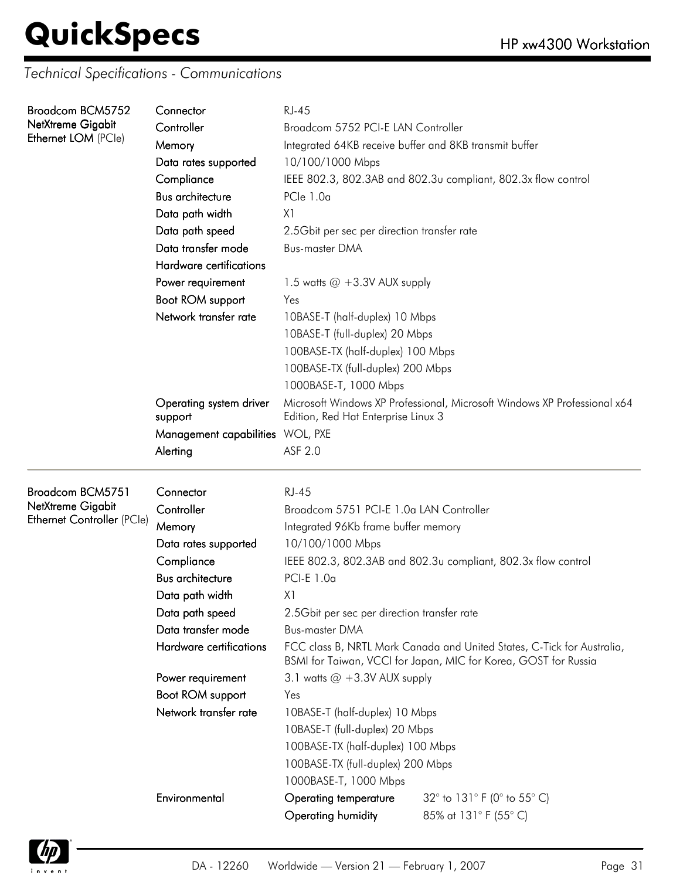## Technical Specifications - Communications

| | | |
|---|---|---|
| **Broadcom BCM5752 NetXtreme Gigabit Ethernet LOM** (PCIe) | Connector | RJ-45 |
| | Controller | Broadcom 5752 PCI-E LAN Controller |
| | Memory | Integrated 64KB receive buffer and 8KB transmit buffer |
| | Data rates supported | 10/100/1000 Mbps |
| | Compliance | IEEE 802.3, 802.3AB and 802.3u compliant, 802.3x flow control |
| | Bus architecture | PCIe 1.0a |
| | Data path width | X1 |
| | Data path speed | 2.5Gbit per sec per direction transfer rate |
| | Data transfer mode | Bus-master DMA |
| | Hardware certifications | |
| | Power requirement | 1.5 watts @ +3.3V AUX supply |
| | Boot ROM support | Yes |
| | Network transfer rate | 10BASE-T (half-duplex) 10 Mbps<br>10BASE-T (full-duplex) 20 Mbps<br>100BASE-TX (half-duplex) 100 Mbps<br>100BASE-TX (full-duplex) 200 Mbps<br>1000BASE-T, 1000 Mbps |
| | Operating system driver support | Microsoft Windows XP Professional, Microsoft Windows XP Professional x64 Edition, Red Hat Enterprise Linux 3 |
| | Management capabilities | WOL, PXE |
| | Alerting | ASF 2.0 |

| | | | |
|---|---|---|---|
| **Broadcom BCM5751 NetXtreme Gigabit Ethernet Controller** (PCIe) | Connector | RJ-45 | |
| | Controller | Broadcom 5751 PCI-E 1.0a LAN Controller | |
| | Memory | Integrated 96Kb frame buffer memory | |
| | Data rates supported | 10/100/1000 Mbps | |
| | Compliance | IEEE 802.3, 802.3AB and 802.3u compliant, 802.3x flow control | |
| | Bus architecture | PCI-E 1.0a | |
| | Data path width | X1 | |
| | Data path speed | 2.5Gbit per sec per direction transfer rate | |
| | Data transfer mode | Bus-master DMA | |
| | Hardware certifications | FCC class B, NRTL Mark Canada and United States, C-Tick for Australia, BSMI for Taiwan, VCCI for Japan, MIC for Korea, GOST for Russia | |
| | Power requirement | 3.1 watts @ +3.3V AUX supply | |
| | Boot ROM support | Yes | |
| | Network transfer rate | 10BASE-T (half-duplex) 10 Mbps<br>10BASE-T (full-duplex) 20 Mbps<br>100BASE-TX (half-duplex) 100 Mbps<br>100BASE-TX (full-duplex) 200 Mbps<br>1000BASE-T, 1000 Mbps | |
| | Environmental | Operating temperature | 32° to 131° F (0° to 55° C) |
| | | Operating humidity | 85% at 131° F (55° C) |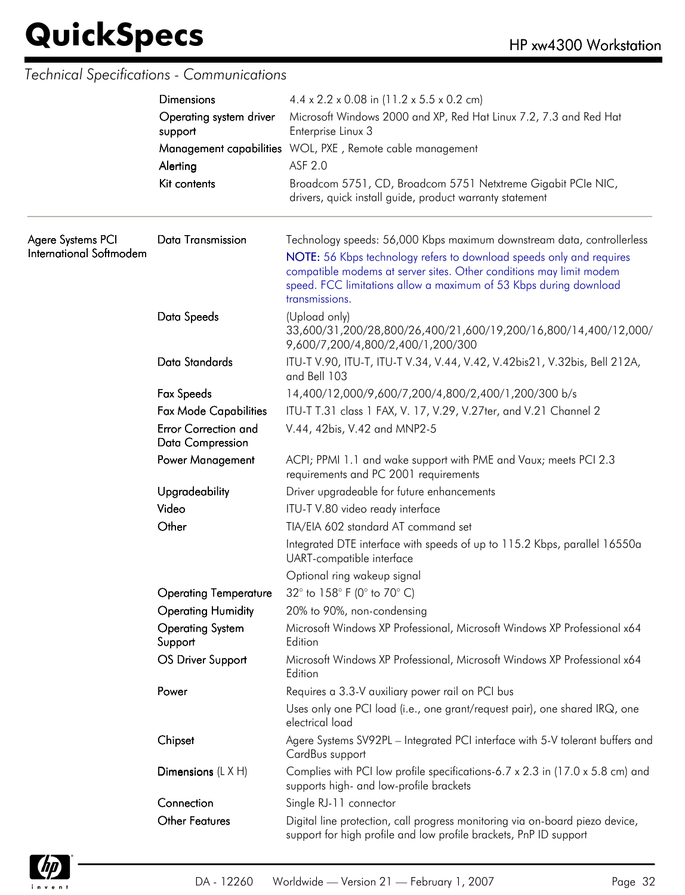## Technical Specifications - Communications

| | | |
|---|---|---|
| | Dimensions | 4.4 x 2.2 x 0.08 in (11.2 x 5.5 x 0.2 cm) |
| | Operating system driver support | Microsoft Windows 2000 and XP, Red Hat Linux 7.2, 7.3 and Red Hat Enterprise Linux 3 |
| | Management capabilities | WOL, PXE , Remote cable management |
| | Alerting | ASF 2.0 |
| | Kit contents | Broadcom 5751, CD, Broadcom 5751 Netxtreme Gigabit PCIe NIC, drivers, quick install guide, product warranty statement |

| | | |
|---|---|---|
| Agere Systems PCI International Softmodem | Data Transmission | Technology speeds: 56,000 Kbps maximum downstream data, controllerless<br>NOTE: 56 Kbps technology refers to download speeds only and requires compatible modems at server sites. Other conditions may limit modem speed. FCC limitations allow a maximum of 53 Kbps during download transmissions. |
| | Data Speeds | (Upload only) 33,600/31,200/28,800/26,400/21,600/19,200/16,800/14,400/12,000/9,600/7,200/4,800/2,400/1,200/300 |
| | Data Standards | ITU-T V.90, ITU-T, ITU-T V.34, V.44, V.42, V.42bis21, V.32bis, Bell 212A, and Bell 103 |
| | Fax Speeds | 14,400/12,000/9,600/7,200/4,800/2,400/1,200/300 b/s |
| | Fax Mode Capabilities | ITU-T T.31 class 1 FAX, V. 17, V.29, V.27ter, and V.21 Channel 2 |
| | Error Correction and Data Compression | V.44, 42bis, V.42 and MNP2-5 |
| | Power Management | ACPI; PPMI 1.1 and wake support with PME and Vaux; meets PCI 2.3 requirements and PC 2001 requirements |
| | Upgradeability | Driver upgradeable for future enhancements |
| | Video | ITU-T V.80 video ready interface |
| | Other | TIA/EIA 602 standard AT command set<br>Integrated DTE interface with speeds of up to 115.2 Kbps, parallel 16550a UART-compatible interface<br>Optional ring wakeup signal |
| | Operating Temperature | 32° to 158° F (0° to 70° C) |
| | Operating Humidity | 20% to 90%, non-condensing |
| | Operating System Support | Microsoft Windows XP Professional, Microsoft Windows XP Professional x64 Edition |
| | OS Driver Support | Microsoft Windows XP Professional, Microsoft Windows XP Professional x64 Edition |
| | Power | Requires a 3.3-V auxiliary power rail on PCI bus<br>Uses only one PCI load (i.e., one grant/request pair), one shared IRQ, one electrical load |
| | Chipset | Agere Systems SV92PL – Integrated PCI interface with 5-V tolerant buffers and CardBus support |
| | Dimensions (L X H) | Complies with PCI low profile specifications-6.7 x 2.3 in (17.0 x 5.8 cm) and supports high- and low-profile brackets |
| | Connection | Single RJ-11 connector |
| | Other Features | Digital line protection, call progress monitoring via on-board piezo device, support for high profile and low profile brackets, PnP ID support |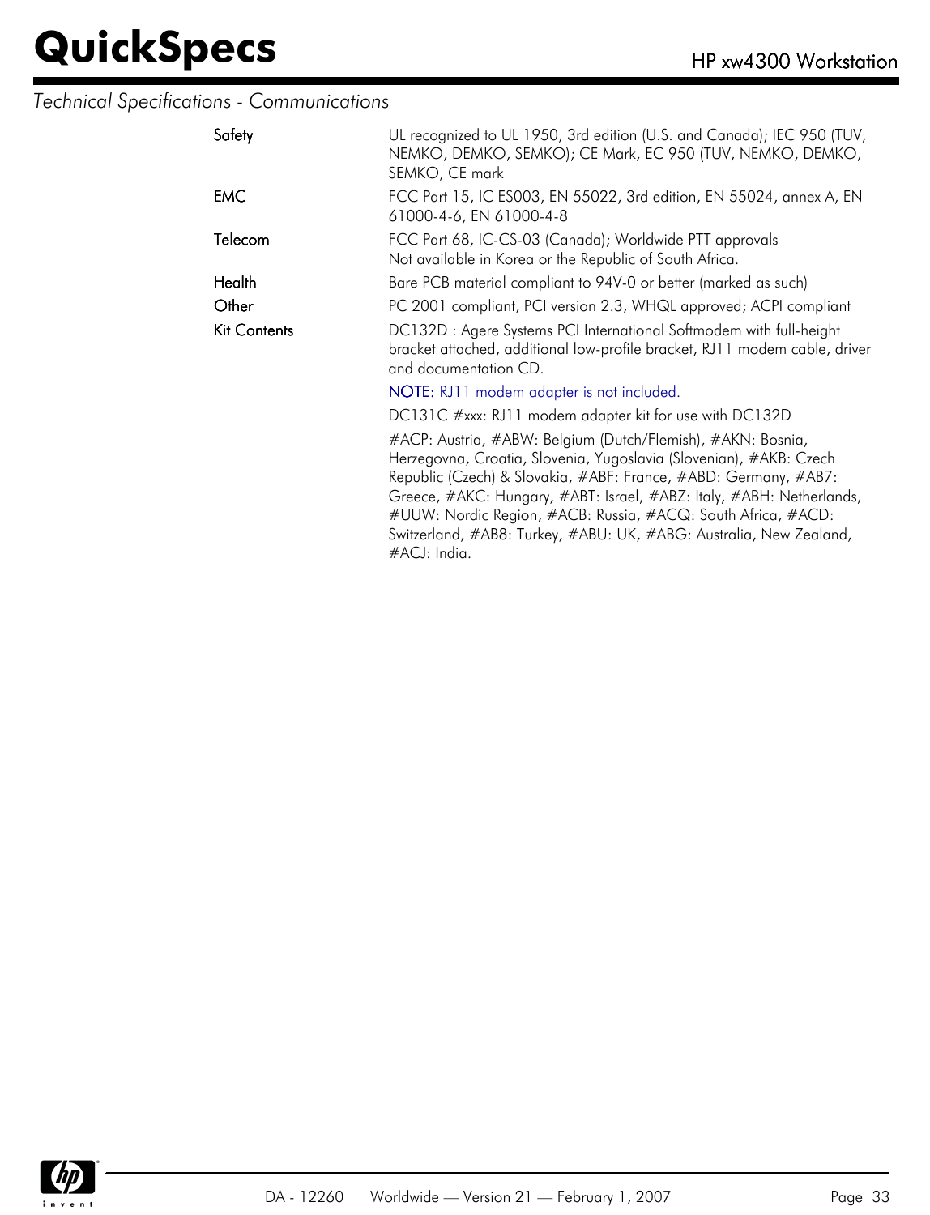*Technical Specifications - Communications*

| | |
|---|---|
| Safety | UL recognized to UL 1950, 3rd edition (U.S. and Canada); IEC 950 (TUV, NEMKO, DEMKO, SEMKO); CE Mark, EC 950 (TUV, NEMKO, DEMKO, SEMKO, CE mark |
| EMC | FCC Part 15, IC ES003, EN 55022, 3rd edition, EN 55024, annex A, EN 61000-4-6, EN 61000-4-8 |
| Telecom | FCC Part 68, IC-CS-03 (Canada); Worldwide PTT approvals<br>Not available in Korea or the Republic of South Africa. |
| Health | Bare PCB material compliant to 94V-0 or better (marked as such) |
| Other | PC 2001 compliant, PCI version 2.3, WHQL approved; ACPI compliant |
| Kit Contents | DC132D : Agere Systems PCI International Softmodem with full-height bracket attached, additional low-profile bracket, RJ11 modem cable, driver and documentation CD.<br>**NOTE:** RJ11 modem adapter is not included.<br>DC131C #xxx: RJ11 modem adapter kit for use with DC132D<br>#ACP: Austria, #ABW: Belgium (Dutch/Flemish), #AKN: Bosnia, Herzegovna, Croatia, Slovenia, Yugoslavia (Slovenian), #AKB: Czech Republic (Czech) & Slovakia, #ABF: France, #ABD: Germany, #AB7: Greece, #AKC: Hungary, #ABT: Israel, #ABZ: Italy, #ABH: Netherlands, #UUW: Nordic Region, #ACB: Russia, #ACQ: South Africa, #ACD: Switzerland, #AB8: Turkey, #ABU: UK, #ABG: Australia, New Zealand, #ACJ: India. |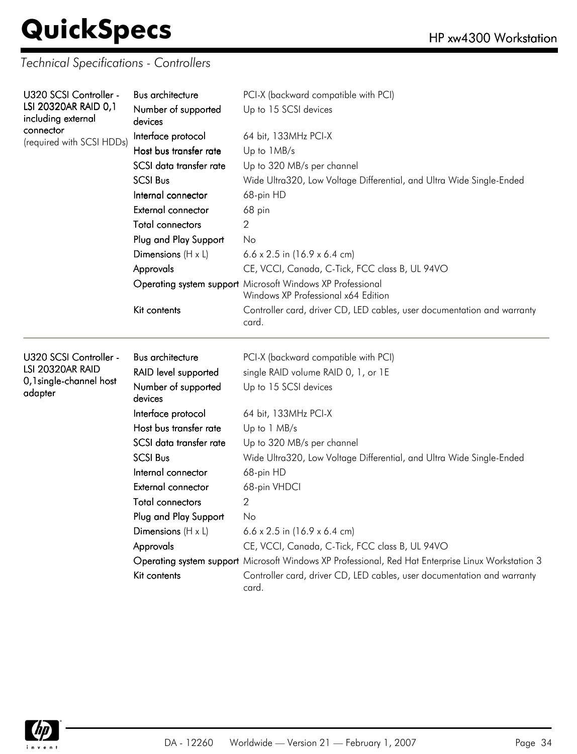## Technical Specifications - Controllers

| U320 SCSI Controller - LSI 20320AR RAID 0,1 including external connector (required with SCSI HDDs) | | |
|---|---|---|
| | Bus architecture | PCI-X (backward compatible with PCI) |
| | Number of supported devices | Up to 15 SCSI devices |
| | Interface protocol | 64 bit, 133MHz PCI-X |
| | Host bus transfer rate | Up to 1MB/s |
| | SCSI data transfer rate | Up to 320 MB/s per channel |
| | SCSI Bus | Wide Ultra320, Low Voltage Differential, and Ultra Wide Single-Ended |
| | Internal connector | 68-pin HD |
| | External connector | 68 pin |
| | Total connectors | 2 |
| | Plug and Play Support | No |
| | Dimensions (H x L) | 6.6 x 2.5 in (16.9 x 6.4 cm) |
| | Approvals | CE, VCCI, Canada, C-Tick, FCC class B, UL 94VO |
| | Operating system support | Microsoft Windows XP Professional<br>Windows XP Professional x64 Edition |
| | Kit contents | Controller card, driver CD, LED cables, user documentation and warranty card. |

| U320 SCSI Controller - LSI 20320AR RAID 0,1single-channel host adapter | | |
|---|---|---|
| | Bus architecture | PCI-X (backward compatible with PCI) |
| | RAID level supported | single RAID volume RAID 0, 1, or 1E |
| | Number of supported devices | Up to 15 SCSI devices |
| | Interface protocol | 64 bit, 133MHz PCI-X |
| | Host bus transfer rate | Up to 1 MB/s |
| | SCSI data transfer rate | Up to 320 MB/s per channel |
| | SCSI Bus | Wide Ultra320, Low Voltage Differential, and Ultra Wide Single-Ended |
| | Internal connector | 68-pin HD |
| | External connector | 68-pin VHDCI |
| | Total connectors | 2 |
| | Plug and Play Support | No |
| | Dimensions (H x L) | 6.6 x 2.5 in (16.9 x 6.4 cm) |
| | Approvals | CE, VCCI, Canada, C-Tick, FCC class B, UL 94VO |
| | Operating system support | Microsoft Windows XP Professional, Red Hat Enterprise Linux Workstation 3 |
| | Kit contents | Controller card, driver CD, LED cables, user documentation and warranty card. |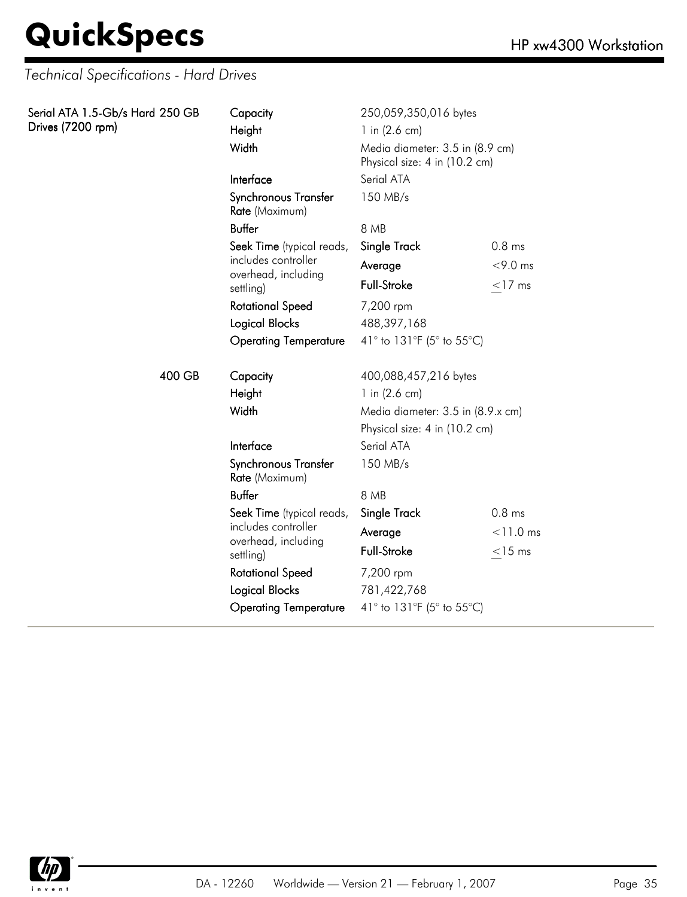*Technical Specifications - Hard Drives*

| Serial ATA 1.5-Gb/s Hard Drives (7200 rpm) | | | | |
|---|---|---|---|---|
| | 250 GB | **Capacity** | 250,059,350,016 bytes | |
| | | **Height** | 1 in (2.6 cm) | |
| | | **Width** | Media diameter: 3.5 in (8.9 cm)<br>Physical size: 4 in (10.2 cm) | |
| | | **Interface** | Serial ATA | |
| | | **Synchronous Transfer Rate** (Maximum) | 150 MB/s | |
| | | **Buffer** | 8 MB | |
| | | **Seek Time** (typical reads, includes controller overhead, including settling) | **Single Track** | 0.8 ms |
| | | | **Average** | <9.0 ms |
| | | | **Full-Stroke** | ≤17 ms |
| | | **Rotational Speed** | 7,200 rpm | |
| | | **Logical Blocks** | 488,397,168 | |
| | | **Operating Temperature** | 41° to 131°F (5° to 55°C) | |
| | 400 GB | **Capacity** | 400,088,457,216 bytes | |
| | | **Height** | 1 in (2.6 cm) | |
| | | **Width** | Media diameter: 3.5 in (8.9.x cm)<br>Physical size: 4 in (10.2 cm) | |
| | | **Interface** | Serial ATA | |
| | | **Synchronous Transfer Rate** (Maximum) | 150 MB/s | |
| | | **Buffer** | 8 MB | |
| | | **Seek Time** (typical reads, includes controller overhead, including settling) | **Single Track** | 0.8 ms |
| | | | **Average** | <11.0 ms |
| | | | **Full-Stroke** | ≤15 ms |
| | | **Rotational Speed** | 7,200 rpm | |
| | | **Logical Blocks** | 781,422,768 | |
| | | **Operating Temperature** | 41° to 131°F (5° to 55°C) | |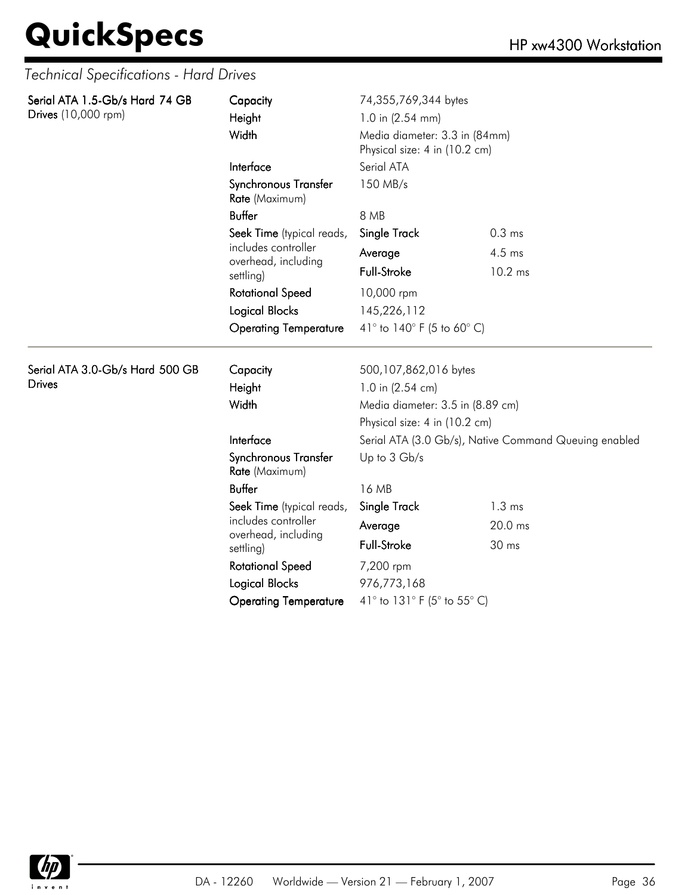## Technical Specifications - Hard Drives

| | | | |
|---|---|---|---|
| **Serial ATA 1.5-Gb/s Hard 74 GB Drives** (10,000 rpm) | **Capacity** | 74,355,769,344 bytes | |
| | **Height** | 1.0 in (2.54 mm) | |
| | **Width** | Media diameter: 3.3 in (84mm)<br>Physical size: 4 in (10.2 cm) | |
| | **Interface** | Serial ATA | |
| | **Synchronous Transfer Rate** (Maximum) | 150 MB/s | |
| | **Buffer** | 8 MB | |
| | **Seek Time** (typical reads, includes controller overhead, including settling) | **Single Track** | 0.3 ms |
| | | **Average** | 4.5 ms |
| | | **Full-Stroke** | 10.2 ms |
| | **Rotational Speed** | 10,000 rpm | |
| | **Logical Blocks** | 145,226,112 | |
| | **Operating Temperature** | 41° to 140° F (5 to 60° C) | |

| | | | |
|---|---|---|---|
| **Serial ATA 3.0-Gb/s Hard 500 GB Drives** | **Capacity** | 500,107,862,016 bytes | |
| | **Height** | 1.0 in (2.54 cm) | |
| | **Width** | Media diameter: 3.5 in (8.89 cm)<br>Physical size: 4 in (10.2 cm) | |
| | **Interface** | Serial ATA (3.0 Gb/s), Native Command Queuing enabled | |
| | **Synchronous Transfer Rate** (Maximum) | Up to 3 Gb/s | |
| | **Buffer** | 16 MB | |
| | **Seek Time** (typical reads, includes controller overhead, including settling) | **Single Track** | 1.3 ms |
| | | **Average** | 20.0 ms |
| | | **Full-Stroke** | 30 ms |
| | **Rotational Speed** | 7,200 rpm | |
| | **Logical Blocks** | 976,773,168 | |
| | **Operating Temperature** | 41° to 131° F (5° to 55° C) | |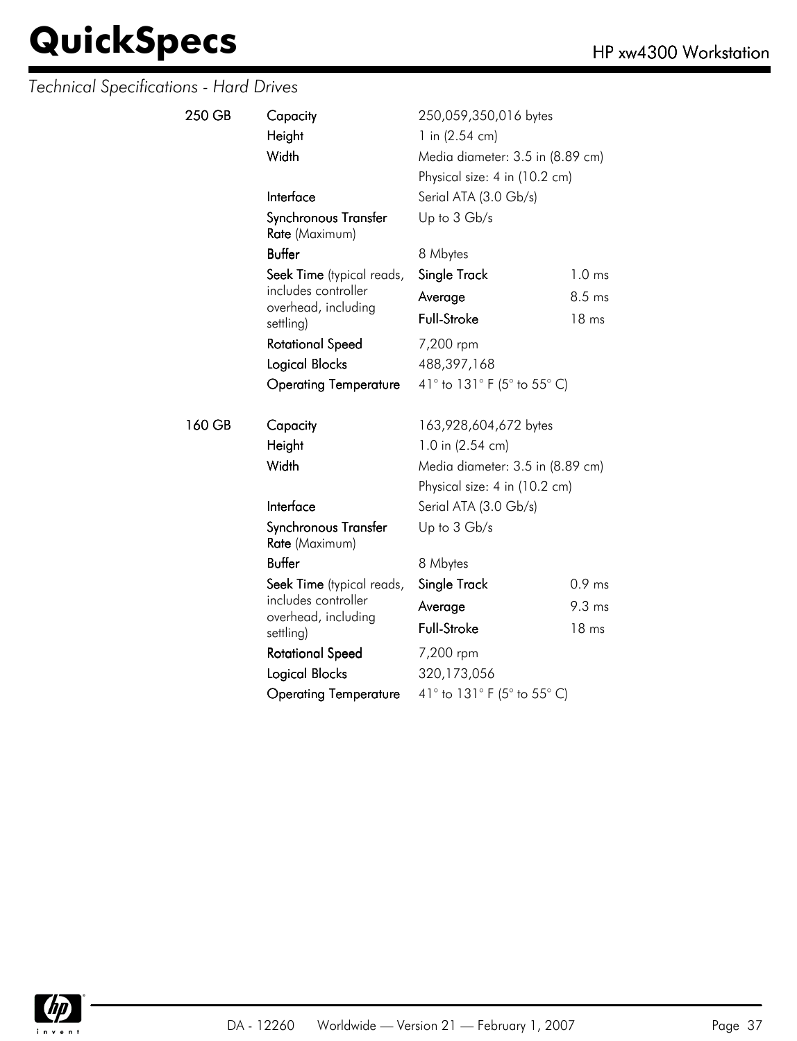*Technical Specifications - Hard Drives*

| | | | |
|---|---|---|---|
| **250 GB** | **Capacity** | 250,059,350,016 bytes | |
| | **Height** | 1 in (2.54 cm) | |
| | **Width** | Media diameter: 3.5 in (8.89 cm) | |
| | | Physical size: 4 in (10.2 cm) | |
| | **Interface** | Serial ATA (3.0 Gb/s) | |
| | **Synchronous Transfer Rate** (Maximum) | Up to 3 Gb/s | |
| | **Buffer** | 8 Mbytes | |
| | **Seek Time** (typical reads, includes controller overhead, including settling) | **Single Track** | 1.0 ms |
| | | **Average** | 8.5 ms |
| | | **Full-Stroke** | 18 ms |
| | **Rotational Speed** | 7,200 rpm | |
| | **Logical Blocks** | 488,397,168 | |
| | **Operating Temperature** | 41° to 131° F (5° to 55° C) | |
| **160 GB** | **Capacity** | 163,928,604,672 bytes | |
| | **Height** | 1.0 in (2.54 cm) | |
| | **Width** | Media diameter: 3.5 in (8.89 cm) | |
| | | Physical size: 4 in (10.2 cm) | |
| | **Interface** | Serial ATA (3.0 Gb/s) | |
| | **Synchronous Transfer Rate** (Maximum) | Up to 3 Gb/s | |
| | **Buffer** | 8 Mbytes | |
| | **Seek Time** (typical reads, includes controller overhead, including settling) | **Single Track** | 0.9 ms |
| | | **Average** | 9.3 ms |
| | | **Full-Stroke** | 18 ms |
| | **Rotational Speed** | 7,200 rpm | |
| | **Logical Blocks** | 320,173,056 | |
| | **Operating Temperature** | 41° to 131° F (5° to 55° C) | |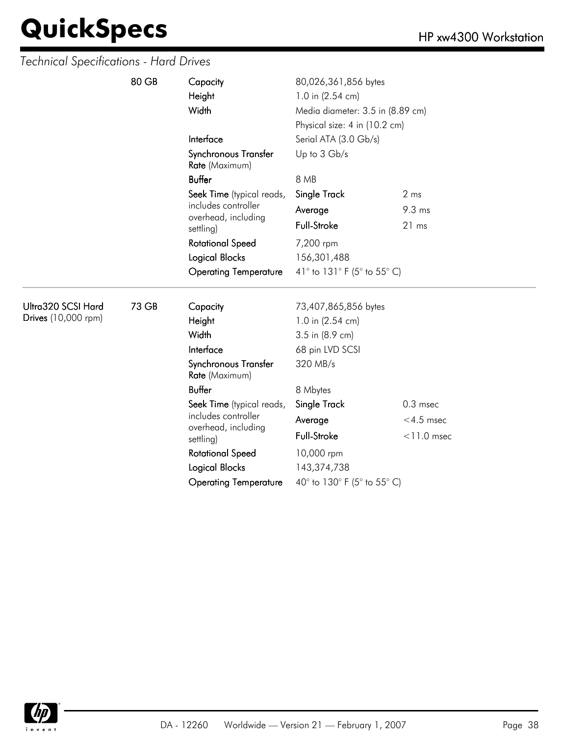*Technical Specifications - Hard Drives*

| | | | | |
|---|---|---|---|---|
| | **80 GB** | **Capacity** | 80,026,361,856 bytes | |
| | | **Height** | 1.0 in (2.54 cm) | |
| | | **Width** | Media diameter: 3.5 in (8.89 cm) | |
| | | | Physical size: 4 in (10.2 cm) | |
| | | **Interface** | Serial ATA (3.0 Gb/s) | |
| | | **Synchronous Transfer Rate** (Maximum) | Up to 3 Gb/s | |
| | | **Buffer** | 8 MB | |
| | | **Seek Time** (typical reads, includes controller overhead, including settling) | **Single Track** | 2 ms |
| | | | **Average** | 9.3 ms |
| | | | **Full-Stroke** | 21 ms |
| | | **Rotational Speed** | 7,200 rpm | |
| | | **Logical Blocks** | 156,301,488 | |
| | | **Operating Temperature** | 41° to 131° F (5° to 55° C) | |

| | | | | |
|---|---|---|---|---|
| **Ultra320 SCSI Hard Drives** (10,000 rpm) | **73 GB** | **Capacity** | 73,407,865,856 bytes | |
| | | **Height** | 1.0 in (2.54 cm) | |
| | | **Width** | 3.5 in (8.9 cm) | |
| | | **Interface** | 68 pin LVD SCSI | |
| | | **Synchronous Transfer Rate** (Maximum) | 320 MB/s | |
| | | **Buffer** | 8 Mbytes | |
| | | **Seek Time** (typical reads, includes controller overhead, including settling) | **Single Track** | 0.3 msec |
| | | | **Average** | <4.5 msec |
| | | | **Full-Stroke** | <11.0 msec |
| | | **Rotational Speed** | 10,000 rpm | |
| | | **Logical Blocks** | 143,374,738 | |
| | | **Operating Temperature** | 40° to 130° F (5° to 55° C) | |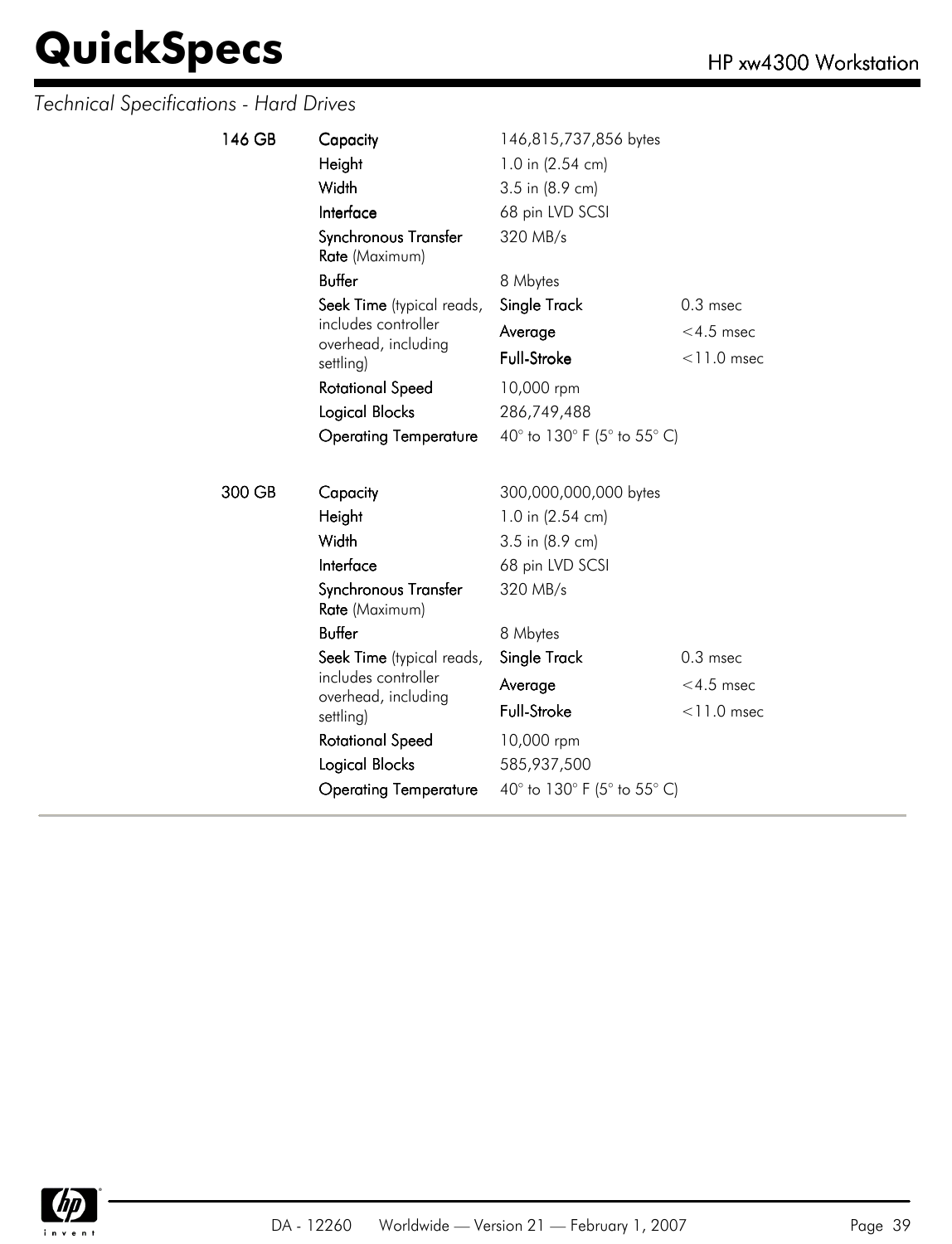*Technical Specifications - Hard Drives*

| | | | |
|---|---|---|---|
| **146 GB** | **Capacity** | 146,815,737,856 bytes | |
| | **Height** | 1.0 in (2.54 cm) | |
| | **Width** | 3.5 in (8.9 cm) | |
| | **Interface** | 68 pin LVD SCSI | |
| | **Synchronous Transfer Rate** (Maximum) | 320 MB/s | |
| | **Buffer** | 8 Mbytes | |
| | **Seek Time** (typical reads, includes controller overhead, including settling) | **Single Track** | 0.3 msec |
| | | **Average** | <4.5 msec |
| | | **Full-Stroke** | <11.0 msec |
| | **Rotational Speed** | 10,000 rpm | |
| | **Logical Blocks** | 286,749,488 | |
| | **Operating Temperature** | 40° to 130° F (5° to 55° C) | |
| **300 GB** | **Capacity** | 300,000,000,000 bytes | |
| | **Height** | 1.0 in (2.54 cm) | |
| | **Width** | 3.5 in (8.9 cm) | |
| | **Interface** | 68 pin LVD SCSI | |
| | **Synchronous Transfer Rate** (Maximum) | 320 MB/s | |
| | **Buffer** | 8 Mbytes | |
| | **Seek Time** (typical reads, includes controller overhead, including settling) | **Single Track** | 0.3 msec |
| | | **Average** | <4.5 msec |
| | | **Full-Stroke** | <11.0 msec |
| | **Rotational Speed** | 10,000 rpm | |
| | **Logical Blocks** | 585,937,500 | |
| | **Operating Temperature** | 40° to 130° F (5° to 55° C) | |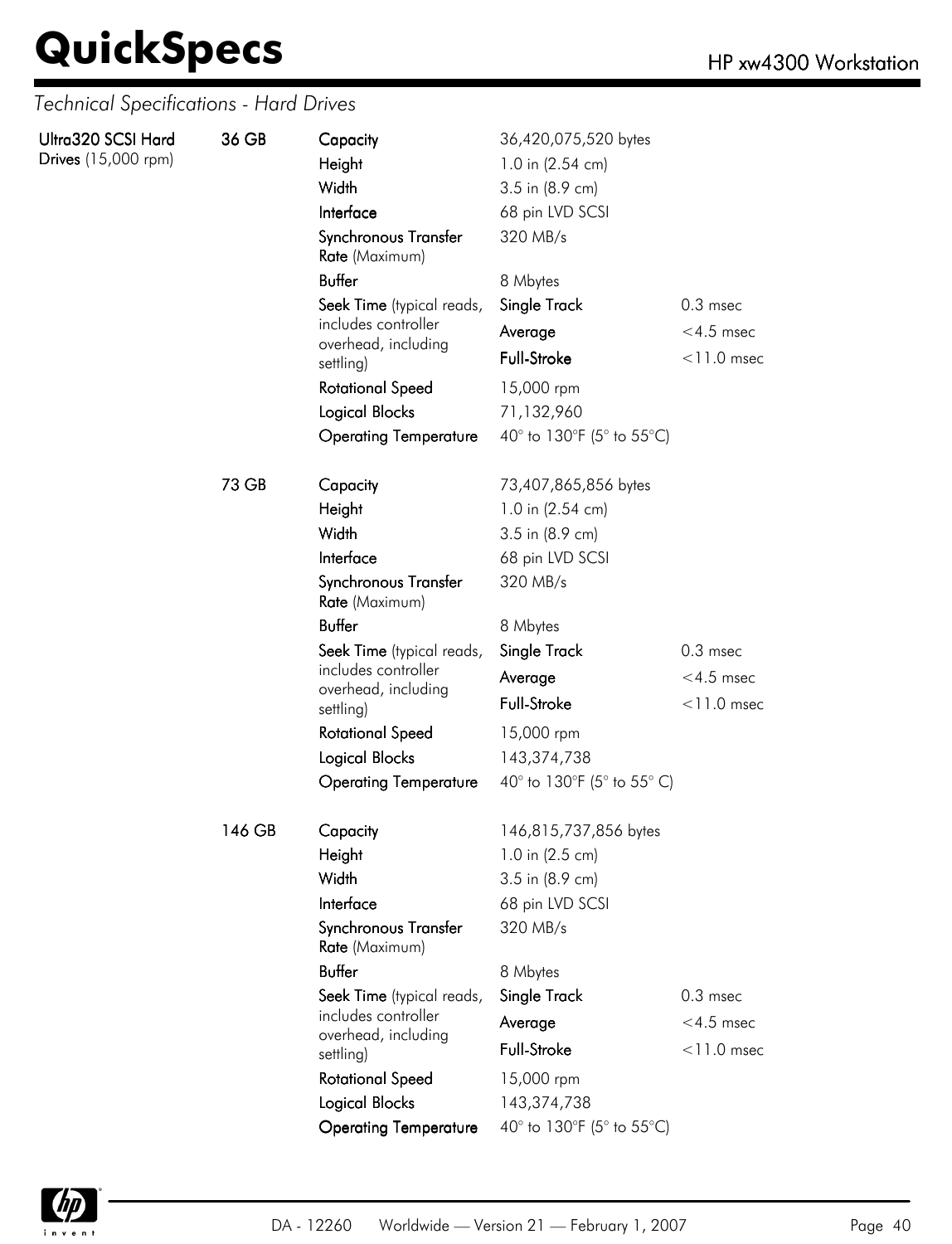*Technical Specifications - Hard Drives*

| | | | | |
|---|---|---|---|---|
| **Ultra320 SCSI Hard Drives** (15,000 rpm) | **36 GB** | **Capacity** | 36,420,075,520 bytes | |
| | | **Height** | 1.0 in (2.54 cm) | |
| | | **Width** | 3.5 in (8.9 cm) | |
| | | **Interface** | 68 pin LVD SCSI | |
| | | **Synchronous Transfer Rate** (Maximum) | 320 MB/s | |
| | | **Buffer** | 8 Mbytes | |
| | | **Seek Time** (typical reads, includes controller overhead, including settling) | **Single Track** | 0.3 msec |
| | | | **Average** | <4.5 msec |
| | | | **Full-Stroke** | <11.0 msec |
| | | **Rotational Speed** | 15,000 rpm | |
| | | **Logical Blocks** | 71,132,960 | |
| | | **Operating Temperature** | 40° to 130°F (5° to 55°C) | |
| | **73 GB** | **Capacity** | 73,407,865,856 bytes | |
| | | **Height** | 1.0 in (2.54 cm) | |
| | | **Width** | 3.5 in (8.9 cm) | |
| | | **Interface** | 68 pin LVD SCSI | |
| | | **Synchronous Transfer Rate** (Maximum) | 320 MB/s | |
| | | **Buffer** | 8 Mbytes | |
| | | **Seek Time** (typical reads, includes controller overhead, including settling) | **Single Track** | 0.3 msec |
| | | | **Average** | <4.5 msec |
| | | | **Full-Stroke** | <11.0 msec |
| | | **Rotational Speed** | 15,000 rpm | |
| | | **Logical Blocks** | 143,374,738 | |
| | | **Operating Temperature** | 40° to 130°F (5° to 55° C) | |
| | **146 GB** | **Capacity** | 146,815,737,856 bytes | |
| | | **Height** | 1.0 in (2.5 cm) | |
| | | **Width** | 3.5 in (8.9 cm) | |
| | | **Interface** | 68 pin LVD SCSI | |
| | | **Synchronous Transfer Rate** (Maximum) | 320 MB/s | |
| | | **Buffer** | 8 Mbytes | |
| | | **Seek Time** (typical reads, includes controller overhead, including settling) | **Single Track** | 0.3 msec |
| | | | **Average** | <4.5 msec |
| | | | **Full-Stroke** | <11.0 msec |
| | | **Rotational Speed** | 15,000 rpm | |
| | | **Logical Blocks** | 143,374,738 | |
| | | **Operating Temperature** | 40° to 130°F (5° to 55°C) | |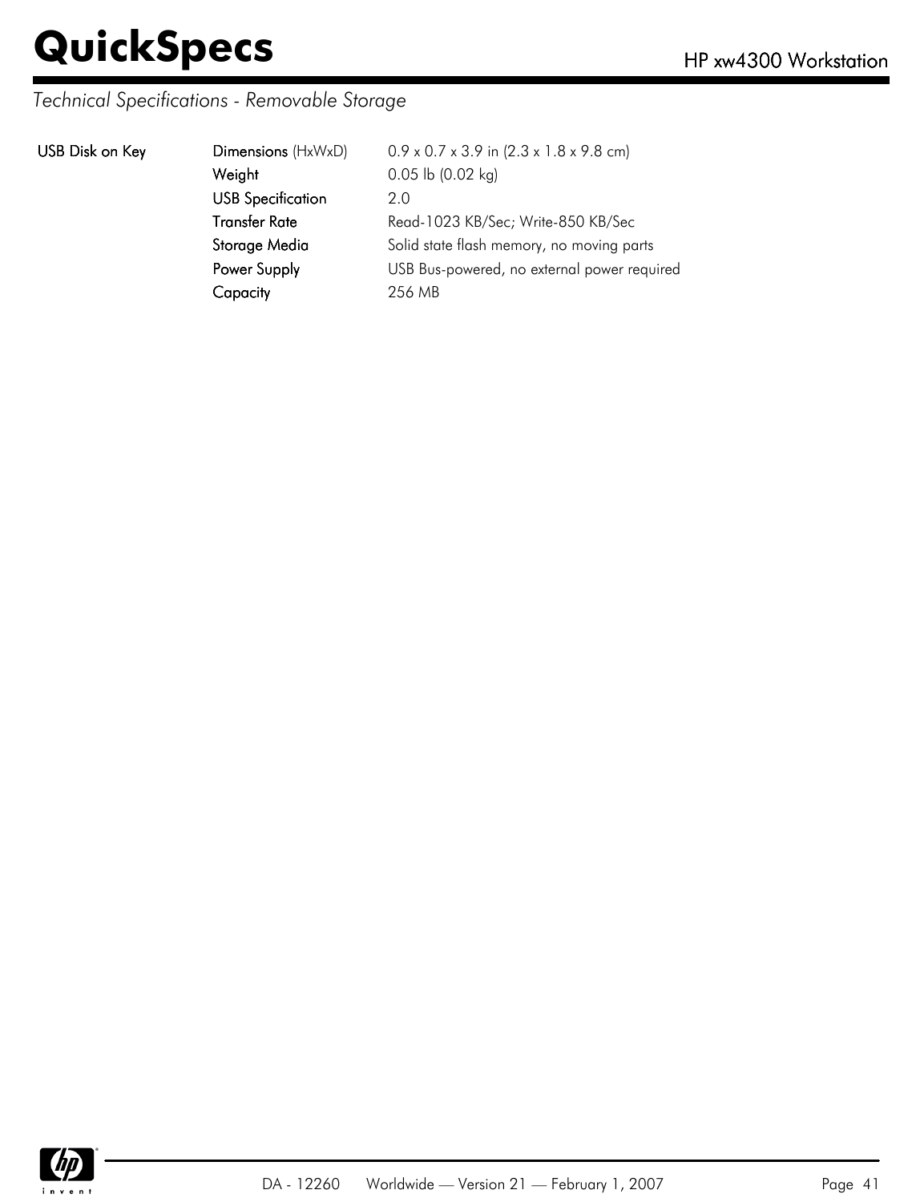*Technical Specifications - Removable Storage*

| USB Disk on Key | | |
|---|---|---|
| | **Dimensions** (HxWxD) | 0.9 x 0.7 x 3.9 in (2.3 x 1.8 x 9.8 cm) |
| | **Weight** | 0.05 lb (0.02 kg) |
| | **USB Specification** | 2.0 |
| | **Transfer Rate** | Read-1023 KB/Sec; Write-850 KB/Sec |
| | **Storage Media** | Solid state flash memory, no moving parts |
| | **Power Supply** | USB Bus-powered, no external power required |
| | **Capacity** | 256 MB |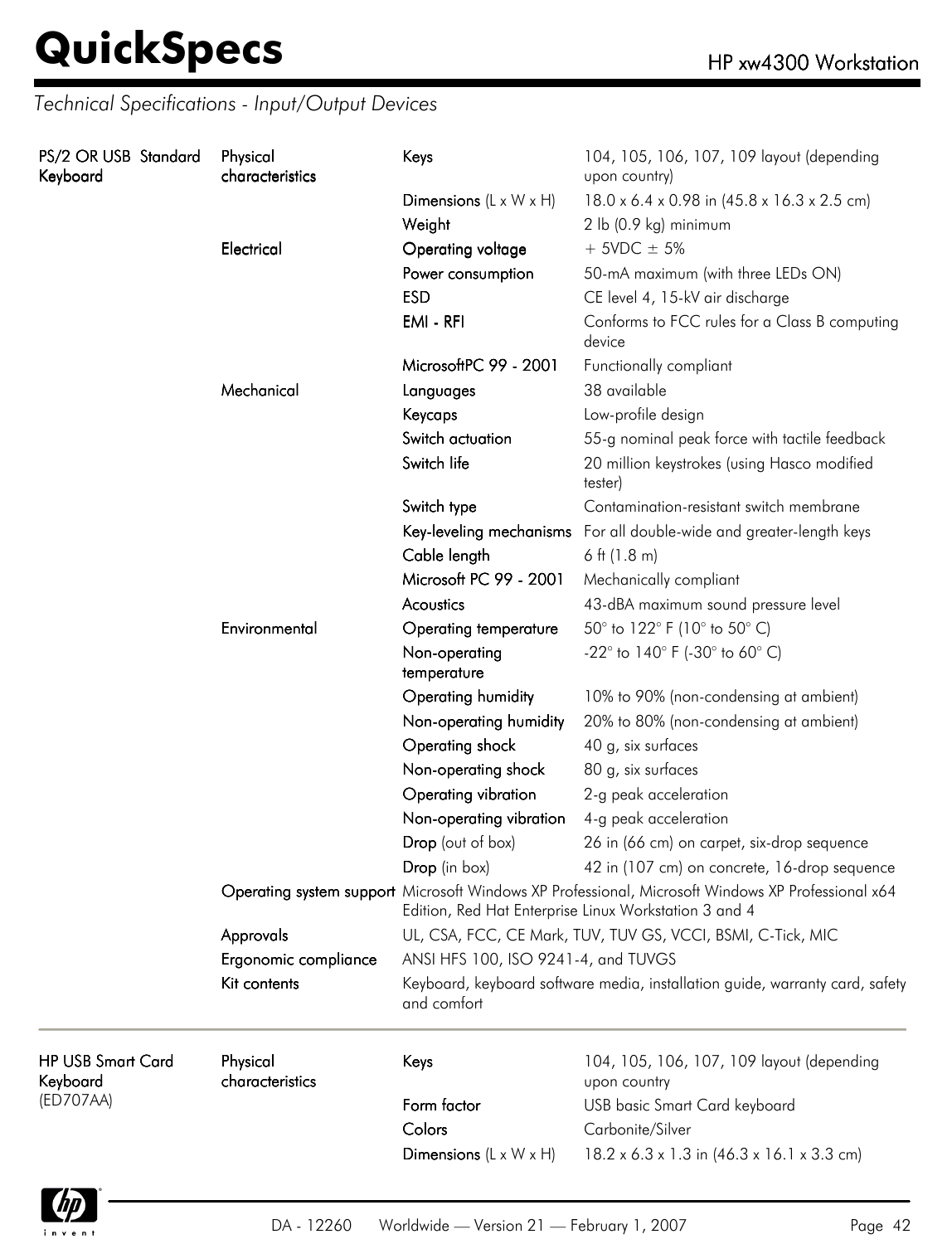*Technical Specifications - Input/Output Devices*

| | | | |
|---|---|---|---|
| **PS/2 OR USB Standard Keyboard** | **Physical characteristics** | **Keys** | 104, 105, 106, 107, 109 layout (depending upon country) |
| | | **Dimensions** (L x W x H) | 18.0 x 6.4 x 0.98 in (45.8 x 16.3 x 2.5 cm) |
| | | **Weight** | 2 lb (0.9 kg) minimum |
| | **Electrical** | **Operating voltage** | + 5VDC ± 5% |
| | | **Power consumption** | 50-mA maximum (with three LEDs ON) |
| | | **ESD** | CE level 4, 15-kV air discharge |
| | | **EMI - RFI** | Conforms to FCC rules for a Class B computing device |
| | | **MicrosoftPC 99 - 2001** | Functionally compliant |
| | **Mechanical** | **Languages** | 38 available |
| | | **Keycaps** | Low-profile design |
| | | **Switch actuation** | 55-g nominal peak force with tactile feedback |
| | | **Switch life** | 20 million keystrokes (using Hasco modified tester) |
| | | **Switch type** | Contamination-resistant switch membrane |
| | | **Key-leveling mechanisms** | For all double-wide and greater-length keys |
| | | **Cable length** | 6 ft (1.8 m) |
| | | **Microsoft PC 99 - 2001** | Mechanically compliant |
| | | **Acoustics** | 43-dBA maximum sound pressure level |
| | **Environmental** | **Operating temperature** | 50° to 122° F (10° to 50° C) |
| | | **Non-operating temperature** | -22° to 140° F (-30° to 60° C) |
| | | **Operating humidity** | 10% to 90% (non-condensing at ambient) |
| | | **Non-operating humidity** | 20% to 80% (non-condensing at ambient) |
| | | **Operating shock** | 40 g, six surfaces |
| | | **Non-operating shock** | 80 g, six surfaces |
| | | **Operating vibration** | 2-g peak acceleration |
| | | **Non-operating vibration** | 4-g peak acceleration |
| | | **Drop** (out of box) | 26 in (66 cm) on carpet, six-drop sequence |
| | | **Drop** (in box) | 42 in (107 cm) on concrete, 16-drop sequence |
| | **Operating system support** | Microsoft Windows XP Professional, Microsoft Windows XP Professional x64 Edition, Red Hat Enterprise Linux Workstation 3 and 4 | |
| | **Approvals** | UL, CSA, FCC, CE Mark, TUV, TUV GS, VCCI, BSMI, C-Tick, MIC | |
| | **Ergonomic compliance** | ANSI HFS 100, ISO 9241-4, and TUVGS | |
| | **Kit contents** | Keyboard, keyboard software media, installation guide, warranty card, safety and comfort | |

| | | | |
|---|---|---|---|
| **HP USB Smart Card Keyboard** (ED707AA) | **Physical characteristics** | **Keys** | 104, 105, 106, 107, 109 layout (depending upon country |
| | | **Form factor** | USB basic Smart Card keyboard |
| | | **Colors** | Carbonite/Silver |
| | | **Dimensions** (L x W x H) | 18.2 x 6.3 x 1.3 in (46.3 x 16.1 x 3.3 cm) |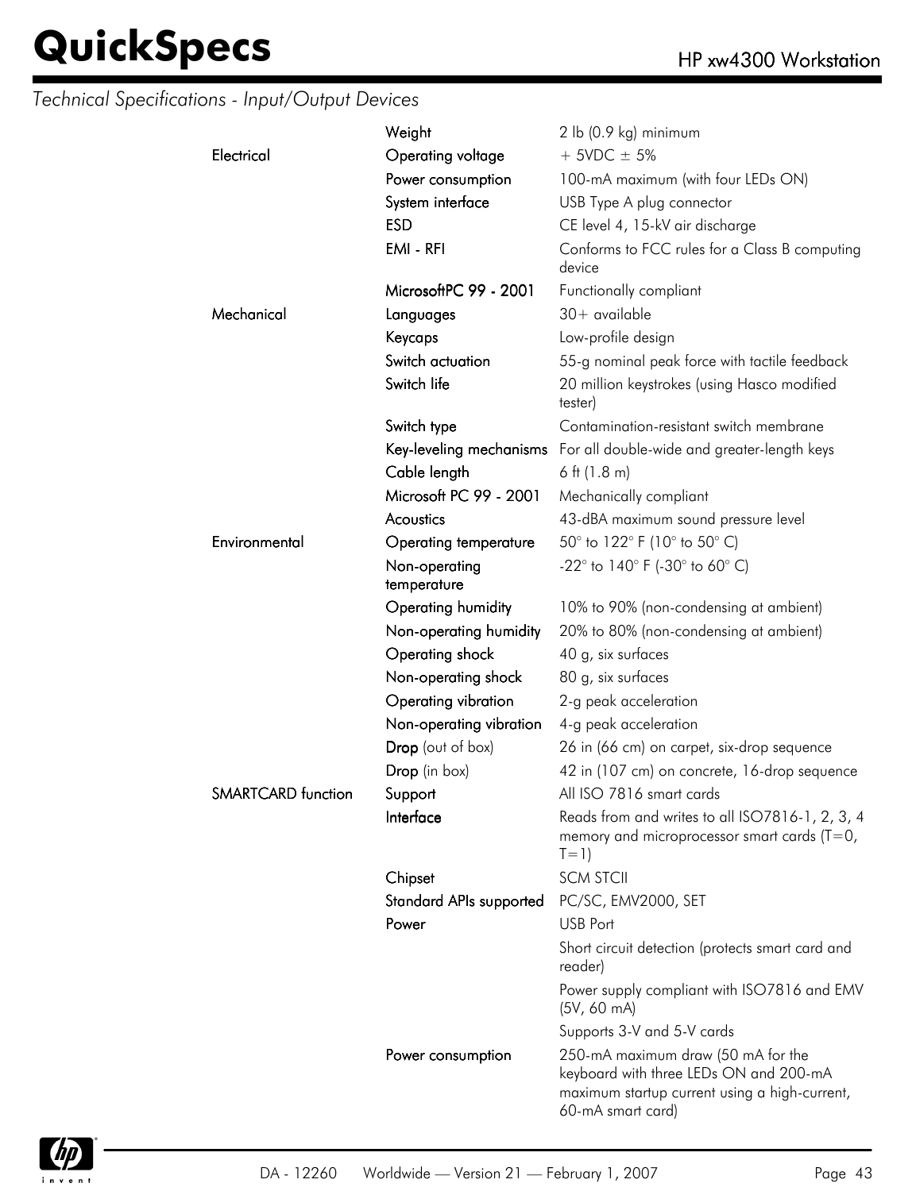*Technical Specifications - Input/Output Devices*

| | | |
|---|---|---|
| | **Weight** | 2 lb (0.9 kg) minimum |
| **Electrical** | **Operating voltage** | + 5VDC ± 5% |
| | **Power consumption** | 100-mA maximum (with four LEDs ON) |
| | **System interface** | USB Type A plug connector |
| | **ESD** | CE level 4, 15-kV air discharge |
| | **EMI - RFI** | Conforms to FCC rules for a Class B computing device |
| | **MicrosoftPC 99 - 2001** | Functionally compliant |
| **Mechanical** | **Languages** | 30+ available |
| | **Keycaps** | Low-profile design |
| | **Switch actuation** | 55-g nominal peak force with tactile feedback |
| | **Switch life** | 20 million keystrokes (using Hasco modified tester) |
| | **Switch type** | Contamination-resistant switch membrane |
| | **Key-leveling mechanisms** | For all double-wide and greater-length keys |
| | **Cable length** | 6 ft (1.8 m) |
| | **Microsoft PC 99 - 2001** | Mechanically compliant |
| | **Acoustics** | 43-dBA maximum sound pressure level |
| **Environmental** | **Operating temperature** | 50° to 122° F (10° to 50° C) |
| | **Non-operating temperature** | -22° to 140° F (-30° to 60° C) |
| | **Operating humidity** | 10% to 90% (non-condensing at ambient) |
| | **Non-operating humidity** | 20% to 80% (non-condensing at ambient) |
| | **Operating shock** | 40 g, six surfaces |
| | **Non-operating shock** | 80 g, six surfaces |
| | **Operating vibration** | 2-g peak acceleration |
| | **Non-operating vibration** | 4-g peak acceleration |
| | **Drop** (out of box) | 26 in (66 cm) on carpet, six-drop sequence |
| | **Drop** (in box) | 42 in (107 cm) on concrete, 16-drop sequence |
| **SMARTCARD function** | **Support** | All ISO 7816 smart cards |
| | **Interface** | Reads from and writes to all ISO7816-1, 2, 3, 4 memory and microprocessor smart cards (T=0, T=1) |
| | **Chipset** | SCM STCII |
| | **Standard APIs supported** | PC/SC, EMV2000, SET |
| | **Power** | USB Port |
| | | Short circuit detection (protects smart card and reader) |
| | | Power supply compliant with ISO7816 and EMV (5V, 60 mA) |
| | | Supports 3-V and 5-V cards |
| | **Power consumption** | 250-mA maximum draw (50 mA for the keyboard with three LEDs ON and 200-mA maximum startup current using a high-current, 60-mA smart card) |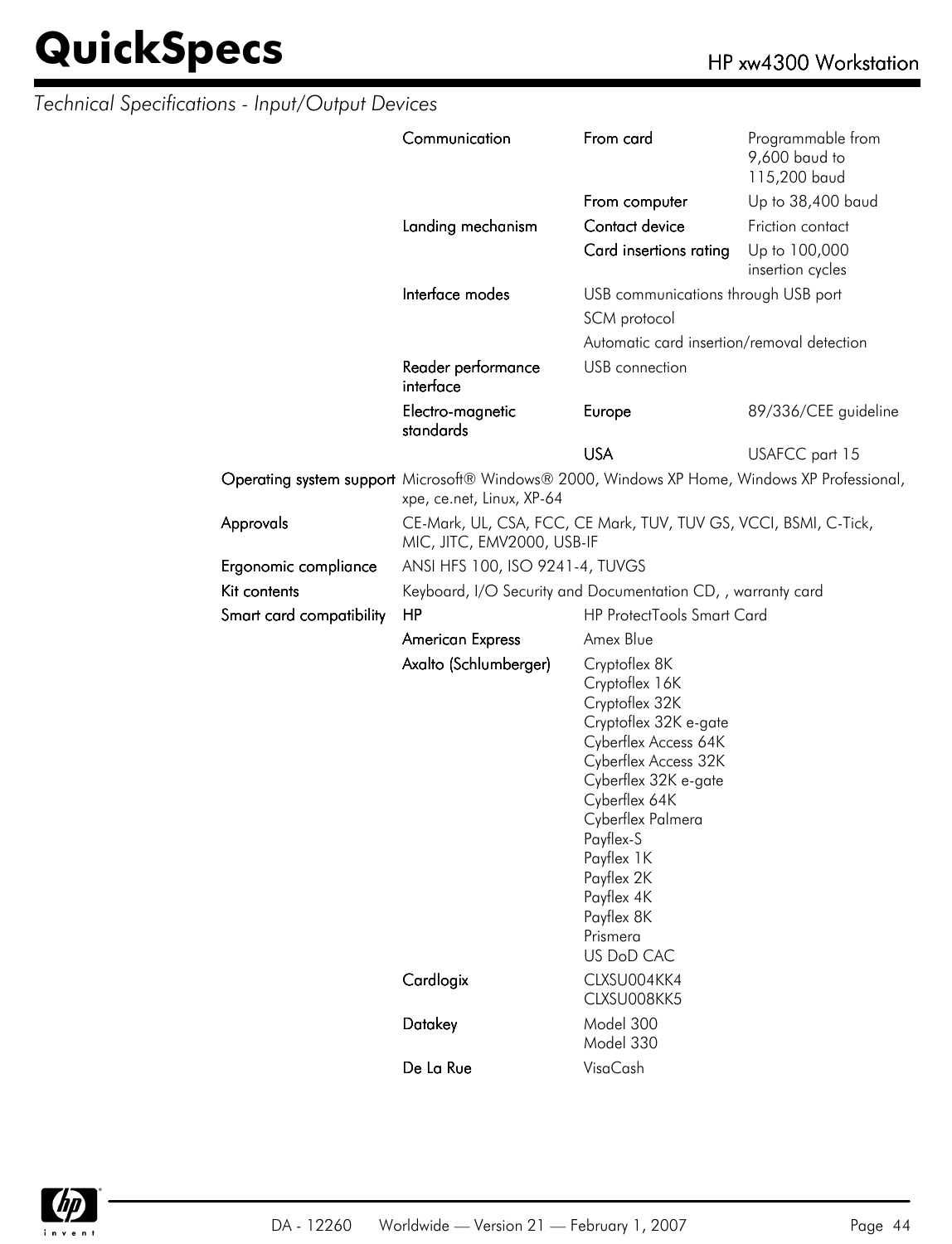*Technical Specifications - Input/Output Devices*

| | | | |
|---|---|---|---|
| | Communication | From card | Programmable from 9,600 baud to 115,200 baud |
| | | From computer | Up to 38,400 baud |
| | Landing mechanism | Contact device | Friction contact |
| | | Card insertions rating | Up to 100,000 insertion cycles |
| | Interface modes | USB communications through USB port | |
| | | SCM protocol | |
| | | Automatic card insertion/removal detection | |
| | Reader performance interface | USB connection | |
| | Electro-magnetic standards | Europe | 89/336/CEE guideline |
| | | USA | USAFCC part 15 |
| Operating system support | Microsoft® Windows® 2000, Windows XP Home, Windows XP Professional, xpe, ce.net, Linux, XP-64 | | |
| Approvals | CE-Mark, UL, CSA, FCC, CE Mark, TUV, TUV GS, VCCI, BSMI, C-Tick, MIC, JITC, EMV2000, USB-IF | | |
| Ergonomic compliance | ANSI HFS 100, ISO 9241-4, TUVGS | | |
| Kit contents | Keyboard, I/O Security and Documentation CD, , warranty card | | |
| Smart card compatibility | HP | HP ProtectTools Smart Card | |
| | American Express | Amex Blue | |
| | Axalto (Schlumberger) | Cryptoflex 8K<br>Cryptoflex 16K<br>Cryptoflex 32K<br>Cryptoflex 32K e-gate<br>Cyberflex Access 64K<br>Cyberflex Access 32K<br>Cyberflex 32K e-gate<br>Cyberflex 64K<br>Cyberflex Palmera<br>Payflex-S<br>Payflex 1K<br>Payflex 2K<br>Payflex 4K<br>Payflex 8K<br>Prismera<br>US DoD CAC | |
| | Cardlogix | CLXSU004KK4<br>CLXSU008KK5 | |
| | Datakey | Model 300<br>Model 330 | |
| | De La Rue | VisaCash | |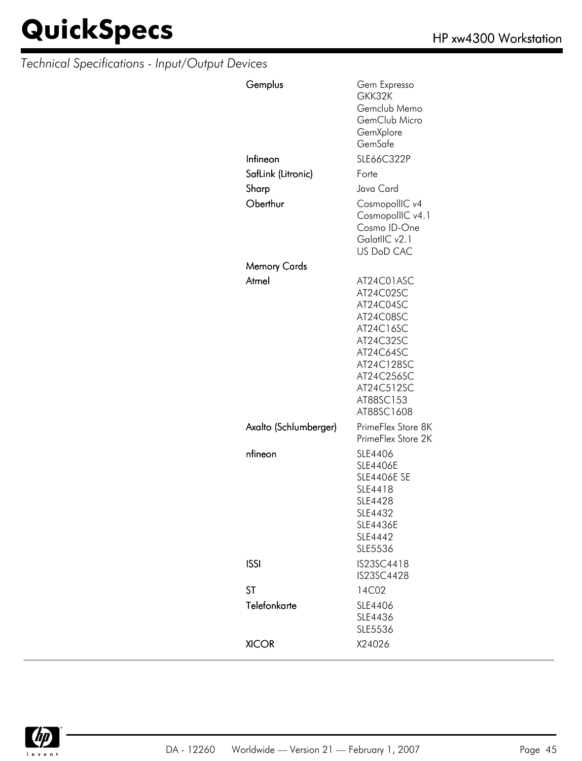*Technical Specifications - Input/Output Devices*

| | |
|---|---|
| **Gemplus** | Gem Expresso<br>GKK32K<br>Gemclub Memo<br>GemClub Micro<br>GemXplore<br>GemSafe |
| **Infineon** | SLE66C322P |
| **SafLink (Litronic)** | Forte |
| **Sharp** | Java Card |
| **Oberthur** | CosmopolIIC v4<br>CosmopolIIC v4.1<br>Cosmo ID-One<br>GalatIIC v2.1<br>US DoD CAC |
| **Memory Cards** | |
| **Atmel** | AT24C01ASC<br>AT24C02SC<br>AT24C04SC<br>AT24C08SC<br>AT24C16SC<br>AT24C32SC<br>AT24C64SC<br>AT24C128SC<br>AT24C256SC<br>AT24C512SC<br>AT88SC153<br>AT88SC1608 |
| **Axalto (Schlumberger)** | PrimeFlex Store 8K<br>PrimeFlex Store 2K |
| **nfineon** | SLE4406<br>SLE4406E<br>SLE4406E SE<br>SLE4418<br>SLE4428<br>SLE4432<br>SLE4436E<br>SLE4442<br>SLE5536 |
| **ISSI** | IS23SC4418<br>IS23SC4428 |
| **ST** | 14C02 |
| **Telefonkarte** | SLE4406<br>SLE4436<br>SLE5536 |
| **XICOR** | X24026 |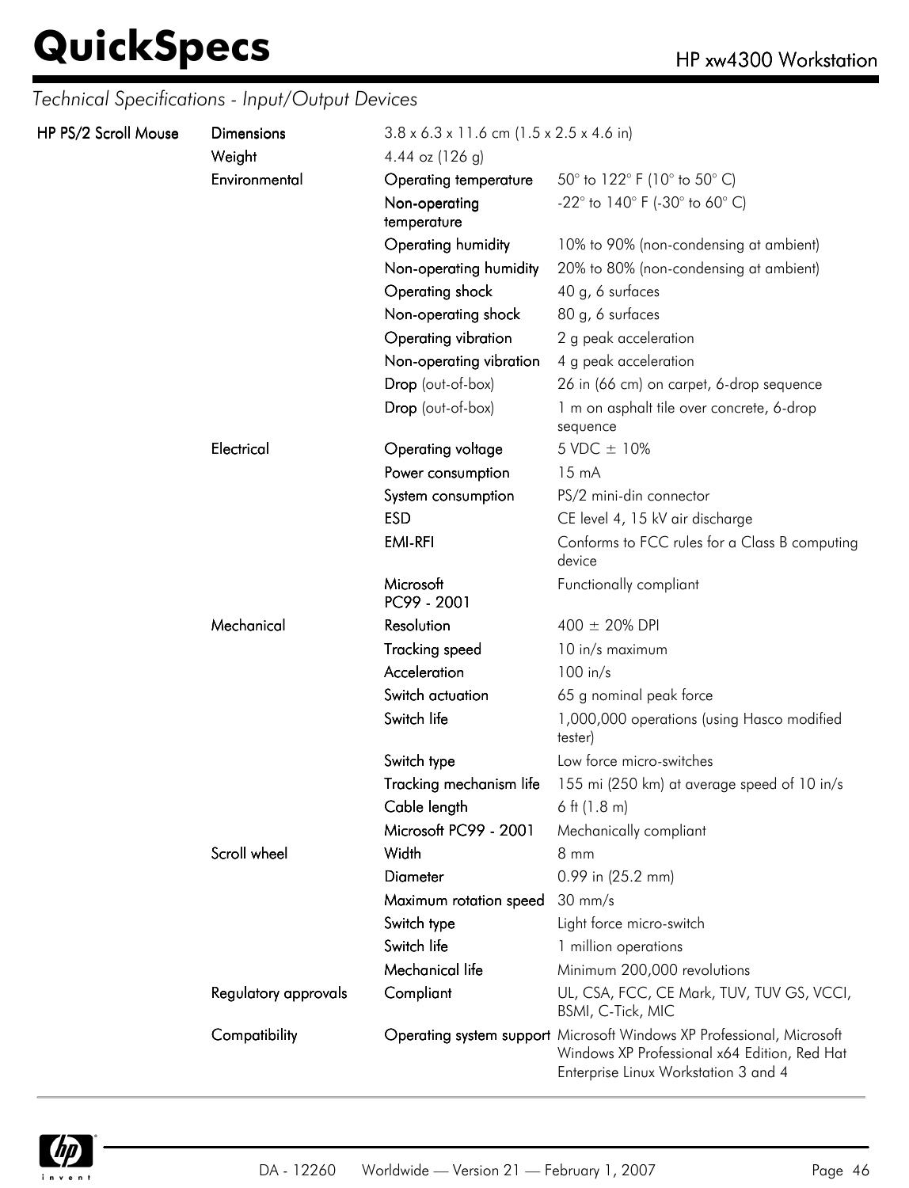*Technical Specifications - Input/Output Devices*

| | | | |
|---|---|---|---|
| **HP PS/2 Scroll Mouse** | Dimensions | 3.8 x 6.3 x 11.6 cm (1.5 x 2.5 x 4.6 in) | |
| | Weight | 4.44 oz (126 g) | |
| | Environmental | Operating temperature | 50° to 122° F (10° to 50° C) |
| | | Non-operating temperature | -22° to 140° F (-30° to 60° C) |
| | | Operating humidity | 10% to 90% (non-condensing at ambient) |
| | | Non-operating humidity | 20% to 80% (non-condensing at ambient) |
| | | Operating shock | 40 g, 6 surfaces |
| | | Non-operating shock | 80 g, 6 surfaces |
| | | Operating vibration | 2 g peak acceleration |
| | | Non-operating vibration | 4 g peak acceleration |
| | | Drop (out-of-box) | 26 in (66 cm) on carpet, 6-drop sequence |
| | | Drop (out-of-box) | 1 m on asphalt tile over concrete, 6-drop sequence |
| | Electrical | Operating voltage | 5 VDC ± 10% |
| | | Power consumption | 15 mA |
| | | System consumption | PS/2 mini-din connector |
| | | ESD | CE level 4, 15 kV air discharge |
| | | EMI-RFI | Conforms to FCC rules for a Class B computing device |
| | | Microsoft PC99 - 2001 | Functionally compliant |
| | Mechanical | Resolution | 400 ± 20% DPI |
| | | Tracking speed | 10 in/s maximum |
| | | Acceleration | 100 in/s |
| | | Switch actuation | 65 g nominal peak force |
| | | Switch life | 1,000,000 operations (using Hasco modified tester) |
| | | Switch type | Low force micro-switches |
| | | Tracking mechanism life | 155 mi (250 km) at average speed of 10 in/s |
| | | Cable length | 6 ft (1.8 m) |
| | | Microsoft PC99 - 2001 | Mechanically compliant |
| | Scroll wheel | Width | 8 mm |
| | | Diameter | 0.99 in (25.2 mm) |
| | | Maximum rotation speed | 30 mm/s |
| | | Switch type | Light force micro-switch |
| | | Switch life | 1 million operations |
| | | Mechanical life | Minimum 200,000 revolutions |
| | Regulatory approvals | Compliant | UL, CSA, FCC, CE Mark, TUV, TUV GS, VCCI, BSMI, C-Tick, MIC |
| | Compatibility | Operating system support | Microsoft Windows XP Professional, Microsoft Windows XP Professional x64 Edition, Red Hat Enterprise Linux Workstation 3 and 4 |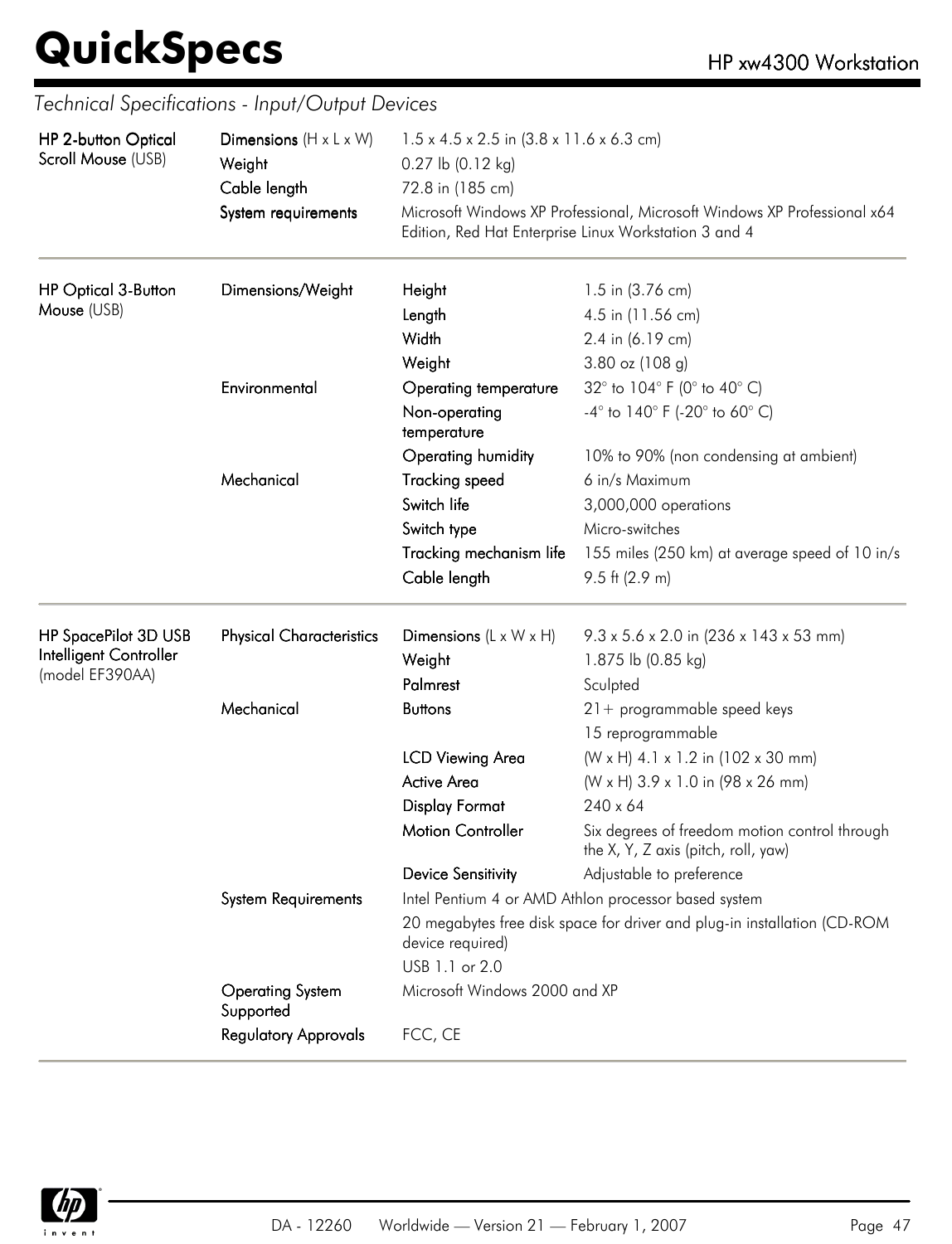*Technical Specifications - Input/Output Devices*

| | | | |
|---|---|---|---|
| **HP 2-button Optical Scroll Mouse** (USB) | **Dimensions** (H x L x W) | 1.5 x 4.5 x 2.5 in (3.8 x 11.6 x 6.3 cm) | |
| | **Weight** | 0.27 lb (0.12 kg) | |
| | **Cable length** | 72.8 in (185 cm) | |
| | **System requirements** | Microsoft Windows XP Professional, Microsoft Windows XP Professional x64 Edition, Red Hat Enterprise Linux Workstation 3 and 4 | |
| **HP Optical 3-Button Mouse** (USB) | **Dimensions/Weight** | **Height** | 1.5 in (3.76 cm) |
| | | **Length** | 4.5 in (11.56 cm) |
| | | **Width** | 2.4 in (6.19 cm) |
| | | **Weight** | 3.80 oz (108 g) |
| | **Environmental** | **Operating temperature** | 32° to 104° F (0° to 40° C) |
| | | **Non-operating temperature** | -4° to 140° F (-20° to 60° C) |
| | | **Operating humidity** | 10% to 90% (non condensing at ambient) |
| | **Mechanical** | **Tracking speed** | 6 in/s Maximum |
| | | **Switch life** | 3,000,000 operations |
| | | **Switch type** | Micro-switches |
| | | **Tracking mechanism life** | 155 miles (250 km) at average speed of 10 in/s |
| | | **Cable length** | 9.5 ft (2.9 m) |
| **HP SpacePilot 3D USB Intelligent Controller** (model EF390AA) | **Physical Characteristics** | **Dimensions** (L x W x H) | 9.3 x 5.6 x 2.0 in (236 x 143 x 53 mm) |
| | | **Weight** | 1.875 lb (0.85 kg) |
| | | **Palmrest** | Sculpted |
| | **Mechanical** | **Buttons** | 21+ programmable speed keys |
| | | | 15 reprogrammable |
| | | **LCD Viewing Area** | (W x H) 4.1 x 1.2 in (102 x 30 mm) |
| | | **Active Area** | (W x H) 3.9 x 1.0 in (98 x 26 mm) |
| | | **Display Format** | 240 x 64 |
| | | **Motion Controller** | Six degrees of freedom motion control through the X, Y, Z axis (pitch, roll, yaw) |
| | | **Device Sensitivity** | Adjustable to preference |
| | **System Requirements** | Intel Pentium 4 or AMD Athlon processor based system | |
| | | 20 megabytes free disk space for driver and plug-in installation (CD-ROM device required) | |
| | | USB 1.1 or 2.0 | |
| | **Operating System Supported** | Microsoft Windows 2000 and XP | |
| | **Regulatory Approvals** | FCC, CE | |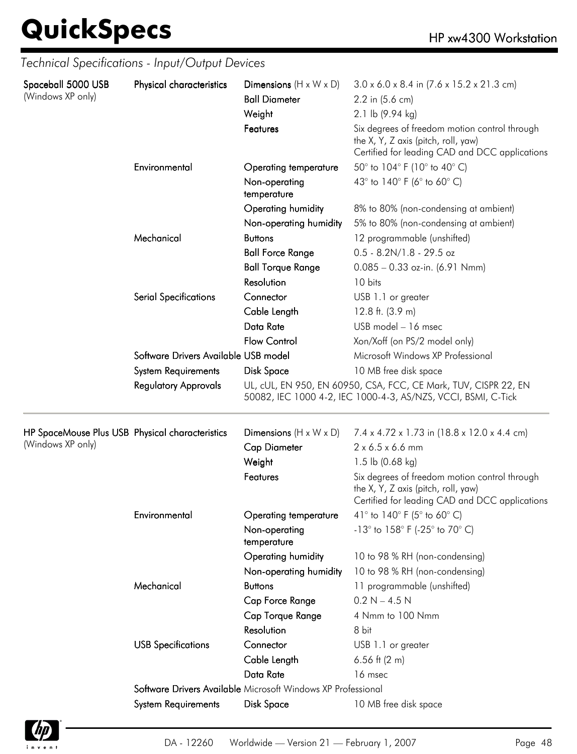## Technical Specifications - Input/Output Devices

| | | | |
|---|---|---|---|
| **Spaceball 5000 USB** (Windows XP only) | **Physical characteristics** | **Dimensions** (H x W x D) | 3.0 x 6.0 x 8.4 in (7.6 x 15.2 x 21.3 cm) |
| | | **Ball Diameter** | 2.2 in (5.6 cm) |
| | | **Weight** | 2.1 lb (9.94 kg) |
| | | **Features** | Six degrees of freedom motion control through the X, Y, Z axis (pitch, roll, yaw)<br>Certified for leading CAD and DCC applications |
| | **Environmental** | **Operating temperature** | 50° to 104° F (10° to 40° C) |
| | | **Non-operating temperature** | 43° to 140° F (6° to 60° C) |
| | | **Operating humidity** | 8% to 80% (non-condensing at ambient) |
| | | **Non-operating humidity** | 5% to 80% (non-condensing at ambient) |
| | **Mechanical** | **Buttons** | 12 programmable (unshifted) |
| | | **Ball Force Range** | 0.5 - 8.2N/1.8 - 29.5 oz |
| | | **Ball Torque Range** | 0.085 – 0.33 oz-in. (6.91 Nmm) |
| | | **Resolution** | 10 bits |
| | **Serial Specifications** | **Connector** | USB 1.1 or greater |
| | | **Cable Length** | 12.8 ft. (3.9 m) |
| | | **Data Rate** | USB model – 16 msec |
| | | **Flow Control** | Xon/Xoff (on PS/2 model only) |
| | **Software Drivers Available** | **USB model** | Microsoft Windows XP Professional |
| | **System Requirements** | **Disk Space** | 10 MB free disk space |
| | **Regulatory Approvals** | UL, cUL, EN 950, EN 60950, CSA, FCC, CE Mark, TUV, CISPR 22, EN 50082, IEC 1000 4-2, IEC 1000-4-3, AS/NZS, VCCI, BSMI, C-Tick | |

| | | | |
|---|---|---|---|
| **HP SpaceMouse Plus USB** (Windows XP only) | **Physical characteristics** | **Dimensions** (H x W x D) | 7.4 x 4.72 x 1.73 in (18.8 x 12.0 x 4.4 cm) |
| | | **Cap Diameter** | 2 x 6.5 x 6.6 mm |
| | | **Weight** | 1.5 lb (0.68 kg) |
| | | **Features** | Six degrees of freedom motion control through the X, Y, Z axis (pitch, roll, yaw)<br>Certified for leading CAD and DCC applications |
| | **Environmental** | **Operating temperature** | 41° to 140° F (5° to 60° C) |
| | | **Non-operating temperature** | -13° to 158° F (-25° to 70° C) |
| | | **Operating humidity** | 10 to 98 % RH (non-condensing) |
| | | **Non-operating humidity** | 10 to 98 % RH (non-condensing) |
| | **Mechanical** | **Buttons** | 11 programmable (unshifted) |
| | | **Cap Force Range** | 0.2 N – 4.5 N |
| | | **Cap Torque Range** | 4 Nmm to 100 Nmm |
| | | **Resolution** | 8 bit |
| | **USB Specifications** | **Connector** | USB 1.1 or greater |
| | | **Cable Length** | 6.56 ft (2 m) |
| | | **Data Rate** | 16 msec |
| | **Software Drivers Available** | Microsoft Windows XP Professional | |
| | **System Requirements** | **Disk Space** | 10 MB free disk space |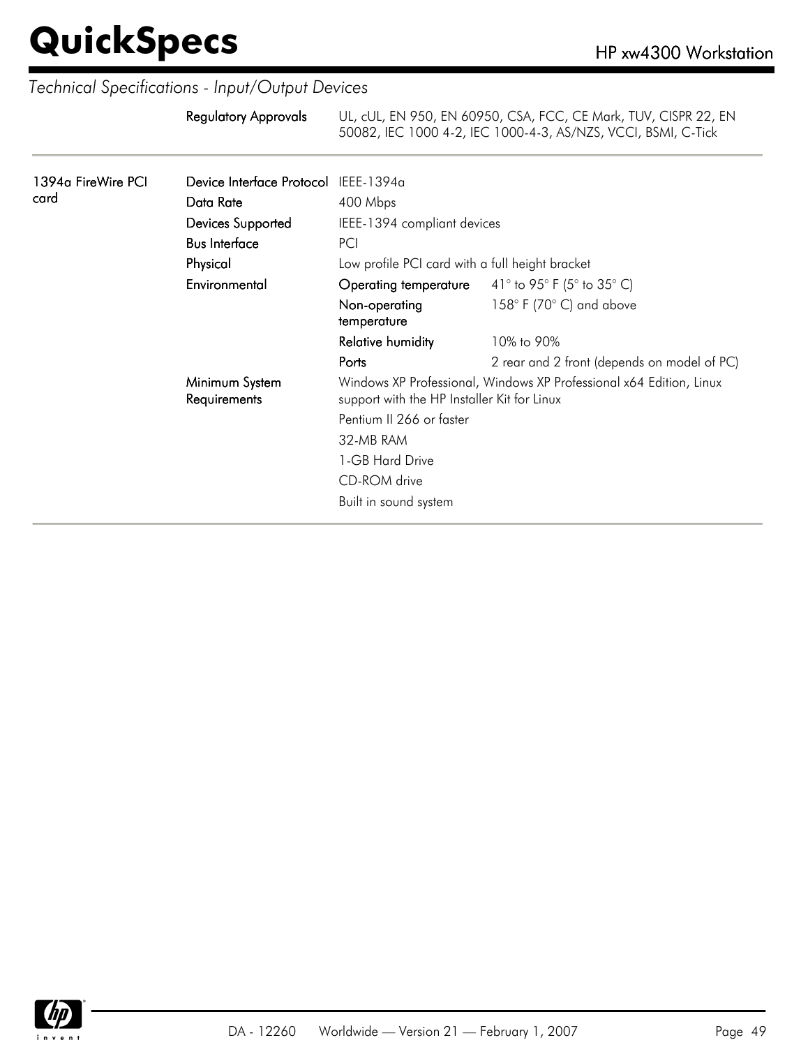*Technical Specifications - Input/Output Devices*

| | | | |
|---|---|---|---|
| | Regulatory Approvals | UL, cUL, EN 950, EN 60950, CSA, FCC, CE Mark, TUV, CISPR 22, EN 50082, IEC 1000 4-2, IEC 1000-4-3, AS/NZS, VCCI, BSMI, C-Tick | |

| | | | |
|---|---|---|---|
| 1394a FireWire PCI card | Device Interface Protocol | IEEE-1394a | |
| | Data Rate | 400 Mbps | |
| | Devices Supported | IEEE-1394 compliant devices | |
| | Bus Interface | PCI | |
| | Physical | Low profile PCI card with a full height bracket | |
| | Environmental | Operating temperature | 41° to 95° F (5° to 35° C) |
| | | Non-operating temperature | 158° F (70° C) and above |
| | | Relative humidity | 10% to 90% |
| | | Ports | 2 rear and 2 front (depends on model of PC) |
| | Minimum System Requirements | Windows XP Professional, Windows XP Professional x64 Edition, Linux support with the HP Installer Kit for Linux | |
| | | Pentium II 266 or faster | |
| | | 32-MB RAM | |
| | | 1-GB Hard Drive | |
| | | CD-ROM drive | |
| | | Built in sound system | |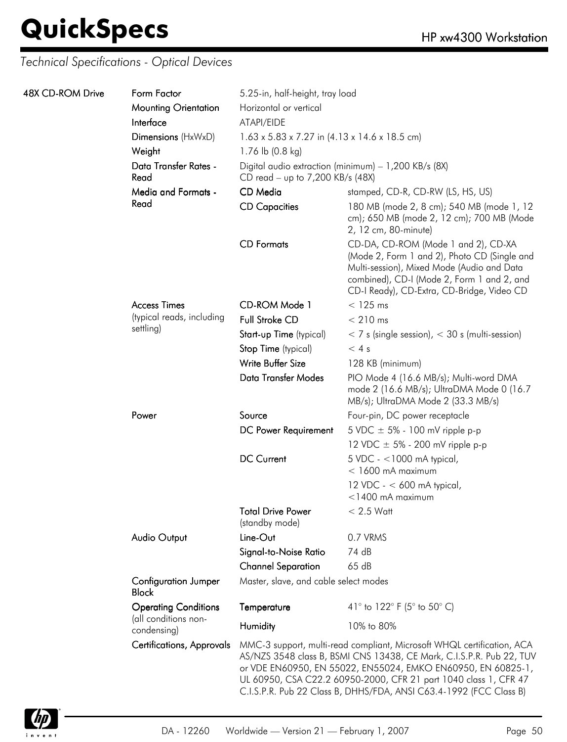## Technical Specifications - Optical Devices

| | | | |
|---|---|---|---|
| 48X CD-ROM Drive | **Form Factor** | 5.25-in, half-height, tray load | |
| | **Mounting Orientation** | Horizontal or vertical | |
| | **Interface** | ATAPI/EIDE | |
| | **Dimensions** (HxWxD) | 1.63 x 5.83 x 7.27 in (4.13 x 14.6 x 18.5 cm) | |
| | **Weight** | 1.76 lb (0.8 kg) | |
| | **Data Transfer Rates - Read** | Digital audio extraction (minimum) – 1,200 KB/s (8X)<br>CD read – up to 7,200 KB/s (48X) | |
| | **Media and Formats - Read** | **CD Media** | stamped, CD-R, CD-RW (LS, HS, US) |
| | | **CD Capacities** | 180 MB (mode 2, 8 cm); 540 MB (mode 1, 12 cm); 650 MB (mode 2, 12 cm); 700 MB (Mode 2, 12 cm, 80-minute) |
| | | **CD Formats** | CD-DA, CD-ROM (Mode 1 and 2), CD-XA (Mode 2, Form 1 and 2), Photo CD (Single and Multi-session), Mixed Mode (Audio and Data combined), CD-I (Mode 2, Form 1 and 2, and CD-I Ready), CD-Extra, CD-Bridge, Video CD |
| | **Access Times** (typical reads, including settling) | **CD-ROM Mode 1** | < 125 ms |
| | | **Full Stroke CD** | < 210 ms |
| | | **Start-up Time** (typical) | < 7 s (single session), < 30 s (multi-session) |
| | | **Stop Time** (typical) | < 4 s |
| | | **Write Buffer Size** | 128 KB (minimum) |
| | | **Data Transfer Modes** | PIO Mode 4 (16.6 MB/s); Multi-word DMA mode 2 (16.6 MB/s); UltraDMA Mode 0 (16.7 MB/s); UltraDMA Mode 2 (33.3 MB/s) |
| | **Power** | **Source** | Four-pin, DC power receptacle |
| | | **DC Power Requirement** | 5 VDC ± 5% - 100 mV ripple p-p<br>12 VDC ± 5% - 200 mV ripple p-p |
| | | **DC Current** | 5 VDC - <1000 mA typical, < 1600 mA maximum<br>12 VDC - < 600 mA typical, <1400 mA maximum |
| | | **Total Drive Power** (standby mode) | < 2.5 Watt |
| | **Audio Output** | **Line-Out** | 0.7 VRMS |
| | | **Signal-to-Noise Ratio** | 74 dB |
| | | **Channel Separation** | 65 dB |
| | **Configuration Jumper Block** | Master, slave, and cable select modes | |
| | **Operating Conditions** (all conditions non-condensing) | **Temperature** | 41° to 122° F (5° to 50° C) |
| | | **Humidity** | 10% to 80% |
| | **Certifications, Approvals** | MMC-3 support, multi-read compliant, Microsoft WHQL certification, ACA AS/NZS 3548 class B, BSMI CNS 13438, CE Mark, C.I.S.P.R. Pub 22, TUV or VDE EN60950, EN 55022, EN55024, EMKO EN60950, EN 60825-1, UL 60950, CSA C22.2 60950-2000, CFR 21 part 1040 class 1, CFR 47 C.I.S.P.R. Pub 22 Class B, DHHS/FDA, ANSI C63.4-1992 (FCC Class B) | |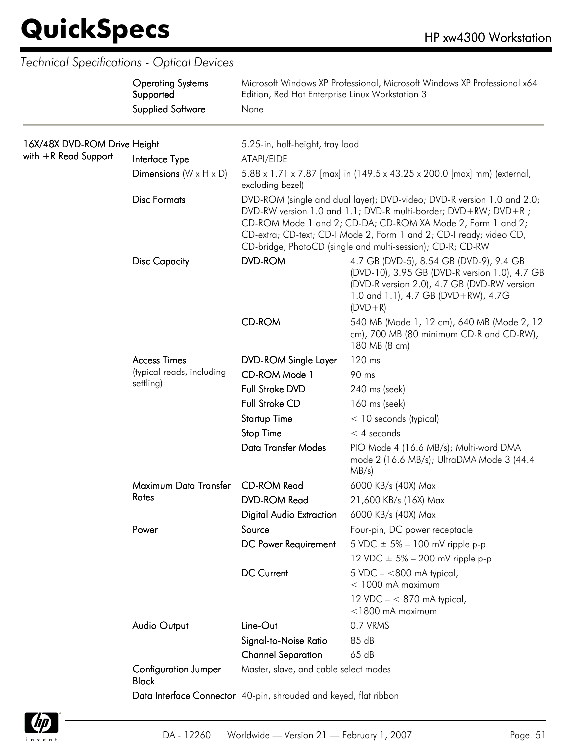## Technical Specifications - Optical Devices

| | | | |
|---|---|---|---|
| | **Operating Systems Supported** | Microsoft Windows XP Professional, Microsoft Windows XP Professional x64 Edition, Red Hat Enterprise Linux Workstation 3 | |
| | **Supplied Software** | None | |
| **16X/48X DVD-ROM Drive with +R Read Support** | **Height** | 5.25-in, half-height, tray load | |
| | **Interface Type** | ATAPI/EIDE | |
| | **Dimensions** (W x H x D) | 5.88 x 1.71 x 7.87 [max] in (149.5 x 43.25 x 200.0 [max] mm) (external, excluding bezel) | |
| | **Disc Formats** | DVD-ROM (single and dual layer); DVD-video; DVD-R version 1.0 and 2.0; DVD-RW version 1.0 and 1.1; DVD-R multi-border; DVD+RW; DVD+R ; CD-ROM Mode 1 and 2; CD-DA; CD-ROM XA Mode 2, Form 1 and 2; CD-extra; CD-text; CD-I Mode 2, Form 1 and 2; CD-I ready; video CD, CD-bridge; PhotoCD (single and multi-session); CD-R; CD-RW | |
| | **Disc Capacity** | **DVD-ROM** | 4.7 GB (DVD-5), 8.54 GB (DVD-9), 9.4 GB (DVD-10), 3.95 GB (DVD-R version 1.0), 4.7 GB (DVD-R version 2.0), 4.7 GB (DVD-RW version 1.0 and 1.1), 4.7 GB (DVD+RW), 4.7G (DVD+R) |
| | | **CD-ROM** | 540 MB (Mode 1, 12 cm), 640 MB (Mode 2, 12 cm), 700 MB (80 minimum CD-R and CD-RW), 180 MB (8 cm) |
| | **Access Times** (typical reads, including settling) | **DVD-ROM Single Layer** | 120 ms |
| | | **CD-ROM Mode 1** | 90 ms |
| | | **Full Stroke DVD** | 240 ms (seek) |
| | | **Full Stroke CD** | 160 ms (seek) |
| | | **Startup Time** | < 10 seconds (typical) |
| | | **Stop Time** | < 4 seconds |
| | | **Data Transfer Modes** | PIO Mode 4 (16.6 MB/s); Multi-word DMA mode 2 (16.6 MB/s); UltraDMA Mode 3 (44.4 MB/s) |
| | **Maximum Data Transfer Rates** | **CD-ROM Read** | 6000 KB/s (40X) Max |
| | | **DVD-ROM Read** | 21,600 KB/s (16X) Max |
| | | **Digital Audio Extraction** | 6000 KB/s (40X) Max |
| | **Power** | **Source** | Four-pin, DC power receptacle |
| | | **DC Power Requirement** | 5 VDC ± 5% – 100 mV ripple p-p |
| | | | 12 VDC ± 5% – 200 mV ripple p-p |
| | | **DC Current** | 5 VDC – <800 mA typical, < 1000 mA maximum |
| | | | 12 VDC – < 870 mA typical, <1800 mA maximum |
| | **Audio Output** | **Line-Out** | 0.7 VRMS |
| | | **Signal-to-Noise Ratio** | 85 dB |
| | | **Channel Separation** | 65 dB |
| | **Configuration Jumper Block** | Master, slave, and cable select modes | |
| | **Data Interface Connector** | 40-pin, shrouded and keyed, flat ribbon | |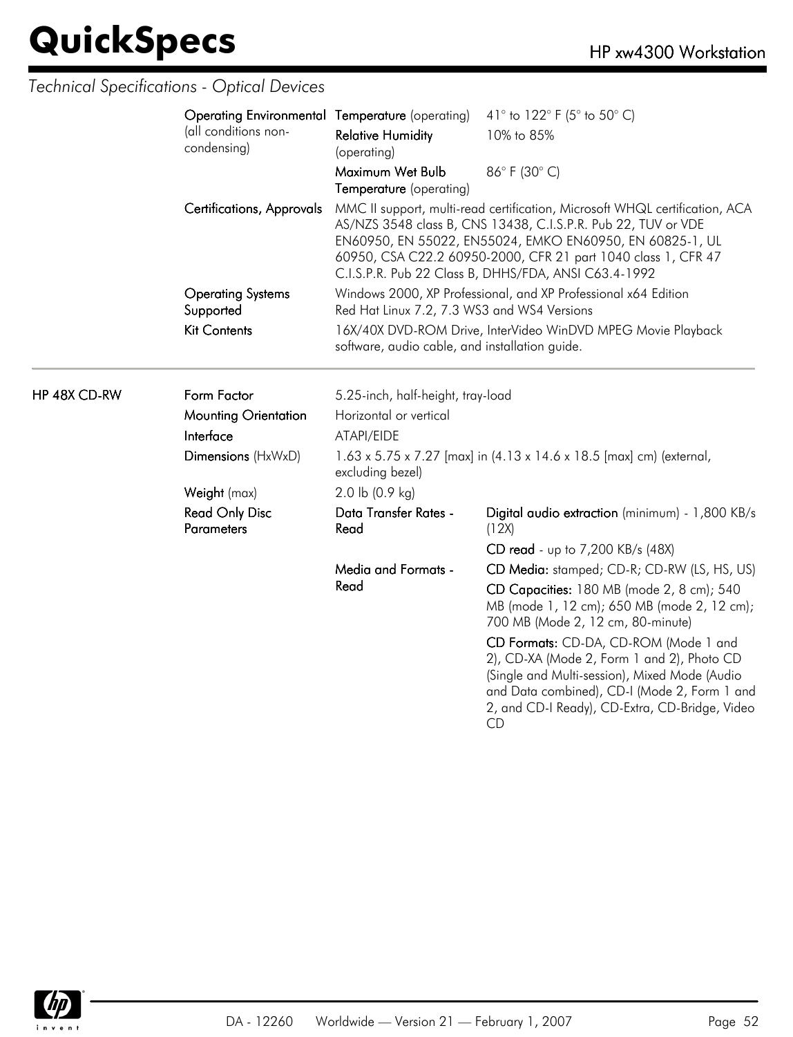*Technical Specifications - Optical Devices*

| | | | |
|---|---|---|---|
| | **Operating Environmental** (all conditions non-condensing) | **Temperature** (operating) | 41° to 122° F (5° to 50° C) |
| | | **Relative Humidity** (operating) | 10% to 85% |
| | | **Maximum Wet Bulb Temperature** (operating) | 86° F (30° C) |
| | **Certifications, Approvals** | MMC II support, multi-read certification, Microsoft WHQL certification, ACA AS/NZS 3548 class B, CNS 13438, C.I.S.P.R. Pub 22, TUV or VDE EN60950, EN 55022, EN55024, EMKO EN60950, EN 60825-1, UL 60950, CSA C22.2 60950-2000, CFR 21 part 1040 class 1, CFR 47 C.I.S.P.R. Pub 22 Class B, DHHS/FDA, ANSI C63.4-1992 | |
| | **Operating Systems Supported** | Windows 2000, XP Professional, and XP Professional x64 Edition<br>Red Hat Linux 7.2, 7.3 WS3 and WS4 Versions | |
| | **Kit Contents** | 16X/40X DVD-ROM Drive, InterVideo WinDVD MPEG Movie Playback software, audio cable, and installation guide. | |

| | | | |
|---|---|---|---|
| **HP 48X CD-RW** | **Form Factor** | 5.25-inch, half-height, tray-load | |
| | **Mounting Orientation** | Horizontal or vertical | |
| | **Interface** | ATAPI/EIDE | |
| | **Dimensions** (HxWxD) | 1.63 x 5.75 x 7.27 [max] in (4.13 x 14.6 x 18.5 [max] cm) (external, excluding bezel) | |
| | **Weight** (max) | 2.0 lb (0.9 kg) | |
| | **Read Only Disc Parameters** | **Data Transfer Rates - Read** | **Digital audio extraction** (minimum) - 1,800 KB/s (12X) |
| | | | **CD read** - up to 7,200 KB/s (48X) |
| | | **Media and Formats - Read** | **CD Media:** stamped; CD-R; CD-RW (LS, HS, US) |
| | | | **CD Capacities:** 180 MB (mode 2, 8 cm); 540 MB (mode 1, 12 cm); 650 MB (mode 2, 12 cm); 700 MB (Mode 2, 12 cm, 80-minute) |
| | | | **CD Formats:** CD-DA, CD-ROM (Mode 1 and 2), CD-XA (Mode 2, Form 1 and 2), Photo CD (Single and Multi-session), Mixed Mode (Audio and Data combined), CD-I (Mode 2, Form 1 and 2, and CD-I Ready), CD-Extra, CD-Bridge, Video CD |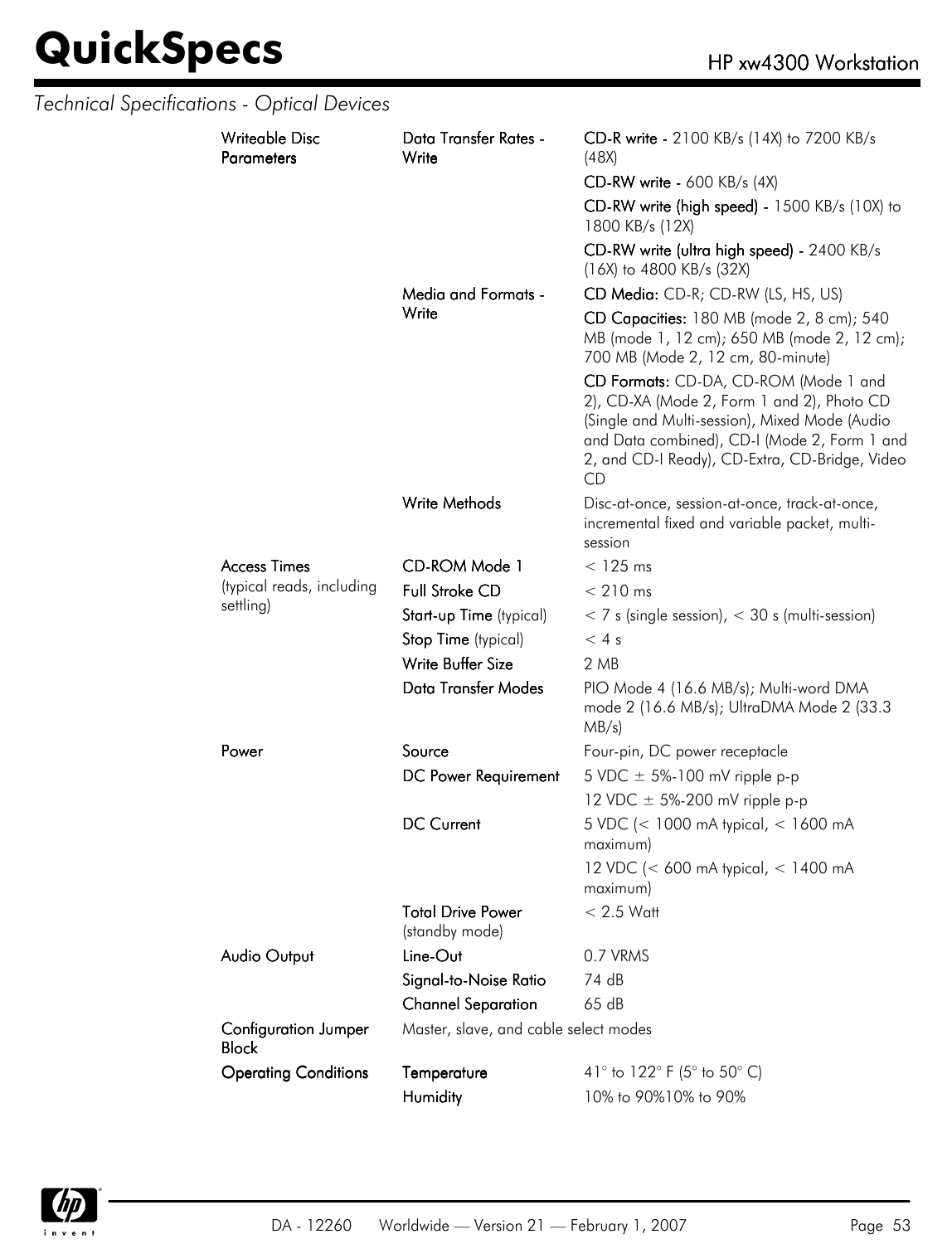*Technical Specifications - Optical Devices*

| | | |
|---|---|---|
| **Writeable Disc Parameters** | **Data Transfer Rates - Write** | **CD-R write -** 2100 KB/s (14X) to 7200 KB/s (48X) |
| | | **CD-RW write -** 600 KB/s (4X) |
| | | **CD-RW write (high speed) -** 1500 KB/s (10X) to 1800 KB/s (12X) |
| | | **CD-RW write (ultra high speed) -** 2400 KB/s (16X) to 4800 KB/s (32X) |
| | **Media and Formats - Write** | **CD Media:** CD-R; CD-RW (LS, HS, US) |
| | | **CD Capacities:** 180 MB (mode 2, 8 cm); 540 MB (mode 1, 12 cm); 650 MB (mode 2, 12 cm); 700 MB (Mode 2, 12 cm, 80-minute) |
| | | **CD Formats:** CD-DA, CD-ROM (Mode 1 and 2), CD-XA (Mode 2, Form 1 and 2), Photo CD (Single and Multi-session), Mixed Mode (Audio and Data combined), CD-I (Mode 2, Form 1 and 2, and CD-I Ready), CD-Extra, CD-Bridge, Video CD |
| | **Write Methods** | Disc-at-once, session-at-once, track-at-once, incremental fixed and variable packet, multi-session |
| **Access Times** (typical reads, including settling) | **CD-ROM Mode 1** | < 125 ms |
| | **Full Stroke CD** | < 210 ms |
| | **Start-up Time** (typical) | < 7 s (single session), < 30 s (multi-session) |
| | **Stop Time** (typical) | < 4 s |
| | **Write Buffer Size** | 2 MB |
| | **Data Transfer Modes** | PIO Mode 4 (16.6 MB/s); Multi-word DMA mode 2 (16.6 MB/s); UltraDMA Mode 2 (33.3 MB/s) |
| **Power** | **Source** | Four-pin, DC power receptacle |
| | **DC Power Requirement** | 5 VDC ± 5%-100 mV ripple p-p |
| | | 12 VDC ± 5%-200 mV ripple p-p |
| | **DC Current** | 5 VDC (< 1000 mA typical, < 1600 mA maximum) |
| | | 12 VDC (< 600 mA typical, < 1400 mA maximum) |
| | **Total Drive Power** (standby mode) | < 2.5 Watt |
| **Audio Output** | **Line-Out** | 0.7 VRMS |
| | **Signal-to-Noise Ratio** | 74 dB |
| | **Channel Separation** | 65 dB |
| **Configuration Jumper Block** | Master, slave, and cable select modes | |
| **Operating Conditions** | **Temperature** | 41° to 122° F (5° to 50° C) |
| | **Humidity** | 10% to 90%10% to 90% |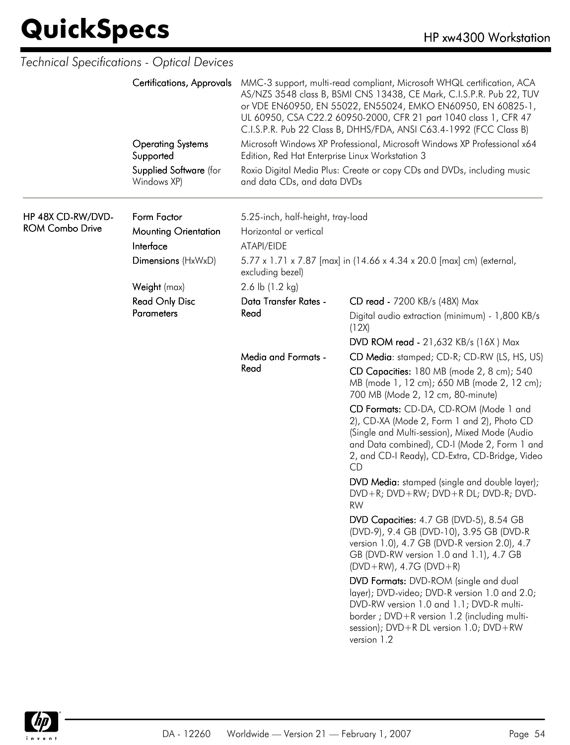## Technical Specifications - Optical Devices

| | | | |
|---|---|---|---|
| | **Certifications, Approvals** | MMC-3 support, multi-read compliant, Microsoft WHQL certification, ACA AS/NZS 3548 class B, BSMI CNS 13438, CE Mark, C.I.S.P.R. Pub 22, TUV or VDE EN60950, EN 55022, EN55024, EMKO EN60950, EN 60825-1, UL 60950, CSA C22.2 60950-2000, CFR 21 part 1040 class 1, CFR 47 C.I.S.P.R. Pub 22 Class B, DHHS/FDA, ANSI C63.4-1992 (FCC Class B) | |
| | **Operating Systems Supported** | Microsoft Windows XP Professional, Microsoft Windows XP Professional x64 Edition, Red Hat Enterprise Linux Workstation 3 | |
| | **Supplied Software** (for Windows XP) | Roxio Digital Media Plus: Create or copy CDs and DVDs, including music and data CDs, and data DVDs | |

| | | | |
|---|---|---|---|
| **HP 48X CD-RW/DVD-ROM Combo Drive** | **Form Factor** | 5.25-inch, half-height, tray-load | |
| | **Mounting Orientation** | Horizontal or vertical | |
| | **Interface** | ATAPI/EIDE | |
| | **Dimensions** (HxWxD) | 5.77 x 1.71 x 7.87 [max] in (14.66 x 4.34 x 20.0 [max] cm) (external, excluding bezel) | |
| | **Weight** (max) | 2.6 lb (1.2 kg) | |
| | **Read Only Disc Parameters** | **Data Transfer Rates - Read** | **CD read -** 7200 KB/s (48X) Max |
| | | | Digital audio extraction (minimum) - 1,800 KB/s (12X) |
| | | | **DVD ROM read -** 21,632 KB/s (16X ) Max |
| | | **Media and Formats - Read** | **CD Media**: stamped; CD-R; CD-RW (LS, HS, US) |
| | | | **CD Capacities:** 180 MB (mode 2, 8 cm); 540 MB (mode 1, 12 cm); 650 MB (mode 2, 12 cm); 700 MB (Mode 2, 12 cm, 80-minute) |
| | | | **CD Formats:** CD-DA, CD-ROM (Mode 1 and 2), CD-XA (Mode 2, Form 1 and 2), Photo CD (Single and Multi-session), Mixed Mode (Audio and Data combined), CD-I (Mode 2, Form 1 and 2, and CD-I Ready), CD-Extra, CD-Bridge, Video CD |
| | | | **DVD Media:** stamped (single and double layer); DVD+R; DVD+RW; DVD+R DL; DVD-R; DVD-RW |
| | | | **DVD Capacities:** 4.7 GB (DVD-5), 8.54 GB (DVD-9), 9.4 GB (DVD-10), 3.95 GB (DVD-R version 1.0), 4.7 GB (DVD-R version 2.0), 4.7 GB (DVD-RW version 1.0 and 1.1), 4.7 GB (DVD+RW), 4.7G (DVD+R) |
| | | | **DVD Formats:** DVD-ROM (single and dual layer); DVD-video; DVD-R version 1.0 and 2.0; DVD-RW version 1.0 and 1.1; DVD-R multi-border ; DVD+R version 1.2 (including multi-session); DVD+R DL version 1.0; DVD+RW version 1.2 |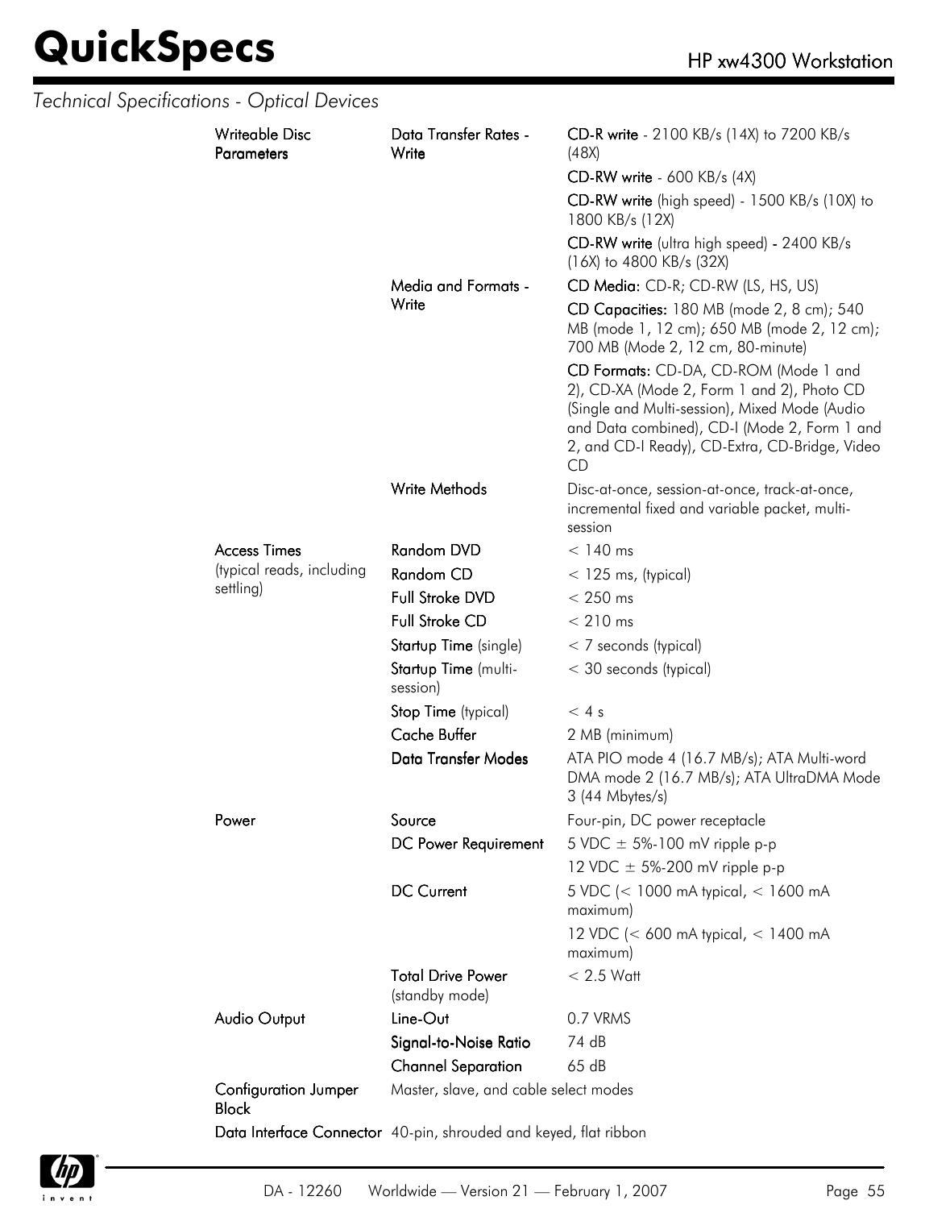## Technical Specifications - Optical Devices

| | | |
|---|---|---|
| **Writeable Disc Parameters** | **Data Transfer Rates - Write** | **CD-R write** - 2100 KB/s (14X) to 7200 KB/s (48X) |
| | | **CD-RW write** - 600 KB/s (4X) |
| | | **CD-RW write** (high speed) - 1500 KB/s (10X) to 1800 KB/s (12X) |
| | | **CD-RW write** (ultra high speed) - 2400 KB/s (16X) to 4800 KB/s (32X) |
| | **Media and Formats - Write** | **CD Media:** CD-R; CD-RW (LS, HS, US) |
| | | **CD Capacities:** 180 MB (mode 2, 8 cm); 540 MB (mode 1, 12 cm); 650 MB (mode 2, 12 cm); 700 MB (Mode 2, 12 cm, 80-minute) |
| | | **CD Formats:** CD-DA, CD-ROM (Mode 1 and 2), CD-XA (Mode 2, Form 1 and 2), Photo CD (Single and Multi-session), Mixed Mode (Audio and Data combined), CD-I (Mode 2, Form 1 and 2, and CD-I Ready), CD-Extra, CD-Bridge, Video CD |
| | **Write Methods** | Disc-at-once, session-at-once, track-at-once, incremental fixed and variable packet, multi-session |
| **Access Times** (typical reads, including settling) | **Random DVD** | < 140 ms |
| | **Random CD** | < 125 ms, (typical) |
| | **Full Stroke DVD** | < 250 ms |
| | **Full Stroke CD** | < 210 ms |
| | **Startup Time** (single) | < 7 seconds (typical) |
| | **Startup Time** (multi-session) | < 30 seconds (typical) |
| | **Stop Time** (typical) | < 4 s |
| | **Cache Buffer** | 2 MB (minimum) |
| | **Data Transfer Modes** | ATA PIO mode 4 (16.7 MB/s); ATA Multi-word DMA mode 2 (16.7 MB/s); ATA UltraDMA Mode 3 (44 Mbytes/s) |
| **Power** | **Source** | Four-pin, DC power receptacle |
| | **DC Power Requirement** | 5 VDC ± 5%-100 mV ripple p-p |
| | | 12 VDC ± 5%-200 mV ripple p-p |
| | **DC Current** | 5 VDC (< 1000 mA typical, < 1600 mA maximum) |
| | | 12 VDC (< 600 mA typical, < 1400 mA maximum) |
| | **Total Drive Power** (standby mode) | < 2.5 Watt |
| **Audio Output** | **Line-Out** | 0.7 VRMS |
| | **Signal-to-Noise Ratio** | 74 dB |
| | **Channel Separation** | 65 dB |
| **Configuration Jumper Block** | Master, slave, and cable select modes | |
| **Data Interface Connector** | 40-pin, shrouded and keyed, flat ribbon | |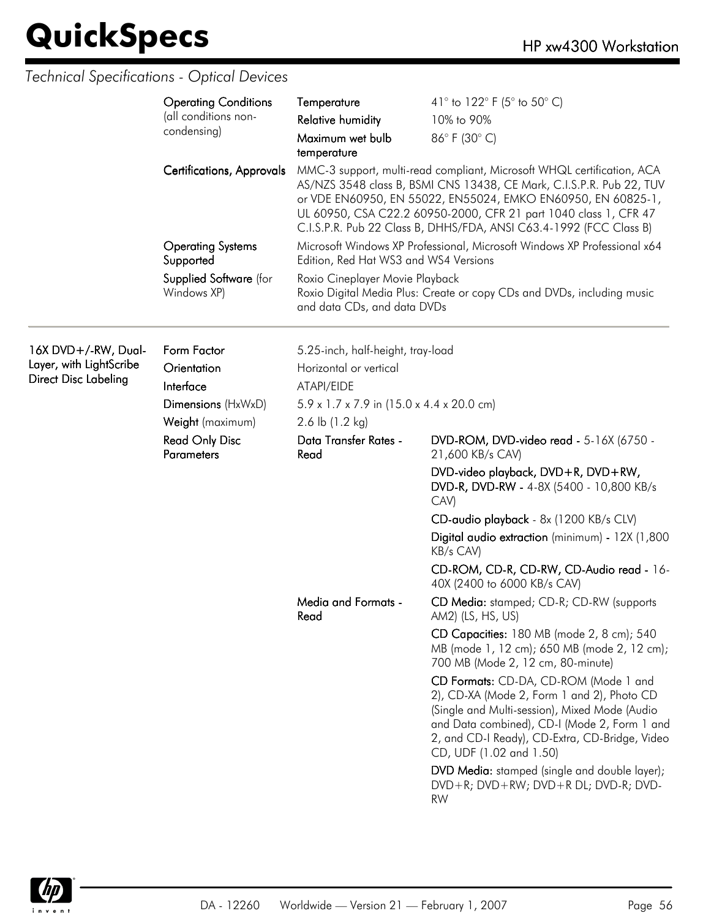## Technical Specifications - Optical Devices

| | | | |
|---|---|---|---|
| | **Operating Conditions** (all conditions non-condensing) | **Temperature** | 41° to 122° F (5° to 50° C) |
| | | **Relative humidity** | 10% to 90% |
| | | **Maximum wet bulb temperature** | 86° F (30° C) |
| | **Certifications, Approvals** | MMC-3 support, multi-read compliant, Microsoft WHQL certification, ACA AS/NZS 3548 class B, BSMI CNS 13438, CE Mark, C.I.S.P.R. Pub 22, TUV or VDE EN60950, EN 55022, EN55024, EMKO EN60950, EN 60825-1, UL 60950, CSA C22.2 60950-2000, CFR 21 part 1040 class 1, CFR 47 C.I.S.P.R. Pub 22 Class B, DHHS/FDA, ANSI C63.4-1992 (FCC Class B) | |
| | **Operating Systems Supported** | Microsoft Windows XP Professional, Microsoft Windows XP Professional x64 Edition, Red Hat WS3 and WS4 Versions | |
| | **Supplied Software** (for Windows XP) | Roxio Cineplayer Movie Playback<br>Roxio Digital Media Plus: Create or copy CDs and DVDs, including music and data CDs, and data DVDs | |

| | | | |
|---|---|---|---|
| **16X DVD+/-RW, Dual-Layer, with LightScribe Direct Disc Labeling** | **Form Factor** | 5.25-inch, half-height, tray-load | |
| | **Orientation** | Horizontal or vertical | |
| | **Interface** | ATAPI/EIDE | |
| | **Dimensions** (HxWxD) | 5.9 x 1.7 x 7.9 in (15.0 x 4.4 x 20.0 cm) | |
| | **Weight** (maximum) | 2.6 lb (1.2 kg) | |
| | **Read Only Disc Parameters** | **Data Transfer Rates - Read** | **DVD-ROM, DVD-video read -** 5-16X (6750 - 21,600 KB/s CAV) |
| | | | **DVD-video playback, DVD+R, DVD+RW, DVD-R, DVD-RW -** 4-8X (5400 - 10,800 KB/s CAV) |
| | | | **CD-audio playback** - 8x (1200 KB/s CLV) |
| | | | **Digital audio extraction** (minimum) - 12X (1,800 KB/s CAV) |
| | | | **CD-ROM, CD-R, CD-RW, CD-Audio read -** 16-40X (2400 to 6000 KB/s CAV) |
| | | **Media and Formats - Read** | **CD Media:** stamped; CD-R; CD-RW (supports AM2) (LS, HS, US) |
| | | | **CD Capacities:** 180 MB (mode 2, 8 cm); 540 MB (mode 1, 12 cm); 650 MB (mode 2, 12 cm); 700 MB (Mode 2, 12 cm, 80-minute) |
| | | | **CD Formats:** CD-DA, CD-ROM (Mode 1 and 2), CD-XA (Mode 2, Form 1 and 2), Photo CD (Single and Multi-session), Mixed Mode (Audio and Data combined), CD-I (Mode 2, Form 1 and 2, and CD-I Ready), CD-Extra, CD-Bridge, Video CD, UDF (1.02 and 1.50) |
| | | | **DVD Media:** stamped (single and double layer); DVD+R; DVD+RW; DVD+R DL; DVD-R; DVD-RW |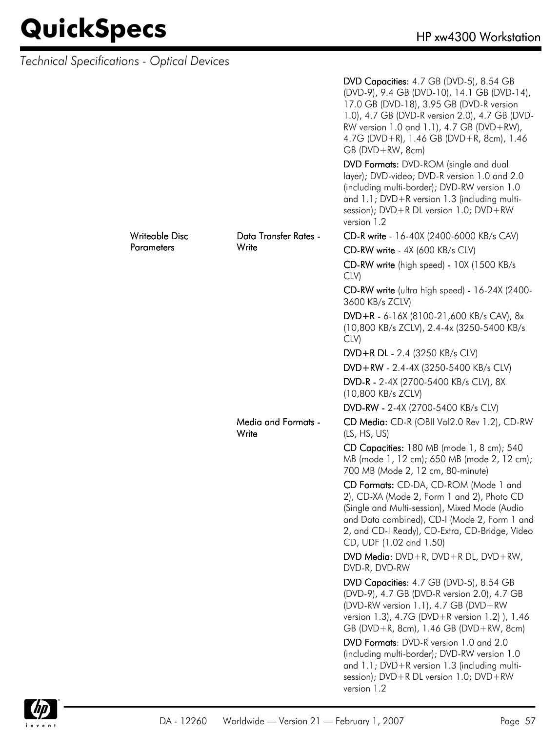*Technical Specifications - Optical Devices*

| | | |
|---|---|---|
| | | **DVD Capacities:** 4.7 GB (DVD-5), 8.54 GB (DVD-9), 9.4 GB (DVD-10), 14.1 GB (DVD-14), 17.0 GB (DVD-18), 3.95 GB (DVD-R version 1.0), 4.7 GB (DVD-R version 2.0), 4.7 GB (DVD-RW version 1.0 and 1.1), 4.7 GB (DVD+RW), 4.7G (DVD+R), 1.46 GB (DVD+R, 8cm), 1.46 GB (DVD+RW, 8cm) |
| | | **DVD Formats:** DVD-ROM (single and dual layer); DVD-video; DVD-R version 1.0 and 2.0 (including multi-border); DVD-RW version 1.0 and 1.1; DVD+R version 1.3 (including multi-session); DVD+R DL version 1.0; DVD+RW version 1.2 |
| Writeable Disc Parameters | Data Transfer Rates - Write | **CD-R write** - 16-40X (2400-6000 KB/s CAV) |
| | | **CD-RW write** - 4X (600 KB/s CLV) |
| | | **CD-RW write** (high speed) - 10X (1500 KB/s CLV) |
| | | **CD-RW write** (ultra high speed) - 16-24X (2400-3600 KB/s ZCLV) |
| | | **DVD+R** - 6-16X (8100-21,600 KB/s CAV), 8x (10,800 KB/s ZCLV), 2.4-4x (3250-5400 KB/s CLV) |
| | | **DVD+R DL** - 2.4 (3250 KB/s CLV) |
| | | **DVD+RW** - 2.4-4X (3250-5400 KB/s CLV) |
| | | **DVD-R** - 2-4X (2700-5400 KB/s CLV), 8X (10,800 KB/s ZCLV) |
| | | **DVD-RW** - 2-4X (2700-5400 KB/s CLV) |
| | Media and Formats - Write | **CD Media:** CD-R (OBII Vol2.0 Rev 1.2), CD-RW (LS, HS, US) |
| | | **CD Capacities:** 180 MB (mode 1, 8 cm); 540 MB (mode 1, 12 cm); 650 MB (mode 2, 12 cm); 700 MB (Mode 2, 12 cm, 80-minute) |
| | | **CD Formats:** CD-DA, CD-ROM (Mode 1 and 2), CD-XA (Mode 2, Form 1 and 2), Photo CD (Single and Multi-session), Mixed Mode (Audio and Data combined), CD-I (Mode 2, Form 1 and 2, and CD-I Ready), CD-Extra, CD-Bridge, Video CD, UDF (1.02 and 1.50) |
| | | **DVD Media:** DVD+R, DVD+R DL, DVD+RW, DVD-R, DVD-RW |
| | | **DVD Capacities:** 4.7 GB (DVD-5), 8.54 GB (DVD-9), 4.7 GB (DVD-R version 2.0), 4.7 GB (DVD-RW version 1.1), 4.7 GB (DVD+RW version 1.3), 4.7G (DVD+R version 1.2) ), 1.46 GB (DVD+R, 8cm), 1.46 GB (DVD+RW, 8cm) |
| | | **DVD Formats**: DVD-R version 1.0 and 2.0 (including multi-border); DVD-RW version 1.0 and 1.1; DVD+R version 1.3 (including multi-session); DVD+R DL version 1.0; DVD+RW version 1.2 |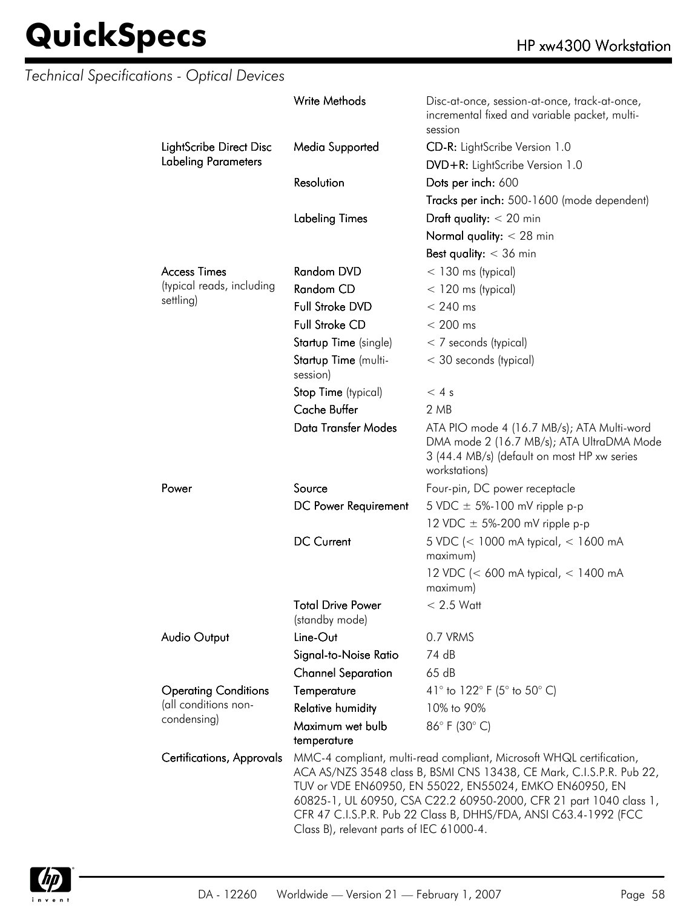*Technical Specifications - Optical Devices*

| | | |
|---|---|---|
| | **Write Methods** | Disc-at-once, session-at-once, track-at-once, incremental fixed and variable packet, multi-session |
| **LightScribe Direct Disc Labeling Parameters** | **Media Supported** | **CD-R:** LightScribe Version 1.0 |
| | | **DVD+R:** LightScribe Version 1.0 |
| | **Resolution** | **Dots per inch:** 600 |
| | | **Tracks per inch:** 500-1600 (mode dependent) |
| | **Labeling Times** | **Draft quality:** < 20 min |
| | | **Normal quality:** < 28 min |
| | | **Best quality:** < 36 min |
| **Access Times** (typical reads, including settling) | **Random DVD** | < 130 ms (typical) |
| | **Random CD** | < 120 ms (typical) |
| | **Full Stroke DVD** | < 240 ms |
| | **Full Stroke CD** | < 200 ms |
| | **Startup Time** (single) | < 7 seconds (typical) |
| | **Startup Time** (multi-session) | < 30 seconds (typical) |
| | **Stop Time** (typical) | < 4 s |
| | **Cache Buffer** | 2 MB |
| | **Data Transfer Modes** | ATA PIO mode 4 (16.7 MB/s); ATA Multi-word DMA mode 2 (16.7 MB/s); ATA UltraDMA Mode 3 (44.4 MB/s) (default on most HP xw series workstations) |
| **Power** | **Source** | Four-pin, DC power receptacle |
| | **DC Power Requirement** | 5 VDC ± 5%-100 mV ripple p-p |
| | | 12 VDC ± 5%-200 mV ripple p-p |
| | **DC Current** | 5 VDC (< 1000 mA typical, < 1600 mA maximum) |
| | | 12 VDC (< 600 mA typical, < 1400 mA maximum) |
| | **Total Drive Power** (standby mode) | < 2.5 Watt |
| **Audio Output** | **Line-Out** | 0.7 VRMS |
| | **Signal-to-Noise Ratio** | 74 dB |
| | **Channel Separation** | 65 dB |
| **Operating Conditions** (all conditions non-condensing) | **Temperature** | 41° to 122° F (5° to 50° C) |
| | **Relative humidity** | 10% to 90% |
| | **Maximum wet bulb temperature** | 86° F (30° C) |
| **Certifications, Approvals** | MMC-4 compliant, multi-read compliant, Microsoft WHQL certification, ACA AS/NZS 3548 class B, BSMI CNS 13438, CE Mark, C.I.S.P.R. Pub 22, TUV or VDE EN60950, EN 55022, EN55024, EMKO EN60950, EN 60825-1, UL 60950, CSA C22.2 60950-2000, CFR 21 part 1040 class 1, CFR 47 C.I.S.P.R. Pub 22 Class B, DHHS/FDA, ANSI C63.4-1992 (FCC Class B), relevant parts of IEC 61000-4. | |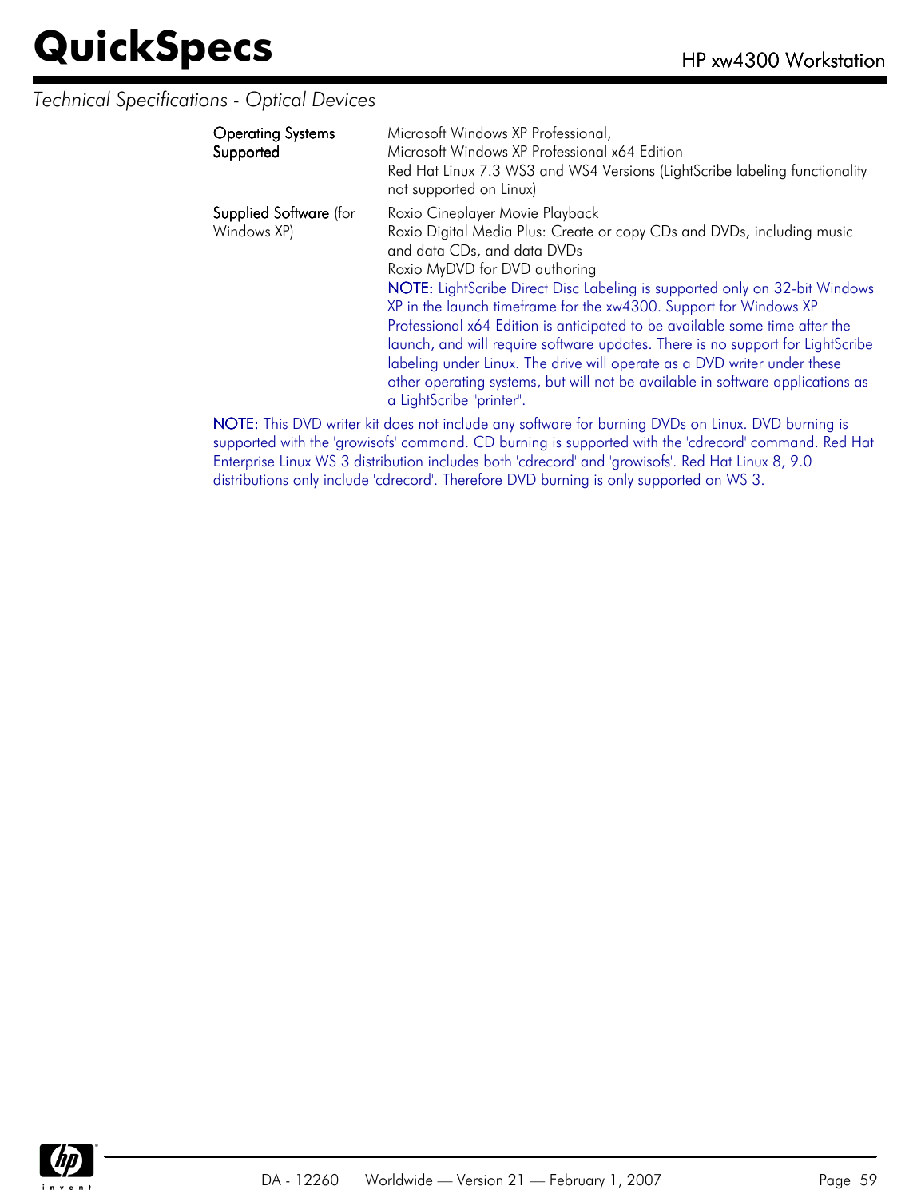*Technical Specifications - Optical Devices*

| | |
|---|---|
| Operating Systems Supported | Microsoft Windows XP Professional,<br>Microsoft Windows XP Professional x64 Edition<br>Red Hat Linux 7.3 WS3 and WS4 Versions (LightScribe labeling functionality not supported on Linux) |
| Supplied Software (for Windows XP) | Roxio Cineplayer Movie Playback<br>Roxio Digital Media Plus: Create or copy CDs and DVDs, including music and data CDs, and data DVDs<br>Roxio MyDVD for DVD authoring<br>**NOTE:** LightScribe Direct Disc Labeling is supported only on 32-bit Windows XP in the launch timeframe for the xw4300. Support for Windows XP Professional x64 Edition is anticipated to be available some time after the launch, and will require software updates. There is no support for LightScribe labeling under Linux. The drive will operate as a DVD writer under these other operating systems, but will not be available in software applications as a LightScribe "printer". |

**NOTE:** This DVD writer kit does not include any software for burning DVDs on Linux. DVD burning is supported with the 'growisofs' command. CD burning is supported with the 'cdrecord' command. Red Hat Enterprise Linux WS 3 distribution includes both 'cdrecord' and 'growisofs'. Red Hat Linux 8, 9.0 distributions only include 'cdrecord'. Therefore DVD burning is only supported on WS 3.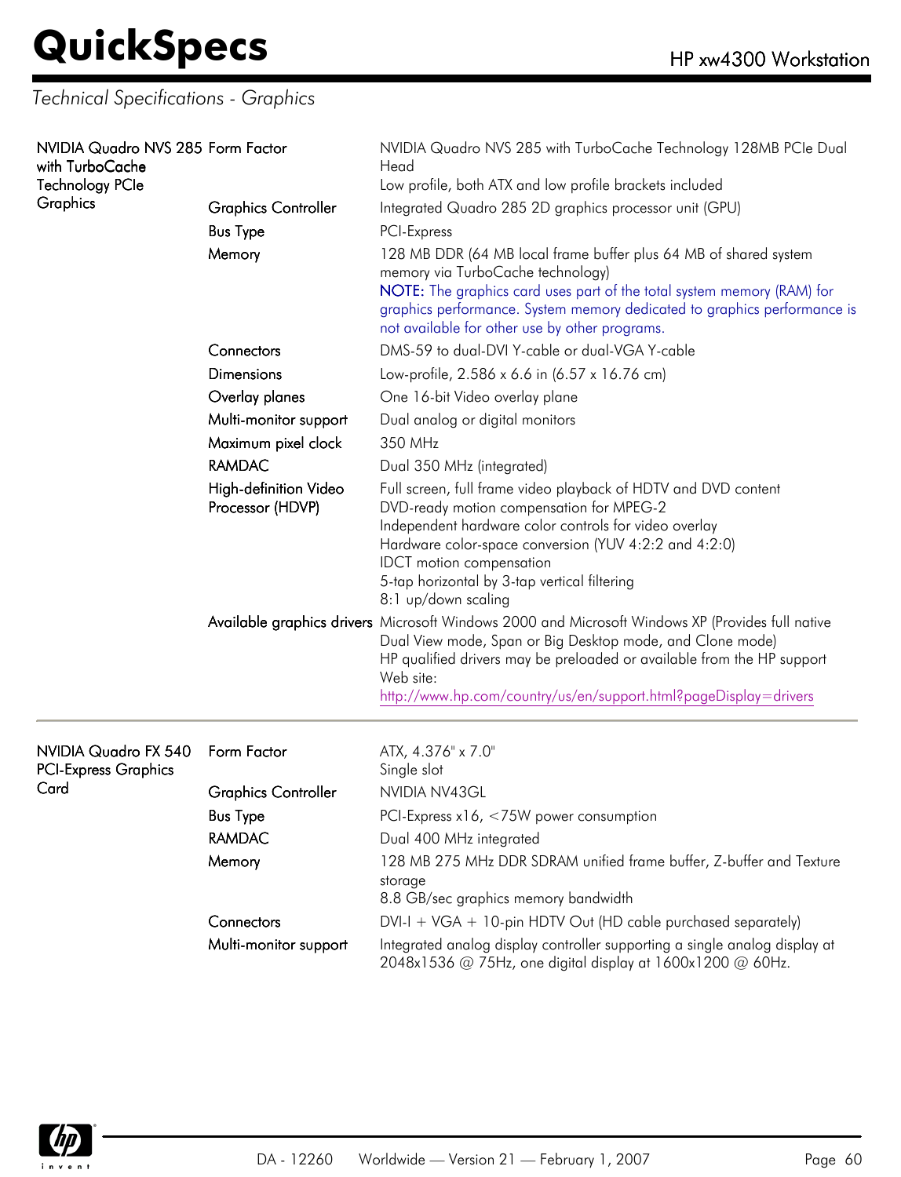## Technical Specifications - Graphics

| | | |
|---|---|---|
| NVIDIA Quadro NVS 285 with TurboCache Technology PCIe Graphics | Form Factor | NVIDIA Quadro NVS 285 with TurboCache Technology 128MB PCIe Dual Head<br>Low profile, both ATX and low profile brackets included |
| | Graphics Controller | Integrated Quadro 285 2D graphics processor unit (GPU) |
| | Bus Type | PCI-Express |
| | Memory | 128 MB DDR (64 MB local frame buffer plus 64 MB of shared system memory via TurboCache technology)<br>NOTE: The graphics card uses part of the total system memory (RAM) for graphics performance. System memory dedicated to graphics performance is not available for other use by other programs. |
| | Connectors | DMS-59 to dual-DVI Y-cable or dual-VGA Y-cable |
| | Dimensions | Low-profile, 2.586 x 6.6 in (6.57 x 16.76 cm) |
| | Overlay planes | One 16-bit Video overlay plane |
| | Multi-monitor support | Dual analog or digital monitors |
| | Maximum pixel clock | 350 MHz |
| | RAMDAC | Dual 350 MHz (integrated) |
| | High-definition Video Processor (HDVP) | Full screen, full frame video playback of HDTV and DVD content<br>DVD-ready motion compensation for MPEG-2<br>Independent hardware color controls for video overlay<br>Hardware color-space conversion (YUV 4:2:2 and 4:2:0)<br>IDCT motion compensation<br>5-tap horizontal by 3-tap vertical filtering<br>8:1 up/down scaling |
| | Available graphics drivers | Microsoft Windows 2000 and Microsoft Windows XP (Provides full native Dual View mode, Span or Big Desktop mode, and Clone mode)<br>HP qualified drivers may be preloaded or available from the HP support Web site:<br>http://www.hp.com/country/us/en/support.html?pageDisplay=drivers |

| | | |
|---|---|---|
| NVIDIA Quadro FX 540 PCI-Express Graphics Card | Form Factor | ATX, 4.376" x 7.0"<br>Single slot |
| | Graphics Controller | NVIDIA NV43GL |
| | Bus Type | PCI-Express x16, <75W power consumption |
| | RAMDAC | Dual 400 MHz integrated |
| | Memory | 128 MB 275 MHz DDR SDRAM unified frame buffer, Z-buffer and Texture storage<br>8.8 GB/sec graphics memory bandwidth |
| | Connectors | DVI-I + VGA + 10-pin HDTV Out (HD cable purchased separately) |
| | Multi-monitor support | Integrated analog display controller supporting a single analog display at 2048x1536 @ 75Hz, one digital display at 1600x1200 @ 60Hz. |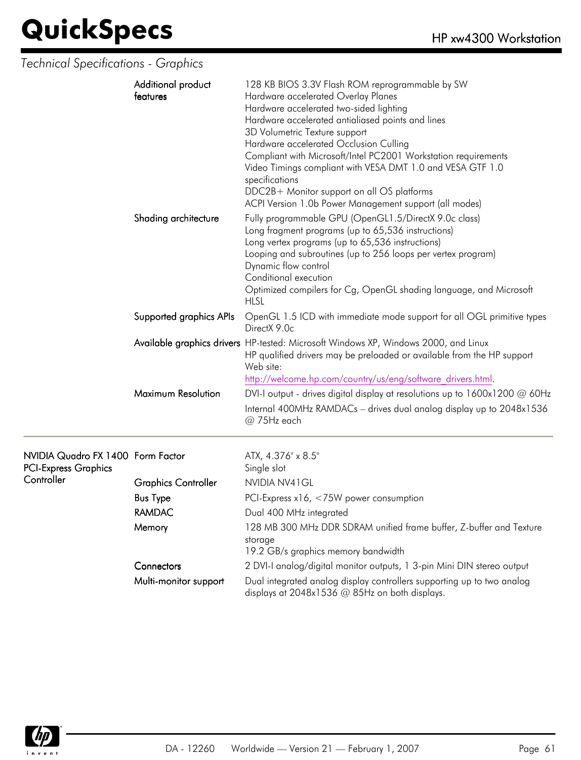*Technical Specifications - Graphics*

| | | |
|---|---|---|
| | Additional product features | 128 KB BIOS 3.3V Flash ROM reprogrammable by SW<br>Hardware accelerated Overlay Planes<br>Hardware accelerated two-sided lighting<br>Hardware accelerated antialiased points and lines<br>3D Volumetric Texture support<br>Hardware accelerated Occlusion Culling<br>Compliant with Microsoft/Intel PC2001 Workstation requirements<br>Video Timings compliant with VESA DMT 1.0 and VESA GTF 1.0 specifications<br>DDC2B+ Monitor support on all OS platforms<br>ACPI Version 1.0b Power Management support (all modes) |
| | Shading architecture | Fully programmable GPU (OpenGL1.5/DirectX 9.0c class)<br>Long fragment programs (up to 65,536 instructions)<br>Long vertex programs (up to 65,536 instructions)<br>Looping and subroutines (up to 256 loops per vertex program)<br>Dynamic flow control<br>Conditional execution<br>Optimized compilers for Cg, OpenGL shading language, and Microsoft HLSL |
| | Supported graphics APIs | OpenGL 1.5 ICD with immediate mode support for all OGL primitive types<br>DirectX 9.0c |
| | Available graphics drivers | HP-tested: Microsoft Windows XP, Windows 2000, and Linux<br>HP qualified drivers may be preloaded or available from the HP support Web site:<br>http://welcome.hp.com/country/us/eng/software_drivers.html. |
| | Maximum Resolution | DVI-I output - drives digital display at resolutions up to 1600x1200 @ 60Hz<br>Internal 400MHz RAMDACs – drives dual analog display up to 2048x1536 @ 75Hz each |

| | | |
|---|---|---|
| NVIDIA Quadro FX 1400 PCI-Express Graphics Controller | Form Factor | ATX, 4.376" x 8.5"<br>Single slot |
| | Graphics Controller | NVIDIA NV41GL |
| | Bus Type | PCI-Express x16, <75W power consumption |
| | RAMDAC | Dual 400 MHz integrated |
| | Memory | 128 MB 300 MHz DDR SDRAM unified frame buffer, Z-buffer and Texture storage<br>19.2 GB/s graphics memory bandwidth |
| | Connectors | 2 DVI-I analog/digital monitor outputs, 1 3-pin Mini DIN stereo output |
| | Multi-monitor support | Dual integrated analog display controllers supporting up to two analog displays at 2048x1536 @ 85Hz on both displays. |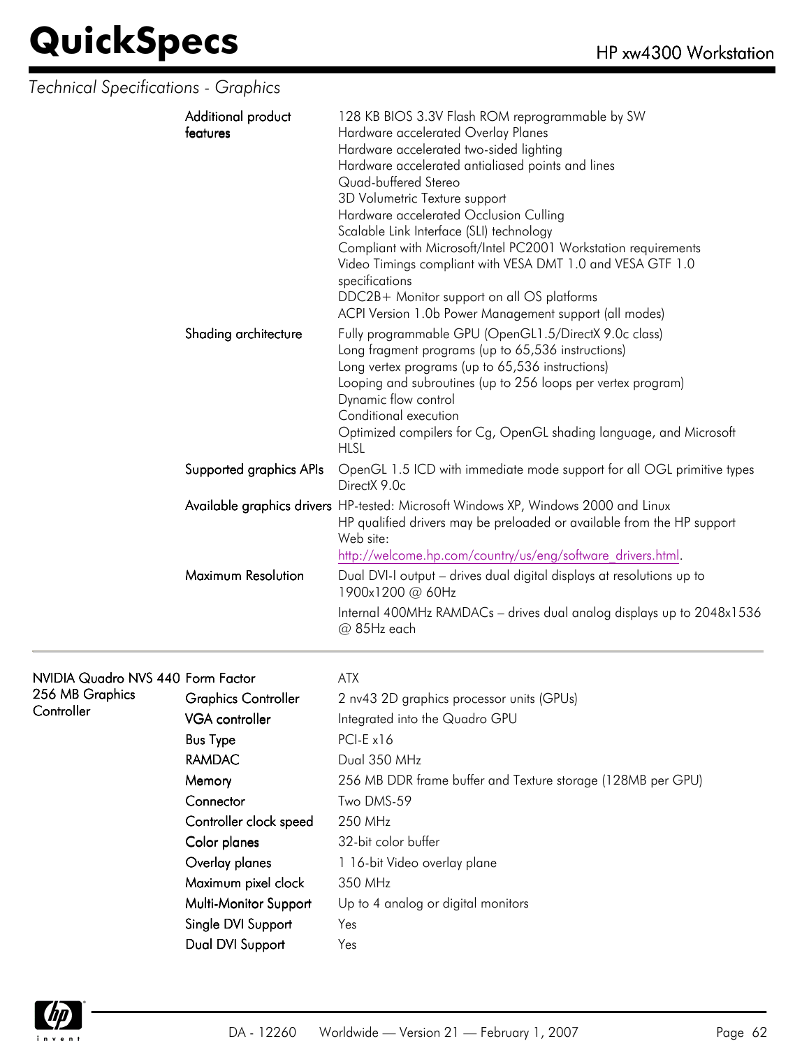*Technical Specifications - Graphics*

| | | |
|---|---|---|
| | Additional product features | 128 KB BIOS 3.3V Flash ROM reprogrammable by SW<br>Hardware accelerated Overlay Planes<br>Hardware accelerated two-sided lighting<br>Hardware accelerated antialiased points and lines<br>Quad-buffered Stereo<br>3D Volumetric Texture support<br>Hardware accelerated Occlusion Culling<br>Scalable Link Interface (SLI) technology<br>Compliant with Microsoft/Intel PC2001 Workstation requirements<br>Video Timings compliant with VESA DMT 1.0 and VESA GTF 1.0 specifications<br>DDC2B+ Monitor support on all OS platforms<br>ACPI Version 1.0b Power Management support (all modes) |
| | Shading architecture | Fully programmable GPU (OpenGL1.5/DirectX 9.0c class)<br>Long fragment programs (up to 65,536 instructions)<br>Long vertex programs (up to 65,536 instructions)<br>Looping and subroutines (up to 256 loops per vertex program)<br>Dynamic flow control<br>Conditional execution<br>Optimized compilers for Cg, OpenGL shading language, and Microsoft HLSL |
| | Supported graphics APIs | OpenGL 1.5 ICD with immediate mode support for all OGL primitive types<br>DirectX 9.0c |
| | Available graphics drivers | HP-tested: Microsoft Windows XP, Windows 2000 and Linux<br>HP qualified drivers may be preloaded or available from the HP support Web site:<br>http://welcome.hp.com/country/us/eng/software_drivers.html. |
| | Maximum Resolution | Dual DVI-I output – drives dual digital displays at resolutions up to 1900x1200 @ 60Hz<br>Internal 400MHz RAMDACs – drives dual analog displays up to 2048x1536 @ 85Hz each |

| | | |
|---|---|---|
| NVIDIA Quadro NVS 440 256 MB Graphics Controller | Form Factor | ATX |
| | Graphics Controller | 2 nv43 2D graphics processor units (GPUs) |
| | VGA controller | Integrated into the Quadro GPU |
| | Bus Type | PCI-E x16 |
| | RAMDAC | Dual 350 MHz |
| | Memory | 256 MB DDR frame buffer and Texture storage (128MB per GPU) |
| | Connector | Two DMS-59 |
| | Controller clock speed | 250 MHz |
| | Color planes | 32-bit color buffer |
| | Overlay planes | 1 16-bit Video overlay plane |
| | Maximum pixel clock | 350 MHz |
| | Multi-Monitor Support | Up to 4 analog or digital monitors |
| | Single DVI Support | Yes |
| | Dual DVI Support | Yes |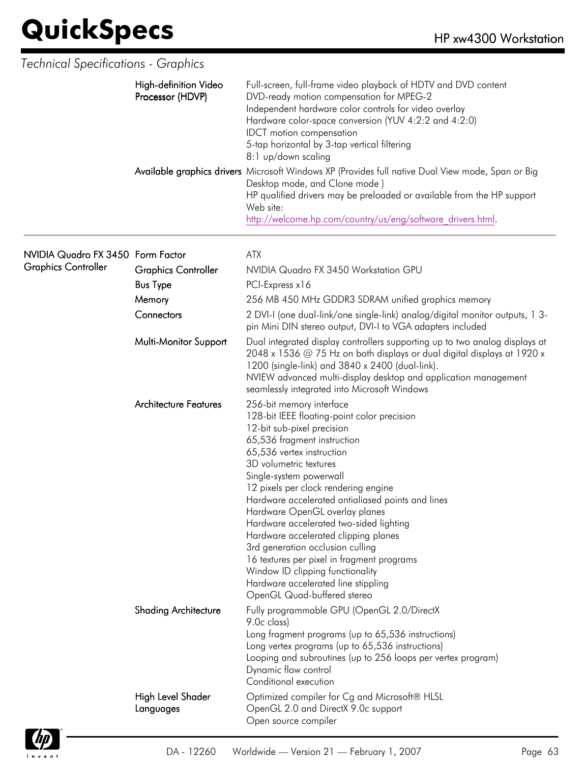*Technical Specifications - Graphics*

| | | |
|---|---|---|
| | High-definition Video Processor (HDVP) | Full-screen, full-frame video playback of HDTV and DVD content<br>DVD-ready motion compensation for MPEG-2<br>Independent hardware color controls for video overlay<br>Hardware color-space conversion (YUV 4:2:2 and 4:2:0)<br>IDCT motion compensation<br>5-tap horizontal by 3-tap vertical filtering<br>8:1 up/down scaling |
| | Available graphics drivers | Microsoft Windows XP (Provides full native Dual View mode, Span or Big Desktop mode, and Clone mode )<br>HP qualified drivers may be preloaded or available from the HP support Web site:<br>http://welcome.hp.com/country/us/eng/software_drivers.html. |
| NVIDIA Quadro FX 3450 Graphics Controller | Form Factor | ATX |
| | Graphics Controller | NVIDIA Quadro FX 3450 Workstation GPU |
| | Bus Type | PCI-Express x16 |
| | Memory | 256 MB 450 MHz GDDR3 SDRAM unified graphics memory |
| | Connectors | 2 DVI-I (one dual-link/one single-link) analog/digital monitor outputs, 1 3-pin Mini DIN stereo output, DVI-I to VGA adapters included |
| | Multi-Monitor Support | Dual integrated display controllers supporting up to two analog displays at 2048 x 1536 @ 75 Hz on both displays or dual digital displays at 1920 x 1200 (single-link) and 3840 x 2400 (dual-link).<br>NVIEW advanced multi-display desktop and application management seamlessly integrated into Microsoft Windows |
| | Architecture Features | 256-bit memory interface<br>128-bit IEEE floating-point color precision<br>12-bit sub-pixel precision<br>65,536 fragment instruction<br>65,536 vertex instruction<br>3D volumetric textures<br>Single-system powerwall<br>12 pixels per clock rendering engine<br>Hardware accelerated antialiased points and lines<br>Hardware OpenGL overlay planes<br>Hardware accelerated two-sided lighting<br>Hardware accelerated clipping planes<br>3rd generation occlusion culling<br>16 textures per pixel in fragment programs<br>Window ID clipping functionality<br>Hardware accelerated line stippling<br>OpenGL Quad-buffered stereo |
| | Shading Architecture | Fully programmable GPU (OpenGL 2.0/DirectX 9.0c class)<br>Long fragment programs (up to 65,536 instructions)<br>Long vertex programs (up to 65,536 instructions)<br>Looping and subroutines (up to 256 loops per vertex program)<br>Dynamic flow control<br>Conditional execution |
| | High Level Shader Languages | Optimized compiler for Cg and Microsoft® HLSL<br>OpenGL 2.0 and DirectX 9.0c support<br>Open source compiler |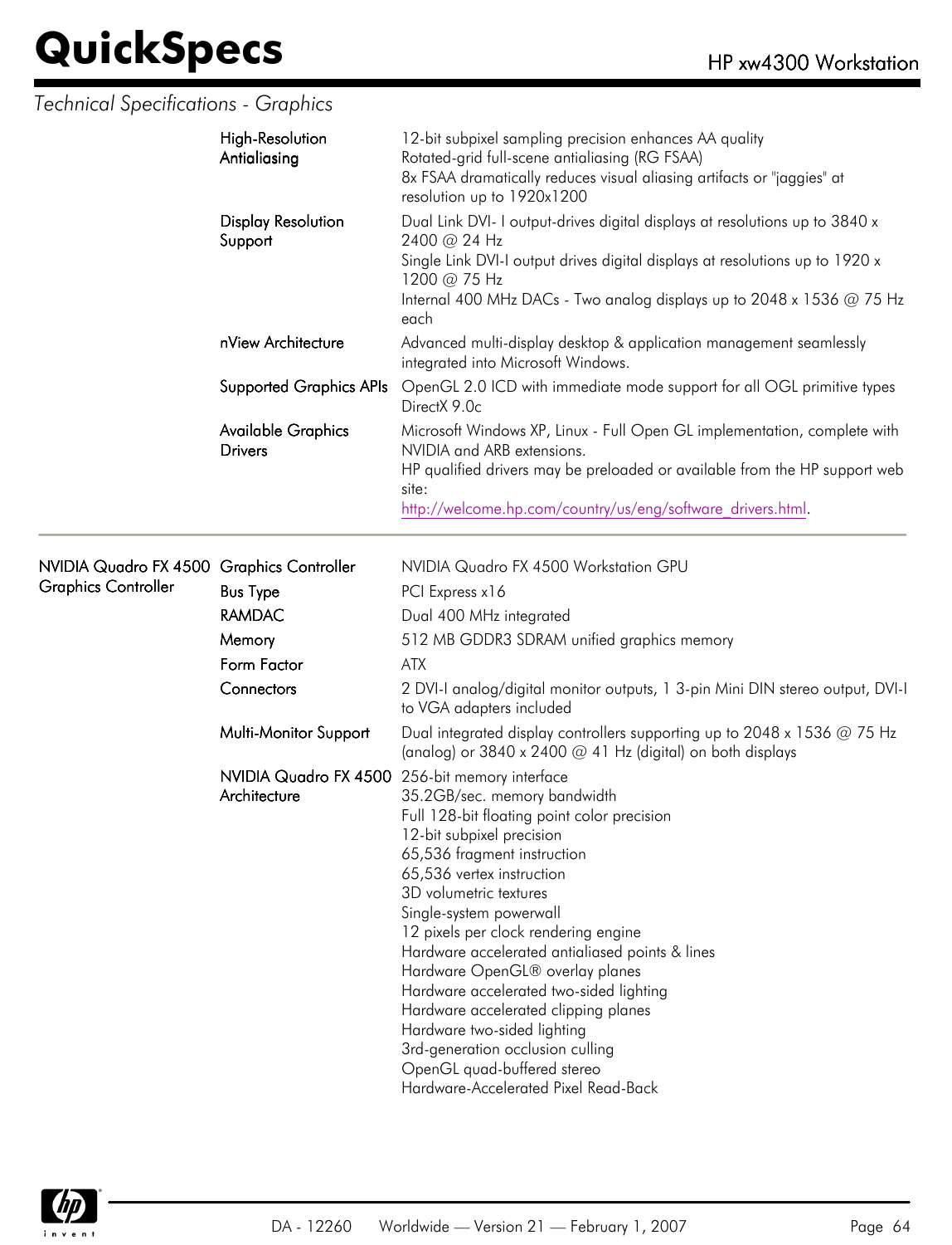*Technical Specifications - Graphics*

| | | |
|---|---|---|
| | High-Resolution Antialiasing | 12-bit subpixel sampling precision enhances AA quality<br>Rotated-grid full-scene antialiasing (RG FSAA)<br>8x FSAA dramatically reduces visual aliasing artifacts or "jaggies" at resolution up to 1920x1200 |
| | Display Resolution Support | Dual Link DVI- I output-drives digital displays at resolutions up to 3840 x 2400 @ 24 Hz<br>Single Link DVI-I output drives digital displays at resolutions up to 1920 x 1200 @ 75 Hz<br>Internal 400 MHz DACs - Two analog displays up to 2048 x 1536 @ 75 Hz each |
| | nView Architecture | Advanced multi-display desktop & application management seamlessly integrated into Microsoft Windows. |
| | Supported Graphics APIs | OpenGL 2.0 ICD with immediate mode support for all OGL primitive types<br>DirectX 9.0c |
| | Available Graphics Drivers | Microsoft Windows XP, Linux - Full Open GL implementation, complete with NVIDIA and ARB extensions.<br>HP qualified drivers may be preloaded or available from the HP support web site:<br>http://welcome.hp.com/country/us/eng/software_drivers.html. |

| | | |
|---|---|---|
| NVIDIA Quadro FX 4500 Graphics Controller | Graphics Controller | NVIDIA Quadro FX 4500 Workstation GPU |
| | Bus Type | PCI Express x16 |
| | RAMDAC | Dual 400 MHz integrated |
| | Memory | 512 MB GDDR3 SDRAM unified graphics memory |
| | Form Factor | ATX |
| | Connectors | 2 DVI-I analog/digital monitor outputs, 1 3-pin Mini DIN stereo output, DVI-I to VGA adapters included |
| | Multi-Monitor Support | Dual integrated display controllers supporting up to 2048 x 1536 @ 75 Hz (analog) or 3840 x 2400 @ 41 Hz (digital) on both displays |
| | NVIDIA Quadro FX 4500 Architecture | 256-bit memory interface<br>35.2GB/sec. memory bandwidth<br>Full 128-bit floating point color precision<br>12-bit subpixel precision<br>65,536 fragment instruction<br>65,536 vertex instruction<br>3D volumetric textures<br>Single-system powerwall<br>12 pixels per clock rendering engine<br>Hardware accelerated antialiased points & lines<br>Hardware OpenGL® overlay planes<br>Hardware accelerated two-sided lighting<br>Hardware accelerated clipping planes<br>Hardware two-sided lighting<br>3rd-generation occlusion culling<br>OpenGL quad-buffered stereo<br>Hardware-Accelerated Pixel Read-Back |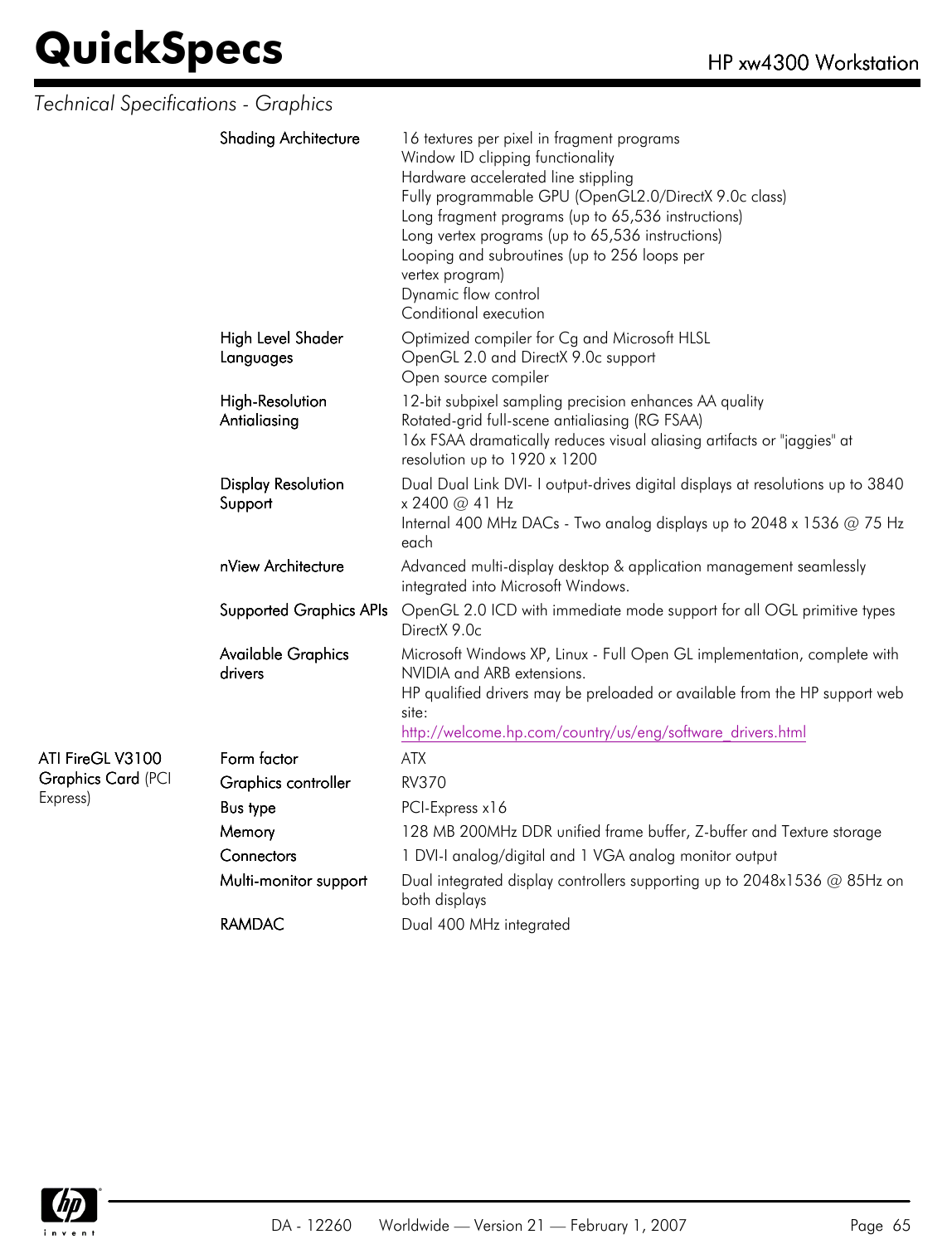*Technical Specifications - Graphics*

| | | |
|---|---|---|
| | Shading Architecture | 16 textures per pixel in fragment programs<br>Window ID clipping functionality<br>Hardware accelerated line stippling<br>Fully programmable GPU (OpenGL2.0/DirectX 9.0c class)<br>Long fragment programs (up to 65,536 instructions)<br>Long vertex programs (up to 65,536 instructions)<br>Looping and subroutines (up to 256 loops per vertex program)<br>Dynamic flow control<br>Conditional execution |
| | High Level Shader Languages | Optimized compiler for Cg and Microsoft HLSL<br>OpenGL 2.0 and DirectX 9.0c support<br>Open source compiler |
| | High-Resolution Antialiasing | 12-bit subpixel sampling precision enhances AA quality<br>Rotated-grid full-scene antialiasing (RG FSAA)<br>16x FSAA dramatically reduces visual aliasing artifacts or "jaggies" at resolution up to 1920 x 1200 |
| | Display Resolution Support | Dual Dual Link DVI- I output-drives digital displays at resolutions up to 3840 x 2400 @ 41 Hz<br>Internal 400 MHz DACs - Two analog displays up to 2048 x 1536 @ 75 Hz each |
| | nView Architecture | Advanced multi-display desktop & application management seamlessly integrated into Microsoft Windows. |
| | Supported Graphics APIs | OpenGL 2.0 ICD with immediate mode support for all OGL primitive types<br>DirectX 9.0c |
| | Available Graphics drivers | Microsoft Windows XP, Linux - Full Open GL implementation, complete with NVIDIA and ARB extensions.<br>HP qualified drivers may be preloaded or available from the HP support web site:<br>http://welcome.hp.com/country/us/eng/software_drivers.html |
| **ATI FireGL V3100 Graphics Card** (PCI Express) | Form factor | ATX |
| | Graphics controller | RV370 |
| | Bus type | PCI-Express x16 |
| | Memory | 128 MB 200MHz DDR unified frame buffer, Z-buffer and Texture storage |
| | Connectors | 1 DVI-I analog/digital and 1 VGA analog monitor output |
| | Multi-monitor support | Dual integrated display controllers supporting up to 2048x1536 @ 85Hz on both displays |
| | RAMDAC | Dual 400 MHz integrated |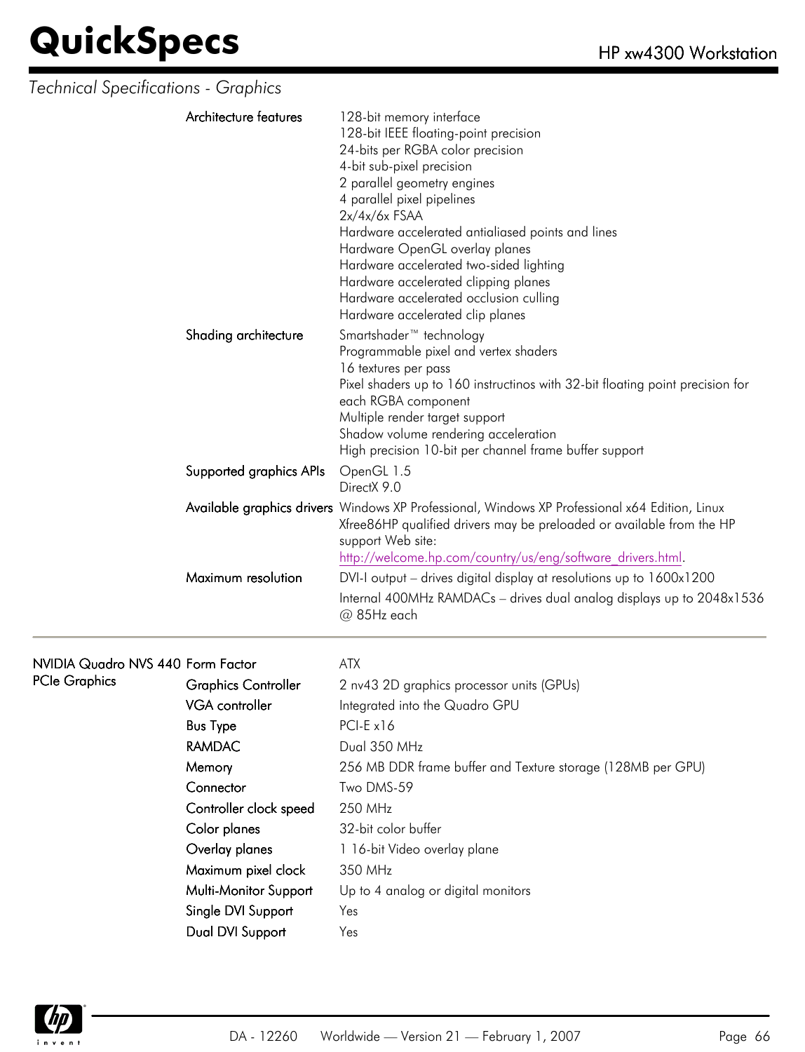*Technical Specifications - Graphics*

| | | |
|---|---|---|
| | Architecture features | 128-bit memory interface<br>128-bit IEEE floating-point precision<br>24-bits per RGBA color precision<br>4-bit sub-pixel precision<br>2 parallel geometry engines<br>4 parallel pixel pipelines<br>2x/4x/6x FSAA<br>Hardware accelerated antialiased points and lines<br>Hardware OpenGL overlay planes<br>Hardware accelerated two-sided lighting<br>Hardware accelerated clipping planes<br>Hardware accelerated occlusion culling<br>Hardware accelerated clip planes |
| | Shading architecture | Smartshader™ technology<br>Programmable pixel and vertex shaders<br>16 textures per pass<br>Pixel shaders up to 160 instructinos with 32-bit floating point precision for each RGBA component<br>Multiple render target support<br>Shadow volume rendering acceleration<br>High precision 10-bit per channel frame buffer support |
| | Supported graphics APIs | OpenGL 1.5<br>DirectX 9.0 |
| | Available graphics drivers | Windows XP Professional, Windows XP Professional x64 Edition, Linux Xfree86HP qualified drivers may be preloaded or available from the HP support Web site: http://welcome.hp.com/country/us/eng/software_drivers.html. |
| | Maximum resolution | DVI-I output – drives digital display at resolutions up to 1600x1200<br>Internal 400MHz RAMDACs – drives dual analog displays up to 2048x1536 @ 85Hz each |

| | | |
|---|---|---|
| NVIDIA Quadro NVS 440 PCIe Graphics | Form Factor | ATX |
| | Graphics Controller | 2 nv43 2D graphics processor units (GPUs) |
| | VGA controller | Integrated into the Quadro GPU |
| | Bus Type | PCI-E x16 |
| | RAMDAC | Dual 350 MHz |
| | Memory | 256 MB DDR frame buffer and Texture storage (128MB per GPU) |
| | Connector | Two DMS-59 |
| | Controller clock speed | 250 MHz |
| | Color planes | 32-bit color buffer |
| | Overlay planes | 1 16-bit Video overlay plane |
| | Maximum pixel clock | 350 MHz |
| | Multi-Monitor Support | Up to 4 analog or digital monitors |
| | Single DVI Support | Yes |
| | Dual DVI Support | Yes |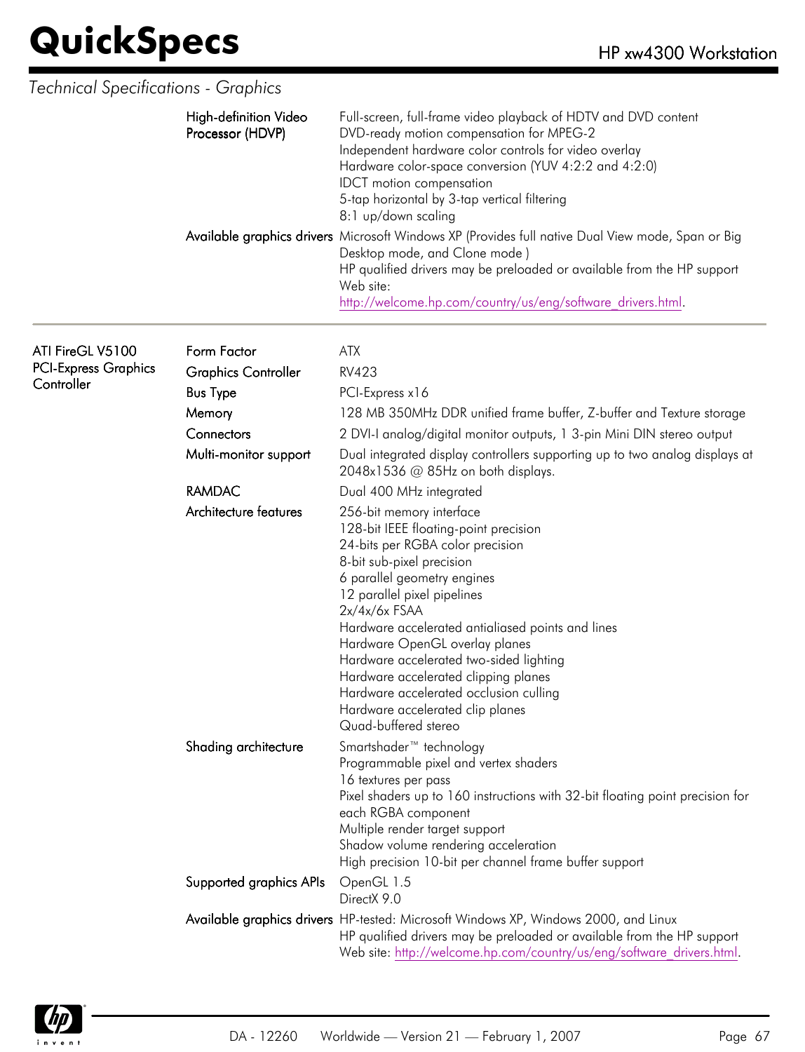*Technical Specifications - Graphics*

| | | |
|---|---|---|
| | High-definition Video Processor (HDVP) | Full-screen, full-frame video playback of HDTV and DVD content<br>DVD-ready motion compensation for MPEG-2<br>Independent hardware color controls for video overlay<br>Hardware color-space conversion (YUV 4:2:2 and 4:2:0)<br>IDCT motion compensation<br>5-tap horizontal by 3-tap vertical filtering<br>8:1 up/down scaling |
| | Available graphics drivers | Microsoft Windows XP (Provides full native Dual View mode, Span or Big Desktop mode, and Clone mode )<br>HP qualified drivers may be preloaded or available from the HP support Web site:<br>http://welcome.hp.com/country/us/eng/software_drivers.html. |

| | | |
|---|---|---|
| ATI FireGL V5100 PCI-Express Graphics Controller | Form Factor | ATX |
| | Graphics Controller | RV423 |
| | Bus Type | PCI-Express x16 |
| | Memory | 128 MB 350MHz DDR unified frame buffer, Z-buffer and Texture storage |
| | Connectors | 2 DVI-I analog/digital monitor outputs, 1 3-pin Mini DIN stereo output |
| | Multi-monitor support | Dual integrated display controllers supporting up to two analog displays at 2048x1536 @ 85Hz on both displays. |
| | RAMDAC | Dual 400 MHz integrated |
| | Architecture features | 256-bit memory interface<br>128-bit IEEE floating-point precision<br>24-bits per RGBA color precision<br>8-bit sub-pixel precision<br>6 parallel geometry engines<br>12 parallel pixel pipelines<br>2x/4x/6x FSAA<br>Hardware accelerated antialiased points and lines<br>Hardware OpenGL overlay planes<br>Hardware accelerated two-sided lighting<br>Hardware accelerated clipping planes<br>Hardware accelerated occlusion culling<br>Hardware accelerated clip planes<br>Quad-buffered stereo |
| | Shading architecture | Smartshader™ technology<br>Programmable pixel and vertex shaders<br>16 textures per pass<br>Pixel shaders up to 160 instructions with 32-bit floating point precision for each RGBA component<br>Multiple render target support<br>Shadow volume rendering acceleration<br>High precision 10-bit per channel frame buffer support |
| | Supported graphics APIs | OpenGL 1.5<br>DirectX 9.0 |
| | Available graphics drivers | HP-tested: Microsoft Windows XP, Windows 2000, and Linux<br>HP qualified drivers may be preloaded or available from the HP support Web site: http://welcome.hp.com/country/us/eng/software_drivers.html. |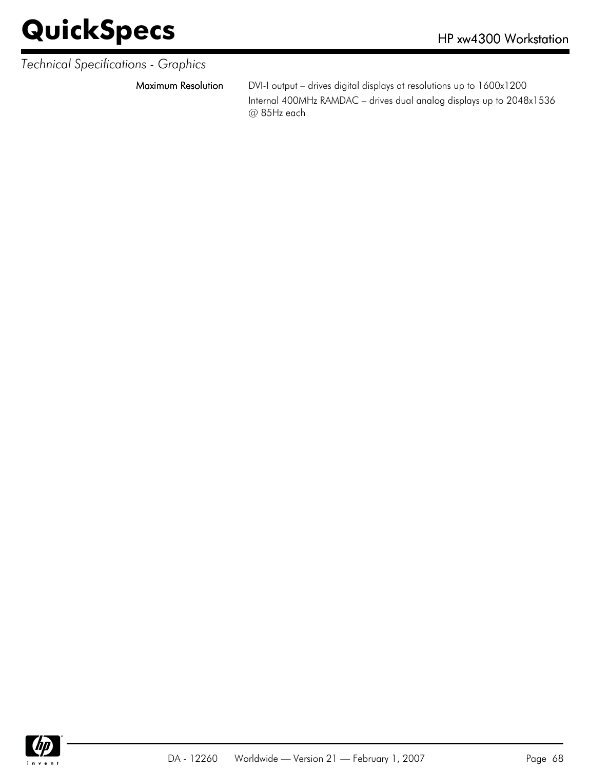*Technical Specifications - Graphics*

| | |
|---|---|
| **Maximum Resolution** | DVI-I output – drives digital displays at resolutions up to 1600x1200<br>Internal 400MHz RAMDAC – drives dual analog displays up to 2048x1536 @ 85Hz each |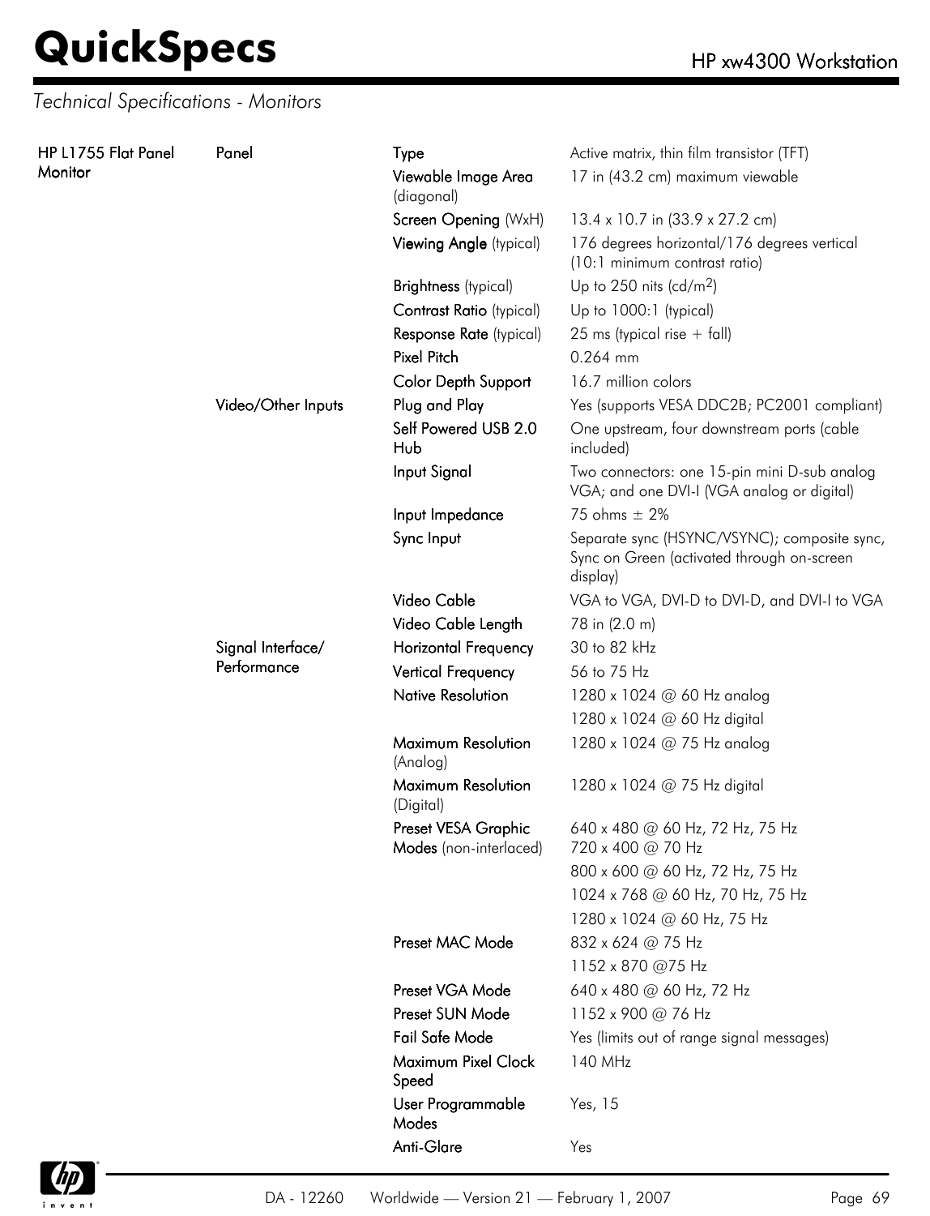## Technical Specifications - Monitors

| | | | |
|---|---|---|---|
| HP L1755 Flat Panel Monitor | Panel | Type | Active matrix, thin film transistor (TFT) |
| | | Viewable Image Area (diagonal) | 17 in (43.2 cm) maximum viewable |
| | | Screen Opening (WxH) | 13.4 x 10.7 in (33.9 x 27.2 cm) |
| | | Viewing Angle (typical) | 176 degrees horizontal/176 degrees vertical (10:1 minimum contrast ratio) |
| | | Brightness (typical) | Up to 250 nits (cd/m$^2$) |
| | | Contrast Ratio (typical) | Up to 1000:1 (typical) |
| | | Response Rate (typical) | 25 ms (typical rise + fall) |
| | | Pixel Pitch | 0.264 mm |
| | | Color Depth Support | 16.7 million colors |
| | Video/Other Inputs | Plug and Play | Yes (supports VESA DDC2B; PC2001 compliant) |
| | | Self Powered USB 2.0 Hub | One upstream, four downstream ports (cable included) |
| | | Input Signal | Two connectors: one 15-pin mini D-sub analog VGA; and one DVI-I (VGA analog or digital) |
| | | Input Impedance | 75 ohms ± 2% |
| | | Sync Input | Separate sync (HSYNC/VSYNC); composite sync, Sync on Green (activated through on-screen display) |
| | | Video Cable | VGA to VGA, DVI-D to DVI-D, and DVI-I to VGA |
| | | Video Cable Length | 78 in (2.0 m) |
| | Signal Interface/ Performance | Horizontal Frequency | 30 to 82 kHz |
| | | Vertical Frequency | 56 to 75 Hz |
| | | Native Resolution | 1280 x 1024 @ 60 Hz analog |
| | | | 1280 x 1024 @ 60 Hz digital |
| | | Maximum Resolution (Analog) | 1280 x 1024 @ 75 Hz analog |
| | | Maximum Resolution (Digital) | 1280 x 1024 @ 75 Hz digital |
| | | Preset VESA Graphic Modes (non-interlaced) | 640 x 480 @ 60 Hz, 72 Hz, 75 Hz<br>720 x 400 @ 70 Hz |
| | | | 800 x 600 @ 60 Hz, 72 Hz, 75 Hz |
| | | | 1024 x 768 @ 60 Hz, 70 Hz, 75 Hz |
| | | | 1280 x 1024 @ 60 Hz, 75 Hz |
| | | Preset MAC Mode | 832 x 624 @ 75 Hz |
| | | | 1152 x 870 @75 Hz |
| | | Preset VGA Mode | 640 x 480 @ 60 Hz, 72 Hz |
| | | Preset SUN Mode | 1152 x 900 @ 76 Hz |
| | | Fail Safe Mode | Yes (limits out of range signal messages) |
| | | Maximum Pixel Clock Speed | 140 MHz |
| | | User Programmable Modes | Yes, 15 |
| | | Anti-Glare | Yes |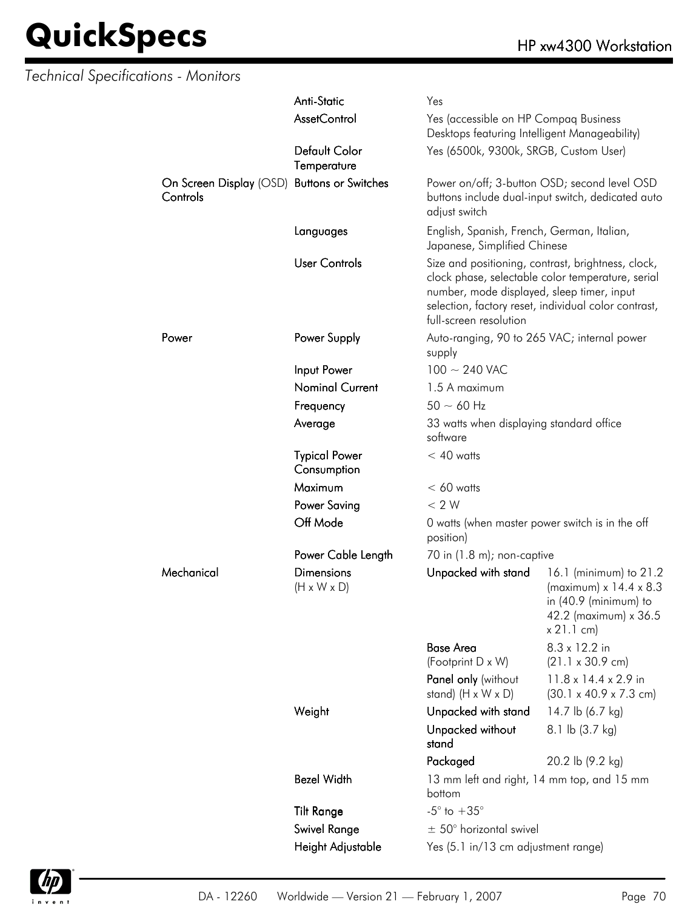*Technical Specifications - Monitors*

| | | | |
|---|---|---|---|
| | **Anti-Static** | Yes | |
| | **AssetControl** | Yes (accessible on HP Compaq Business Desktops featuring Intelligent Manageability) | |
| | **Default Color Temperature** | Yes (6500k, 9300k, SRGB, Custom User) | |
| **On Screen Display** (OSD) **Controls** | **Buttons or Switches** | Power on/off; 3-button OSD; second level OSD buttons include dual-input switch, dedicated auto adjust switch | |
| | **Languages** | English, Spanish, French, German, Italian, Japanese, Simplified Chinese | |
| | **User Controls** | Size and positioning, contrast, brightness, clock, clock phase, selectable color temperature, serial number, mode displayed, sleep timer, input selection, factory reset, individual color contrast, full-screen resolution | |
| **Power** | **Power Supply** | Auto-ranging, 90 to 265 VAC; internal power supply | |
| | **Input Power** | 100 ~ 240 VAC | |
| | **Nominal Current** | 1.5 A maximum | |
| | **Frequency** | 50 ~ 60 Hz | |
| | **Average** | 33 watts when displaying standard office software | |
| | **Typical Power Consumption** | < 40 watts | |
| | **Maximum** | < 60 watts | |
| | **Power Saving** | < 2 W | |
| | **Off Mode** | 0 watts (when master power switch is in the off position) | |
| | **Power Cable Length** | 70 in (1.8 m); non-captive | |
| **Mechanical** | **Dimensions** (H x W x D) | **Unpacked with stand** | 16.1 (minimum) to 21.2 (maximum) x 14.4 x 8.3 in (40.9 (minimum) to 42.2 (maximum) x 36.5 x 21.1 cm) |
| | | **Base Area** (Footprint D x W) | 8.3 x 12.2 in (21.1 x 30.9 cm) |
| | | **Panel only** (without stand) (H x W x D) | 11.8 x 14.4 x 2.9 in (30.1 x 40.9 x 7.3 cm) |
| | **Weight** | **Unpacked with stand** | 14.7 lb (6.7 kg) |
| | | **Unpacked without stand** | 8.1 lb (3.7 kg) |
| | | **Packaged** | 20.2 lb (9.2 kg) |
| | **Bezel Width** | 13 mm left and right, 14 mm top, and 15 mm bottom | |
| | **Tilt Range** | -5° to +35° | |
| | **Swivel Range** | ± 50° horizontal swivel | |
| | **Height Adjustable** | Yes (5.1 in/13 cm adjustment range) | |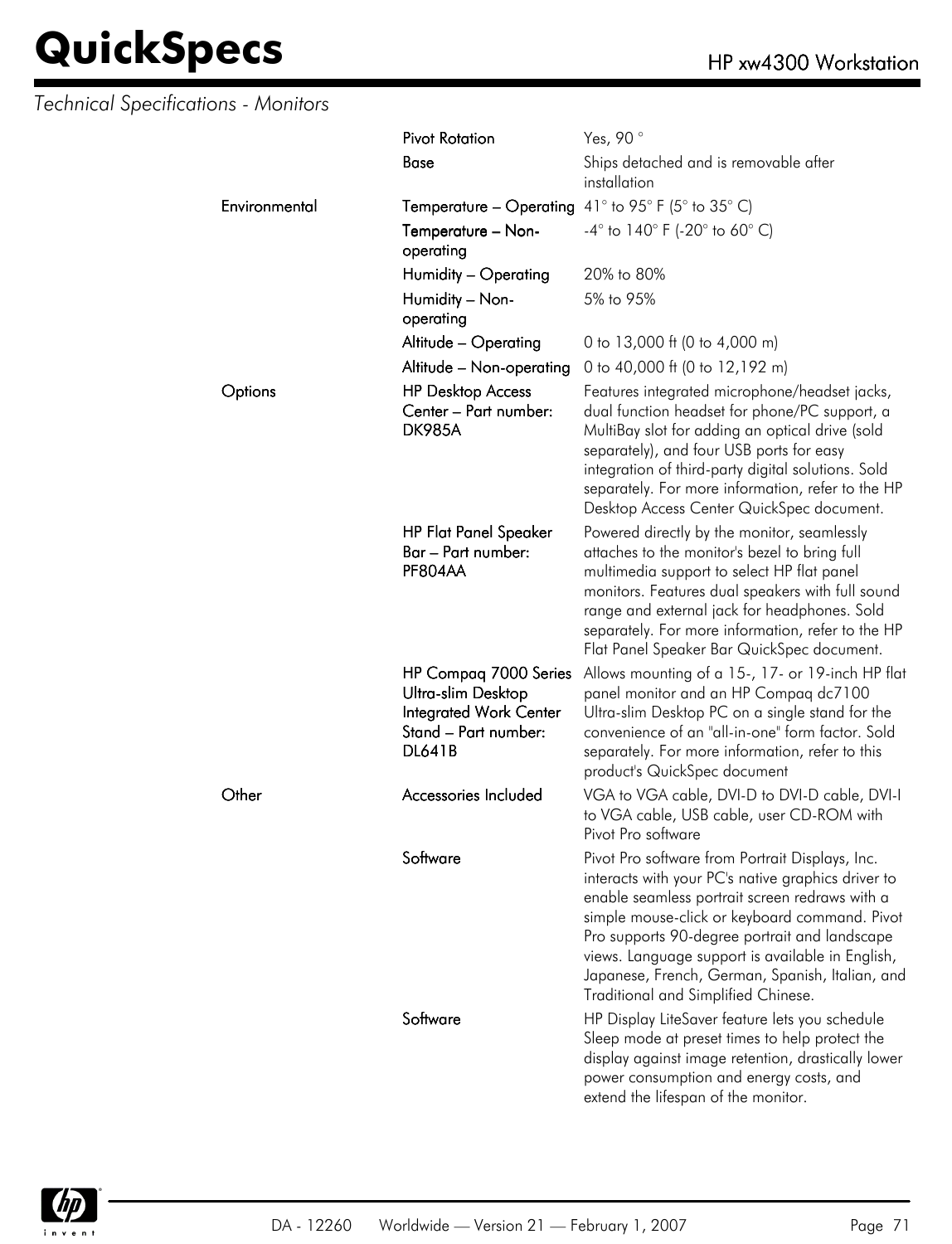*Technical Specifications - Monitors*

| | | |
|---|---|---|
| | Pivot Rotation | Yes, 90 ° |
| | Base | Ships detached and is removable after installation |
| Environmental | Temperature – Operating | 41° to 95° F (5° to 35° C) |
| | Temperature – Non-operating | -4° to 140° F (-20° to 60° C) |
| | Humidity – Operating | 20% to 80% |
| | Humidity – Non-operating | 5% to 95% |
| | Altitude – Operating | 0 to 13,000 ft (0 to 4,000 m) |
| | Altitude – Non-operating | 0 to 40,000 ft (0 to 12,192 m) |
| Options | HP Desktop Access Center – Part number: DK985A | Features integrated microphone/headset jacks, dual function headset for phone/PC support, a MultiBay slot for adding an optical drive (sold separately), and four USB ports for easy integration of third-party digital solutions. Sold separately. For more information, refer to the HP Desktop Access Center QuickSpec document. |
| | HP Flat Panel Speaker Bar – Part number: PF804AA | Powered directly by the monitor, seamlessly attaches to the monitor's bezel to bring full multimedia support to select HP flat panel monitors. Features dual speakers with full sound range and external jack for headphones. Sold separately. For more information, refer to the HP Flat Panel Speaker Bar QuickSpec document. |
| | HP Compaq 7000 Series Ultra-slim Desktop Integrated Work Center Stand – Part number: DL641B | Allows mounting of a 15-, 17- or 19-inch HP flat panel monitor and an HP Compaq dc7100 Ultra-slim Desktop PC on a single stand for the convenience of an "all-in-one" form factor. Sold separately. For more information, refer to this product's QuickSpec document |
| Other | Accessories Included | VGA to VGA cable, DVI-D to DVI-D cable, DVI-I to VGA cable, USB cable, user CD-ROM with Pivot Pro software |
| | Software | Pivot Pro software from Portrait Displays, Inc. interacts with your PC's native graphics driver to enable seamless portrait screen redraws with a simple mouse-click or keyboard command. Pivot Pro supports 90-degree portrait and landscape views. Language support is available in English, Japanese, French, German, Spanish, Italian, and Traditional and Simplified Chinese. |
| | Software | HP Display LiteSaver feature lets you schedule Sleep mode at preset times to help protect the display against image retention, drastically lower power consumption and energy costs, and extend the lifespan of the monitor. |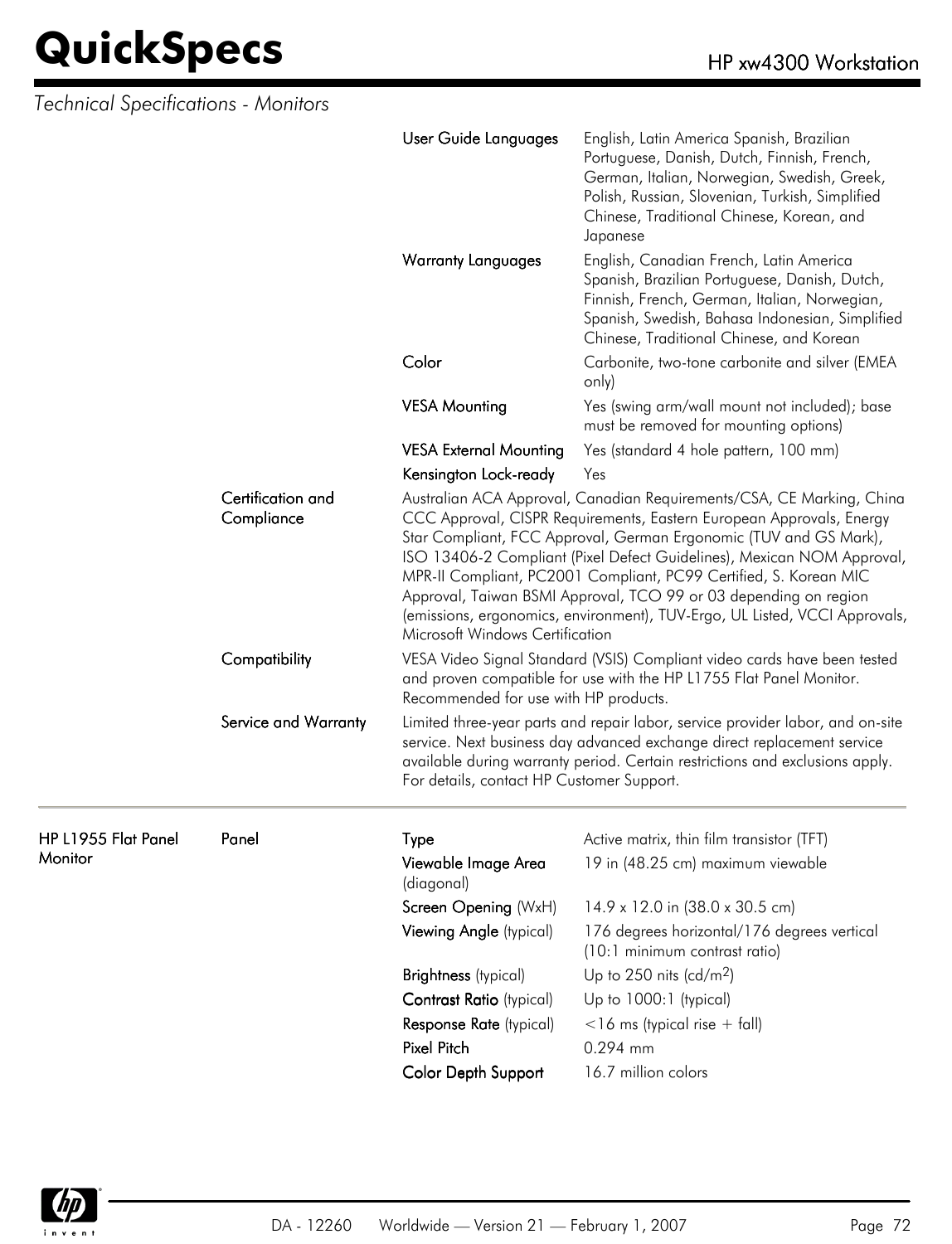*Technical Specifications - Monitors*

| | | | |
|---|---|---|---|
| | | **User Guide Languages** | English, Latin America Spanish, Brazilian Portuguese, Danish, Dutch, Finnish, French, German, Italian, Norwegian, Swedish, Greek, Polish, Russian, Slovenian, Turkish, Simplified Chinese, Traditional Chinese, Korean, and Japanese |
| | | **Warranty Languages** | English, Canadian French, Latin America Spanish, Brazilian Portuguese, Danish, Dutch, Finnish, French, German, Italian, Norwegian, Spanish, Swedish, Bahasa Indonesian, Simplified Chinese, Traditional Chinese, and Korean |
| | | **Color** | Carbonite, two-tone carbonite and silver (EMEA only) |
| | | **VESA Mounting** | Yes (swing arm/wall mount not included); base must be removed for mounting options) |
| | | **VESA External Mounting** | Yes (standard 4 hole pattern, 100 mm) |
| | | **Kensington Lock-ready** | Yes |
| | **Certification and Compliance** | Australian ACA Approval, Canadian Requirements/CSA, CE Marking, China CCC Approval, CISPR Requirements, Eastern European Approvals, Energy Star Compliant, FCC Approval, German Ergonomic (TUV and GS Mark), ISO 13406-2 Compliant (Pixel Defect Guidelines), Mexican NOM Approval, MPR-II Compliant, PC2001 Compliant, PC99 Certified, S. Korean MIC Approval, Taiwan BSMI Approval, TCO 99 or 03 depending on region (emissions, ergonomics, environment), TUV-Ergo, UL Listed, VCCI Approvals, Microsoft Windows Certification | |
| | **Compatibility** | VESA Video Signal Standard (VSIS) Compliant video cards have been tested and proven compatible for use with the HP L1755 Flat Panel Monitor. Recommended for use with HP products. | |
| | **Service and Warranty** | Limited three-year parts and repair labor, service provider labor, and on-site service. Next business day advanced exchange direct replacement service available during warranty period. Certain restrictions and exclusions apply. For details, contact HP Customer Support. | |

| | | | |
|---|---|---|---|
| **HP L1955 Flat Panel Monitor** | **Panel** | **Type** | Active matrix, thin film transistor (TFT) |
| | | **Viewable Image Area** (diagonal) | 19 in (48.25 cm) maximum viewable |
| | | **Screen Opening** (WxH) | 14.9 x 12.0 in (38.0 x 30.5 cm) |
| | | **Viewing Angle** (typical) | 176 degrees horizontal/176 degrees vertical (10:1 minimum contrast ratio) |
| | | **Brightness** (typical) | Up to 250 nits (cd/$m^2$) |
| | | **Contrast Ratio** (typical) | Up to 1000:1 (typical) |
| | | **Response Rate** (typical) | <16 ms (typical rise + fall) |
| | | **Pixel Pitch** | 0.294 mm |
| | | **Color Depth Support** | 16.7 million colors |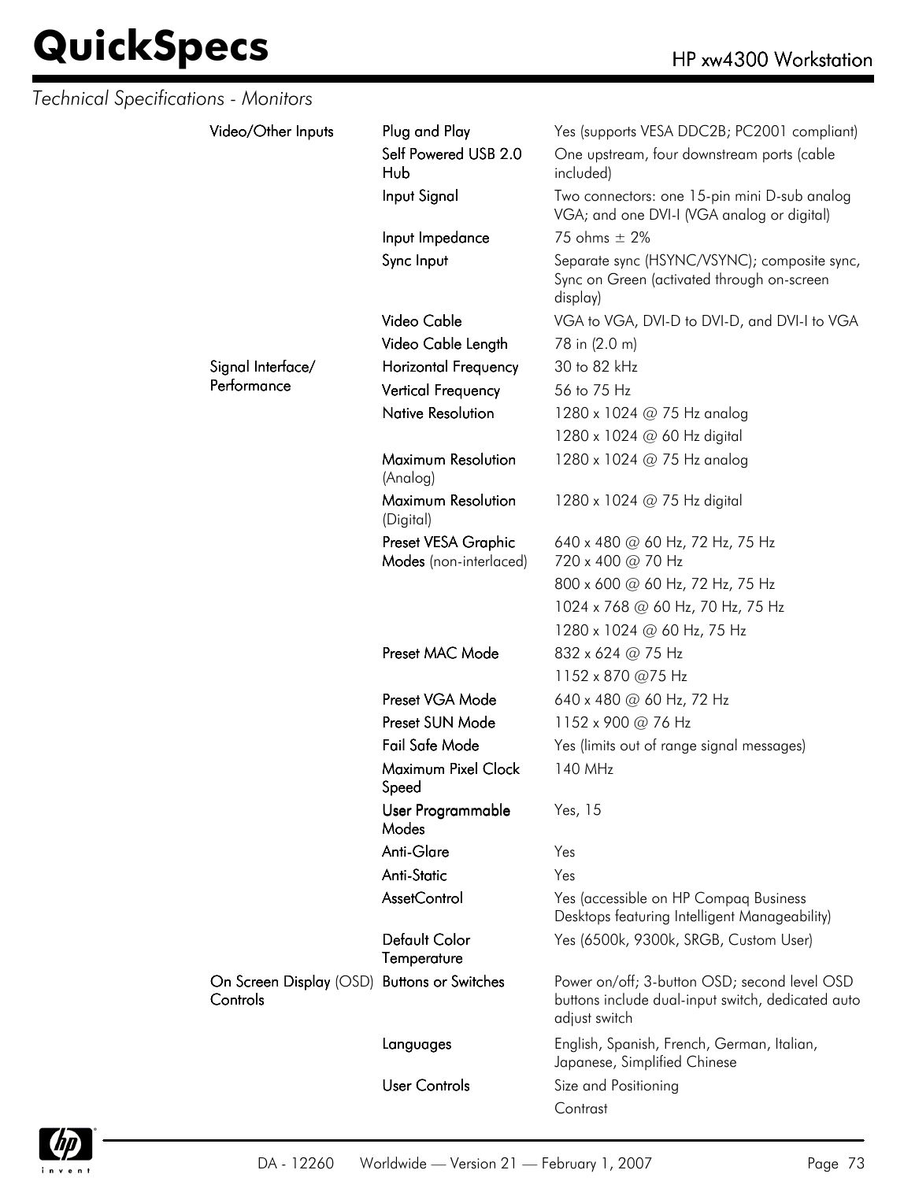*Technical Specifications - Monitors*

| | | |
|---|---|---|
| **Video/Other Inputs** | **Plug and Play** | Yes (supports VESA DDC2B; PC2001 compliant) |
| | **Self Powered USB 2.0 Hub** | One upstream, four downstream ports (cable included) |
| | **Input Signal** | Two connectors: one 15-pin mini D-sub analog VGA; and one DVI-I (VGA analog or digital) |
| | **Input Impedance** | 75 ohms ± 2% |
| | **Sync Input** | Separate sync (HSYNC/VSYNC); composite sync, Sync on Green (activated through on-screen display) |
| | **Video Cable** | VGA to VGA, DVI-D to DVI-D, and DVI-I to VGA |
| | **Video Cable Length** | 78 in (2.0 m) |
| **Signal Interface/ Performance** | **Horizontal Frequency** | 30 to 82 kHz |
| | **Vertical Frequency** | 56 to 75 Hz |
| | **Native Resolution** | 1280 x 1024 @ 75 Hz analog<br>1280 x 1024 @ 60 Hz digital |
| | **Maximum Resolution** (Analog) | 1280 x 1024 @ 75 Hz analog |
| | **Maximum Resolution** (Digital) | 1280 x 1024 @ 75 Hz digital |
| | **Preset VESA Graphic Modes** (non-interlaced) | 640 x 480 @ 60 Hz, 72 Hz, 75 Hz<br>720 x 400 @ 70 Hz<br>800 x 600 @ 60 Hz, 72 Hz, 75 Hz<br>1024 x 768 @ 60 Hz, 70 Hz, 75 Hz<br>1280 x 1024 @ 60 Hz, 75 Hz |
| | **Preset MAC Mode** | 832 x 624 @ 75 Hz<br>1152 x 870 @75 Hz |
| | **Preset VGA Mode** | 640 x 480 @ 60 Hz, 72 Hz |
| | **Preset SUN Mode** | 1152 x 900 @ 76 Hz |
| | **Fail Safe Mode** | Yes (limits out of range signal messages) |
| | **Maximum Pixel Clock Speed** | 140 MHz |
| | **User Programmable Modes** | Yes, 15 |
| | **Anti-Glare** | Yes |
| | **Anti-Static** | Yes |
| | **AssetControl** | Yes (accessible on HP Compaq Business Desktops featuring Intelligent Manageability) |
| | **Default Color Temperature** | Yes (6500k, 9300k, SRGB, Custom User) |
| **On Screen Display** (OSD) **Controls** | **Buttons or Switches** | Power on/off; 3-button OSD; second level OSD buttons include dual-input switch, dedicated auto adjust switch |
| | **Languages** | English, Spanish, French, German, Italian, Japanese, Simplified Chinese |
| | **User Controls** | Size and Positioning<br>Contrast |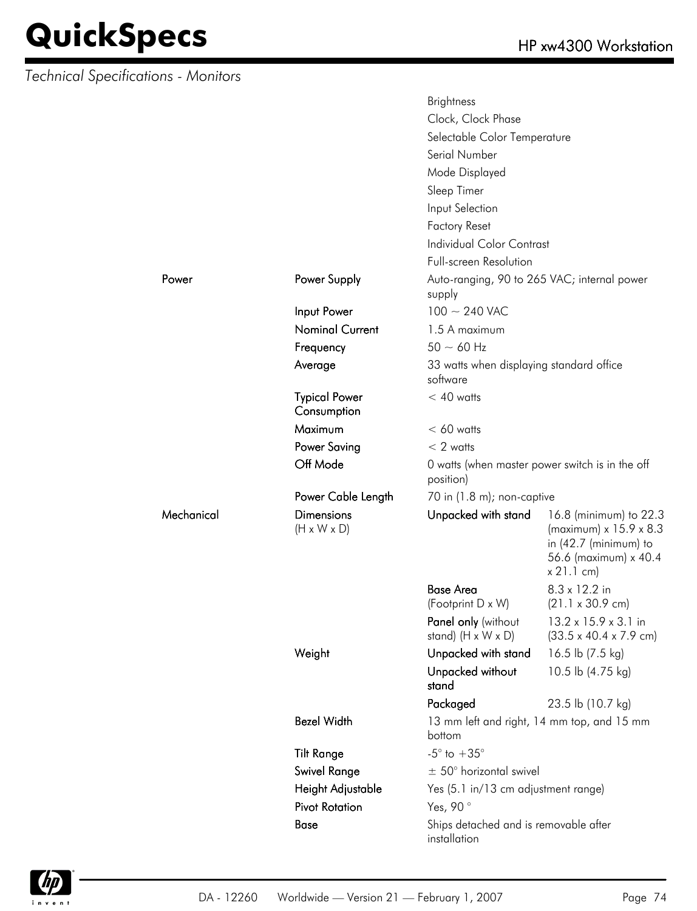*Technical Specifications - Monitors*

| | | | |
|---|---|---|---|
| | | Brightness | |
| | | Clock, Clock Phase | |
| | | Selectable Color Temperature | |
| | | Serial Number | |
| | | Mode Displayed | |
| | | Sleep Timer | |
| | | Input Selection | |
| | | Factory Reset | |
| | | Individual Color Contrast | |
| | | Full-screen Resolution | |
| Power | Power Supply | Auto-ranging, 90 to 265 VAC; internal power supply | |
| | Input Power | 100 ~ 240 VAC | |
| | Nominal Current | 1.5 A maximum | |
| | Frequency | 50 ~ 60 Hz | |
| | Average | 33 watts when displaying standard office software | |
| | Typical Power Consumption | < 40 watts | |
| | Maximum | < 60 watts | |
| | Power Saving | < 2 watts | |
| | Off Mode | 0 watts (when master power switch is in the off position) | |
| | Power Cable Length | 70 in (1.8 m); non-captive | |
| Mechanical | Dimensions (H x W x D) | Unpacked with stand | 16.8 (minimum) to 22.3 (maximum) x 15.9 x 8.3 in (42.7 (minimum) to 56.6 (maximum) x 40.4 x 21.1 cm) |
| | | Base Area (Footprint D x W) | 8.3 x 12.2 in (21.1 x 30.9 cm) |
| | | Panel only (without stand) (H x W x D) | 13.2 x 15.9 x 3.1 in (33.5 x 40.4 x 7.9 cm) |
| | Weight | Unpacked with stand | 16.5 lb (7.5 kg) |
| | | Unpacked without stand | 10.5 lb (4.75 kg) |
| | | Packaged | 23.5 lb (10.7 kg) |
| | Bezel Width | 13 mm left and right, 14 mm top, and 15 mm bottom | |
| | Tilt Range | -5° to +35° | |
| | Swivel Range | ± 50° horizontal swivel | |
| | Height Adjustable | Yes (5.1 in/13 cm adjustment range) | |
| | Pivot Rotation | Yes, 90 ° | |
| | Base | Ships detached and is removable after installation | |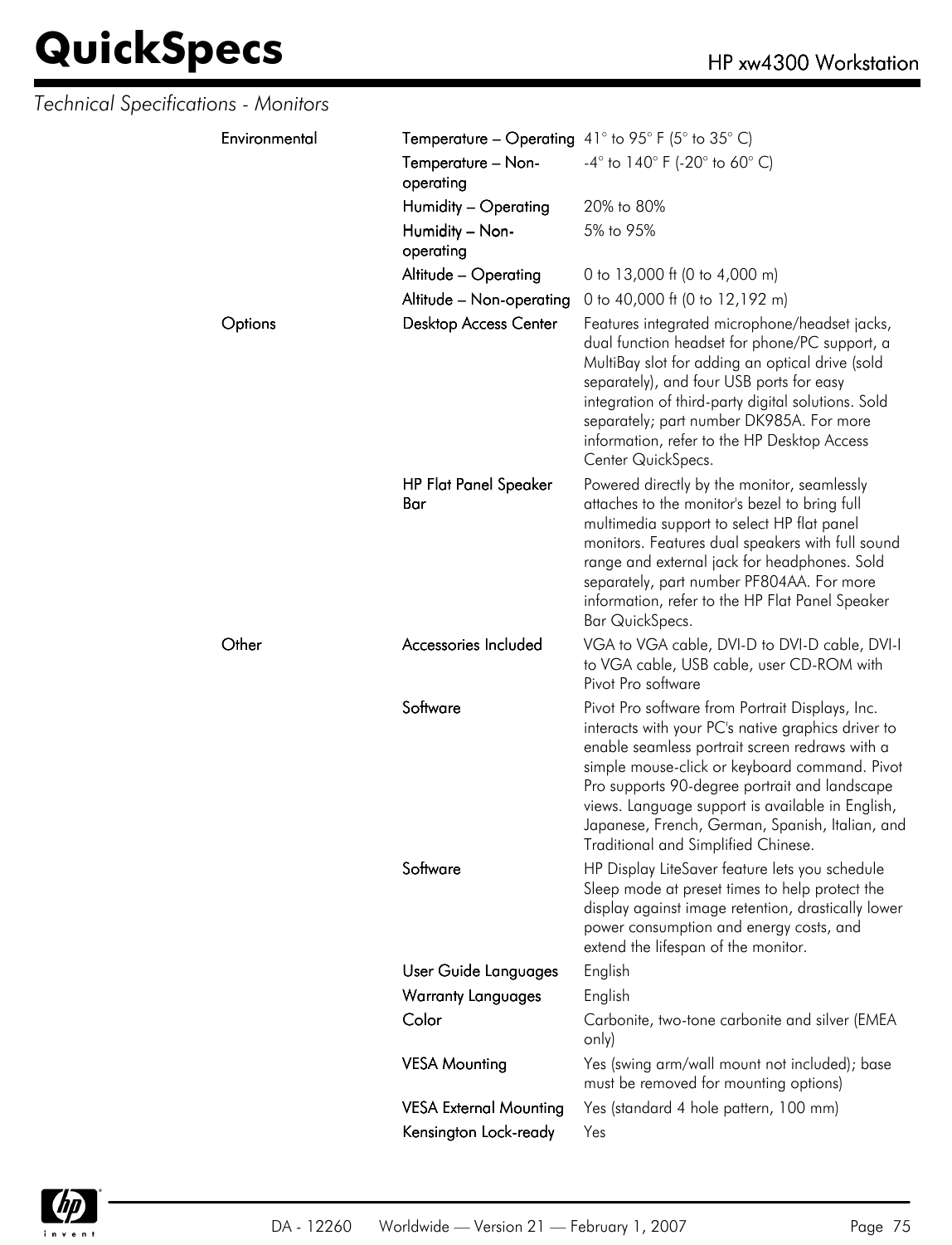*Technical Specifications - Monitors*

| | | |
|---|---|---|
| Environmental | Temperature – Operating | 41° to 95° F (5° to 35° C) |
| | Temperature – Non-operating | -4° to 140° F (-20° to 60° C) |
| | Humidity – Operating | 20% to 80% |
| | Humidity – Non-operating | 5% to 95% |
| | Altitude – Operating | 0 to 13,000 ft (0 to 4,000 m) |
| | Altitude – Non-operating | 0 to 40,000 ft (0 to 12,192 m) |
| Options | Desktop Access Center | Features integrated microphone/headset jacks, dual function headset for phone/PC support, a MultiBay slot for adding an optical drive (sold separately), and four USB ports for easy integration of third-party digital solutions. Sold separately; part number DK985A. For more information, refer to the HP Desktop Access Center QuickSpecs. |
| | HP Flat Panel Speaker Bar | Powered directly by the monitor, seamlessly attaches to the monitor's bezel to bring full multimedia support to select HP flat panel monitors. Features dual speakers with full sound range and external jack for headphones. Sold separately, part number PF804AA. For more information, refer to the HP Flat Panel Speaker Bar QuickSpecs. |
| Other | Accessories Included | VGA to VGA cable, DVI-D to DVI-D cable, DVI-I to VGA cable, USB cable, user CD-ROM with Pivot Pro software |
| | Software | Pivot Pro software from Portrait Displays, Inc. interacts with your PC's native graphics driver to enable seamless portrait screen redraws with a simple mouse-click or keyboard command. Pivot Pro supports 90-degree portrait and landscape views. Language support is available in English, Japanese, French, German, Spanish, Italian, and Traditional and Simplified Chinese. |
| | Software | HP Display LiteSaver feature lets you schedule Sleep mode at preset times to help protect the display against image retention, drastically lower power consumption and energy costs, and extend the lifespan of the monitor. |
| | User Guide Languages | English |
| | Warranty Languages | English |
| | Color | Carbonite, two-tone carbonite and silver (EMEA only) |
| | VESA Mounting | Yes (swing arm/wall mount not included); base must be removed for mounting options) |
| | VESA External Mounting | Yes (standard 4 hole pattern, 100 mm) |
| | Kensington Lock-ready | Yes |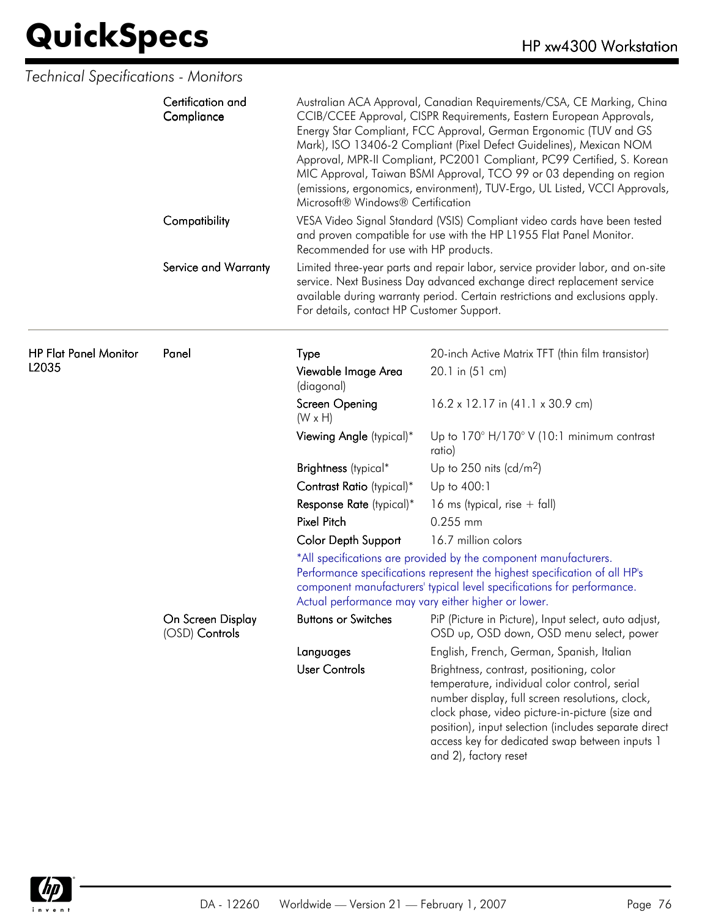## Technical Specifications - Monitors

| | | | |
|---|---|---|---|
| | **Certification and Compliance** | Australian ACA Approval, Canadian Requirements/CSA, CE Marking, China CCIB/CCEE Approval, CISPR Requirements, Eastern European Approvals, Energy Star Compliant, FCC Approval, German Ergonomic (TUV and GS Mark), ISO 13406-2 Compliant (Pixel Defect Guidelines), Mexican NOM Approval, MPR-II Compliant, PC2001 Compliant, PC99 Certified, S. Korean MIC Approval, Taiwan BSMI Approval, TCO 99 or 03 depending on region (emissions, ergonomics, environment), TUV-Ergo, UL Listed, VCCI Approvals, Microsoft® Windows® Certification | |
| | **Compatibility** | VESA Video Signal Standard (VSIS) Compliant video cards have been tested and proven compatible for use with the HP L1955 Flat Panel Monitor. Recommended for use with HP products. | |
| | **Service and Warranty** | Limited three-year parts and repair labor, service provider labor, and on-site service. Next Business Day advanced exchange direct replacement service available during warranty period. Certain restrictions and exclusions apply. For details, contact HP Customer Support. | |

| | | | |
|---|---|---|---|
| **HP Flat Panel Monitor L2035** | **Panel** | **Type** | 20-inch Active Matrix TFT (thin film transistor) |
| | | **Viewable Image Area** (diagonal) | 20.1 in (51 cm) |
| | | **Screen Opening** (W x H) | 16.2 x 12.17 in (41.1 x 30.9 cm) |
| | | **Viewing Angle** (typical)* | Up to 170° H/170° V (10:1 minimum contrast ratio) |
| | | **Brightness** (typical* | Up to 250 nits (cd/m$^2$) |
| | | **Contrast Ratio** (typical)* | Up to 400:1 |
| | | **Response Rate** (typical)* | 16 ms (typical, rise + fall) |
| | | **Pixel Pitch** | 0.255 mm |
| | | **Color Depth Support** | 16.7 million colors |
| | | *All specifications are provided by the component manufacturers. Performance specifications represent the highest specification of all HP's component manufacturers' typical level specifications for performance. Actual performance may vary either higher or lower. | |
| | **On Screen Display (OSD) Controls** | **Buttons or Switches** | PiP (Picture in Picture), Input select, auto adjust, OSD up, OSD down, OSD menu select, power |
| | | **Languages** | English, French, German, Spanish, Italian |
| | | **User Controls** | Brightness, contrast, positioning, color temperature, individual color control, serial number display, full screen resolutions, clock, clock phase, video picture-in-picture (size and position), input selection (includes separate direct access key for dedicated swap between inputs 1 and 2), factory reset |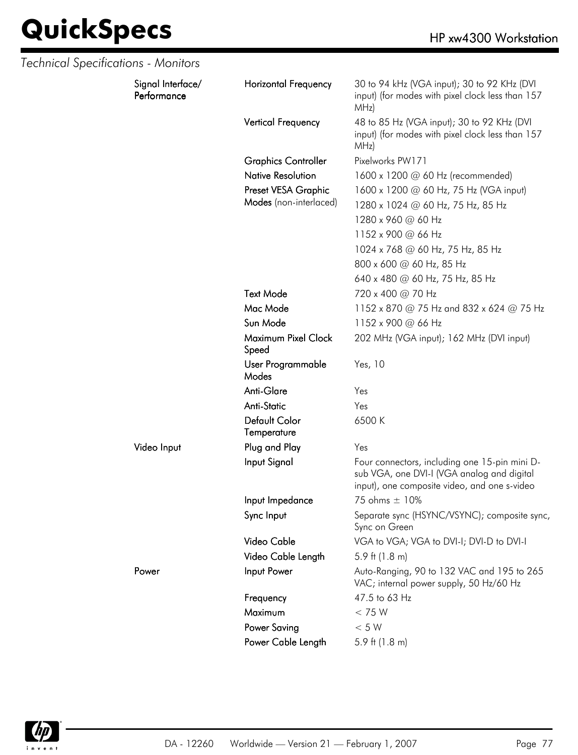*Technical Specifications - Monitors*

| | | |
|---|---|---|
| Signal Interface/ Performance | Horizontal Frequency | 30 to 94 kHz (VGA input); 30 to 92 KHz (DVI input) (for modes with pixel clock less than 157 MHz) |
| | Vertical Frequency | 48 to 85 Hz (VGA input); 30 to 92 KHz (DVI input) (for modes with pixel clock less than 157 MHz) |
| | Graphics Controller | Pixelworks PW171 |
| | Native Resolution | 1600 x 1200 @ 60 Hz (recommended) |
| | Preset VESA Graphic Modes (non-interlaced) | 1600 x 1200 @ 60 Hz, 75 Hz (VGA input) |
| | | 1280 x 1024 @ 60 Hz, 75 Hz, 85 Hz |
| | | 1280 x 960 @ 60 Hz |
| | | 1152 x 900 @ 66 Hz |
| | | 1024 x 768 @ 60 Hz, 75 Hz, 85 Hz |
| | | 800 x 600 @ 60 Hz, 85 Hz |
| | | 640 x 480 @ 60 Hz, 75 Hz, 85 Hz |
| | Text Mode | 720 x 400 @ 70 Hz |
| | Mac Mode | 1152 x 870 @ 75 Hz and 832 x 624 @ 75 Hz |
| | Sun Mode | 1152 x 900 @ 66 Hz |
| | Maximum Pixel Clock Speed | 202 MHz (VGA input); 162 MHz (DVI input) |
| | User Programmable Modes | Yes, 10 |
| | Anti-Glare | Yes |
| | Anti-Static | Yes |
| | Default Color Temperature | 6500 K |
| Video Input | Plug and Play | Yes |
| | Input Signal | Four connectors, including one 15-pin mini D-sub VGA, one DVI-I (VGA analog and digital input), one composite video, and one s-video |
| | Input Impedance | 75 ohms ± 10% |
| | Sync Input | Separate sync (HSYNC/VSYNC); composite sync, Sync on Green |
| | Video Cable | VGA to VGA; VGA to DVI-I; DVI-D to DVI-I |
| | Video Cable Length | 5.9 ft (1.8 m) |
| Power | Input Power | Auto-Ranging, 90 to 132 VAC and 195 to 265 VAC; internal power supply, 50 Hz/60 Hz |
| | Frequency | 47.5 to 63 Hz |
| | Maximum | < 75 W |
| | Power Saving | < 5 W |
| | Power Cable Length | 5.9 ft (1.8 m) |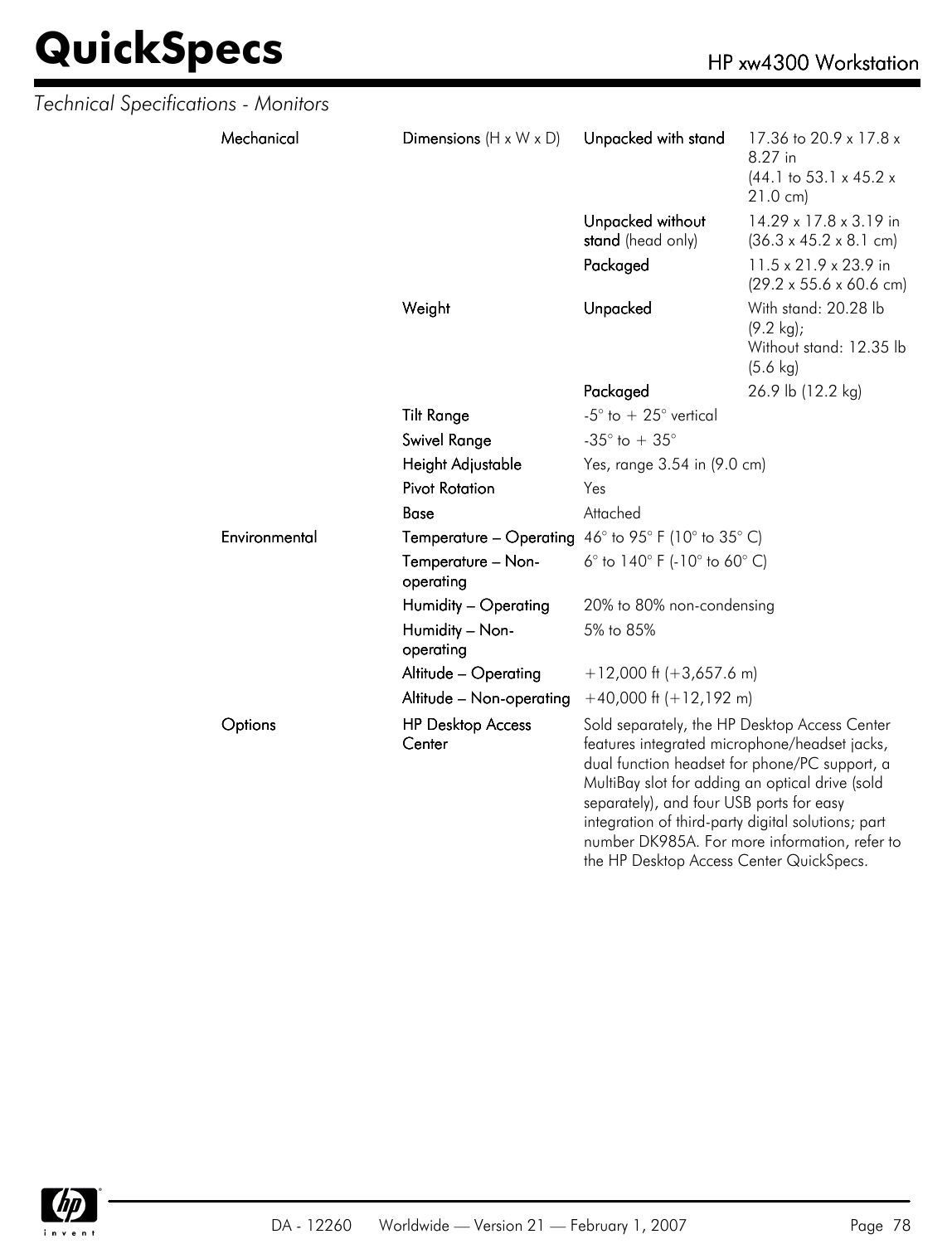*Technical Specifications - Monitors*

| | | | |
|---|---|---|---|
| **Mechanical** | **Dimensions** (H x W x D) | **Unpacked with stand** | 17.36 to 20.9 x 17.8 x 8.27 in (44.1 to 53.1 x 45.2 x 21.0 cm) |
| | | **Unpacked without stand** (head only) | 14.29 x 17.8 x 3.19 in (36.3 x 45.2 x 8.1 cm) |
| | | **Packaged** | 11.5 x 21.9 x 23.9 in (29.2 x 55.6 x 60.6 cm) |
| | **Weight** | **Unpacked** | With stand: 20.28 lb (9.2 kg); Without stand: 12.35 lb (5.6 kg) |
| | | **Packaged** | 26.9 lb (12.2 kg) |
| | **Tilt Range** | -5° to + 25° vertical | |
| | **Swivel Range** | -35° to + 35° | |
| | **Height Adjustable** | Yes, range 3.54 in (9.0 cm) | |
| | **Pivot Rotation** | Yes | |
| | **Base** | Attached | |
| **Environmental** | **Temperature – Operating** | 46° to 95° F (10° to 35° C) | |
| | **Temperature – Non-operating** | 6° to 140° F (-10° to 60° C) | |
| | **Humidity – Operating** | 20% to 80% non-condensing | |
| | **Humidity – Non-operating** | 5% to 85% | |
| | **Altitude – Operating** | +12,000 ft (+3,657.6 m) | |
| | **Altitude – Non-operating** | +40,000 ft (+12,192 m) | |
| **Options** | **HP Desktop Access Center** | Sold separately, the HP Desktop Access Center features integrated microphone/headset jacks, dual function headset for phone/PC support, a MultiBay slot for adding an optical drive (sold separately), and four USB ports for easy integration of third-party digital solutions; part number DK985A. For more information, refer to the HP Desktop Access Center QuickSpecs. | |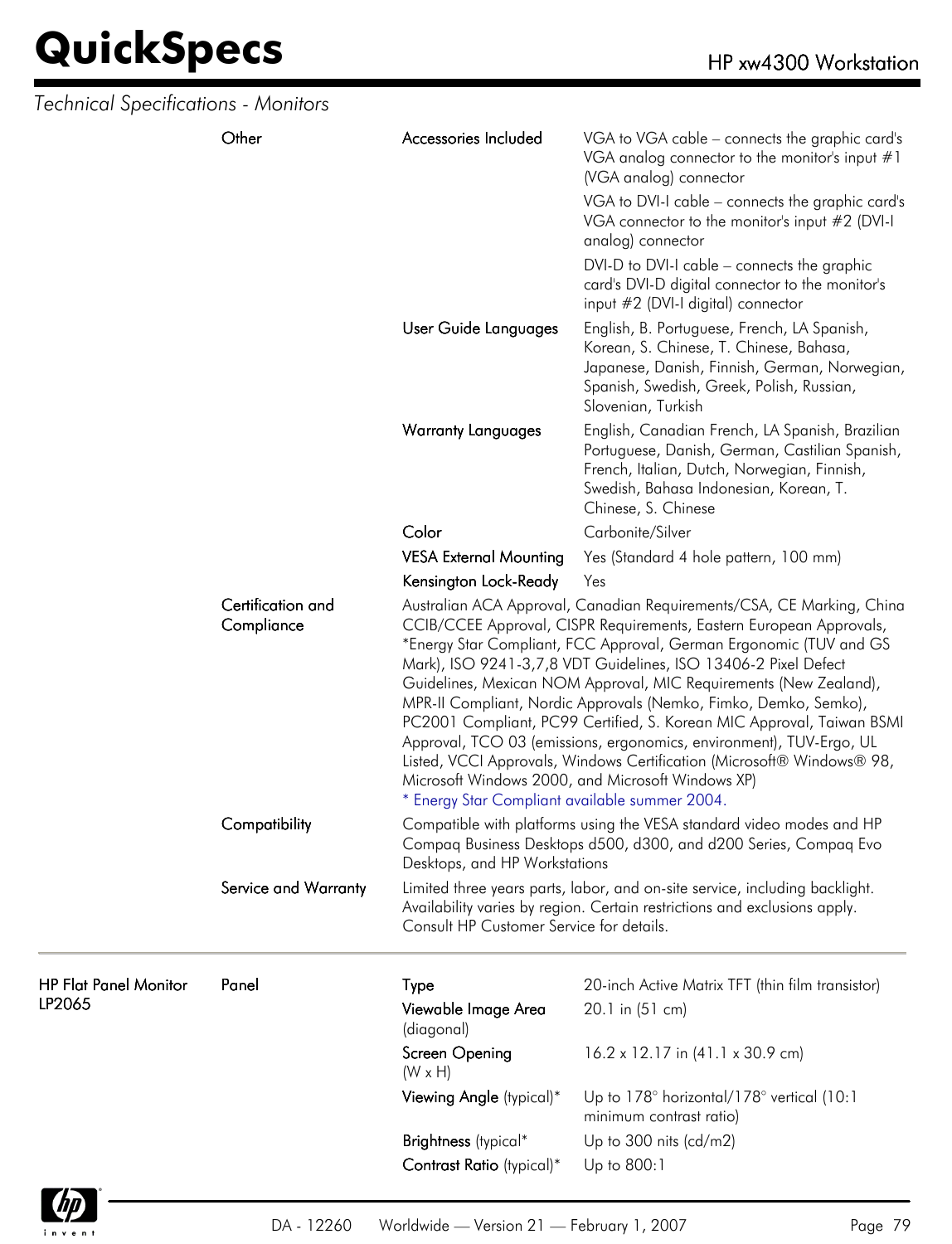*Technical Specifications - Monitors*

| | | | |
|---|---|---|---|
| | Other | Accessories Included | VGA to VGA cable – connects the graphic card's VGA analog connector to the monitor's input #1 (VGA analog) connector<br>VGA to DVI-I cable – connects the graphic card's VGA connector to the monitor's input #2 (DVI-I analog) connector<br>DVI-D to DVI-I cable – connects the graphic card's DVI-D digital connector to the monitor's input #2 (DVI-I digital) connector |
| | | User Guide Languages | English, B. Portuguese, French, LA Spanish, Korean, S. Chinese, T. Chinese, Bahasa, Japanese, Danish, Finnish, German, Norwegian, Spanish, Swedish, Greek, Polish, Russian, Slovenian, Turkish |
| | | Warranty Languages | English, Canadian French, LA Spanish, Brazilian Portuguese, Danish, German, Castilian Spanish, French, Italian, Dutch, Norwegian, Finnish, Swedish, Bahasa Indonesian, Korean, T. Chinese, S. Chinese |
| | | Color | Carbonite/Silver |
| | | VESA External Mounting | Yes (Standard 4 hole pattern, 100 mm) |
| | | Kensington Lock-Ready | Yes |
| | Certification and Compliance | Australian ACA Approval, Canadian Requirements/CSA, CE Marking, China CCIB/CCEE Approval, CISPR Requirements, Eastern European Approvals, *Energy Star Compliant, FCC Approval, German Ergonomic (TUV and GS Mark), ISO 9241-3,7,8 VDT Guidelines, ISO 13406-2 Pixel Defect Guidelines, Mexican NOM Approval, MIC Requirements (New Zealand), MPR-II Compliant, Nordic Approvals (Nemko, Fimko, Demko, Semko), PC2001 Compliant, PC99 Certified, S. Korean MIC Approval, Taiwan BSMI Approval, TCO 03 (emissions, ergonomics, environment), TUV-Ergo, UL Listed, VCCI Approvals, Windows Certification (Microsoft® Windows® 98, Microsoft Windows 2000, and Microsoft Windows XP)<br>* Energy Star Compliant available summer 2004. | |
| | Compatibility | Compatible with platforms using the VESA standard video modes and HP Compaq Business Desktops d500, d300, and d200 Series, Compaq Evo Desktops, and HP Workstations | |
| | Service and Warranty | Limited three years parts, labor, and on-site service, including backlight. Availability varies by region. Certain restrictions and exclusions apply. Consult HP Customer Service for details. | |
| HP Flat Panel Monitor LP2065 | Panel | Type | 20-inch Active Matrix TFT (thin film transistor) |
| | | Viewable Image Area (diagonal) | 20.1 in (51 cm) |
| | | Screen Opening (W x H) | 16.2 x 12.17 in (41.1 x 30.9 cm) |
| | | Viewing Angle (typical)* | Up to 178° horizontal/178° vertical (10:1 minimum contrast ratio) |
| | | Brightness (typical* | Up to 300 nits (cd/m2) |
| | | Contrast Ratio (typical)* | Up to 800:1 |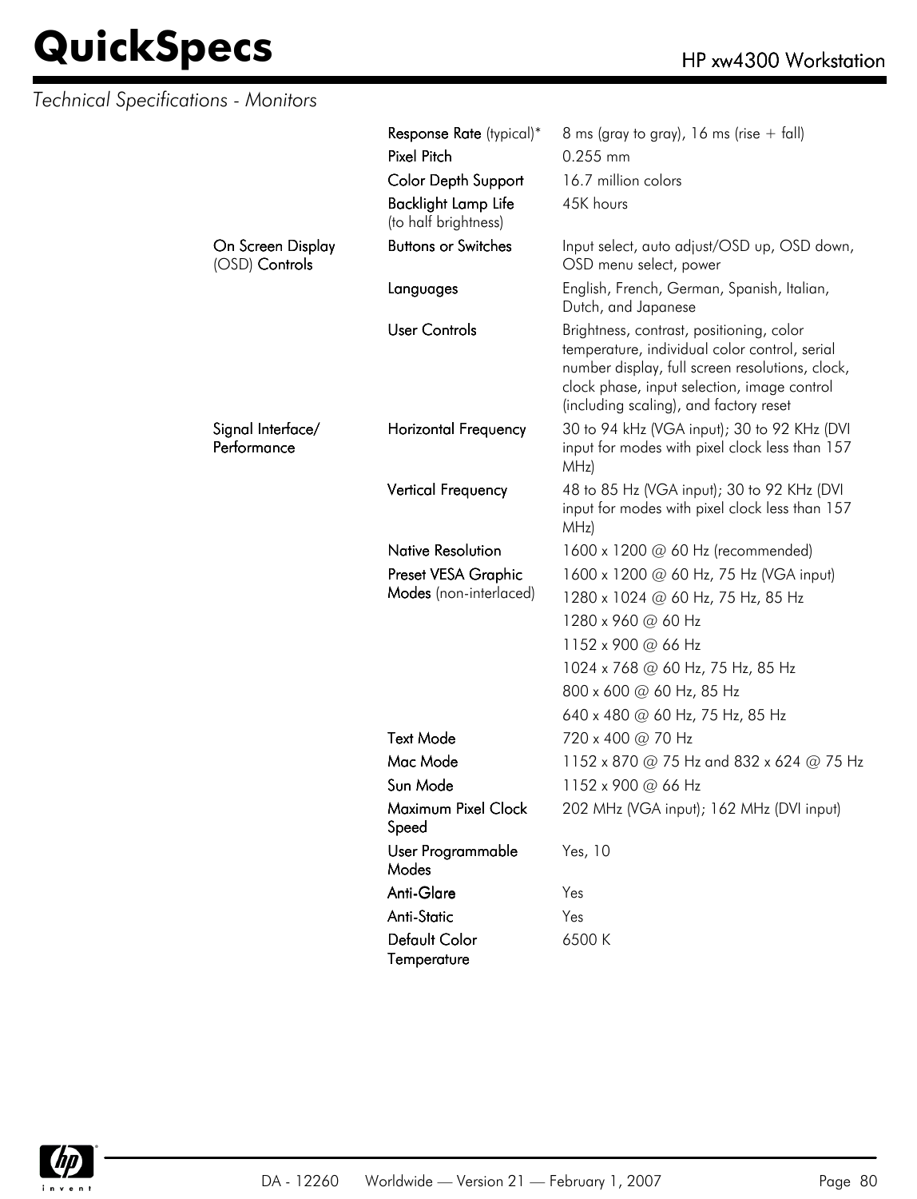*Technical Specifications - Monitors*

| | | |
|---|---|---|
| | **Response Rate** (typical)* | 8 ms (gray to gray), 16 ms (rise + fall) |
| | **Pixel Pitch** | 0.255 mm |
| | **Color Depth Support** | 16.7 million colors |
| | **Backlight Lamp Life** (to half brightness) | 45K hours |
| **On Screen Display** (OSD) **Controls** | **Buttons or Switches** | Input select, auto adjust/OSD up, OSD down, OSD menu select, power |
| | **Languages** | English, French, German, Spanish, Italian, Dutch, and Japanese |
| | **User Controls** | Brightness, contrast, positioning, color temperature, individual color control, serial number display, full screen resolutions, clock, clock phase, input selection, image control (including scaling), and factory reset |
| **Signal Interface/ Performance** | **Horizontal Frequency** | 30 to 94 kHz (VGA input); 30 to 92 KHz (DVI input for modes with pixel clock less than 157 MHz) |
| | **Vertical Frequency** | 48 to 85 Hz (VGA input); 30 to 92 KHz (DVI input for modes with pixel clock less than 157 MHz) |
| | **Native Resolution** | 1600 x 1200 @ 60 Hz (recommended) |
| | **Preset VESA Graphic Modes** (non-interlaced) | 1600 x 1200 @ 60 Hz, 75 Hz (VGA input) |
| | | 1280 x 1024 @ 60 Hz, 75 Hz, 85 Hz |
| | | 1280 x 960 @ 60 Hz |
| | | 1152 x 900 @ 66 Hz |
| | | 1024 x 768 @ 60 Hz, 75 Hz, 85 Hz |
| | | 800 x 600 @ 60 Hz, 85 Hz |
| | | 640 x 480 @ 60 Hz, 75 Hz, 85 Hz |
| | **Text Mode** | 720 x 400 @ 70 Hz |
| | **Mac Mode** | 1152 x 870 @ 75 Hz and 832 x 624 @ 75 Hz |
| | **Sun Mode** | 1152 x 900 @ 66 Hz |
| | **Maximum Pixel Clock Speed** | 202 MHz (VGA input); 162 MHz (DVI input) |
| | **User Programmable Modes** | Yes, 10 |
| | **Anti-Glare** | Yes |
| | **Anti-Static** | Yes |
| | **Default Color Temperature** | 6500 K |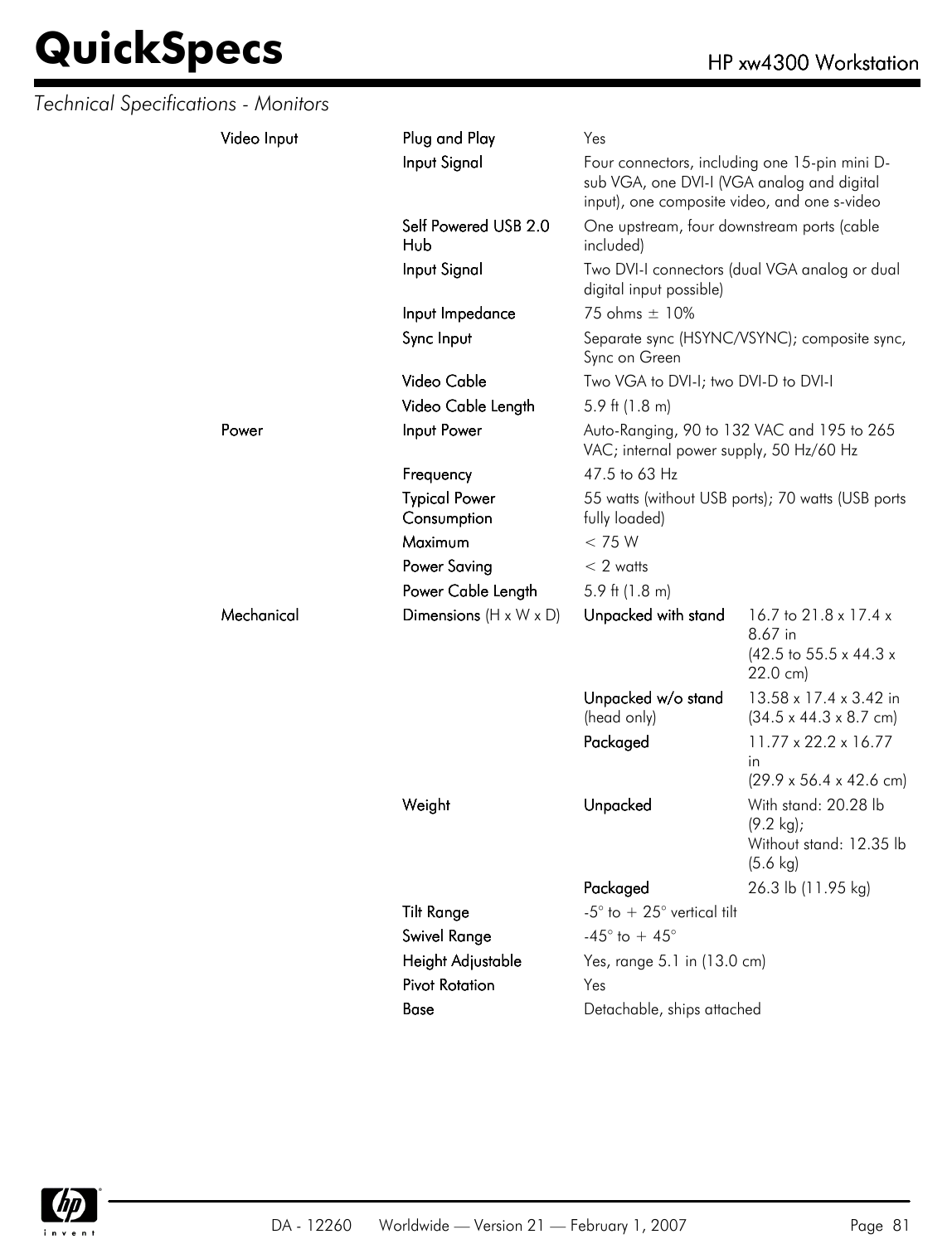*Technical Specifications - Monitors*

| | | | |
|---|---|---|---|
| **Video Input** | **Plug and Play** | Yes | |
| | **Input Signal** | Four connectors, including one 15-pin mini D-sub VGA, one DVI-I (VGA analog and digital input), one composite video, and one s-video | |
| | **Self Powered USB 2.0 Hub** | One upstream, four downstream ports (cable included) | |
| | **Input Signal** | Two DVI-I connectors (dual VGA analog or dual digital input possible) | |
| | **Input Impedance** | 75 ohms ± 10% | |
| | **Sync Input** | Separate sync (HSYNC/VSYNC); composite sync, Sync on Green | |
| | **Video Cable** | Two VGA to DVI-I; two DVI-D to DVI-I | |
| | **Video Cable Length** | 5.9 ft (1.8 m) | |
| **Power** | **Input Power** | Auto-Ranging, 90 to 132 VAC and 195 to 265 VAC; internal power supply, 50 Hz/60 Hz | |
| | **Frequency** | 47.5 to 63 Hz | |
| | **Typical Power Consumption** | 55 watts (without USB ports); 70 watts (USB ports fully loaded) | |
| | **Maximum** | < 75 W | |
| | **Power Saving** | < 2 watts | |
| | **Power Cable Length** | 5.9 ft (1.8 m) | |
| **Mechanical** | **Dimensions** (H x W x D) | **Unpacked with stand** | 16.7 to 21.8 x 17.4 x 8.67 in (42.5 to 55.5 x 44.3 x 22.0 cm) |
| | | **Unpacked w/o stand** (head only) | 13.58 x 17.4 x 3.42 in (34.5 x 44.3 x 8.7 cm) |
| | | **Packaged** | 11.77 x 22.2 x 16.77 in (29.9 x 56.4 x 42.6 cm) |
| | **Weight** | **Unpacked** | With stand: 20.28 lb (9.2 kg); Without stand: 12.35 lb (5.6 kg) |
| | | **Packaged** | 26.3 lb (11.95 kg) |
| | **Tilt Range** | -5° to + 25° vertical tilt | |
| | **Swivel Range** | -45° to + 45° | |
| | **Height Adjustable** | Yes, range 5.1 in (13.0 cm) | |
| | **Pivot Rotation** | Yes | |
| | **Base** | Detachable, ships attached | |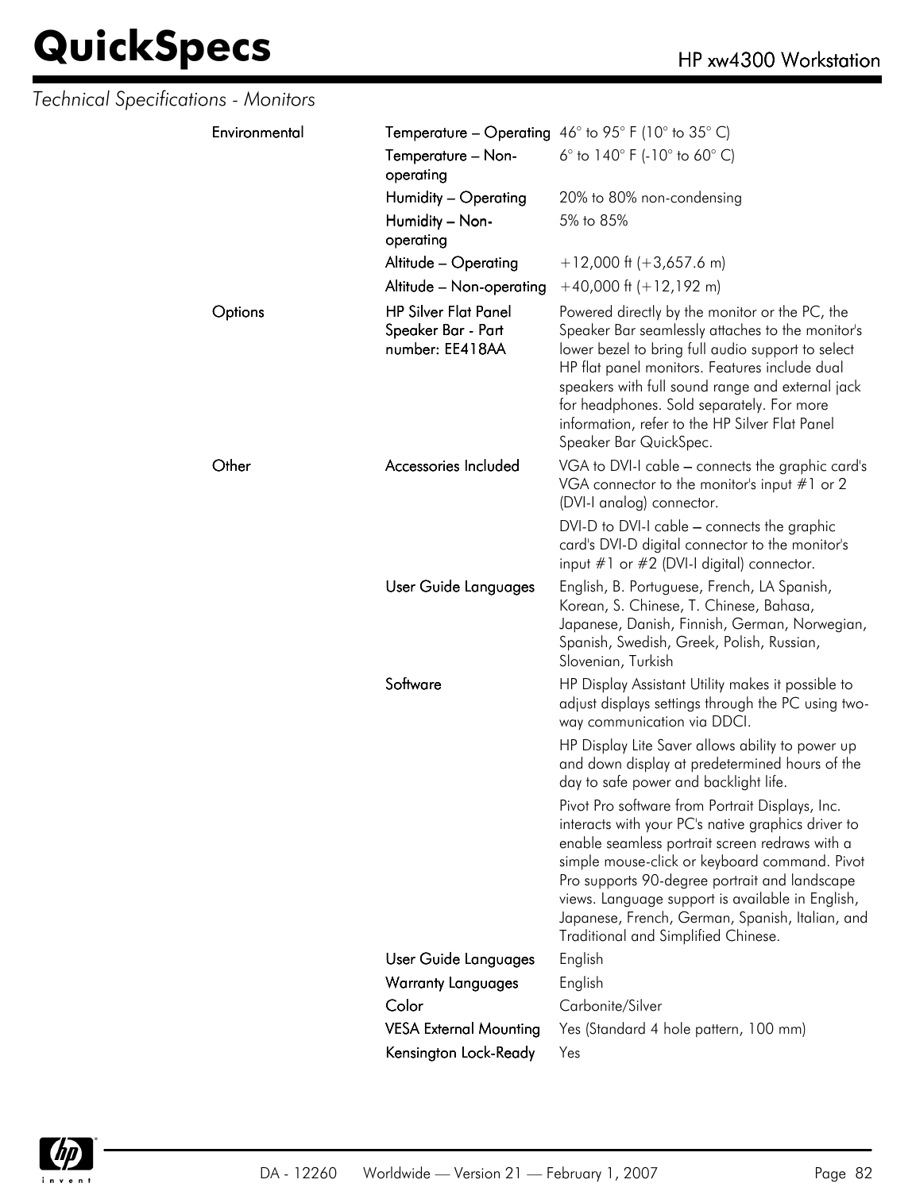*Technical Specifications - Monitors*

| | | |
|---|---|---|
| Environmental | Temperature – Operating | 46° to 95° F (10° to 35° C) |
| | Temperature – Non-operating | 6° to 140° F (-10° to 60° C) |
| | Humidity – Operating | 20% to 80% non-condensing |
| | Humidity – Non-operating | 5% to 85% |
| | Altitude – Operating | +12,000 ft (+3,657.6 m) |
| | Altitude – Non-operating | +40,000 ft (+12,192 m) |
| Options | HP Silver Flat Panel Speaker Bar - Part number: EE418AA | Powered directly by the monitor or the PC, the Speaker Bar seamlessly attaches to the monitor's lower bezel to bring full audio support to select HP flat panel monitors. Features include dual speakers with full sound range and external jack for headphones. Sold separately. For more information, refer to the HP Silver Flat Panel Speaker Bar QuickSpec. |
| Other | Accessories Included | VGA to DVI-I cable – connects the graphic card's VGA connector to the monitor's input #1 or 2 (DVI-I analog) connector.<br><br>DVI-D to DVI-I cable – connects the graphic card's DVI-D digital connector to the monitor's input #1 or #2 (DVI-I digital) connector. |
| | User Guide Languages | English, B. Portuguese, French, LA Spanish, Korean, S. Chinese, T. Chinese, Bahasa, Japanese, Danish, Finnish, German, Norwegian, Spanish, Swedish, Greek, Polish, Russian, Slovenian, Turkish |
| | Software | HP Display Assistant Utility makes it possible to adjust displays settings through the PC using two-way communication via DDCI.<br><br>HP Display Lite Saver allows ability to power up and down display at predetermined hours of the day to safe power and backlight life.<br><br>Pivot Pro software from Portrait Displays, Inc. interacts with your PC's native graphics driver to enable seamless portrait screen redraws with a simple mouse-click or keyboard command. Pivot Pro supports 90-degree portrait and landscape views. Language support is available in English, Japanese, French, German, Spanish, Italian, and Traditional and Simplified Chinese. |
| | User Guide Languages | English |
| | Warranty Languages | English |
| | Color | Carbonite/Silver |
| | VESA External Mounting | Yes (Standard 4 hole pattern, 100 mm) |
| | Kensington Lock-Ready | Yes |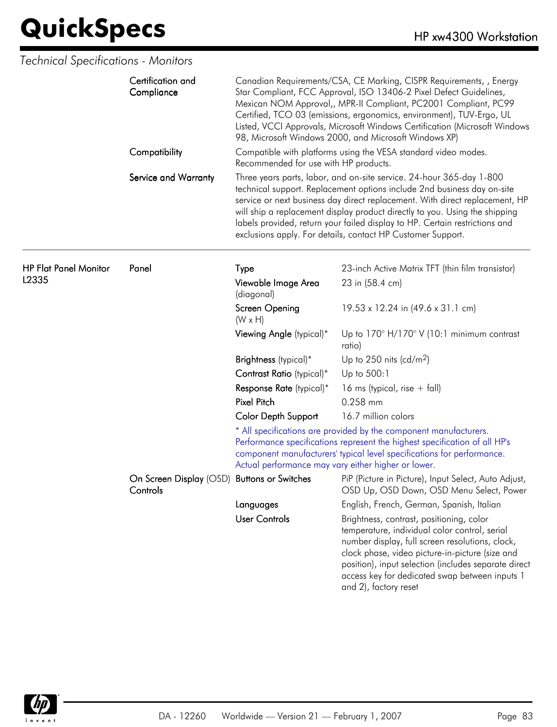*Technical Specifications - Monitors*

| | | | |
|---|---|---|---|
| | Certification and Compliance | Canadian Requirements/CSA, CE Marking, CISPR Requirements, , Energy Star Compliant, FCC Approval, ISO 13406-2 Pixel Defect Guidelines, Mexican NOM Approval,, MPR-II Compliant, PC2001 Compliant, PC99 Certified, TCO 03 (emissions, ergonomics, environment), TUV-Ergo, UL Listed, VCCI Approvals, Microsoft Windows Certification (Microsoft Windows 98, Microsoft Windows 2000, and Microsoft Windows XP) | |
| | Compatibility | Compatible with platforms using the VESA standard video modes. Recommended for use with HP products. | |
| | Service and Warranty | Three years parts, labor, and on-site service. 24-hour 365-day 1-800 technical support. Replacement options include 2nd business day on-site service or next business day direct replacement. With direct replacement, HP will ship a replacement display product directly to you. Using the shipping labels provided, return your failed display to HP. Certain restrictions and exclusions apply. For details, contact HP Customer Support. | |
| **HP Flat Panel Monitor L2335** | Panel | Type | 23-inch Active Matrix TFT (thin film transistor) |
| | | Viewable Image Area (diagonal) | 23 in (58.4 cm) |
| | | Screen Opening (W x H) | 19.53 x 12.24 in (49.6 x 31.1 cm) |
| | | Viewing Angle (typical)* | Up to 170° H/170° V (10:1 minimum contrast ratio) |
| | | Brightness (typical)* | Up to 250 nits (cd/m$^2$) |
| | | Contrast Ratio (typical)* | Up to 500:1 |
| | | Response Rate (typical)* | 16 ms (typical, rise + fall) |
| | | Pixel Pitch | 0.258 mm |
| | | Color Depth Support | 16.7 million colors |
| | | * All specifications are provided by the component manufacturers. Performance specifications represent the highest specification of all HP's component manufacturers' typical level specifications for performance. Actual performance may vary either higher or lower. | |
| | On Screen Display (OSD) Controls | Buttons or Switches | PiP (Picture in Picture), Input Select, Auto Adjust, OSD Up, OSD Down, OSD Menu Select, Power |
| | | Languages | English, French, German, Spanish, Italian |
| | | User Controls | Brightness, contrast, positioning, color temperature, individual color control, serial number display, full screen resolutions, clock, clock phase, video picture-in-picture (size and position), input selection (includes separate direct access key for dedicated swap between inputs 1 and 2), factory reset |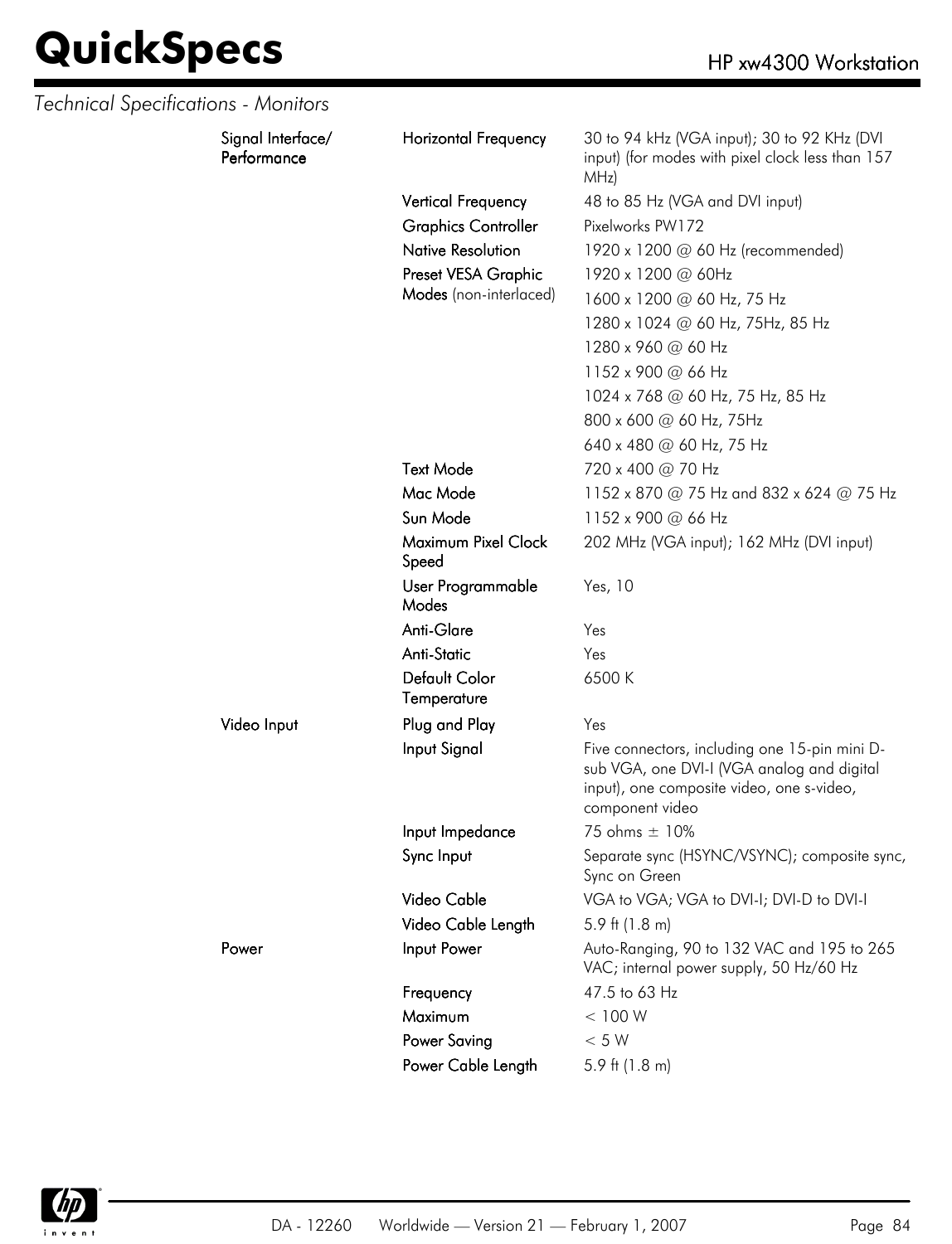## Technical Specifications - Monitors

| | | |
|---|---|---|
| Signal Interface/ Performance | Horizontal Frequency | 30 to 94 kHz (VGA input); 30 to 92 KHz (DVI input) (for modes with pixel clock less than 157 MHz) |
| | Vertical Frequency | 48 to 85 Hz (VGA and DVI input) |
| | Graphics Controller | Pixelworks PW172 |
| | Native Resolution | 1920 x 1200 @ 60 Hz (recommended) |
| | Preset VESA Graphic Modes (non-interlaced) | 1920 x 1200 @ 60Hz |
| | | 1600 x 1200 @ 60 Hz, 75 Hz |
| | | 1280 x 1024 @ 60 Hz, 75Hz, 85 Hz |
| | | 1280 x 960 @ 60 Hz |
| | | 1152 x 900 @ 66 Hz |
| | | 1024 x 768 @ 60 Hz, 75 Hz, 85 Hz |
| | | 800 x 600 @ 60 Hz, 75Hz |
| | | 640 x 480 @ 60 Hz, 75 Hz |
| | Text Mode | 720 x 400 @ 70 Hz |
| | Mac Mode | 1152 x 870 @ 75 Hz and 832 x 624 @ 75 Hz |
| | Sun Mode | 1152 x 900 @ 66 Hz |
| | Maximum Pixel Clock Speed | 202 MHz (VGA input); 162 MHz (DVI input) |
| | User Programmable Modes | Yes, 10 |
| | Anti-Glare | Yes |
| | Anti-Static | Yes |
| | Default Color Temperature | 6500 K |
| Video Input | Plug and Play | Yes |
| | Input Signal | Five connectors, including one 15-pin mini D-sub VGA, one DVI-I (VGA analog and digital input), one composite video, one s-video, component video |
| | Input Impedance | 75 ohms ± 10% |
| | Sync Input | Separate sync (HSYNC/VSYNC); composite sync, Sync on Green |
| | Video Cable | VGA to VGA; VGA to DVI-I; DVI-D to DVI-I |
| | Video Cable Length | 5.9 ft (1.8 m) |
| Power | Input Power | Auto-Ranging, 90 to 132 VAC and 195 to 265 VAC; internal power supply, 50 Hz/60 Hz |
| | Frequency | 47.5 to 63 Hz |
| | Maximum | < 100 W |
| | Power Saving | < 5 W |
| | Power Cable Length | 5.9 ft (1.8 m) |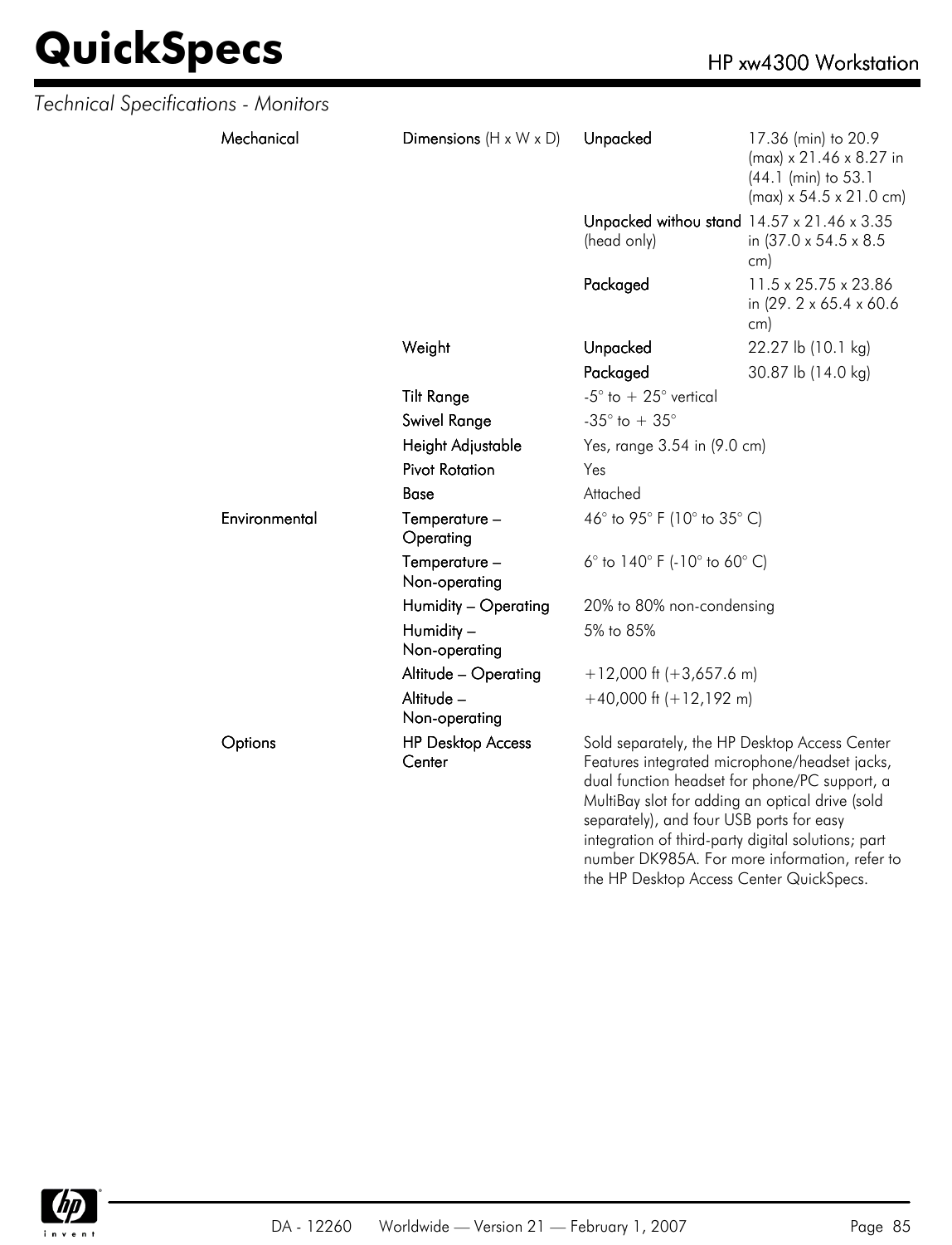*Technical Specifications - Monitors*

| | | | |
|---|---|---|---|
| **Mechanical** | **Dimensions** (H x W x D) | **Unpacked** | 17.36 (min) to 20.9 (max) x 21.46 x 8.27 in (44.1 (min) to 53.1 (max) x 54.5 x 21.0 cm) |
| | | **Unpacked withou stand** (head only) | 14.57 x 21.46 x 3.35 in (37.0 x 54.5 x 8.5 cm) |
| | | **Packaged** | 11.5 x 25.75 x 23.86 in (29. 2 x 65.4 x 60.6 cm) |
| | **Weight** | **Unpacked** | 22.27 lb (10.1 kg) |
| | | **Packaged** | 30.87 lb (14.0 kg) |
| | **Tilt Range** | -5° to + 25° vertical | |
| | **Swivel Range** | -35° to + 35° | |
| | **Height Adjustable** | Yes, range 3.54 in (9.0 cm) | |
| | **Pivot Rotation** | Yes | |
| | **Base** | Attached | |
| **Environmental** | **Temperature – Operating** | 46° to 95° F (10° to 35° C) | |
| | **Temperature – Non-operating** | 6° to 140° F (-10° to 60° C) | |
| | **Humidity – Operating** | 20% to 80% non-condensing | |
| | **Humidity – Non-operating** | 5% to 85% | |
| | **Altitude – Operating** | +12,000 ft (+3,657.6 m) | |
| | **Altitude – Non-operating** | +40,000 ft (+12,192 m) | |
| **Options** | **HP Desktop Access Center** | Sold separately, the HP Desktop Access Center Features integrated microphone/headset jacks, dual function headset for phone/PC support, a MultiBay slot for adding an optical drive (sold separately), and four USB ports for easy integration of third-party digital solutions; part number DK985A. For more information, refer to the HP Desktop Access Center QuickSpecs. | |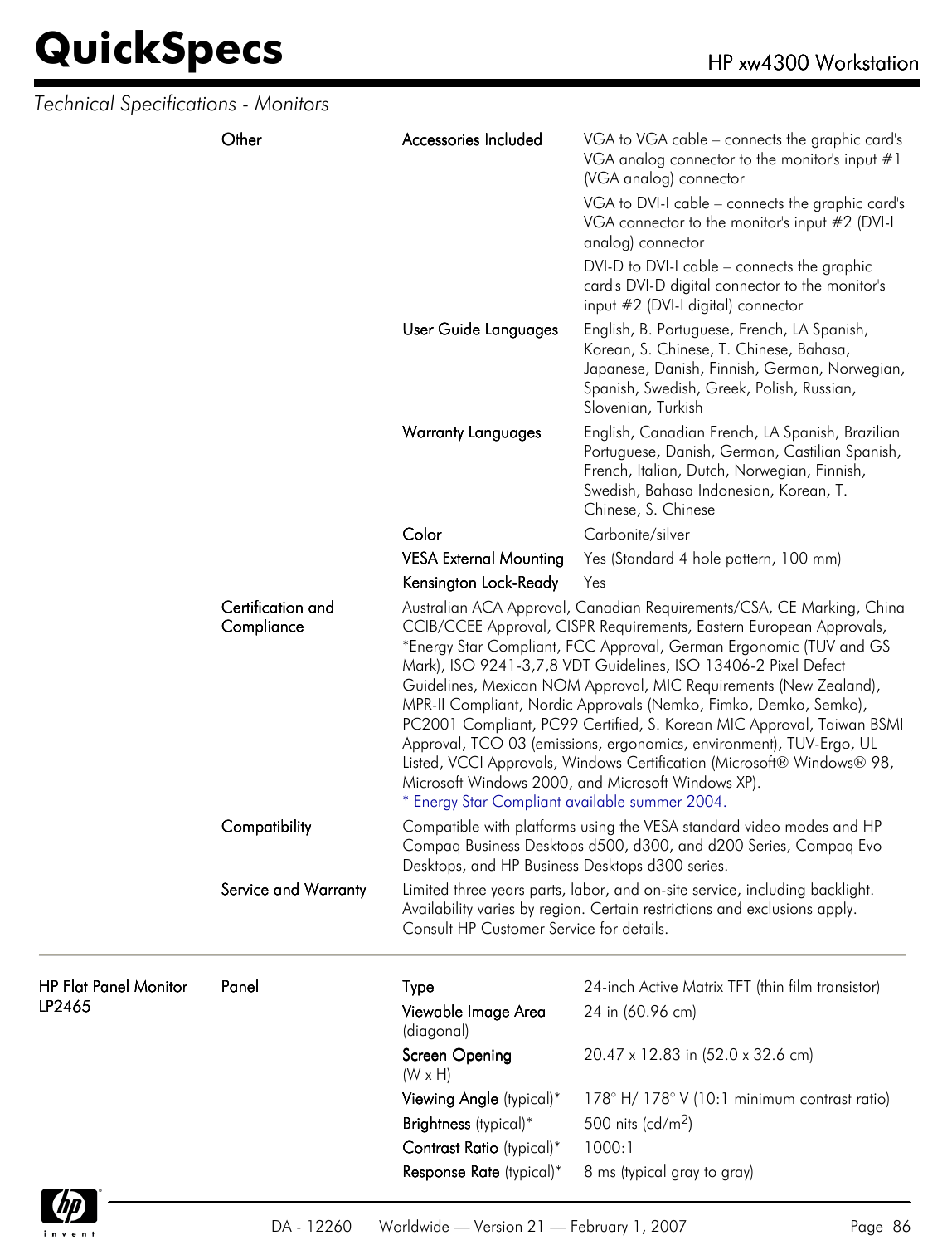*Technical Specifications - Monitors*

| | | | |
|---|---|---|---|
| | Other | Accessories Included | VGA to VGA cable – connects the graphic card's VGA analog connector to the monitor's input #1 (VGA analog) connector<br>VGA to DVI-I cable – connects the graphic card's VGA connector to the monitor's input #2 (DVI-I analog) connector<br>DVI-D to DVI-I cable – connects the graphic card's DVI-D digital connector to the monitor's input #2 (DVI-I digital) connector |
| | | User Guide Languages | English, B. Portuguese, French, LA Spanish, Korean, S. Chinese, T. Chinese, Bahasa, Japanese, Danish, Finnish, German, Norwegian, Spanish, Swedish, Greek, Polish, Russian, Slovenian, Turkish |
| | | Warranty Languages | English, Canadian French, LA Spanish, Brazilian Portuguese, Danish, German, Castilian Spanish, French, Italian, Dutch, Norwegian, Finnish, Swedish, Bahasa Indonesian, Korean, T. Chinese, S. Chinese |
| | | Color | Carbonite/silver |
| | | VESA External Mounting | Yes (Standard 4 hole pattern, 100 mm) |
| | | Kensington Lock-Ready | Yes |
| | Certification and Compliance | Australian ACA Approval, Canadian Requirements/CSA, CE Marking, China CCIB/CCEE Approval, CISPR Requirements, Eastern European Approvals, *Energy Star Compliant, FCC Approval, German Ergonomic (TUV and GS Mark), ISO 9241-3,7,8 VDT Guidelines, ISO 13406-2 Pixel Defect Guidelines, Mexican NOM Approval, MIC Requirements (New Zealand), MPR-II Compliant, Nordic Approvals (Nemko, Fimko, Demko, Semko), PC2001 Compliant, PC99 Certified, S. Korean MIC Approval, Taiwan BSMI Approval, TCO 03 (emissions, ergonomics, environment), TUV-Ergo, UL Listed, VCCI Approvals, Windows Certification (Microsoft® Windows® 98, Microsoft Windows 2000, and Microsoft Windows XP).<br>* Energy Star Compliant available summer 2004. | |
| | Compatibility | Compatible with platforms using the VESA standard video modes and HP Compaq Business Desktops d500, d300, and d200 Series, Compaq Evo Desktops, and HP Business Desktops d300 series. | |
| | Service and Warranty | Limited three years parts, labor, and on-site service, including backlight. Availability varies by region. Certain restrictions and exclusions apply. Consult HP Customer Service for details. | |
| HP Flat Panel Monitor LP2465 | Panel | Type | 24-inch Active Matrix TFT (thin film transistor) |
| | | Viewable Image Area (diagonal) | 24 in (60.96 cm) |
| | | Screen Opening (W x H) | 20.47 x 12.83 in (52.0 x 32.6 cm) |
| | | Viewing Angle (typical)* | 178° H/ 178° V (10:1 minimum contrast ratio) |
| | | Brightness (typical)* | 500 nits (cd/m$^2$) |
| | | Contrast Ratio (typical)* | 1000:1 |
| | | Response Rate (typical)* | 8 ms (typical gray to gray) |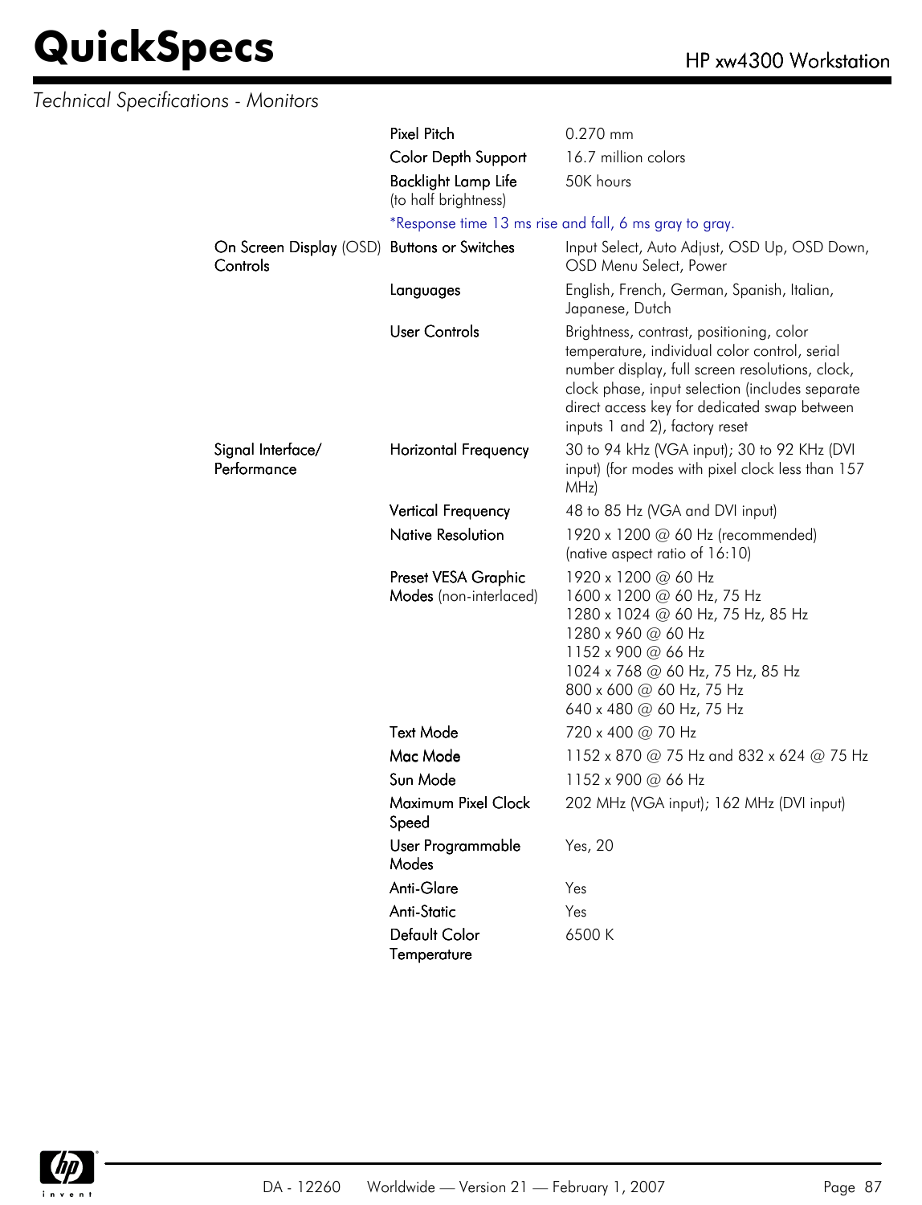*Technical Specifications - Monitors*

| | | |
|---|---|---|
| | Pixel Pitch | 0.270 mm |
| | Color Depth Support | 16.7 million colors |
| | Backlight Lamp Life (to half brightness) | 50K hours |
| | *Response time 13 ms rise and fall, 6 ms gray to gray. | |
| On Screen Display (OSD) Controls | Buttons or Switches | Input Select, Auto Adjust, OSD Up, OSD Down, OSD Menu Select, Power |
| | Languages | English, French, German, Spanish, Italian, Japanese, Dutch |
| | User Controls | Brightness, contrast, positioning, color temperature, individual color control, serial number display, full screen resolutions, clock, clock phase, input selection (includes separate direct access key for dedicated swap between inputs 1 and 2), factory reset |
| Signal Interface/ Performance | Horizontal Frequency | 30 to 94 kHz (VGA input); 30 to 92 KHz (DVI input) (for modes with pixel clock less than 157 MHz) |
| | Vertical Frequency | 48 to 85 Hz (VGA and DVI input) |
| | Native Resolution | 1920 x 1200 @ 60 Hz (recommended) (native aspect ratio of 16:10) |
| | Preset VESA Graphic Modes (non-interlaced) | 1920 x 1200 @ 60 Hz<br>1600 x 1200 @ 60 Hz, 75 Hz<br>1280 x 1024 @ 60 Hz, 75 Hz, 85 Hz<br>1280 x 960 @ 60 Hz<br>1152 x 900 @ 66 Hz<br>1024 x 768 @ 60 Hz, 75 Hz, 85 Hz<br>800 x 600 @ 60 Hz, 75 Hz<br>640 x 480 @ 60 Hz, 75 Hz |
| | Text Mode | 720 x 400 @ 70 Hz |
| | Mac Mode | 1152 x 870 @ 75 Hz and 832 x 624 @ 75 Hz |
| | Sun Mode | 1152 x 900 @ 66 Hz |
| | Maximum Pixel Clock Speed | 202 MHz (VGA input); 162 MHz (DVI input) |
| | User Programmable Modes | Yes, 20 |
| | Anti-Glare | Yes |
| | Anti-Static | Yes |
| | Default Color Temperature | 6500 K |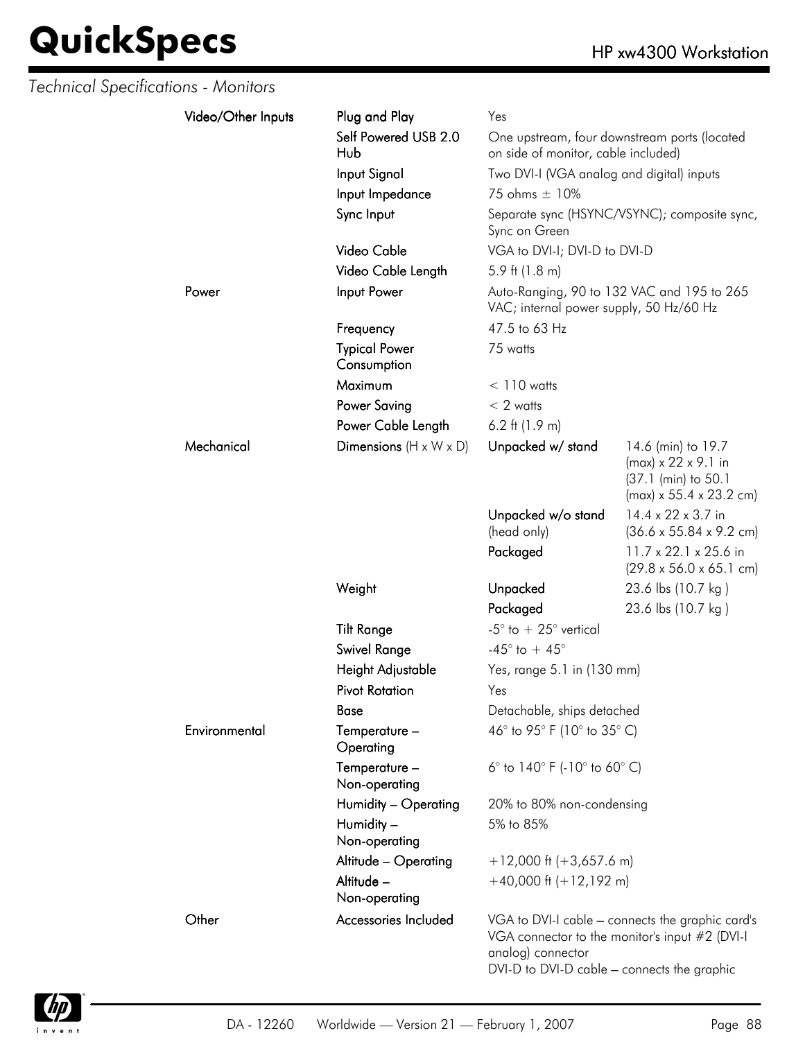*Technical Specifications - Monitors*

| | | | |
|---|---|---|---|
| Video/Other Inputs | Plug and Play | Yes | |
| | Self Powered USB 2.0 Hub | One upstream, four downstream ports (located on side of monitor, cable included) | |
| | Input Signal | Two DVI-I (VGA analog and digital) inputs | |
| | Input Impedance | 75 ohms ± 10% | |
| | Sync Input | Separate sync (HSYNC/VSYNC); composite sync, Sync on Green | |
| | Video Cable | VGA to DVI-I; DVI-D to DVI-D | |
| | Video Cable Length | 5.9 ft (1.8 m) | |
| Power | Input Power | Auto-Ranging, 90 to 132 VAC and 195 to 265 VAC; internal power supply, 50 Hz/60 Hz | |
| | Frequency | 47.5 to 63 Hz | |
| | Typical Power Consumption | 75 watts | |
| | Maximum | < 110 watts | |
| | Power Saving | < 2 watts | |
| | Power Cable Length | 6.2 ft (1.9 m) | |
| Mechanical | Dimensions (H x W x D) | Unpacked w/ stand | 14.6 (min) to 19.7 (max) x 22 x 9.1 in (37.1 (min) to 50.1 (max) x 55.4 x 23.2 cm) |
| | | Unpacked w/o stand (head only) | 14.4 x 22 x 3.7 in (36.6 x 55.84 x 9.2 cm) |
| | | Packaged | 11.7 x 22.1 x 25.6 in (29.8 x 56.0 x 65.1 cm) |
| | Weight | Unpacked | 23.6 lbs (10.7 kg ) |
| | | Packaged | 23.6 lbs (10.7 kg ) |
| | Tilt Range | -5° to + 25° vertical | |
| | Swivel Range | -45° to + 45° | |
| | Height Adjustable | Yes, range 5.1 in (130 mm) | |
| | Pivot Rotation | Yes | |
| | Base | Detachable, ships detached | |
| Environmental | Temperature – Operating | 46° to 95° F (10° to 35° C) | |
| | Temperature – Non-operating | 6° to 140° F (-10° to 60° C) | |
| | Humidity – Operating | 20% to 80% non-condensing | |
| | Humidity – Non-operating | 5% to 85% | |
| | Altitude – Operating | +12,000 ft (+3,657.6 m) | |
| | Altitude – Non-operating | +40,000 ft (+12,192 m) | |
| Other | Accessories Included | VGA to DVI-I cable – connects the graphic card's VGA connector to the monitor's input #2 (DVI-I analog) connector<br>DVI-D to DVI-D cable – connects the graphic | |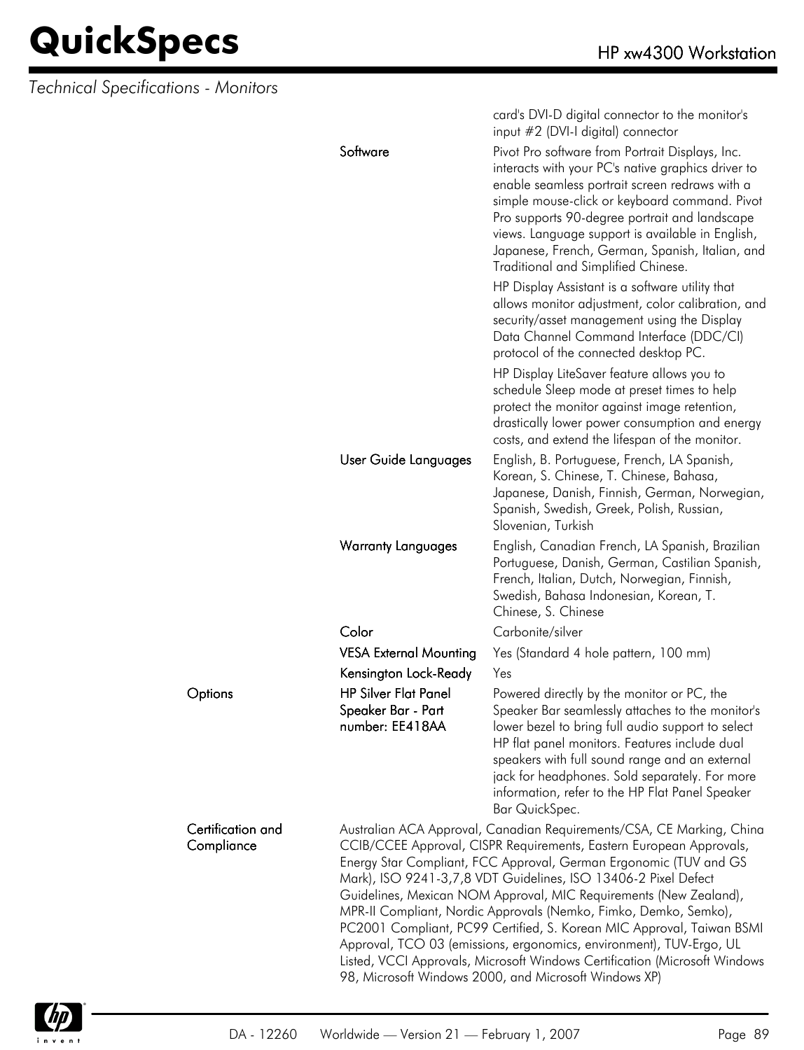*Technical Specifications - Monitors*

| | | |
|---|---|---|
| | | card's DVI-D digital connector to the monitor's input #2 (DVI-I digital) connector |
| | **Software** | Pivot Pro software from Portrait Displays, Inc. interacts with your PC's native graphics driver to enable seamless portrait screen redraws with a simple mouse-click or keyboard command. Pivot Pro supports 90-degree portrait and landscape views. Language support is available in English, Japanese, French, German, Spanish, Italian, and Traditional and Simplified Chinese.<br>HP Display Assistant is a software utility that allows monitor adjustment, color calibration, and security/asset management using the Display Data Channel Command Interface (DDC/CI) protocol of the connected desktop PC.<br>HP Display LiteSaver feature allows you to schedule Sleep mode at preset times to help protect the monitor against image retention, drastically lower power consumption and energy costs, and extend the lifespan of the monitor. |
| | **User Guide Languages** | English, B. Portuguese, French, LA Spanish, Korean, S. Chinese, T. Chinese, Bahasa, Japanese, Danish, Finnish, German, Norwegian, Spanish, Swedish, Greek, Polish, Russian, Slovenian, Turkish |
| | **Warranty Languages** | English, Canadian French, LA Spanish, Brazilian Portuguese, Danish, German, Castilian Spanish, French, Italian, Dutch, Norwegian, Finnish, Swedish, Bahasa Indonesian, Korean, T. Chinese, S. Chinese |
| | **Color** | Carbonite/silver |
| | **VESA External Mounting** | Yes (Standard 4 hole pattern, 100 mm) |
| | **Kensington Lock-Ready** | Yes |
| **Options** | **HP Silver Flat Panel Speaker Bar - Part number: EE418AA** | Powered directly by the monitor or PC, the Speaker Bar seamlessly attaches to the monitor's lower bezel to bring full audio support to select HP flat panel monitors. Features include dual speakers with full sound range and an external jack for headphones. Sold separately. For more information, refer to the HP Flat Panel Speaker Bar QuickSpec. |
| **Certification and Compliance** | Australian ACA Approval, Canadian Requirements/CSA, CE Marking, China CCIB/CCEE Approval, CISPR Requirements, Eastern European Approvals, Energy Star Compliant, FCC Approval, German Ergonomic (TUV and GS Mark), ISO 9241-3,7,8 VDT Guidelines, ISO 13406-2 Pixel Defect Guidelines, Mexican NOM Approval, MIC Requirements (New Zealand), MPR-II Compliant, Nordic Approvals (Nemko, Fimko, Demko, Semko), PC2001 Compliant, PC99 Certified, S. Korean MIC Approval, Taiwan BSMI Approval, TCO 03 (emissions, ergonomics, environment), TUV-Ergo, UL Listed, VCCI Approvals, Microsoft Windows Certification (Microsoft Windows 98, Microsoft Windows 2000, and Microsoft Windows XP) | |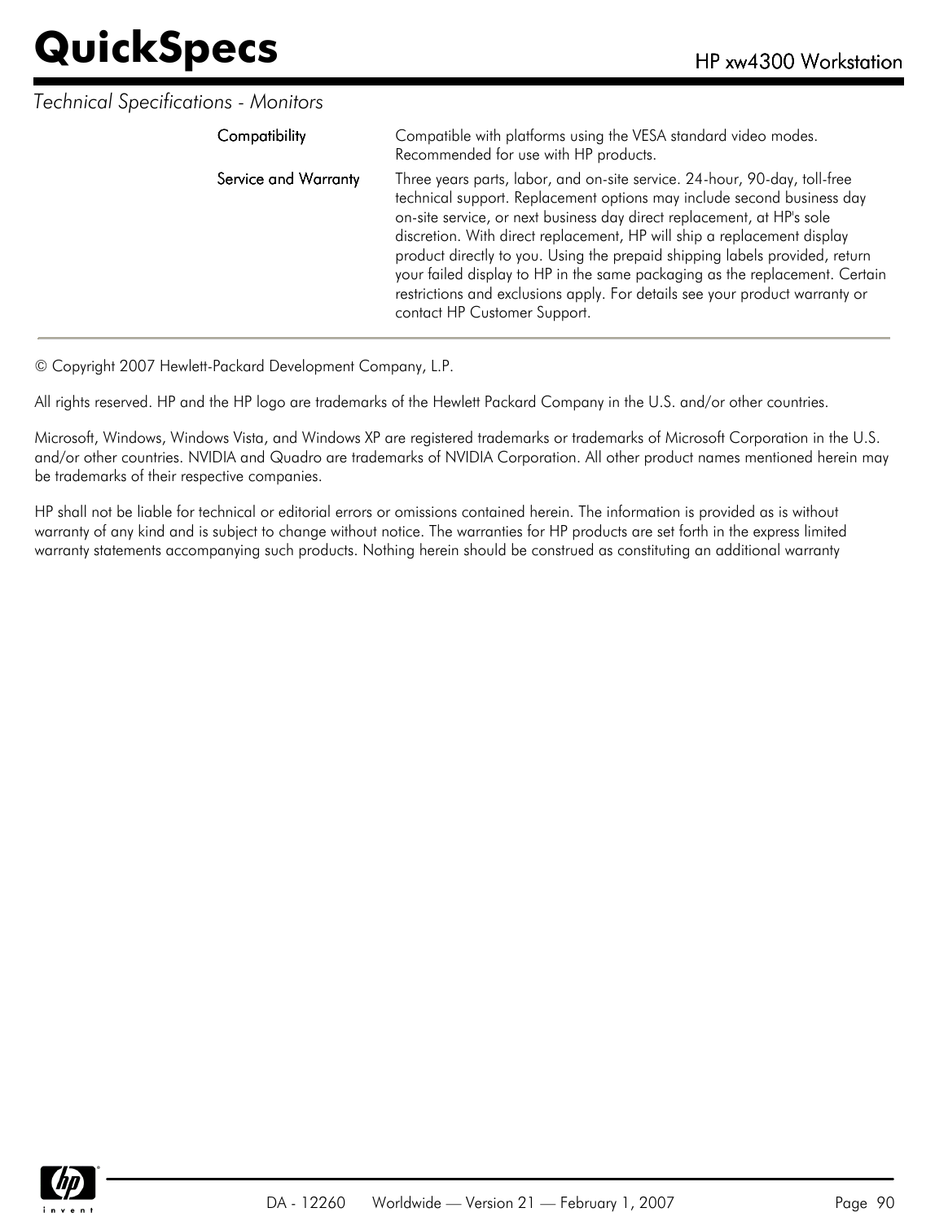*Technical Specifications - Monitors*

| | |
|---|---|
| **Compatibility** | Compatible with platforms using the VESA standard video modes. Recommended for use with HP products. |
| **Service and Warranty** | Three years parts, labor, and on-site service. 24-hour, 90-day, toll-free technical support. Replacement options may include second business day on-site service, or next business day direct replacement, at HP's sole discretion. With direct replacement, HP will ship a replacement display product directly to you. Using the prepaid shipping labels provided, return your failed display to HP in the same packaging as the replacement. Certain restrictions and exclusions apply. For details see your product warranty or contact HP Customer Support. |

© Copyright 2007 Hewlett-Packard Development Company, L.P.

All rights reserved. HP and the HP logo are trademarks of the Hewlett Packard Company in the U.S. and/or other countries.

Microsoft, Windows, Windows Vista, and Windows XP are registered trademarks or trademarks of Microsoft Corporation in the U.S. and/or other countries. NVIDIA and Quadro are trademarks of NVIDIA Corporation. All other product names mentioned herein may be trademarks of their respective companies.

HP shall not be liable for technical or editorial errors or omissions contained herein. The information is provided as is without warranty of any kind and is subject to change without notice. The warranties for HP products are set forth in the express limited warranty statements accompanying such products. Nothing herein should be construed as constituting an additional warranty